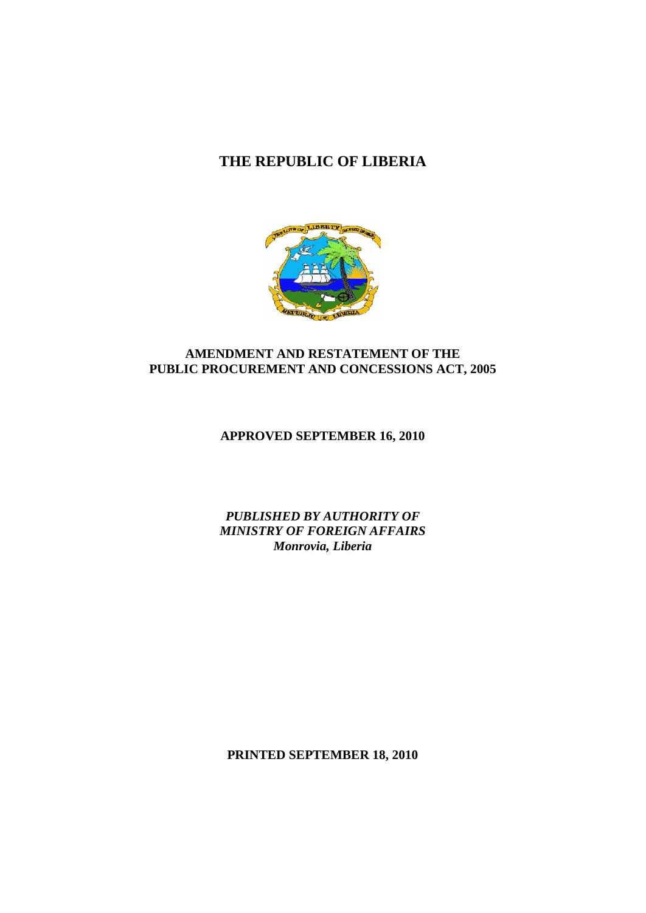# THE REPUBLIC OF LIBERIA

## AMENDMENT AND RESTATEMENT OF THE PUBLIC PROCUREMENT AND CONCESSIONS ACT, 2005

**APPROVED SEPTEMBER 16, 2010**

***PUBLISHED BY AUTHORITY OF***
***MINISTRY OF FOREIGN AFFAIRS***
***Monrovia, Liberia***

**PRINTED SEPTEMBER 18, 2010**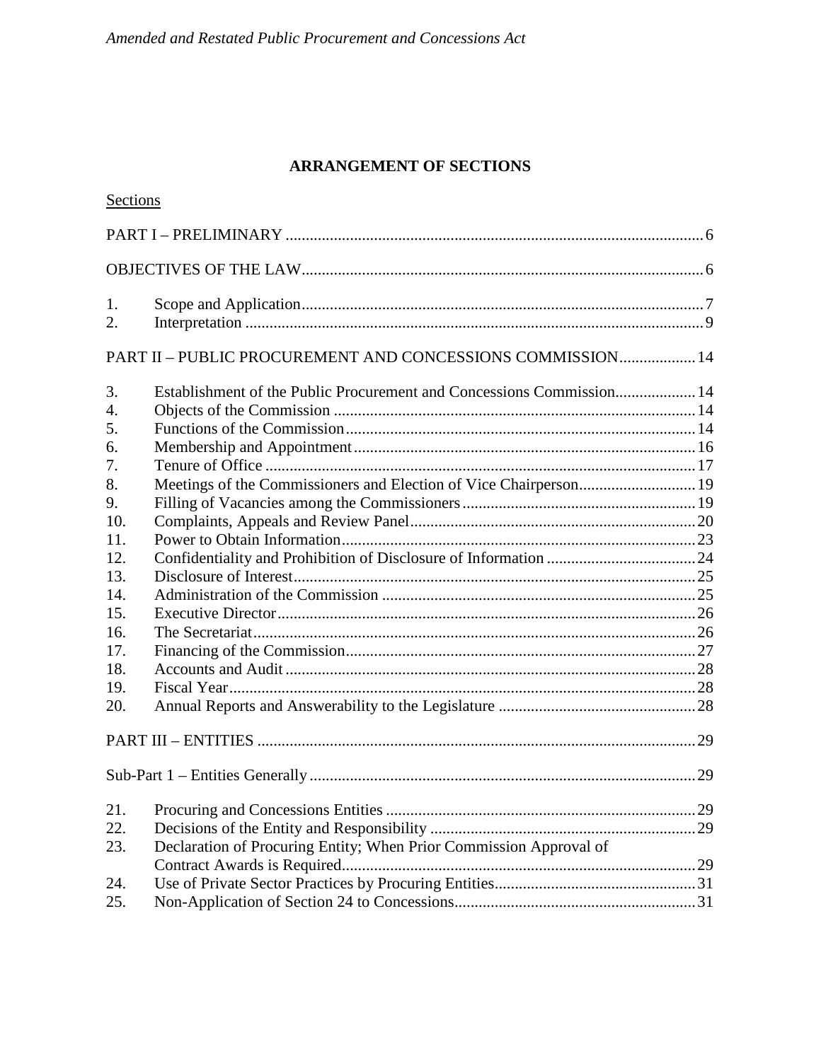## ARRANGEMENT OF SECTIONS

Sections

PART I – PRELIMINARY ..... 6

OBJECTIVES OF THE LAW ..... 6

1. Scope and Application ..... 7
2. Interpretation ..... 9

PART II – PUBLIC PROCUREMENT AND CONCESSIONS COMMISSION ..... 14

3. Establishment of the Public Procurement and Concessions Commission ..... 14
4. Objects of the Commission ..... 14
5. Functions of the Commission ..... 14
6. Membership and Appointment ..... 16
7. Tenure of Office ..... 17
8. Meetings of the Commissioners and Election of Vice Chairperson ..... 19
9. Filling of Vacancies among the Commissioners ..... 19
10. Complaints, Appeals and Review Panel ..... 20
11. Power to Obtain Information ..... 23
12. Confidentiality and Prohibition of Disclosure of Information ..... 24
13. Disclosure of Interest ..... 25
14. Administration of the Commission ..... 25
15. Executive Director ..... 26
16. The Secretariat ..... 26
17. Financing of the Commission ..... 27
18. Accounts and Audit ..... 28
19. Fiscal Year ..... 28
20. Annual Reports and Answerability to the Legislature ..... 28

PART III – ENTITIES ..... 29

Sub-Part 1 – Entities Generally ..... 29

21. Procuring and Concessions Entities ..... 29
22. Decisions of the Entity and Responsibility ..... 29
23. Declaration of Procuring Entity; When Prior Commission Approval of Contract Awards is Required ..... 29
24. Use of Private Sector Practices by Procuring Entities ..... 31
25. Non-Application of Section 24 to Concessions ..... 31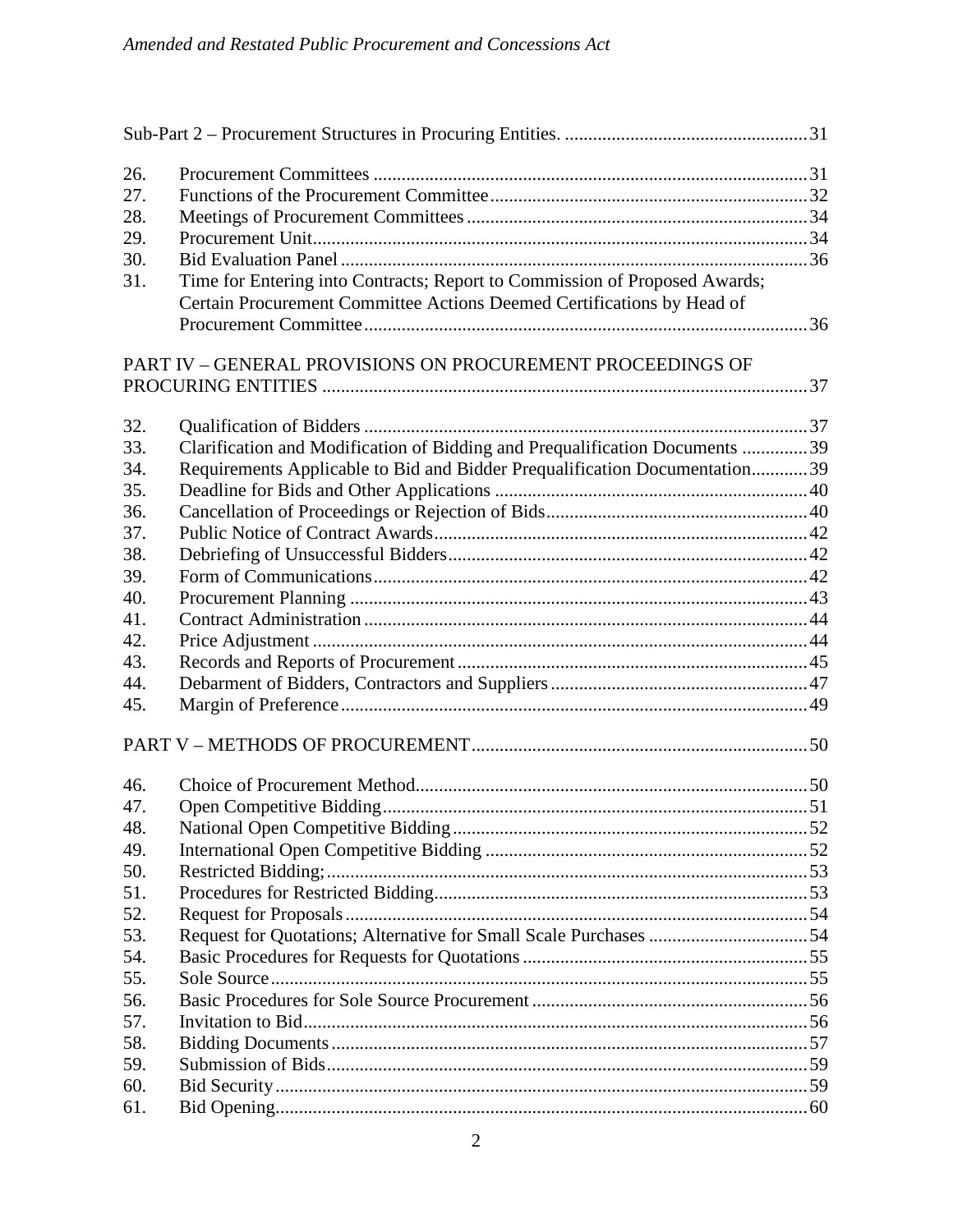Sub-Part 2 – Procurement Structures in Procuring Entities. .................................................... 31

| | | |
|---|---|---|
| 26. | Procurement Committees | 31 |
| 27. | Functions of the Procurement Committee | 32 |
| 28. | Meetings of Procurement Committees | 34 |
| 29. | Procurement Unit | 34 |
| 30. | Bid Evaluation Panel | 36 |
| 31. | Time for Entering into Contracts; Report to Commission of Proposed Awards; Certain Procurement Committee Actions Deemed Certifications by Head of Procurement Committee | 36 |

PART IV – GENERAL PROVISIONS ON PROCUREMENT PROCEEDINGS OF PROCURING ENTITIES ........................................................................................................ 37

| | | |
|---|---|---|
| 32. | Qualification of Bidders | 37 |
| 33. | Clarification and Modification of Bidding and Prequalification Documents | 39 |
| 34. | Requirements Applicable to Bid and Bidder Prequalification Documentation | 39 |
| 35. | Deadline for Bids and Other Applications | 40 |
| 36. | Cancellation of Proceedings or Rejection of Bids | 40 |
| 37. | Public Notice of Contract Awards | 42 |
| 38. | Debriefing of Unsuccessful Bidders | 42 |
| 39. | Form of Communications | 42 |
| 40. | Procurement Planning | 43 |
| 41. | Contract Administration | 44 |
| 42. | Price Adjustment | 44 |
| 43. | Records and Reports of Procurement | 45 |
| 44. | Debarment of Bidders, Contractors and Suppliers | 47 |
| 45. | Margin of Preference | 49 |

PART V – METHODS OF PROCUREMENT ....................................................................... 50

| | | |
|---|---|---|
| 46. | Choice of Procurement Method | 50 |
| 47. | Open Competitive Bidding | 51 |
| 48. | National Open Competitive Bidding | 52 |
| 49. | International Open Competitive Bidding | 52 |
| 50. | Restricted Bidding; | 53 |
| 51. | Procedures for Restricted Bidding | 53 |
| 52. | Request for Proposals | 54 |
| 53. | Request for Quotations; Alternative for Small Scale Purchases | 54 |
| 54. | Basic Procedures for Requests for Quotations | 55 |
| 55. | Sole Source | 55 |
| 56. | Basic Procedures for Sole Source Procurement | 56 |
| 57. | Invitation to Bid | 56 |
| 58. | Bidding Documents | 57 |
| 59. | Submission of Bids | 59 |
| 60. | Bid Security | 59 |
| 61. | Bid Opening | 60 |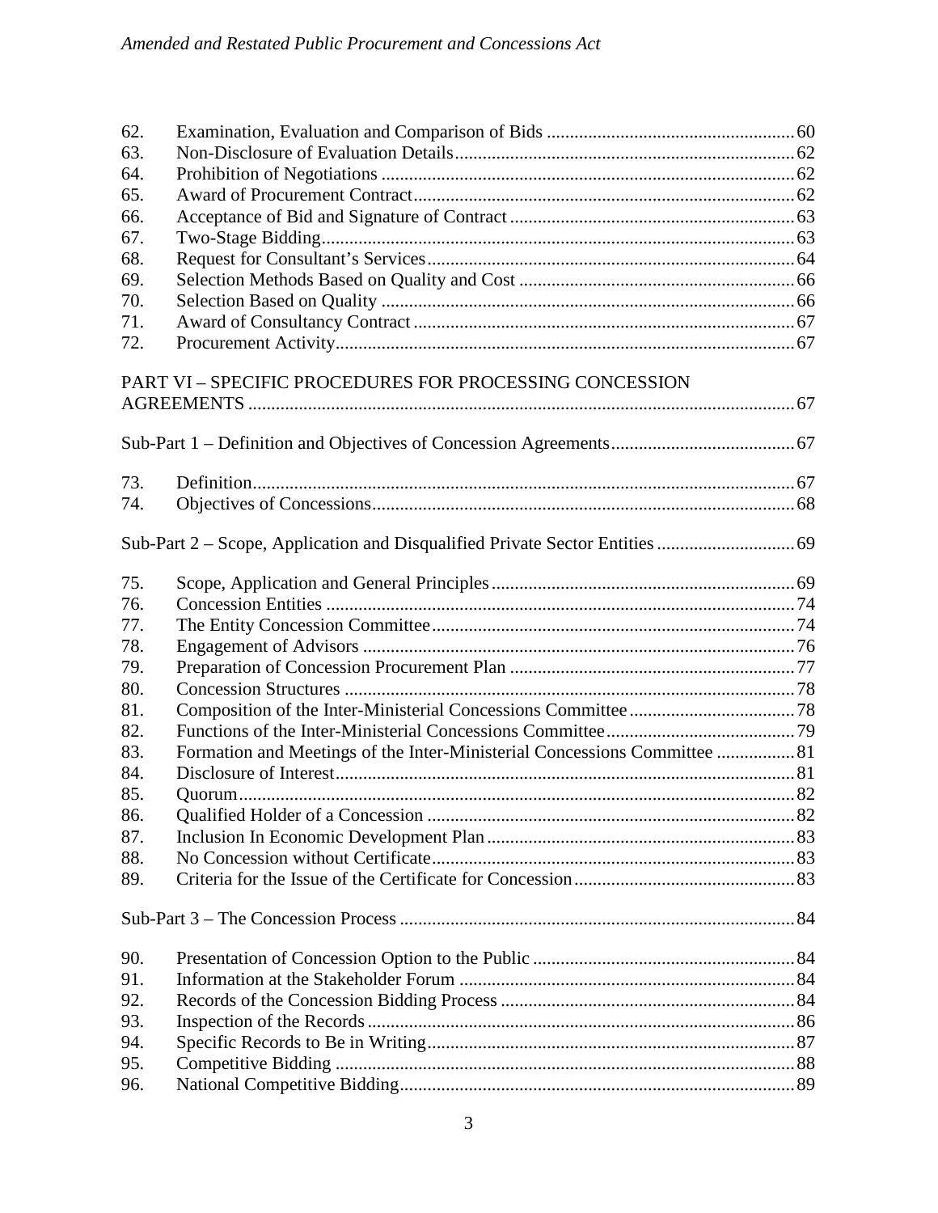| | | |
|---|---|---|
| 62. | Examination, Evaluation and Comparison of Bids | 60 |
| 63. | Non-Disclosure of Evaluation Details | 62 |
| 64. | Prohibition of Negotiations | 62 |
| 65. | Award of Procurement Contract | 62 |
| 66. | Acceptance of Bid and Signature of Contract | 63 |
| 67. | Two-Stage Bidding | 63 |
| 68. | Request for Consultant's Services | 64 |
| 69. | Selection Methods Based on Quality and Cost | 66 |
| 70. | Selection Based on Quality | 66 |
| 71. | Award of Consultancy Contract | 67 |
| 72. | Procurement Activity | 67 |

PART VI – SPECIFIC PROCEDURES FOR PROCESSING CONCESSION AGREEMENTS ..... 67

Sub-Part 1 – Definition and Objectives of Concession Agreements ..... 67

| | | |
|---|---|---|
| 73. | Definition | 67 |
| 74. | Objectives of Concessions | 68 |

Sub-Part 2 – Scope, Application and Disqualified Private Sector Entities ..... 69

| | | |
|---|---|---|
| 75. | Scope, Application and General Principles | 69 |
| 76. | Concession Entities | 74 |
| 77. | The Entity Concession Committee | 74 |
| 78. | Engagement of Advisors | 76 |
| 79. | Preparation of Concession Procurement Plan | 77 |
| 80. | Concession Structures | 78 |
| 81. | Composition of the Inter-Ministerial Concessions Committee | 78 |
| 82. | Functions of the Inter-Ministerial Concessions Committee | 79 |
| 83. | Formation and Meetings of the Inter-Ministerial Concessions Committee | 81 |
| 84. | Disclosure of Interest | 81 |
| 85. | Quorum | 82 |
| 86. | Qualified Holder of a Concession | 82 |
| 87. | Inclusion In Economic Development Plan | 83 |
| 88. | No Concession without Certificate | 83 |
| 89. | Criteria for the Issue of the Certificate for Concession | 83 |

Sub-Part 3 – The Concession Process ..... 84

| | | |
|---|---|---|
| 90. | Presentation of Concession Option to the Public | 84 |
| 91. | Information at the Stakeholder Forum | 84 |
| 92. | Records of the Concession Bidding Process | 84 |
| 93. | Inspection of the Records | 86 |
| 94. | Specific Records to Be in Writing | 87 |
| 95. | Competitive Bidding | 88 |
| 96. | National Competitive Bidding | 89 |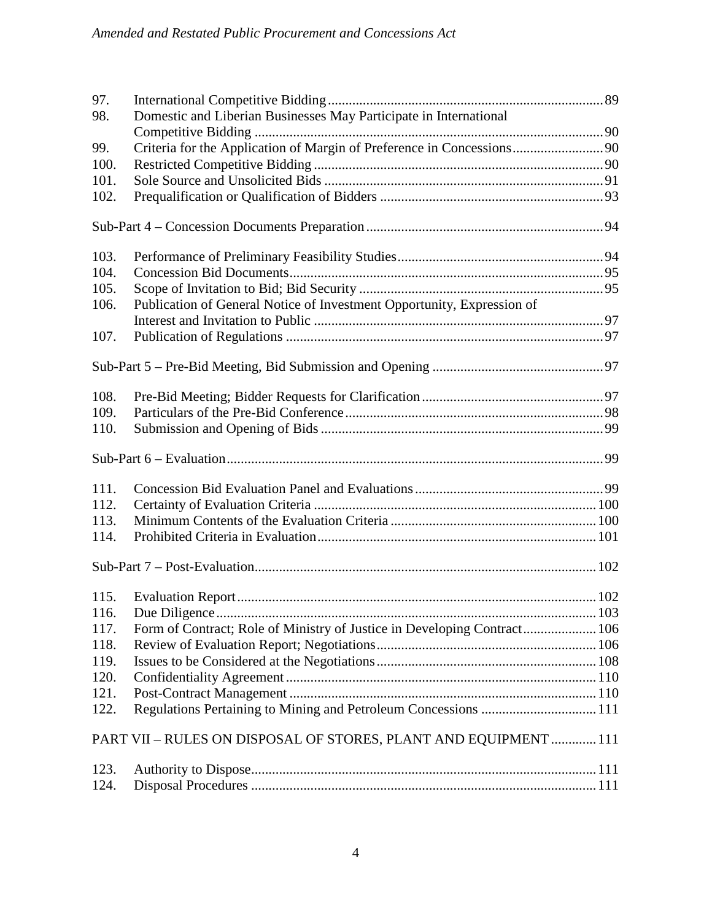| | | |
|---|---|---|
| 97. | International Competitive Bidding | 89 |
| 98. | Domestic and Liberian Businesses May Participate in International Competitive Bidding | 90 |
| 99. | Criteria for the Application of Margin of Preference in Concessions | 90 |
| 100. | Restricted Competitive Bidding | 90 |
| 101. | Sole Source and Unsolicited Bids | 91 |
| 102. | Prequalification or Qualification of Bidders | 93 |

Sub-Part 4 – Concession Documents Preparation ... 94

| | | |
|---|---|---|
| 103. | Performance of Preliminary Feasibility Studies | 94 |
| 104. | Concession Bid Documents | 95 |
| 105. | Scope of Invitation to Bid; Bid Security | 95 |
| 106. | Publication of General Notice of Investment Opportunity, Expression of Interest and Invitation to Public | 97 |
| 107. | Publication of Regulations | 97 |

Sub-Part 5 – Pre-Bid Meeting, Bid Submission and Opening ... 97

| | | |
|---|---|---|
| 108. | Pre-Bid Meeting; Bidder Requests for Clarification | 97 |
| 109. | Particulars of the Pre-Bid Conference | 98 |
| 110. | Submission and Opening of Bids | 99 |

Sub-Part 6 – Evaluation ... 99

| | | |
|---|---|---|
| 111. | Concession Bid Evaluation Panel and Evaluations | 99 |
| 112. | Certainty of Evaluation Criteria | 100 |
| 113. | Minimum Contents of the Evaluation Criteria | 100 |
| 114. | Prohibited Criteria in Evaluation | 101 |

Sub-Part 7 – Post-Evaluation ... 102

| | | |
|---|---|---|
| 115. | Evaluation Report | 102 |
| 116. | Due Diligence | 103 |
| 117. | Form of Contract; Role of Ministry of Justice in Developing Contract | 106 |
| 118. | Review of Evaluation Report; Negotiations | 106 |
| 119. | Issues to be Considered at the Negotiations | 108 |
| 120. | Confidentiality Agreement | 110 |
| 121. | Post-Contract Management | 110 |
| 122. | Regulations Pertaining to Mining and Petroleum Concessions | 111 |

PART VII – RULES ON DISPOSAL OF STORES, PLANT AND EQUIPMENT ... 111

| | | |
|---|---|---|
| 123. | Authority to Dispose | 111 |
| 124. | Disposal Procedures | 111 |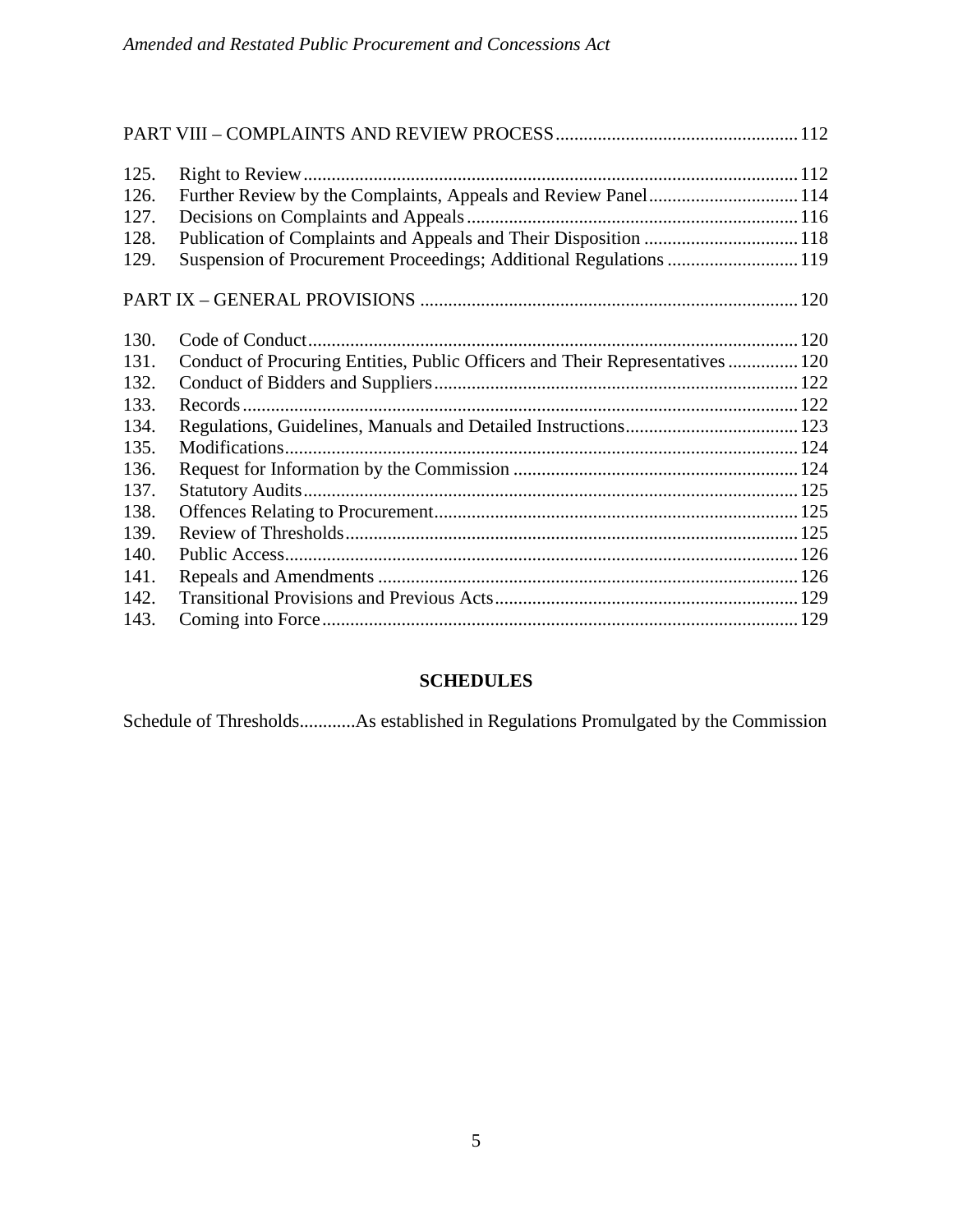PART VIII – COMPLAINTS AND REVIEW PROCESS .......... 112

125. Right to Review .......... 112
126. Further Review by the Complaints, Appeals and Review Panel .......... 114
127. Decisions on Complaints and Appeals .......... 116
128. Publication of Complaints and Appeals and Their Disposition .......... 118
129. Suspension of Procurement Proceedings; Additional Regulations .......... 119

PART IX – GENERAL PROVISIONS .......... 120

130. Code of Conduct .......... 120
131. Conduct of Procuring Entities, Public Officers and Their Representatives .......... 120
132. Conduct of Bidders and Suppliers .......... 122
133. Records .......... 122
134. Regulations, Guidelines, Manuals and Detailed Instructions .......... 123
135. Modifications .......... 124
136. Request for Information by the Commission .......... 124
137. Statutory Audits .......... 125
138. Offences Relating to Procurement .......... 125
139. Review of Thresholds .......... 125
140. Public Access .......... 126
141. Repeals and Amendments .......... 126
142. Transitional Provisions and Previous Acts .......... 129
143. Coming into Force .......... 129

**SCHEDULES**

Schedule of Thresholds............As established in Regulations Promulgated by the Commission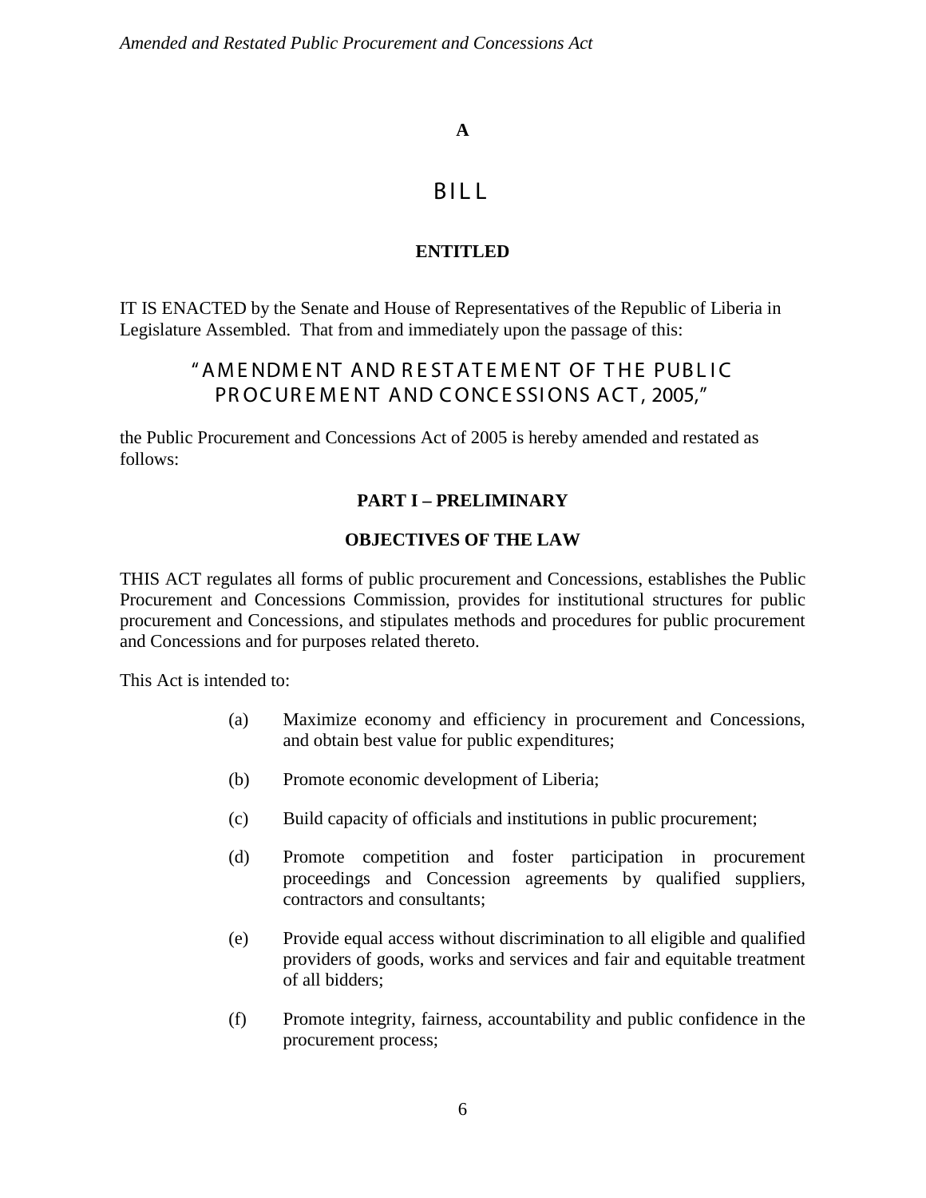**A**

# BILL

**ENTITLED**

IT IS ENACTED by the Senate and House of Representatives of the Republic of Liberia in Legislature Assembled. That from and immediately upon the passage of this:

## "AMENDMENT AND RESTATEMENT OF THE PUBLIC PROCUREMENT AND CONCESSIONS ACT, 2005,"

the Public Procurement and Concessions Act of 2005 is hereby amended and restated as follows:

## PART I – PRELIMINARY

### OBJECTIVES OF THE LAW

THIS ACT regulates all forms of public procurement and Concessions, establishes the Public Procurement and Concessions Commission, provides for institutional structures for public procurement and Concessions, and stipulates methods and procedures for public procurement and Concessions and for purposes related thereto.

This Act is intended to:

(a) Maximize economy and efficiency in procurement and Concessions, and obtain best value for public expenditures;

(b) Promote economic development of Liberia;

(c) Build capacity of officials and institutions in public procurement;

(d) Promote competition and foster participation in procurement proceedings and Concession agreements by qualified suppliers, contractors and consultants;

(e) Provide equal access without discrimination to all eligible and qualified providers of goods, works and services and fair and equitable treatment of all bidders;

(f) Promote integrity, fairness, accountability and public confidence in the procurement process;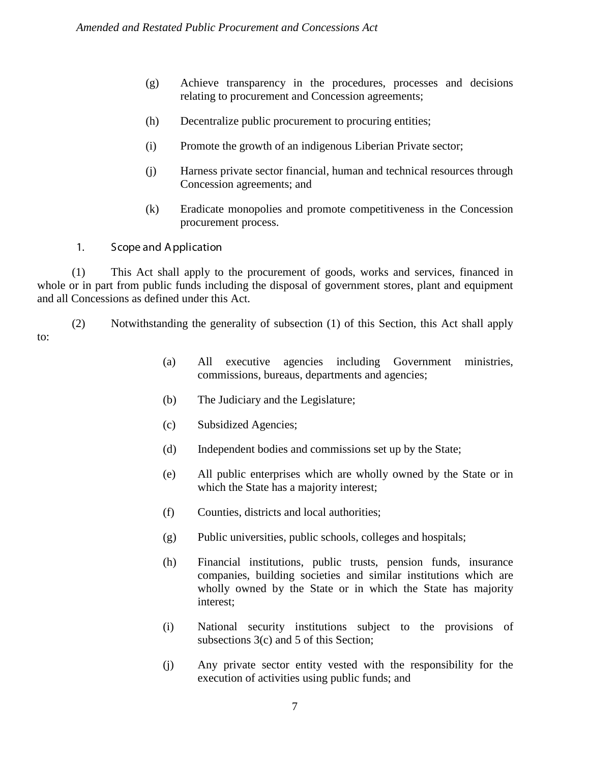(g) Achieve transparency in the procedures, processes and decisions relating to procurement and Concession agreements;

(h) Decentralize public procurement to procuring entities;

(i) Promote the growth of an indigenous Liberian Private sector;

(j) Harness private sector financial, human and technical resources through Concession agreements; and

(k) Eradicate monopolies and promote competitiveness in the Concession procurement process.

## 1. Scope and Application

(1) This Act shall apply to the procurement of goods, works and services, financed in whole or in part from public funds including the disposal of government stores, plant and equipment and all Concessions as defined under this Act.

(2) Notwithstanding the generality of subsection (1) of this Section, this Act shall apply to:

(a) All executive agencies including Government ministries, commissions, bureaus, departments and agencies;

(b) The Judiciary and the Legislature;

(c) Subsidized Agencies;

(d) Independent bodies and commissions set up by the State;

(e) All public enterprises which are wholly owned by the State or in which the State has a majority interest;

(f) Counties, districts and local authorities;

(g) Public universities, public schools, colleges and hospitals;

(h) Financial institutions, public trusts, pension funds, insurance companies, building societies and similar institutions which are wholly owned by the State or in which the State has majority interest;

(i) National security institutions subject to the provisions of subsections 3(c) and 5 of this Section;

(j) Any private sector entity vested with the responsibility for the execution of activities using public funds; and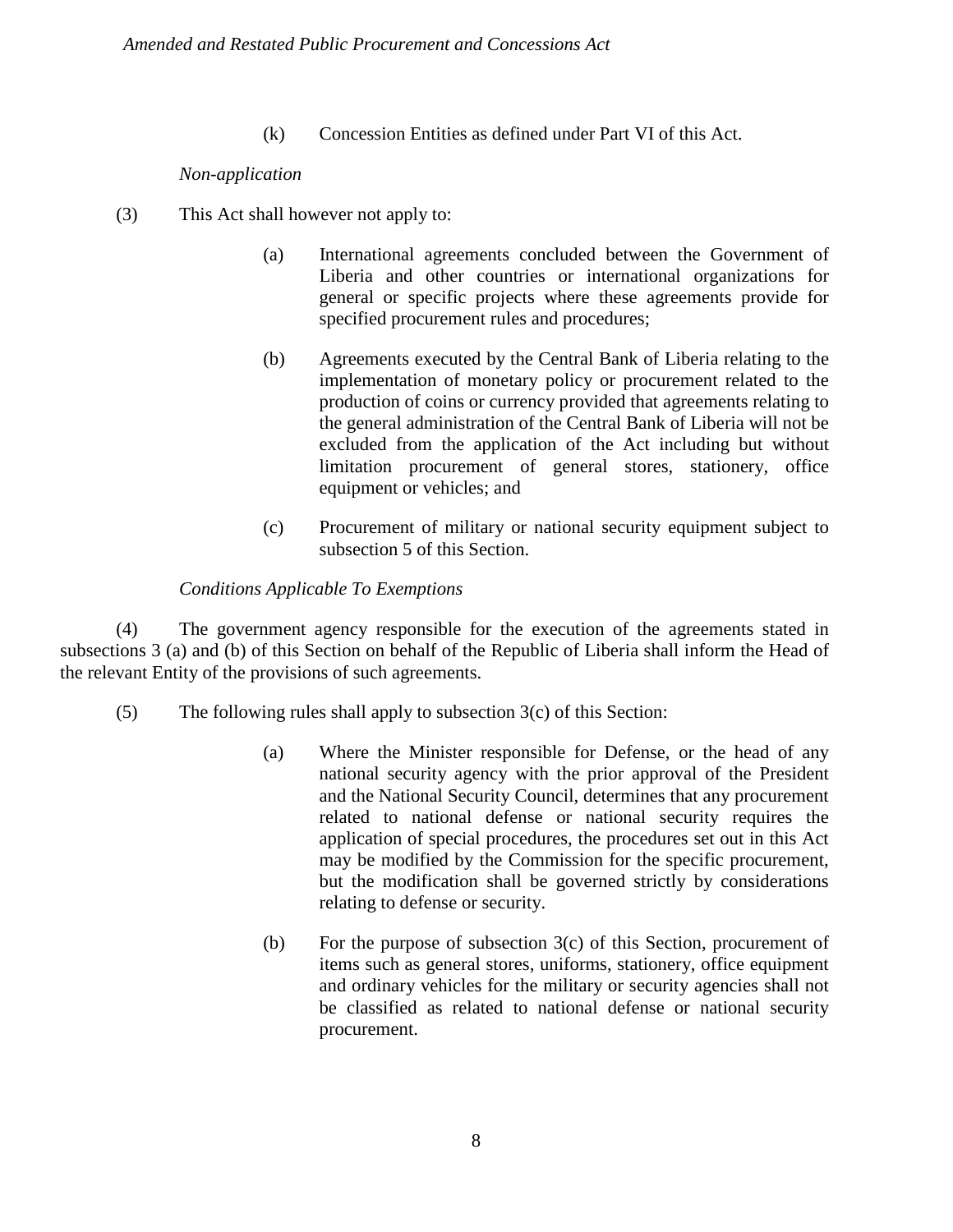(k) Concession Entities as defined under Part VI of this Act.

*Non-application*

(3) This Act shall however not apply to:

(a) International agreements concluded between the Government of Liberia and other countries or international organizations for general or specific projects where these agreements provide for specified procurement rules and procedures;

(b) Agreements executed by the Central Bank of Liberia relating to the implementation of monetary policy or procurement related to the production of coins or currency provided that agreements relating to the general administration of the Central Bank of Liberia will not be excluded from the application of the Act including but without limitation procurement of general stores, stationery, office equipment or vehicles; and

(c) Procurement of military or national security equipment subject to subsection 5 of this Section.

*Conditions Applicable To Exemptions*

(4) The government agency responsible for the execution of the agreements stated in subsections 3 (a) and (b) of this Section on behalf of the Republic of Liberia shall inform the Head of the relevant Entity of the provisions of such agreements.

(5) The following rules shall apply to subsection 3(c) of this Section:

(a) Where the Minister responsible for Defense, or the head of any national security agency with the prior approval of the President and the National Security Council, determines that any procurement related to national defense or national security requires the application of special procedures, the procedures set out in this Act may be modified by the Commission for the specific procurement, but the modification shall be governed strictly by considerations relating to defense or security.

(b) For the purpose of subsection 3(c) of this Section, procurement of items such as general stores, uniforms, stationery, office equipment and ordinary vehicles for the military or security agencies shall not be classified as related to national defense or national security procurement.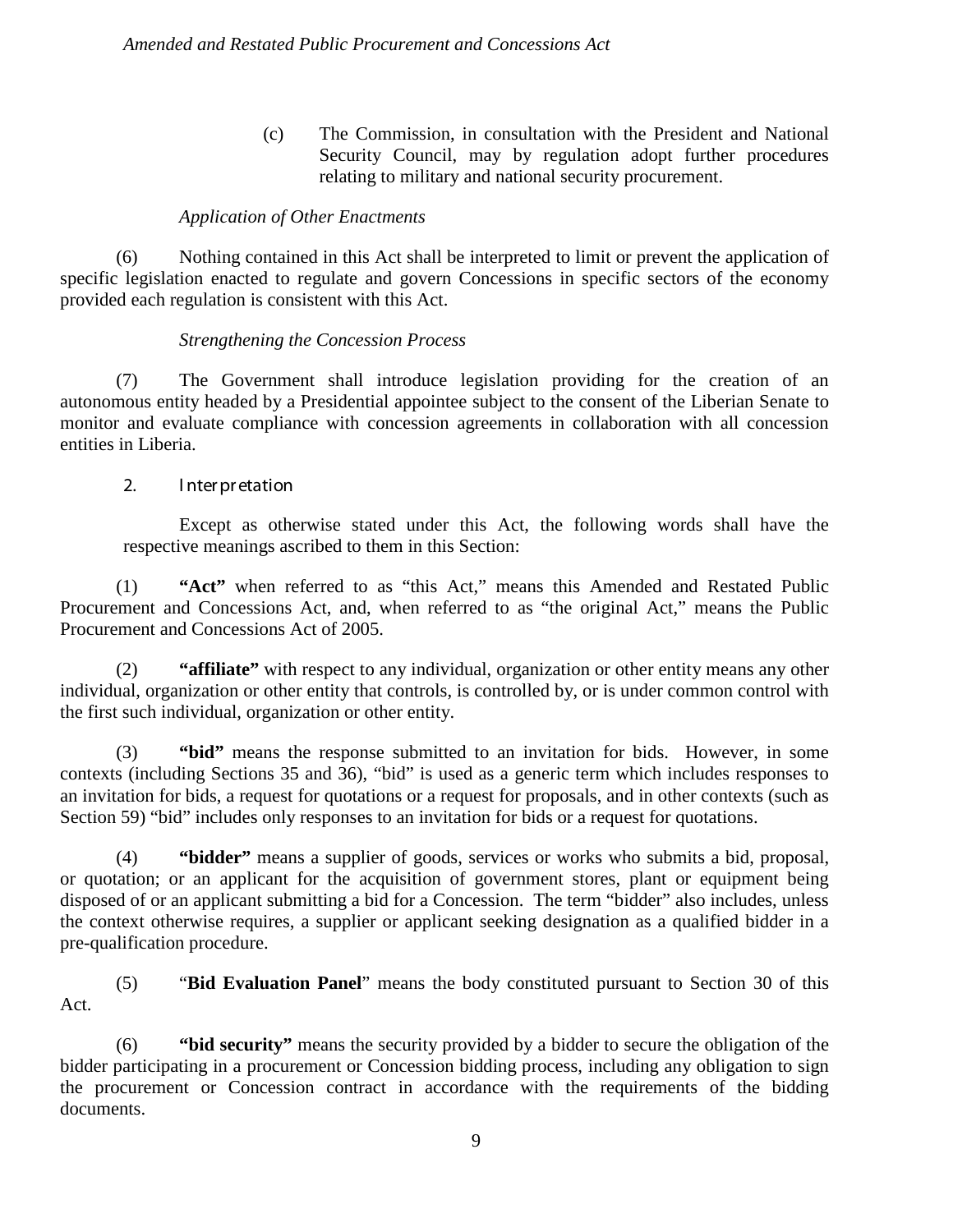(c) The Commission, in consultation with the President and National Security Council, may by regulation adopt further procedures relating to military and national security procurement.

*Application of Other Enactments*

(6) Nothing contained in this Act shall be interpreted to limit or prevent the application of specific legislation enacted to regulate and govern Concessions in specific sectors of the economy provided each regulation is consistent with this Act.

*Strengthening the Concession Process*

(7) The Government shall introduce legislation providing for the creation of an autonomous entity headed by a Presidential appointee subject to the consent of the Liberian Senate to monitor and evaluate compliance with concession agreements in collaboration with all concession entities in Liberia.

## 2. Interpretation

Except as otherwise stated under this Act, the following words shall have the respective meanings ascribed to them in this Section:

(1) **"Act"** when referred to as "this Act," means this Amended and Restated Public Procurement and Concessions Act, and, when referred to as "the original Act," means the Public Procurement and Concessions Act of 2005.

(2) **"affiliate"** with respect to any individual, organization or other entity means any other individual, organization or other entity that controls, is controlled by, or is under common control with the first such individual, organization or other entity.

(3) **"bid"** means the response submitted to an invitation for bids. However, in some contexts (including Sections 35 and 36), "bid" is used as a generic term which includes responses to an invitation for bids, a request for quotations or a request for proposals, and in other contexts (such as Section 59) "bid" includes only responses to an invitation for bids or a request for quotations.

(4) **"bidder"** means a supplier of goods, services or works who submits a bid, proposal, or quotation; or an applicant for the acquisition of government stores, plant or equipment being disposed of or an applicant submitting a bid for a Concession. The term "bidder" also includes, unless the context otherwise requires, a supplier or applicant seeking designation as a qualified bidder in a pre-qualification procedure.

(5) "**Bid Evaluation Panel**" means the body constituted pursuant to Section 30 of this Act.

(6) **"bid security"** means the security provided by a bidder to secure the obligation of the bidder participating in a procurement or Concession bidding process, including any obligation to sign the procurement or Concession contract in accordance with the requirements of the bidding documents.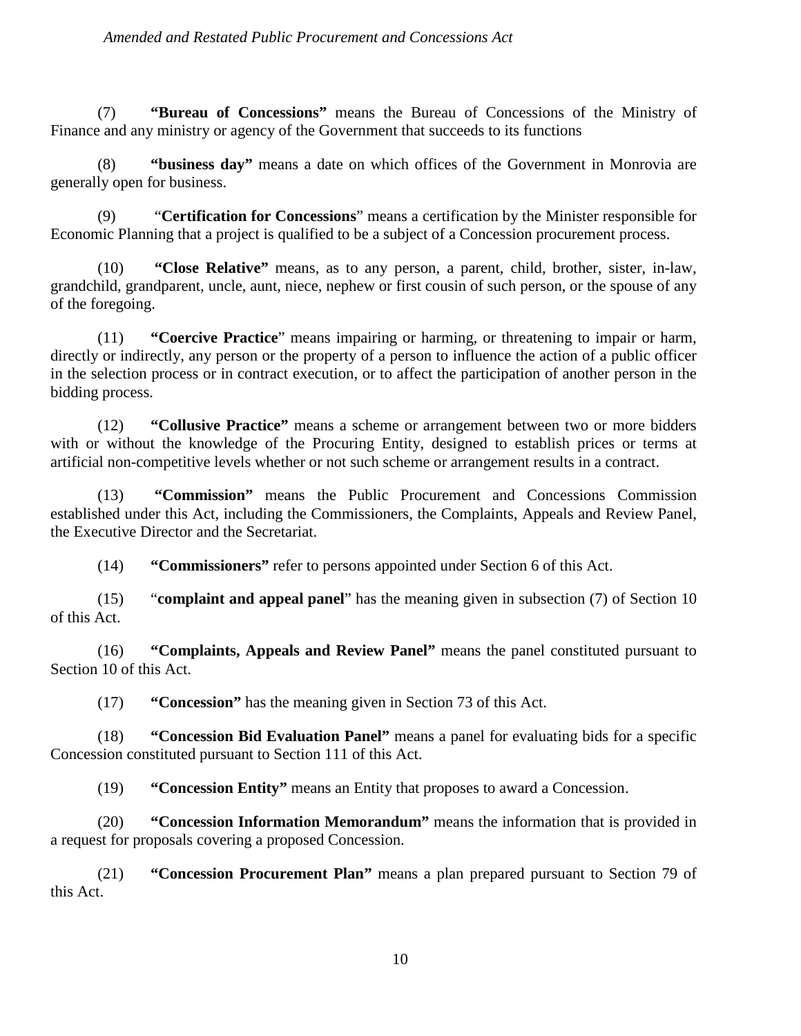(7) **"Bureau of Concessions"** means the Bureau of Concessions of the Ministry of Finance and any ministry or agency of the Government that succeeds to its functions

(8) **"business day"** means a date on which offices of the Government in Monrovia are generally open for business.

(9) "**Certification for Concessions**" means a certification by the Minister responsible for Economic Planning that a project is qualified to be a subject of a Concession procurement process.

(10) **"Close Relative"** means, as to any person, a parent, child, brother, sister, in-law, grandchild, grandparent, uncle, aunt, niece, nephew or first cousin of such person, or the spouse of any of the foregoing.

(11) **"Coercive Practice**" means impairing or harming, or threatening to impair or harm, directly or indirectly, any person or the property of a person to influence the action of a public officer in the selection process or in contract execution, or to affect the participation of another person in the bidding process.

(12) **"Collusive Practice"** means a scheme or arrangement between two or more bidders with or without the knowledge of the Procuring Entity, designed to establish prices or terms at artificial non-competitive levels whether or not such scheme or arrangement results in a contract.

(13) **"Commission"** means the Public Procurement and Concessions Commission established under this Act, including the Commissioners, the Complaints, Appeals and Review Panel, the Executive Director and the Secretariat.

(14) **"Commissioners"** refer to persons appointed under Section 6 of this Act.

(15) "**complaint and appeal panel**" has the meaning given in subsection (7) of Section 10 of this Act.

(16) **"Complaints, Appeals and Review Panel"** means the panel constituted pursuant to Section 10 of this Act.

(17) **"Concession"** has the meaning given in Section 73 of this Act.

(18) **"Concession Bid Evaluation Panel"** means a panel for evaluating bids for a specific Concession constituted pursuant to Section 111 of this Act.

(19) **"Concession Entity"** means an Entity that proposes to award a Concession.

(20) **"Concession Information Memorandum"** means the information that is provided in a request for proposals covering a proposed Concession.

(21) **"Concession Procurement Plan"** means a plan prepared pursuant to Section 79 of this Act.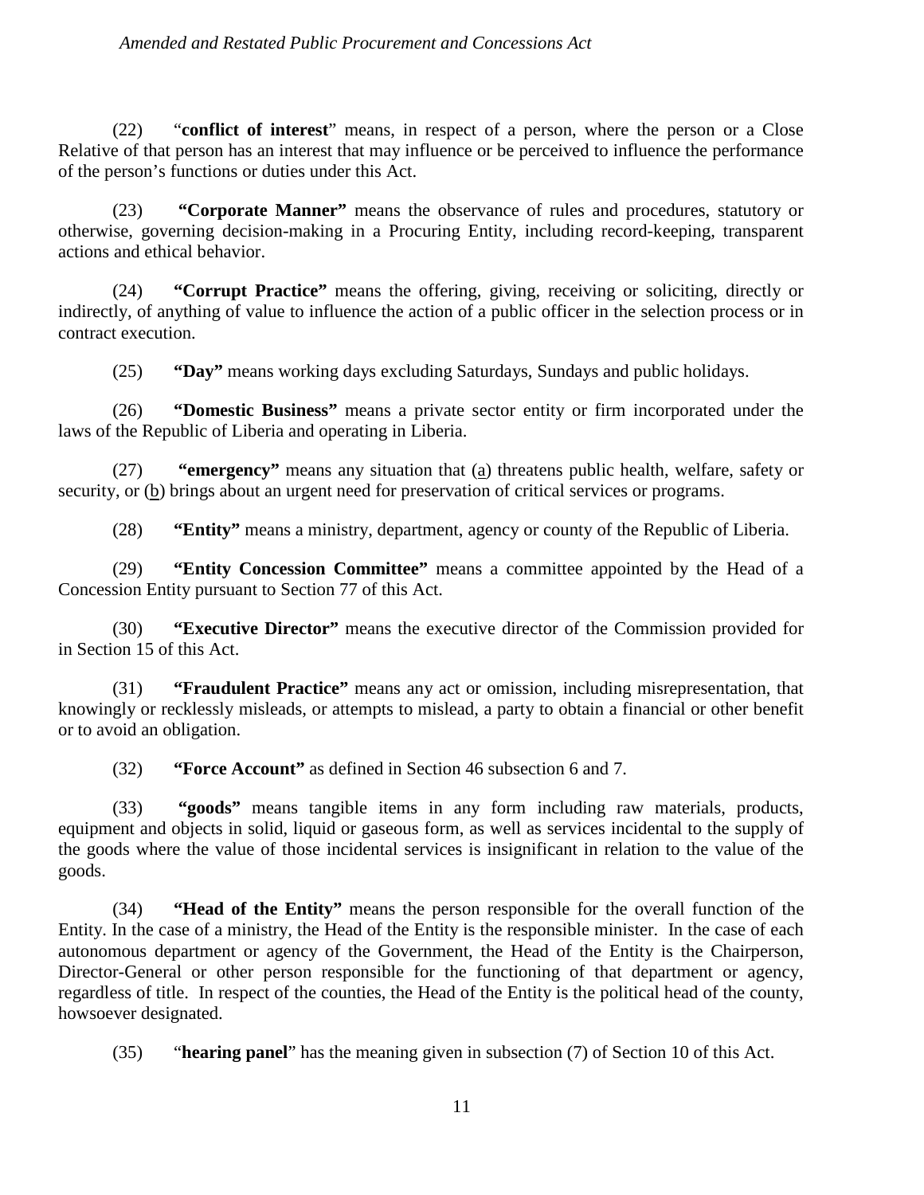(22) "**conflict of interest**" means, in respect of a person, where the person or a Close Relative of that person has an interest that may influence or be perceived to influence the performance of the person's functions or duties under this Act.

(23) **"Corporate Manner"** means the observance of rules and procedures, statutory or otherwise, governing decision-making in a Procuring Entity, including record-keeping, transparent actions and ethical behavior.

(24) **"Corrupt Practice"** means the offering, giving, receiving or soliciting, directly or indirectly, of anything of value to influence the action of a public officer in the selection process or in contract execution.

(25) **"Day"** means working days excluding Saturdays, Sundays and public holidays.

(26) **"Domestic Business"** means a private sector entity or firm incorporated under the laws of the Republic of Liberia and operating in Liberia.

(27) **"emergency"** means any situation that (a) threatens public health, welfare, safety or security, or (b) brings about an urgent need for preservation of critical services or programs.

(28) **"Entity"** means a ministry, department, agency or county of the Republic of Liberia.

(29) **"Entity Concession Committee"** means a committee appointed by the Head of a Concession Entity pursuant to Section 77 of this Act.

(30) **"Executive Director"** means the executive director of the Commission provided for in Section 15 of this Act.

(31) **"Fraudulent Practice"** means any act or omission, including misrepresentation, that knowingly or recklessly misleads, or attempts to mislead, a party to obtain a financial or other benefit or to avoid an obligation.

(32) **"Force Account"** as defined in Section 46 subsection 6 and 7.

(33) **"goods"** means tangible items in any form including raw materials, products, equipment and objects in solid, liquid or gaseous form, as well as services incidental to the supply of the goods where the value of those incidental services is insignificant in relation to the value of the goods.

(34) **"Head of the Entity"** means the person responsible for the overall function of the Entity. In the case of a ministry, the Head of the Entity is the responsible minister. In the case of each autonomous department or agency of the Government, the Head of the Entity is the Chairperson, Director-General or other person responsible for the functioning of that department or agency, regardless of title. In respect of the counties, the Head of the Entity is the political head of the county, howsoever designated.

(35) "**hearing panel**" has the meaning given in subsection (7) of Section 10 of this Act.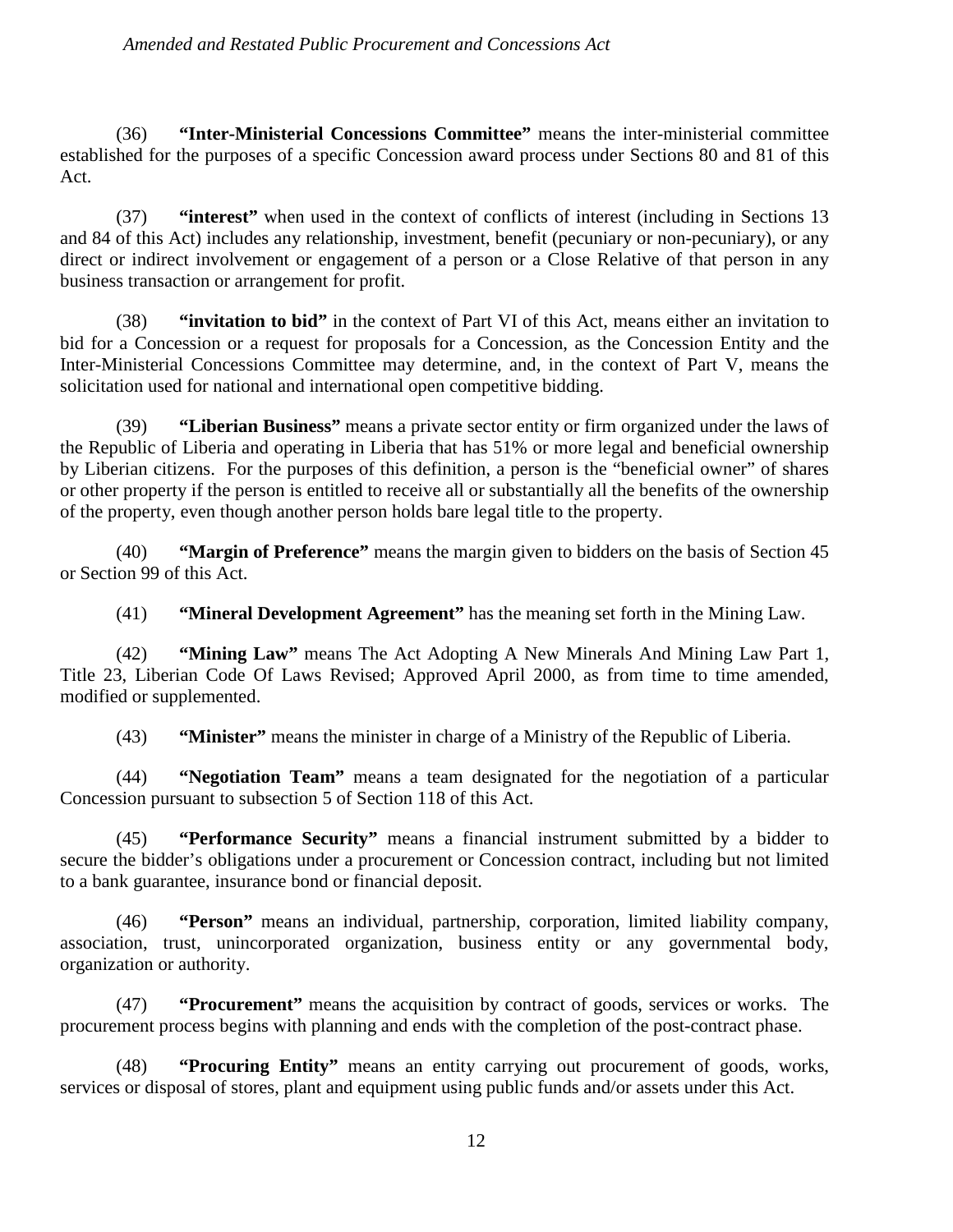(36) **"Inter-Ministerial Concessions Committee"** means the inter-ministerial committee established for the purposes of a specific Concession award process under Sections 80 and 81 of this Act.

(37) **"interest"** when used in the context of conflicts of interest (including in Sections 13 and 84 of this Act) includes any relationship, investment, benefit (pecuniary or non-pecuniary), or any direct or indirect involvement or engagement of a person or a Close Relative of that person in any business transaction or arrangement for profit.

(38) **"invitation to bid"** in the context of Part VI of this Act, means either an invitation to bid for a Concession or a request for proposals for a Concession, as the Concession Entity and the Inter-Ministerial Concessions Committee may determine, and, in the context of Part V, means the solicitation used for national and international open competitive bidding.

(39) **"Liberian Business"** means a private sector entity or firm organized under the laws of the Republic of Liberia and operating in Liberia that has 51% or more legal and beneficial ownership by Liberian citizens. For the purposes of this definition, a person is the "beneficial owner" of shares or other property if the person is entitled to receive all or substantially all the benefits of the ownership of the property, even though another person holds bare legal title to the property.

(40) **"Margin of Preference"** means the margin given to bidders on the basis of Section 45 or Section 99 of this Act.

(41) **"Mineral Development Agreement"** has the meaning set forth in the Mining Law.

(42) **"Mining Law"** means The Act Adopting A New Minerals And Mining Law Part 1, Title 23, Liberian Code Of Laws Revised; Approved April 2000, as from time to time amended, modified or supplemented.

(43) **"Minister"** means the minister in charge of a Ministry of the Republic of Liberia.

(44) **"Negotiation Team"** means a team designated for the negotiation of a particular Concession pursuant to subsection 5 of Section 118 of this Act.

(45) **"Performance Security"** means a financial instrument submitted by a bidder to secure the bidder's obligations under a procurement or Concession contract, including but not limited to a bank guarantee, insurance bond or financial deposit.

(46) **"Person"** means an individual, partnership, corporation, limited liability company, association, trust, unincorporated organization, business entity or any governmental body, organization or authority.

(47) **"Procurement"** means the acquisition by contract of goods, services or works. The procurement process begins with planning and ends with the completion of the post-contract phase.

(48) **"Procuring Entity"** means an entity carrying out procurement of goods, works, services or disposal of stores, plant and equipment using public funds and/or assets under this Act.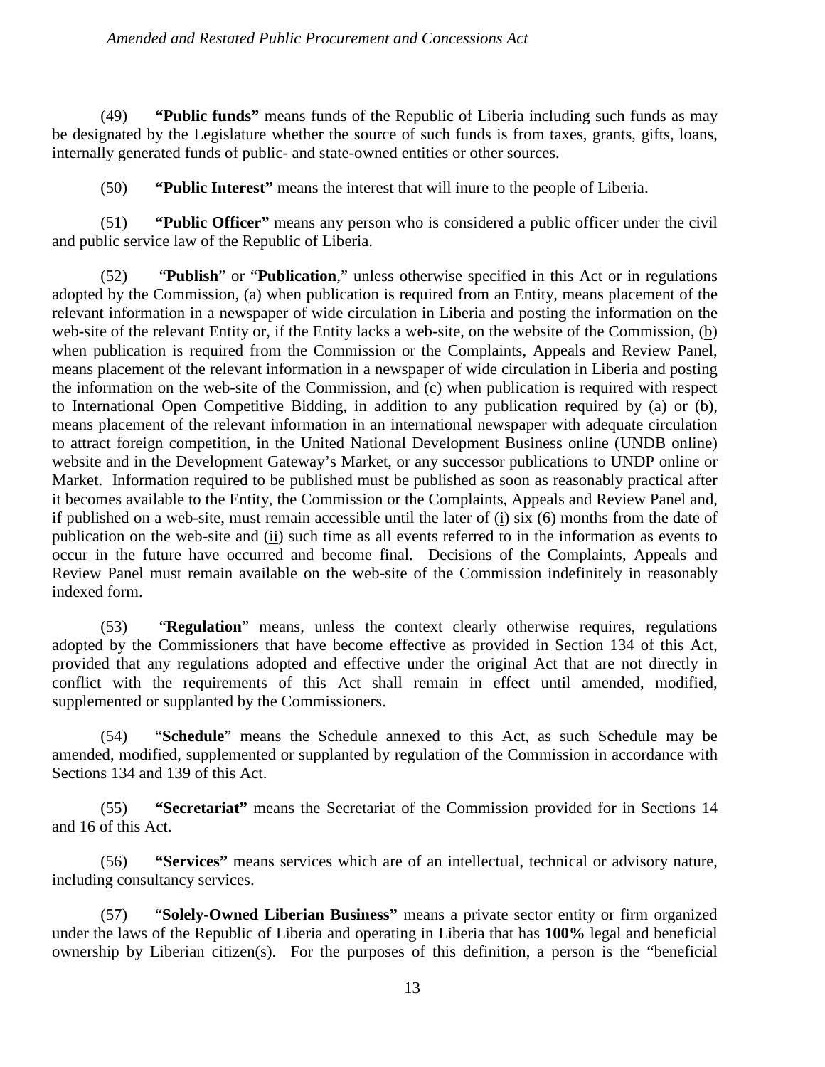(49) **"Public funds"** means funds of the Republic of Liberia including such funds as may be designated by the Legislature whether the source of such funds is from taxes, grants, gifts, loans, internally generated funds of public- and state-owned entities or other sources.

(50) **"Public Interest"** means the interest that will inure to the people of Liberia.

(51) **"Public Officer"** means any person who is considered a public officer under the civil and public service law of the Republic of Liberia.

(52) "**Publish**" or "**Publication**," unless otherwise specified in this Act or in regulations adopted by the Commission, (a) when publication is required from an Entity, means placement of the relevant information in a newspaper of wide circulation in Liberia and posting the information on the web-site of the relevant Entity or, if the Entity lacks a web-site, on the website of the Commission, (b) when publication is required from the Commission or the Complaints, Appeals and Review Panel, means placement of the relevant information in a newspaper of wide circulation in Liberia and posting the information on the web-site of the Commission, and (c) when publication is required with respect to International Open Competitive Bidding, in addition to any publication required by (a) or (b), means placement of the relevant information in an international newspaper with adequate circulation to attract foreign competition, in the United National Development Business online (UNDB online) website and in the Development Gateway's Market, or any successor publications to UNDP online or Market. Information required to be published must be published as soon as reasonably practical after it becomes available to the Entity, the Commission or the Complaints, Appeals and Review Panel and, if published on a web-site, must remain accessible until the later of (i) six (6) months from the date of publication on the web-site and (ii) such time as all events referred to in the information as events to occur in the future have occurred and become final. Decisions of the Complaints, Appeals and Review Panel must remain available on the web-site of the Commission indefinitely in reasonably indexed form.

(53) "**Regulation**" means, unless the context clearly otherwise requires, regulations adopted by the Commissioners that have become effective as provided in Section 134 of this Act, provided that any regulations adopted and effective under the original Act that are not directly in conflict with the requirements of this Act shall remain in effect until amended, modified, supplemented or supplanted by the Commissioners.

(54) "**Schedule**" means the Schedule annexed to this Act, as such Schedule may be amended, modified, supplemented or supplanted by regulation of the Commission in accordance with Sections 134 and 139 of this Act.

(55) **"Secretariat"** means the Secretariat of the Commission provided for in Sections 14 and 16 of this Act.

(56) **"Services"** means services which are of an intellectual, technical or advisory nature, including consultancy services.

(57) "**Solely-Owned Liberian Business"** means a private sector entity or firm organized under the laws of the Republic of Liberia and operating in Liberia that has **100%** legal and beneficial ownership by Liberian citizen(s). For the purposes of this definition, a person is the "beneficial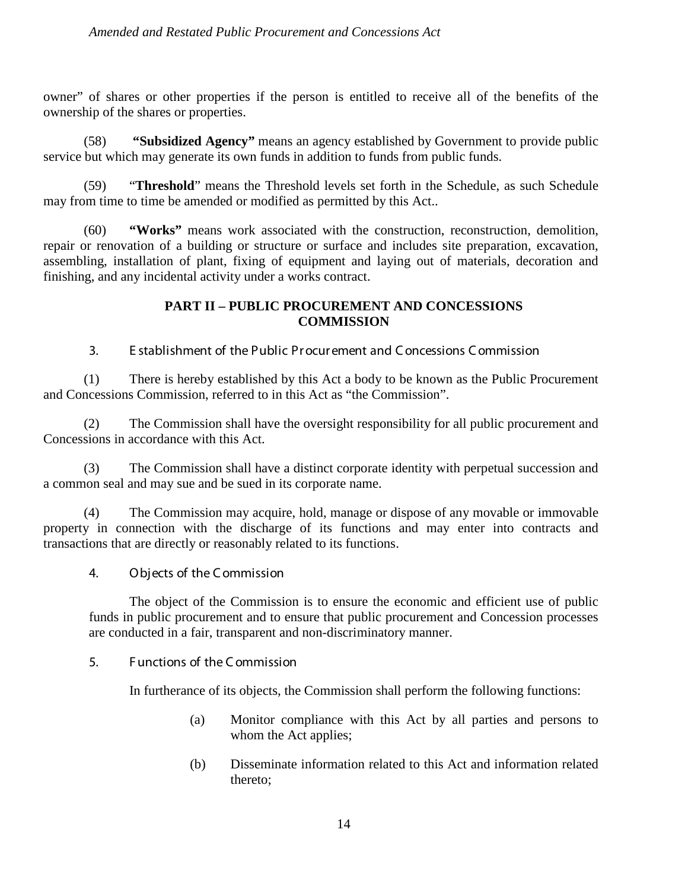owner" of shares or other properties if the person is entitled to receive all of the benefits of the ownership of the shares or properties.

(58) **"Subsidized Agency"** means an agency established by Government to provide public service but which may generate its own funds in addition to funds from public funds.

(59) "**Threshold**" means the Threshold levels set forth in the Schedule, as such Schedule may from time to time be amended or modified as permitted by this Act..

(60) **"Works"** means work associated with the construction, reconstruction, demolition, repair or renovation of a building or structure or surface and includes site preparation, excavation, assembling, installation of plant, fixing of equipment and laying out of materials, decoration and finishing, and any incidental activity under a works contract.

## PART II – PUBLIC PROCUREMENT AND CONCESSIONS COMMISSION

### 3. Establishment of the Public Procurement and Concessions Commission

(1) There is hereby established by this Act a body to be known as the Public Procurement and Concessions Commission, referred to in this Act as "the Commission".

(2) The Commission shall have the oversight responsibility for all public procurement and Concessions in accordance with this Act.

(3) The Commission shall have a distinct corporate identity with perpetual succession and a common seal and may sue and be sued in its corporate name.

(4) The Commission may acquire, hold, manage or dispose of any movable or immovable property in connection with the discharge of its functions and may enter into contracts and transactions that are directly or reasonably related to its functions.

### 4. Objects of the Commission

The object of the Commission is to ensure the economic and efficient use of public funds in public procurement and to ensure that public procurement and Concession processes are conducted in a fair, transparent and non-discriminatory manner.

### 5. Functions of the Commission

In furtherance of its objects, the Commission shall perform the following functions:

(a) Monitor compliance with this Act by all parties and persons to whom the Act applies;

(b) Disseminate information related to this Act and information related thereto;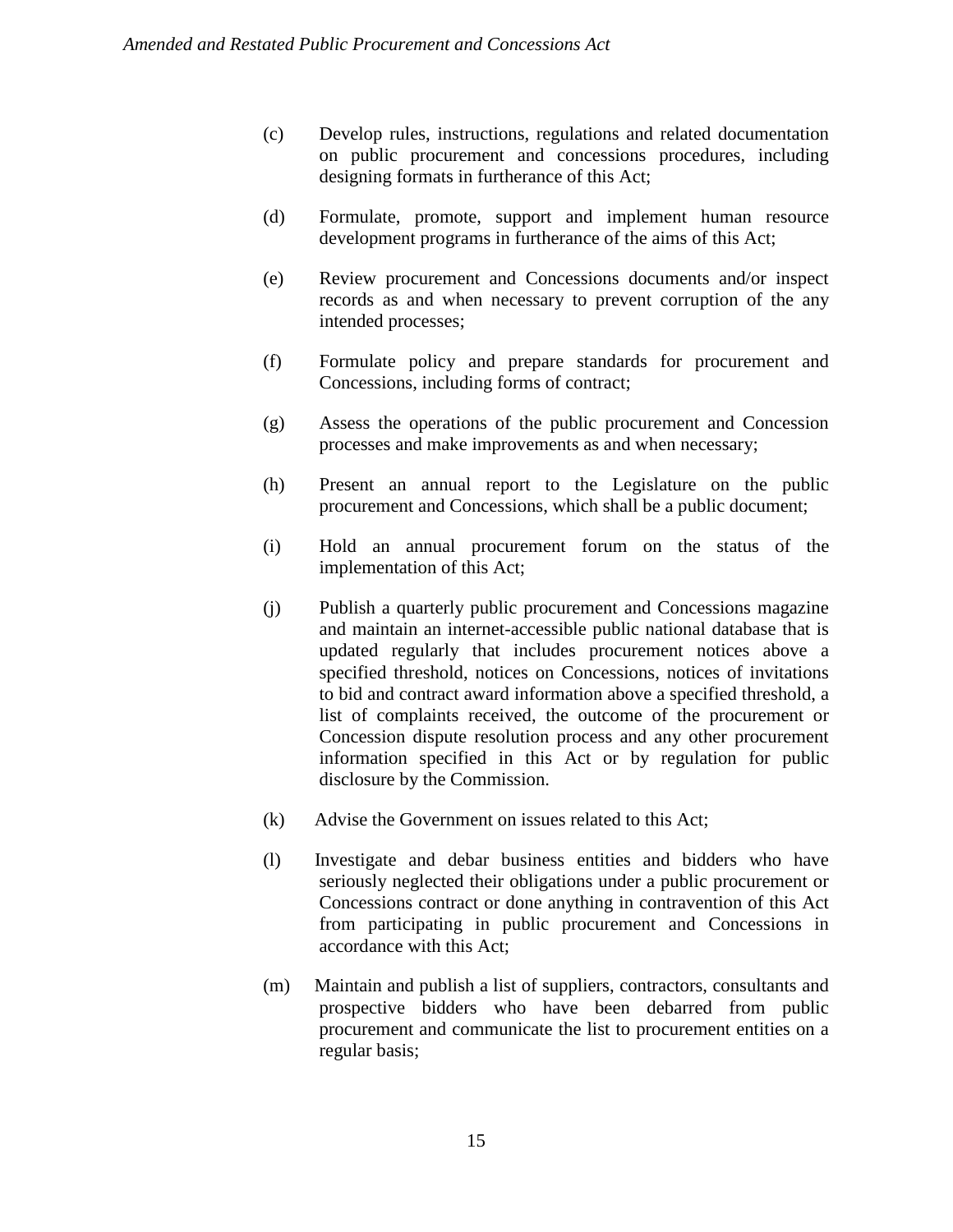(c) Develop rules, instructions, regulations and related documentation on public procurement and concessions procedures, including designing formats in furtherance of this Act;

(d) Formulate, promote, support and implement human resource development programs in furtherance of the aims of this Act;

(e) Review procurement and Concessions documents and/or inspect records as and when necessary to prevent corruption of the any intended processes;

(f) Formulate policy and prepare standards for procurement and Concessions, including forms of contract;

(g) Assess the operations of the public procurement and Concession processes and make improvements as and when necessary;

(h) Present an annual report to the Legislature on the public procurement and Concessions, which shall be a public document;

(i) Hold an annual procurement forum on the status of the implementation of this Act;

(j) Publish a quarterly public procurement and Concessions magazine and maintain an internet-accessible public national database that is updated regularly that includes procurement notices above a specified threshold, notices on Concessions, notices of invitations to bid and contract award information above a specified threshold, a list of complaints received, the outcome of the procurement or Concession dispute resolution process and any other procurement information specified in this Act or by regulation for public disclosure by the Commission.

(k) Advise the Government on issues related to this Act;

(l) Investigate and debar business entities and bidders who have seriously neglected their obligations under a public procurement or Concessions contract or done anything in contravention of this Act from participating in public procurement and Concessions in accordance with this Act;

(m) Maintain and publish a list of suppliers, contractors, consultants and prospective bidders who have been debarred from public procurement and communicate the list to procurement entities on a regular basis;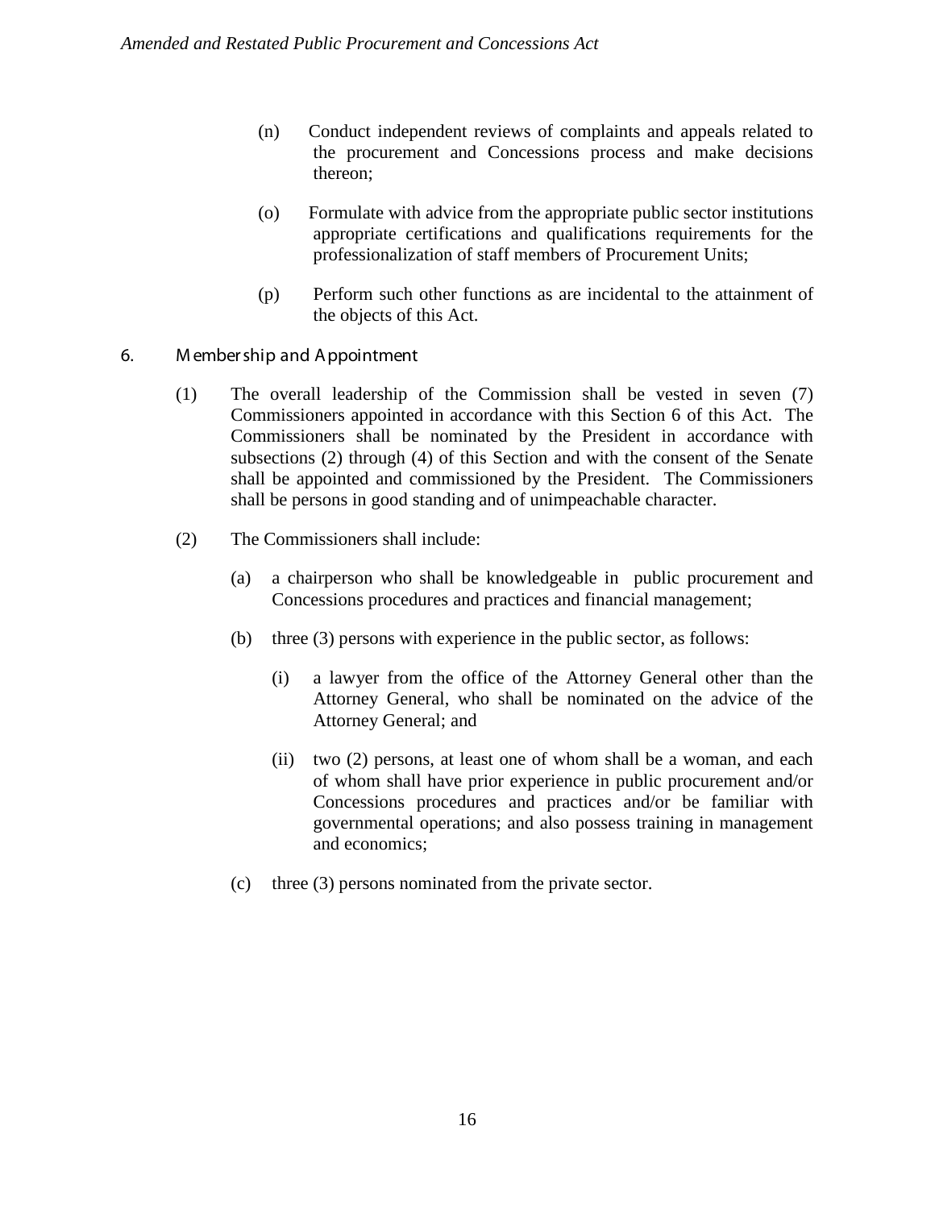(n) Conduct independent reviews of complaints and appeals related to the procurement and Concessions process and make decisions thereon;

(o) Formulate with advice from the appropriate public sector institutions appropriate certifications and qualifications requirements for the professionalization of staff members of Procurement Units;

(p) Perform such other functions as are incidental to the attainment of the objects of this Act.

## 6. Membership and Appointment

(1) The overall leadership of the Commission shall be vested in seven (7) Commissioners appointed in accordance with this Section 6 of this Act. The Commissioners shall be nominated by the President in accordance with subsections (2) through (4) of this Section and with the consent of the Senate shall be appointed and commissioned by the President. The Commissioners shall be persons in good standing and of unimpeachable character.

(2) The Commissioners shall include:

(a) a chairperson who shall be knowledgeable in public procurement and Concessions procedures and practices and financial management;

(b) three (3) persons with experience in the public sector, as follows:

(i) a lawyer from the office of the Attorney General other than the Attorney General, who shall be nominated on the advice of the Attorney General; and

(ii) two (2) persons, at least one of whom shall be a woman, and each of whom shall have prior experience in public procurement and/or Concessions procedures and practices and/or be familiar with governmental operations; and also possess training in management and economics;

(c) three (3) persons nominated from the private sector.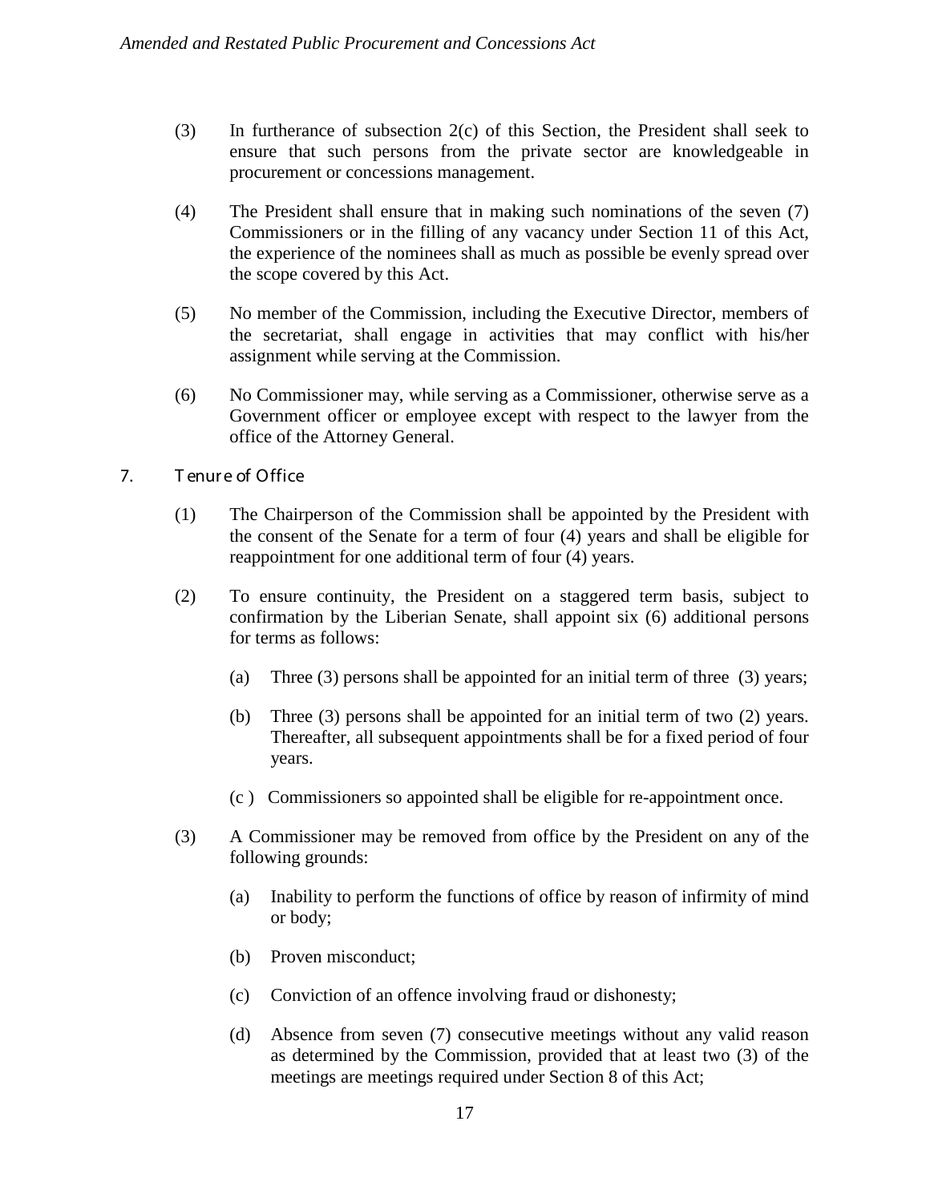(3) In furtherance of subsection 2(c) of this Section, the President shall seek to ensure that such persons from the private sector are knowledgeable in procurement or concessions management.

(4) The President shall ensure that in making such nominations of the seven (7) Commissioners or in the filling of any vacancy under Section 11 of this Act, the experience of the nominees shall as much as possible be evenly spread over the scope covered by this Act.

(5) No member of the Commission, including the Executive Director, members of the secretariat, shall engage in activities that may conflict with his/her assignment while serving at the Commission.

(6) No Commissioner may, while serving as a Commissioner, otherwise serve as a Government officer or employee except with respect to the lawyer from the office of the Attorney General.

## 7. Tenure of Office

(1) The Chairperson of the Commission shall be appointed by the President with the consent of the Senate for a term of four (4) years and shall be eligible for reappointment for one additional term of four (4) years.

(2) To ensure continuity, the President on a staggered term basis, subject to confirmation by the Liberian Senate, shall appoint six (6) additional persons for terms as follows:

(a) Three (3) persons shall be appointed for an initial term of three (3) years;

(b) Three (3) persons shall be appointed for an initial term of two (2) years. Thereafter, all subsequent appointments shall be for a fixed period of four years.

(c ) Commissioners so appointed shall be eligible for re-appointment once.

(3) A Commissioner may be removed from office by the President on any of the following grounds:

(a) Inability to perform the functions of office by reason of infirmity of mind or body;

(b) Proven misconduct;

(c) Conviction of an offence involving fraud or dishonesty;

(d) Absence from seven (7) consecutive meetings without any valid reason as determined by the Commission, provided that at least two (3) of the meetings are meetings required under Section 8 of this Act;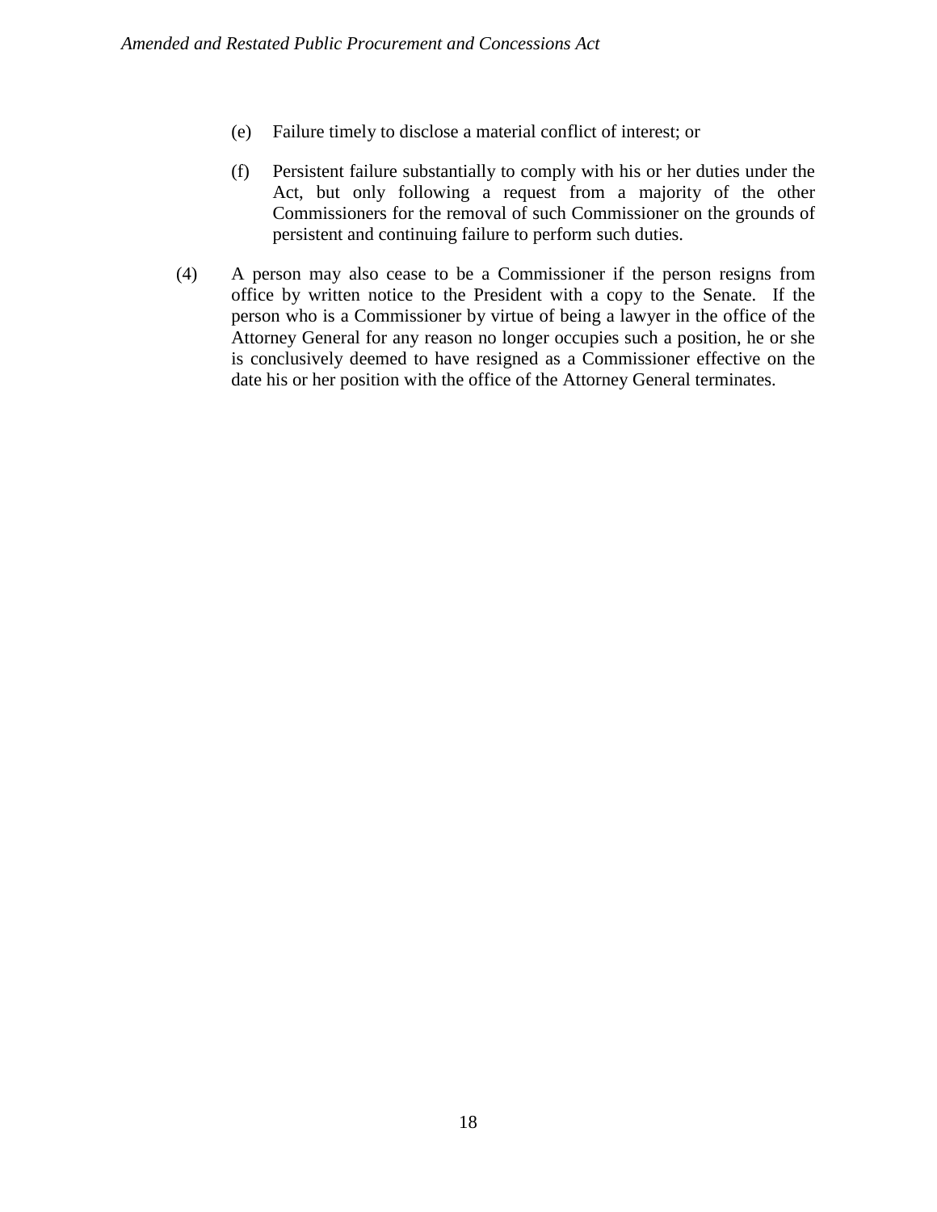(e) Failure timely to disclose a material conflict of interest; or

(f) Persistent failure substantially to comply with his or her duties under the Act, but only following a request from a majority of the other Commissioners for the removal of such Commissioner on the grounds of persistent and continuing failure to perform such duties.

(4) A person may also cease to be a Commissioner if the person resigns from office by written notice to the President with a copy to the Senate. If the person who is a Commissioner by virtue of being a lawyer in the office of the Attorney General for any reason no longer occupies such a position, he or she is conclusively deemed to have resigned as a Commissioner effective on the date his or her position with the office of the Attorney General terminates.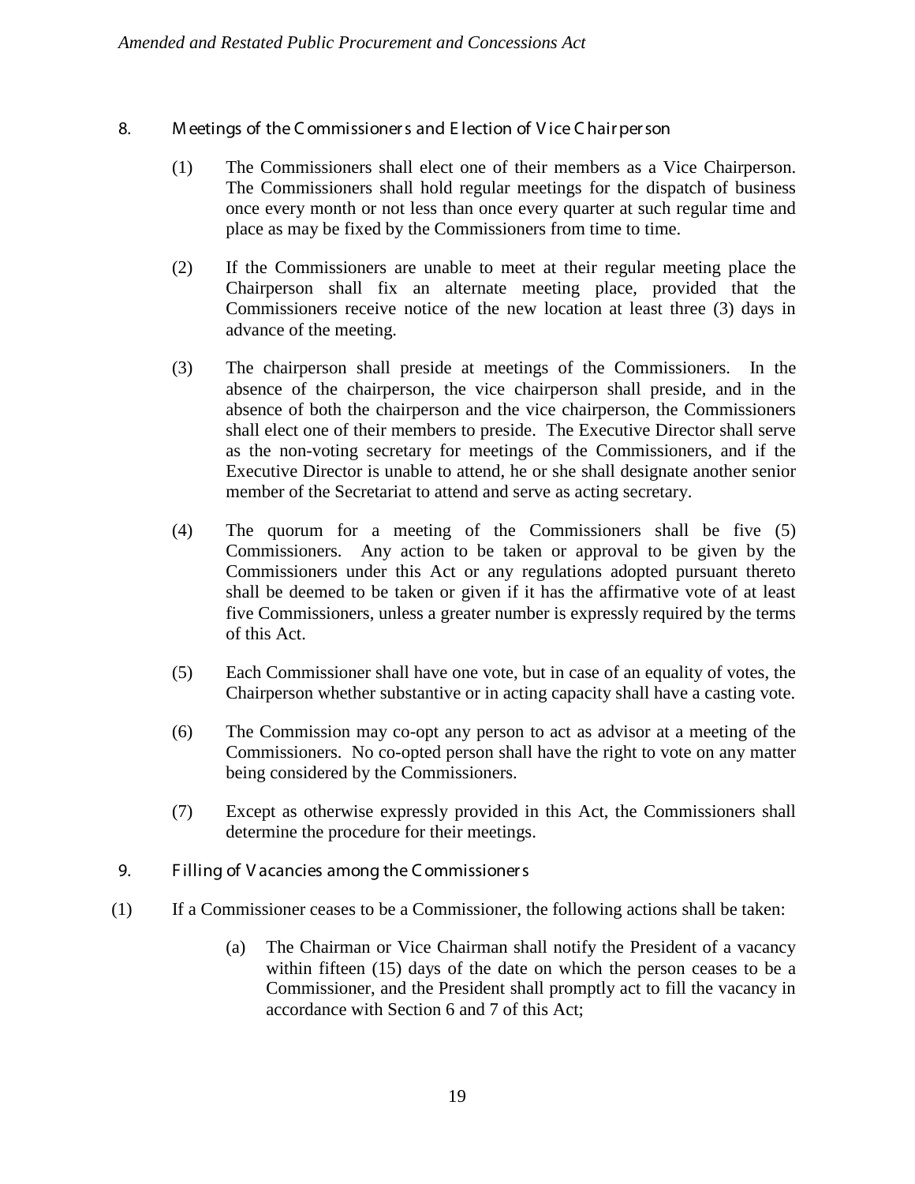## 8. Meetings of the Commissioners and Election of Vice Chairperson

(1) The Commissioners shall elect one of their members as a Vice Chairperson. The Commissioners shall hold regular meetings for the dispatch of business once every month or not less than once every quarter at such regular time and place as may be fixed by the Commissioners from time to time.

(2) If the Commissioners are unable to meet at their regular meeting place the Chairperson shall fix an alternate meeting place, provided that the Commissioners receive notice of the new location at least three (3) days in advance of the meeting.

(3) The chairperson shall preside at meetings of the Commissioners. In the absence of the chairperson, the vice chairperson shall preside, and in the absence of both the chairperson and the vice chairperson, the Commissioners shall elect one of their members to preside. The Executive Director shall serve as the non-voting secretary for meetings of the Commissioners, and if the Executive Director is unable to attend, he or she shall designate another senior member of the Secretariat to attend and serve as acting secretary.

(4) The quorum for a meeting of the Commissioners shall be five (5) Commissioners. Any action to be taken or approval to be given by the Commissioners under this Act or any regulations adopted pursuant thereto shall be deemed to be taken or given if it has the affirmative vote of at least five Commissioners, unless a greater number is expressly required by the terms of this Act.

(5) Each Commissioner shall have one vote, but in case of an equality of votes, the Chairperson whether substantive or in acting capacity shall have a casting vote.

(6) The Commission may co-opt any person to act as advisor at a meeting of the Commissioners. No co-opted person shall have the right to vote on any matter being considered by the Commissioners.

(7) Except as otherwise expressly provided in this Act, the Commissioners shall determine the procedure for their meetings.

## 9. Filling of Vacancies among the Commissioners

(1) If a Commissioner ceases to be a Commissioner, the following actions shall be taken:

(a) The Chairman or Vice Chairman shall notify the President of a vacancy within fifteen (15) days of the date on which the person ceases to be a Commissioner, and the President shall promptly act to fill the vacancy in accordance with Section 6 and 7 of this Act;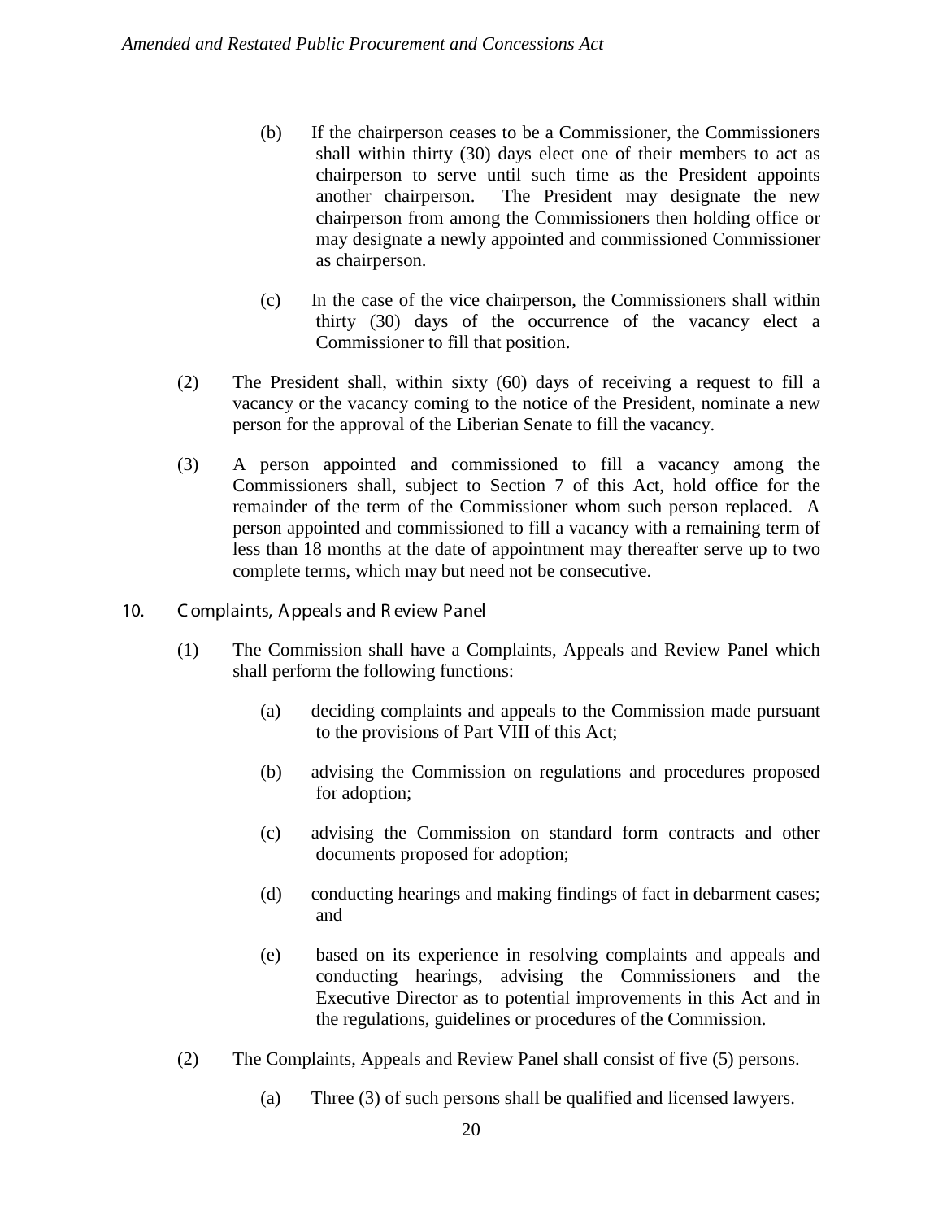(b) If the chairperson ceases to be a Commissioner, the Commissioners shall within thirty (30) days elect one of their members to act as chairperson to serve until such time as the President appoints another chairperson. The President may designate the new chairperson from among the Commissioners then holding office or may designate a newly appointed and commissioned Commissioner as chairperson.

(c) In the case of the vice chairperson, the Commissioners shall within thirty (30) days of the occurrence of the vacancy elect a Commissioner to fill that position.

(2) The President shall, within sixty (60) days of receiving a request to fill a vacancy or the vacancy coming to the notice of the President, nominate a new person for the approval of the Liberian Senate to fill the vacancy.

(3) A person appointed and commissioned to fill a vacancy among the Commissioners shall, subject to Section 7 of this Act, hold office for the remainder of the term of the Commissioner whom such person replaced. A person appointed and commissioned to fill a vacancy with a remaining term of less than 18 months at the date of appointment may thereafter serve up to two complete terms, which may but need not be consecutive.

## 10. Complaints, Appeals and Review Panel

(1) The Commission shall have a Complaints, Appeals and Review Panel which shall perform the following functions:

(a) deciding complaints and appeals to the Commission made pursuant to the provisions of Part VIII of this Act;

(b) advising the Commission on regulations and procedures proposed for adoption;

(c) advising the Commission on standard form contracts and other documents proposed for adoption;

(d) conducting hearings and making findings of fact in debarment cases; and

(e) based on its experience in resolving complaints and appeals and conducting hearings, advising the Commissioners and the Executive Director as to potential improvements in this Act and in the regulations, guidelines or procedures of the Commission.

(2) The Complaints, Appeals and Review Panel shall consist of five (5) persons.

(a) Three (3) of such persons shall be qualified and licensed lawyers.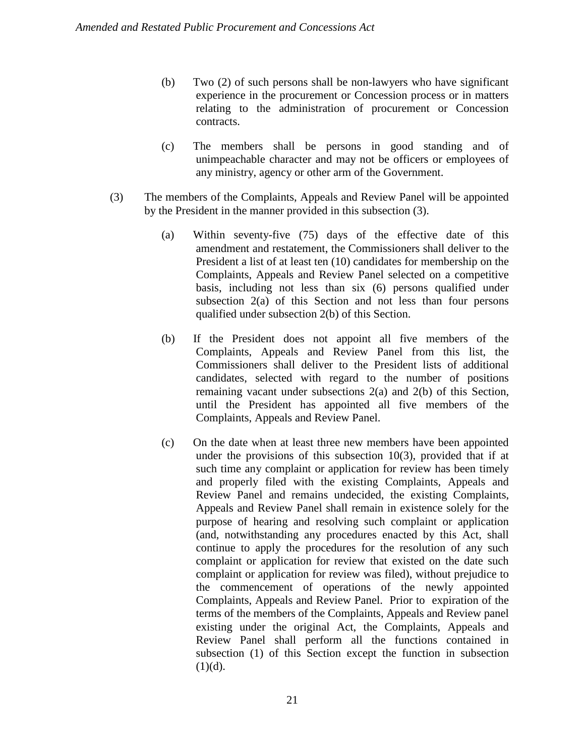(b) Two (2) of such persons shall be non-lawyers who have significant experience in the procurement or Concession process or in matters relating to the administration of procurement or Concession contracts.

(c) The members shall be persons in good standing and of unimpeachable character and may not be officers or employees of any ministry, agency or other arm of the Government.

(3) The members of the Complaints, Appeals and Review Panel will be appointed by the President in the manner provided in this subsection (3).

(a) Within seventy-five (75) days of the effective date of this amendment and restatement, the Commissioners shall deliver to the President a list of at least ten (10) candidates for membership on the Complaints, Appeals and Review Panel selected on a competitive basis, including not less than six (6) persons qualified under subsection 2(a) of this Section and not less than four persons qualified under subsection 2(b) of this Section.

(b) If the President does not appoint all five members of the Complaints, Appeals and Review Panel from this list, the Commissioners shall deliver to the President lists of additional candidates, selected with regard to the number of positions remaining vacant under subsections 2(a) and 2(b) of this Section, until the President has appointed all five members of the Complaints, Appeals and Review Panel.

(c) On the date when at least three new members have been appointed under the provisions of this subsection 10(3), provided that if at such time any complaint or application for review has been timely and properly filed with the existing Complaints, Appeals and Review Panel and remains undecided, the existing Complaints, Appeals and Review Panel shall remain in existence solely for the purpose of hearing and resolving such complaint or application (and, notwithstanding any procedures enacted by this Act, shall continue to apply the procedures for the resolution of any such complaint or application for review that existed on the date such complaint or application for review was filed), without prejudice to the commencement of operations of the newly appointed Complaints, Appeals and Review Panel. Prior to expiration of the terms of the members of the Complaints, Appeals and Review panel existing under the original Act, the Complaints, Appeals and Review Panel shall perform all the functions contained in subsection (1) of this Section except the function in subsection (1)(d).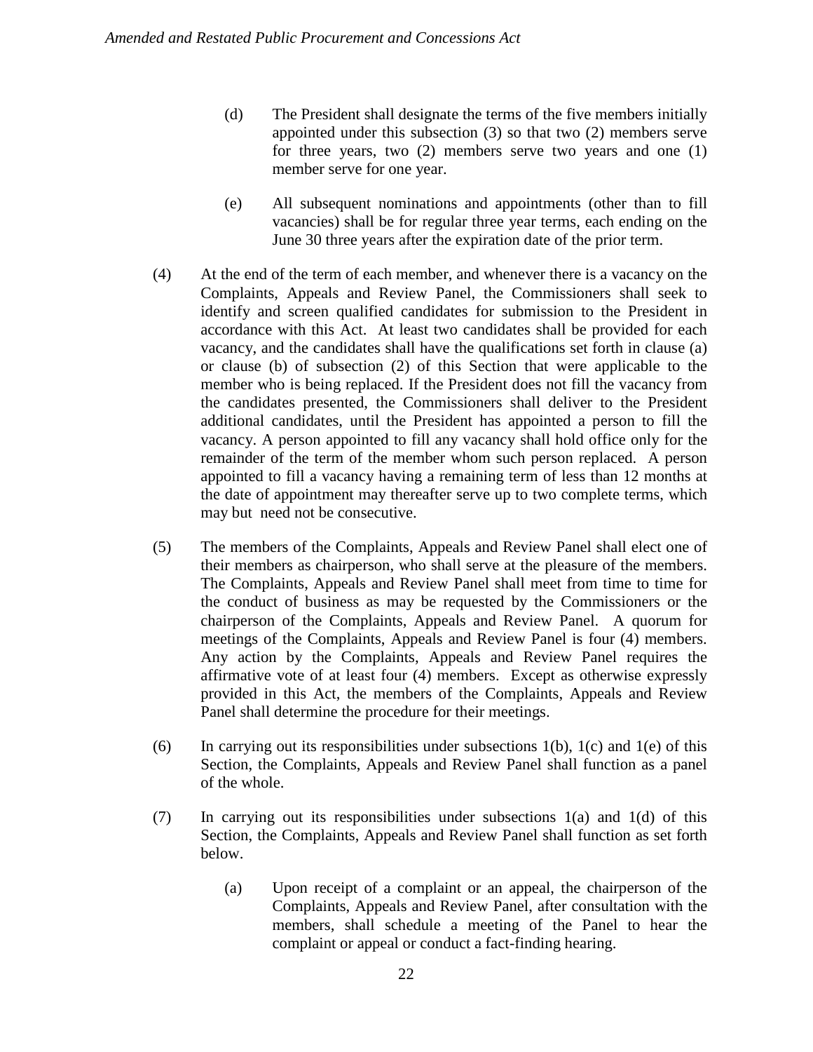(d) The President shall designate the terms of the five members initially appointed under this subsection (3) so that two (2) members serve for three years, two (2) members serve two years and one (1) member serve for one year.

(e) All subsequent nominations and appointments (other than to fill vacancies) shall be for regular three year terms, each ending on the June 30 three years after the expiration date of the prior term.

(4) At the end of the term of each member, and whenever there is a vacancy on the Complaints, Appeals and Review Panel, the Commissioners shall seek to identify and screen qualified candidates for submission to the President in accordance with this Act. At least two candidates shall be provided for each vacancy, and the candidates shall have the qualifications set forth in clause (a) or clause (b) of subsection (2) of this Section that were applicable to the member who is being replaced. If the President does not fill the vacancy from the candidates presented, the Commissioners shall deliver to the President additional candidates, until the President has appointed a person to fill the vacancy. A person appointed to fill any vacancy shall hold office only for the remainder of the term of the member whom such person replaced. A person appointed to fill a vacancy having a remaining term of less than 12 months at the date of appointment may thereafter serve up to two complete terms, which may but need not be consecutive.

(5) The members of the Complaints, Appeals and Review Panel shall elect one of their members as chairperson, who shall serve at the pleasure of the members. The Complaints, Appeals and Review Panel shall meet from time to time for the conduct of business as may be requested by the Commissioners or the chairperson of the Complaints, Appeals and Review Panel. A quorum for meetings of the Complaints, Appeals and Review Panel is four (4) members. Any action by the Complaints, Appeals and Review Panel requires the affirmative vote of at least four (4) members. Except as otherwise expressly provided in this Act, the members of the Complaints, Appeals and Review Panel shall determine the procedure for their meetings.

(6) In carrying out its responsibilities under subsections 1(b), 1(c) and 1(e) of this Section, the Complaints, Appeals and Review Panel shall function as a panel of the whole.

(7) In carrying out its responsibilities under subsections 1(a) and 1(d) of this Section, the Complaints, Appeals and Review Panel shall function as set forth below.

(a) Upon receipt of a complaint or an appeal, the chairperson of the Complaints, Appeals and Review Panel, after consultation with the members, shall schedule a meeting of the Panel to hear the complaint or appeal or conduct a fact-finding hearing.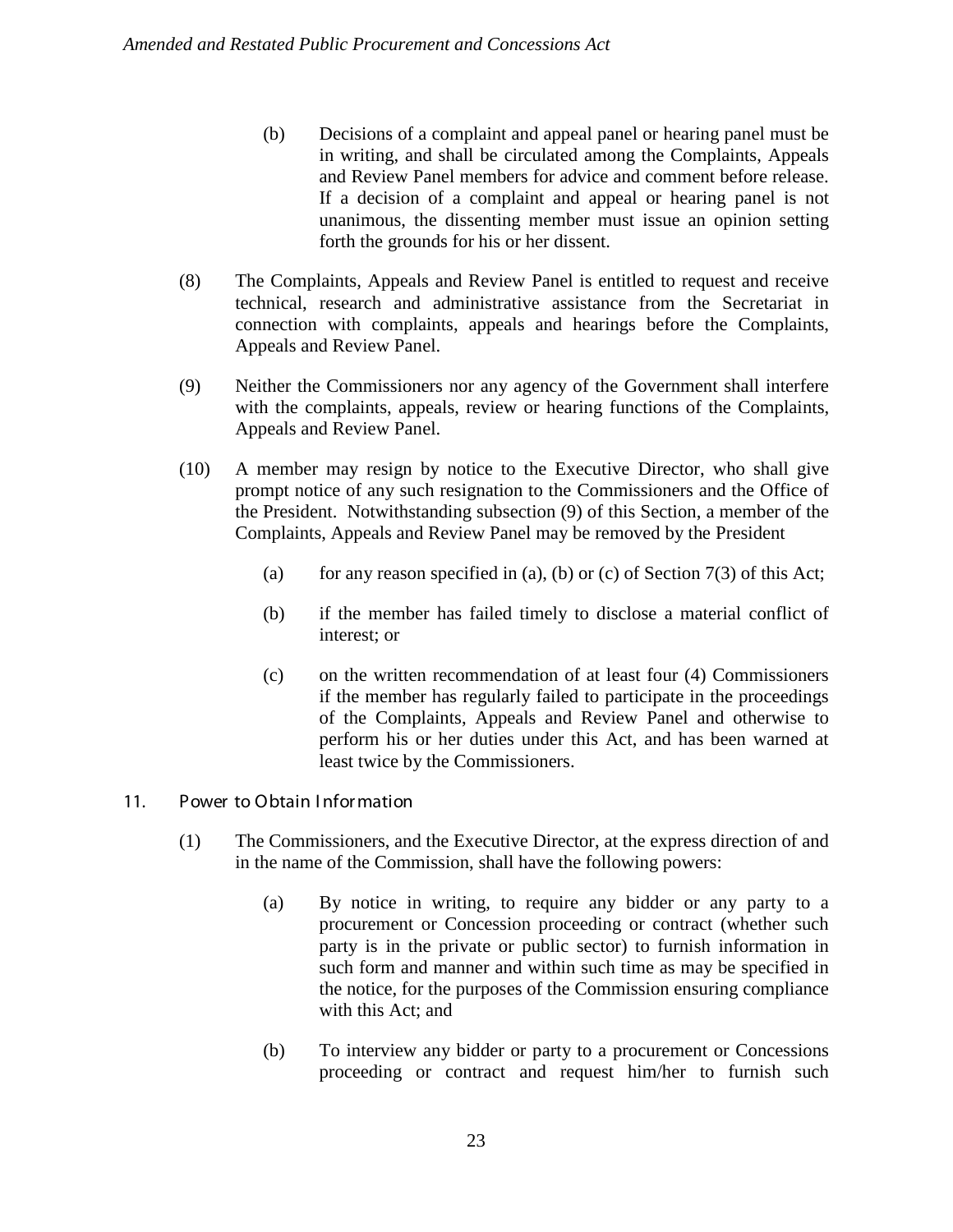(b) Decisions of a complaint and appeal panel or hearing panel must be in writing, and shall be circulated among the Complaints, Appeals and Review Panel members for advice and comment before release. If a decision of a complaint and appeal or hearing panel is not unanimous, the dissenting member must issue an opinion setting forth the grounds for his or her dissent.

(8) The Complaints, Appeals and Review Panel is entitled to request and receive technical, research and administrative assistance from the Secretariat in connection with complaints, appeals and hearings before the Complaints, Appeals and Review Panel.

(9) Neither the Commissioners nor any agency of the Government shall interfere with the complaints, appeals, review or hearing functions of the Complaints, Appeals and Review Panel.

(10) A member may resign by notice to the Executive Director, who shall give prompt notice of any such resignation to the Commissioners and the Office of the President. Notwithstanding subsection (9) of this Section, a member of the Complaints, Appeals and Review Panel may be removed by the President

(a) for any reason specified in (a), (b) or (c) of Section 7(3) of this Act;

(b) if the member has failed timely to disclose a material conflict of interest; or

(c) on the written recommendation of at least four (4) Commissioners if the member has regularly failed to participate in the proceedings of the Complaints, Appeals and Review Panel and otherwise to perform his or her duties under this Act, and has been warned at least twice by the Commissioners.

## 11. Power to Obtain Information

(1) The Commissioners, and the Executive Director, at the express direction of and in the name of the Commission, shall have the following powers:

(a) By notice in writing, to require any bidder or any party to a procurement or Concession proceeding or contract (whether such party is in the private or public sector) to furnish information in such form and manner and within such time as may be specified in the notice, for the purposes of the Commission ensuring compliance with this Act; and

(b) To interview any bidder or party to a procurement or Concessions proceeding or contract and request him/her to furnish such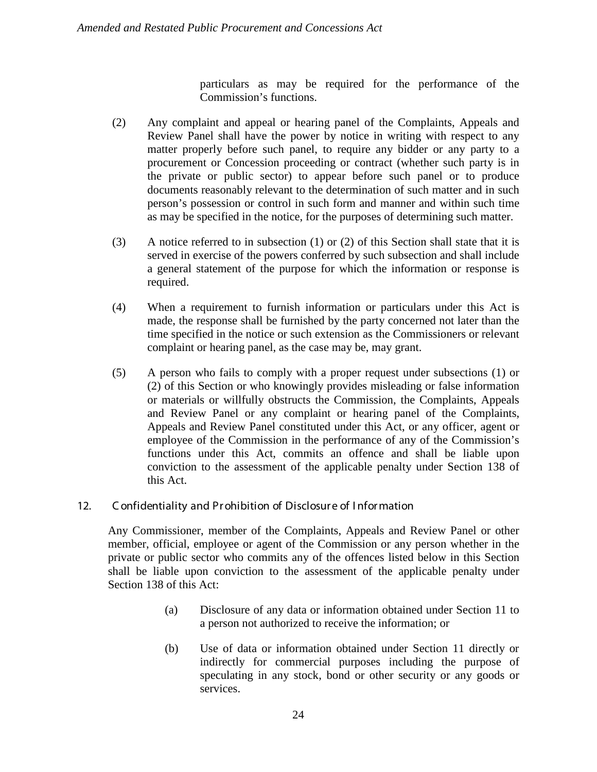particulars as may be required for the performance of the Commission's functions.

(2) Any complaint and appeal or hearing panel of the Complaints, Appeals and Review Panel shall have the power by notice in writing with respect to any matter properly before such panel, to require any bidder or any party to a procurement or Concession proceeding or contract (whether such party is in the private or public sector) to appear before such panel or to produce documents reasonably relevant to the determination of such matter and in such person's possession or control in such form and manner and within such time as may be specified in the notice, for the purposes of determining such matter.

(3) A notice referred to in subsection (1) or (2) of this Section shall state that it is served in exercise of the powers conferred by such subsection and shall include a general statement of the purpose for which the information or response is required.

(4) When a requirement to furnish information or particulars under this Act is made, the response shall be furnished by the party concerned not later than the time specified in the notice or such extension as the Commissioners or relevant complaint or hearing panel, as the case may be, may grant.

(5) A person who fails to comply with a proper request under subsections (1) or (2) of this Section or who knowingly provides misleading or false information or materials or willfully obstructs the Commission, the Complaints, Appeals and Review Panel or any complaint or hearing panel of the Complaints, Appeals and Review Panel constituted under this Act, or any officer, agent or employee of the Commission in the performance of any of the Commission's functions under this Act, commits an offence and shall be liable upon conviction to the assessment of the applicable penalty under Section 138 of this Act.

## 12. Confidentiality and Prohibition of Disclosure of Information

Any Commissioner, member of the Complaints, Appeals and Review Panel or other member, official, employee or agent of the Commission or any person whether in the private or public sector who commits any of the offences listed below in this Section shall be liable upon conviction to the assessment of the applicable penalty under Section 138 of this Act:

(a) Disclosure of any data or information obtained under Section 11 to a person not authorized to receive the information; or

(b) Use of data or information obtained under Section 11 directly or indirectly for commercial purposes including the purpose of speculating in any stock, bond or other security or any goods or services.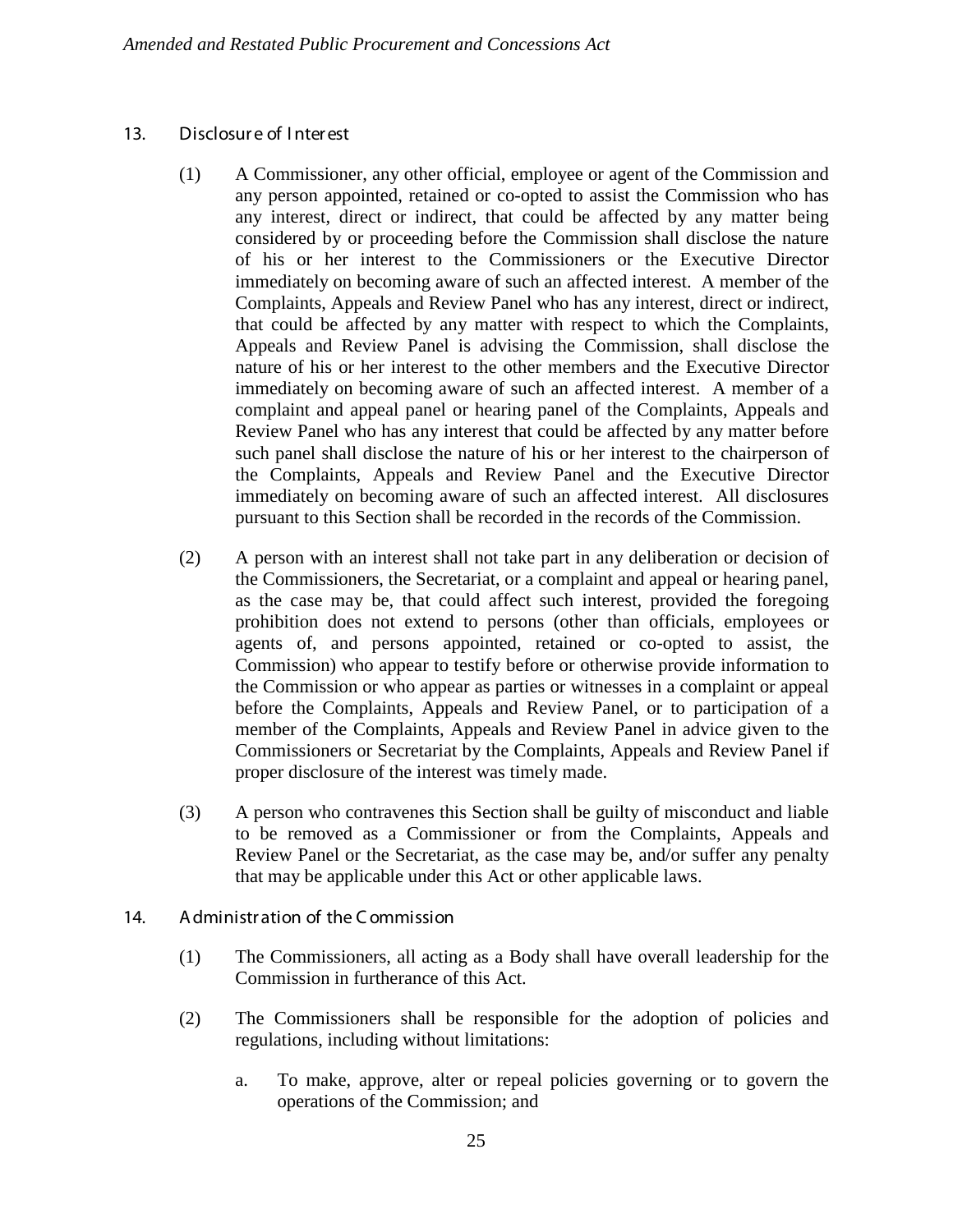## 13. Disclosure of Interest

(1) A Commissioner, any other official, employee or agent of the Commission and any person appointed, retained or co-opted to assist the Commission who has any interest, direct or indirect, that could be affected by any matter being considered by or proceeding before the Commission shall disclose the nature of his or her interest to the Commissioners or the Executive Director immediately on becoming aware of such an affected interest. A member of the Complaints, Appeals and Review Panel who has any interest, direct or indirect, that could be affected by any matter with respect to which the Complaints, Appeals and Review Panel is advising the Commission, shall disclose the nature of his or her interest to the other members and the Executive Director immediately on becoming aware of such an affected interest. A member of a complaint and appeal panel or hearing panel of the Complaints, Appeals and Review Panel who has any interest that could be affected by any matter before such panel shall disclose the nature of his or her interest to the chairperson of the Complaints, Appeals and Review Panel and the Executive Director immediately on becoming aware of such an affected interest. All disclosures pursuant to this Section shall be recorded in the records of the Commission.

(2) A person with an interest shall not take part in any deliberation or decision of the Commissioners, the Secretariat, or a complaint and appeal or hearing panel, as the case may be, that could affect such interest, provided the foregoing prohibition does not extend to persons (other than officials, employees or agents of, and persons appointed, retained or co-opted to assist, the Commission) who appear to testify before or otherwise provide information to the Commission or who appear as parties or witnesses in a complaint or appeal before the Complaints, Appeals and Review Panel, or to participation of a member of the Complaints, Appeals and Review Panel in advice given to the Commissioners or Secretariat by the Complaints, Appeals and Review Panel if proper disclosure of the interest was timely made.

(3) A person who contravenes this Section shall be guilty of misconduct and liable to be removed as a Commissioner or from the Complaints, Appeals and Review Panel or the Secretariat, as the case may be, and/or suffer any penalty that may be applicable under this Act or other applicable laws.

## 14. Administration of the Commission

(1) The Commissioners, all acting as a Body shall have overall leadership for the Commission in furtherance of this Act.

(2) The Commissioners shall be responsible for the adoption of policies and regulations, including without limitations:

   a. To make, approve, alter or repeal policies governing or to govern the operations of the Commission; and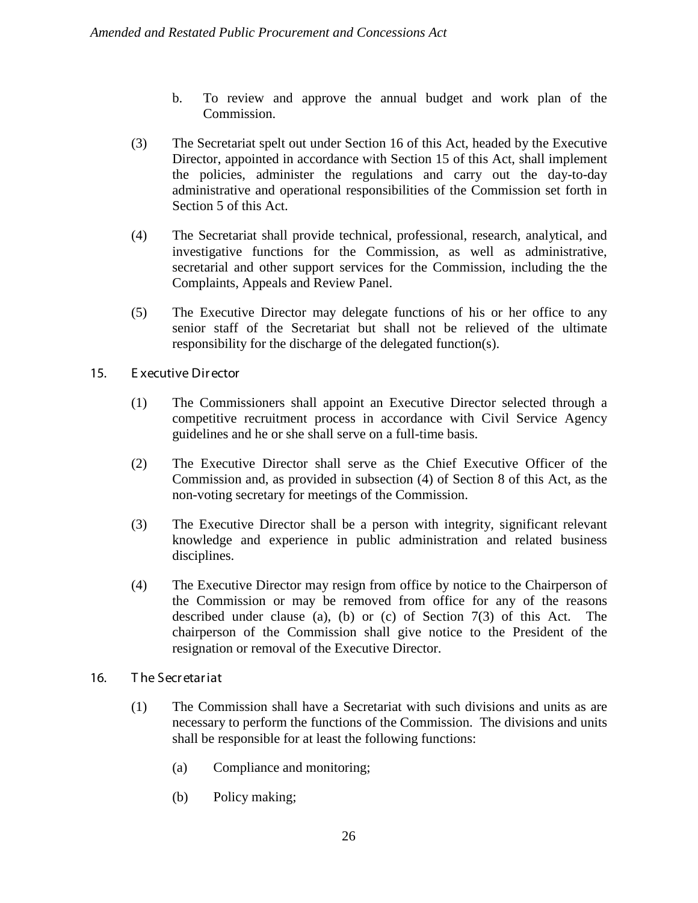b. To review and approve the annual budget and work plan of the Commission.

(3) The Secretariat spelt out under Section 16 of this Act, headed by the Executive Director, appointed in accordance with Section 15 of this Act, shall implement the policies, administer the regulations and carry out the day-to-day administrative and operational responsibilities of the Commission set forth in Section 5 of this Act.

(4) The Secretariat shall provide technical, professional, research, analytical, and investigative functions for the Commission, as well as administrative, secretarial and other support services for the Commission, including the the Complaints, Appeals and Review Panel.

(5) The Executive Director may delegate functions of his or her office to any senior staff of the Secretariat but shall not be relieved of the ultimate responsibility for the discharge of the delegated function(s).

## 15. Executive Director

(1) The Commissioners shall appoint an Executive Director selected through a competitive recruitment process in accordance with Civil Service Agency guidelines and he or she shall serve on a full-time basis.

(2) The Executive Director shall serve as the Chief Executive Officer of the Commission and, as provided in subsection (4) of Section 8 of this Act, as the non-voting secretary for meetings of the Commission.

(3) The Executive Director shall be a person with integrity, significant relevant knowledge and experience in public administration and related business disciplines.

(4) The Executive Director may resign from office by notice to the Chairperson of the Commission or may be removed from office for any of the reasons described under clause (a), (b) or (c) of Section 7(3) of this Act. The chairperson of the Commission shall give notice to the President of the resignation or removal of the Executive Director.

## 16. The Secretariat

(1) The Commission shall have a Secretariat with such divisions and units as are necessary to perform the functions of the Commission. The divisions and units shall be responsible for at least the following functions:

(a) Compliance and monitoring;

(b) Policy making;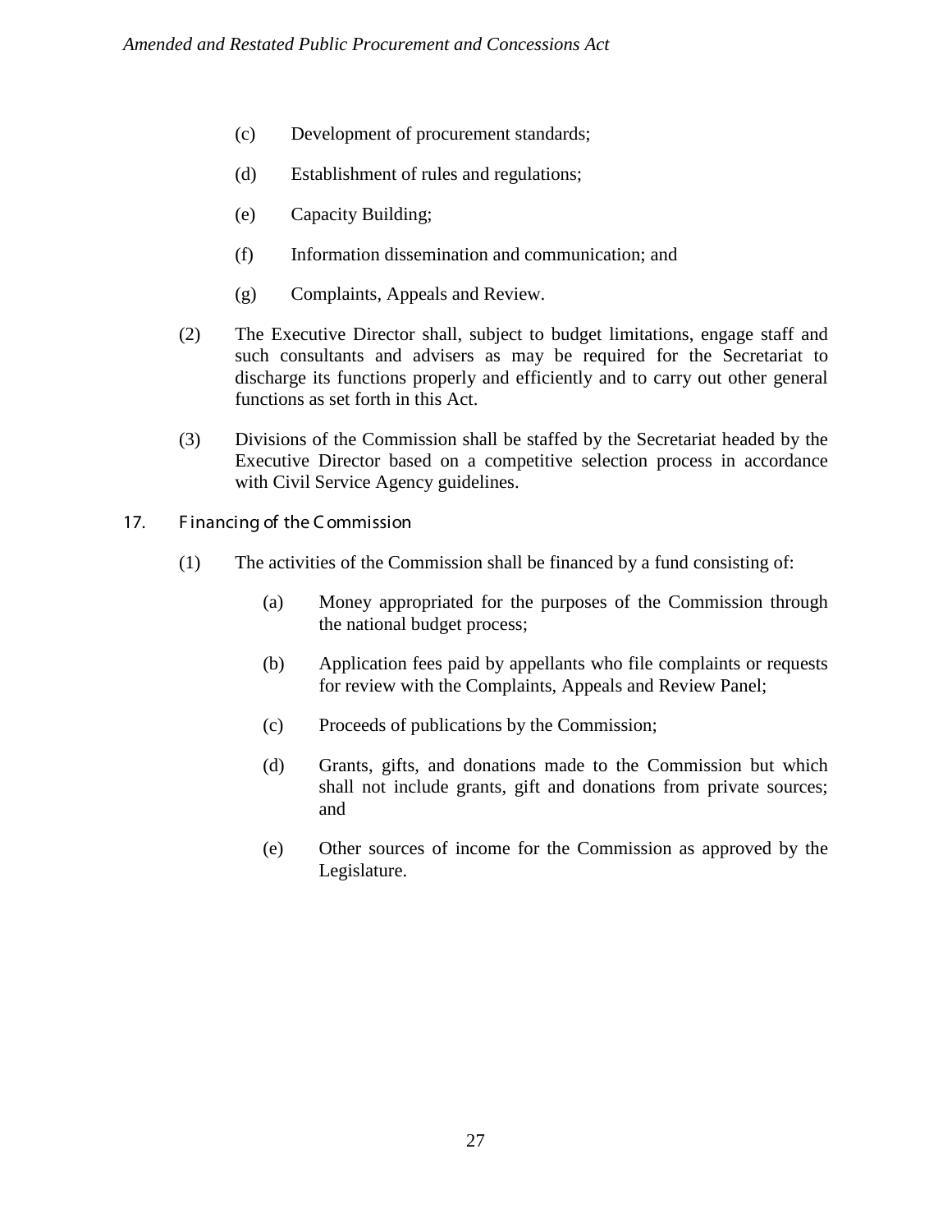(c) Development of procurement standards;

(d) Establishment of rules and regulations;

(e) Capacity Building;

(f) Information dissemination and communication; and

(g) Complaints, Appeals and Review.

(2) The Executive Director shall, subject to budget limitations, engage staff and such consultants and advisers as may be required for the Secretariat to discharge its functions properly and efficiently and to carry out other general functions as set forth in this Act.

(3) Divisions of the Commission shall be staffed by the Secretariat headed by the Executive Director based on a competitive selection process in accordance with Civil Service Agency guidelines.

## 17. Financing of the Commission

(1) The activities of the Commission shall be financed by a fund consisting of:

(a) Money appropriated for the purposes of the Commission through the national budget process;

(b) Application fees paid by appellants who file complaints or requests for review with the Complaints, Appeals and Review Panel;

(c) Proceeds of publications by the Commission;

(d) Grants, gifts, and donations made to the Commission but which shall not include grants, gift and donations from private sources; and

(e) Other sources of income for the Commission as approved by the Legislature.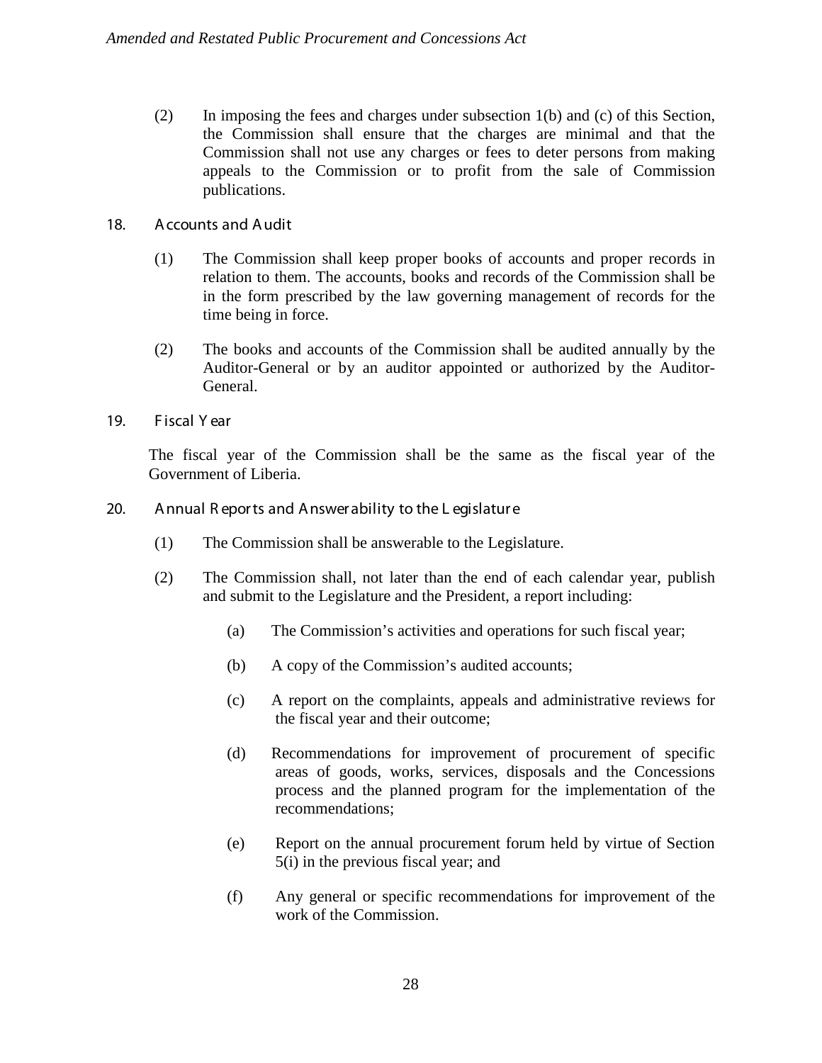(2) In imposing the fees and charges under subsection 1(b) and (c) of this Section, the Commission shall ensure that the charges are minimal and that the Commission shall not use any charges or fees to deter persons from making appeals to the Commission or to profit from the sale of Commission publications.

### 18. Accounts and Audit

(1) The Commission shall keep proper books of accounts and proper records in relation to them. The accounts, books and records of the Commission shall be in the form prescribed by the law governing management of records for the time being in force.

(2) The books and accounts of the Commission shall be audited annually by the Auditor-General or by an auditor appointed or authorized by the Auditor-General.

### 19. Fiscal Year

The fiscal year of the Commission shall be the same as the fiscal year of the Government of Liberia.

### 20. Annual Reports and Answerability to the Legislature

(1) The Commission shall be answerable to the Legislature.

(2) The Commission shall, not later than the end of each calendar year, publish and submit to the Legislature and the President, a report including:

(a) The Commission's activities and operations for such fiscal year;

(b) A copy of the Commission's audited accounts;

(c) A report on the complaints, appeals and administrative reviews for the fiscal year and their outcome;

(d) Recommendations for improvement of procurement of specific areas of goods, works, services, disposals and the Concessions process and the planned program for the implementation of the recommendations;

(e) Report on the annual procurement forum held by virtue of Section 5(i) in the previous fiscal year; and

(f) Any general or specific recommendations for improvement of the work of the Commission.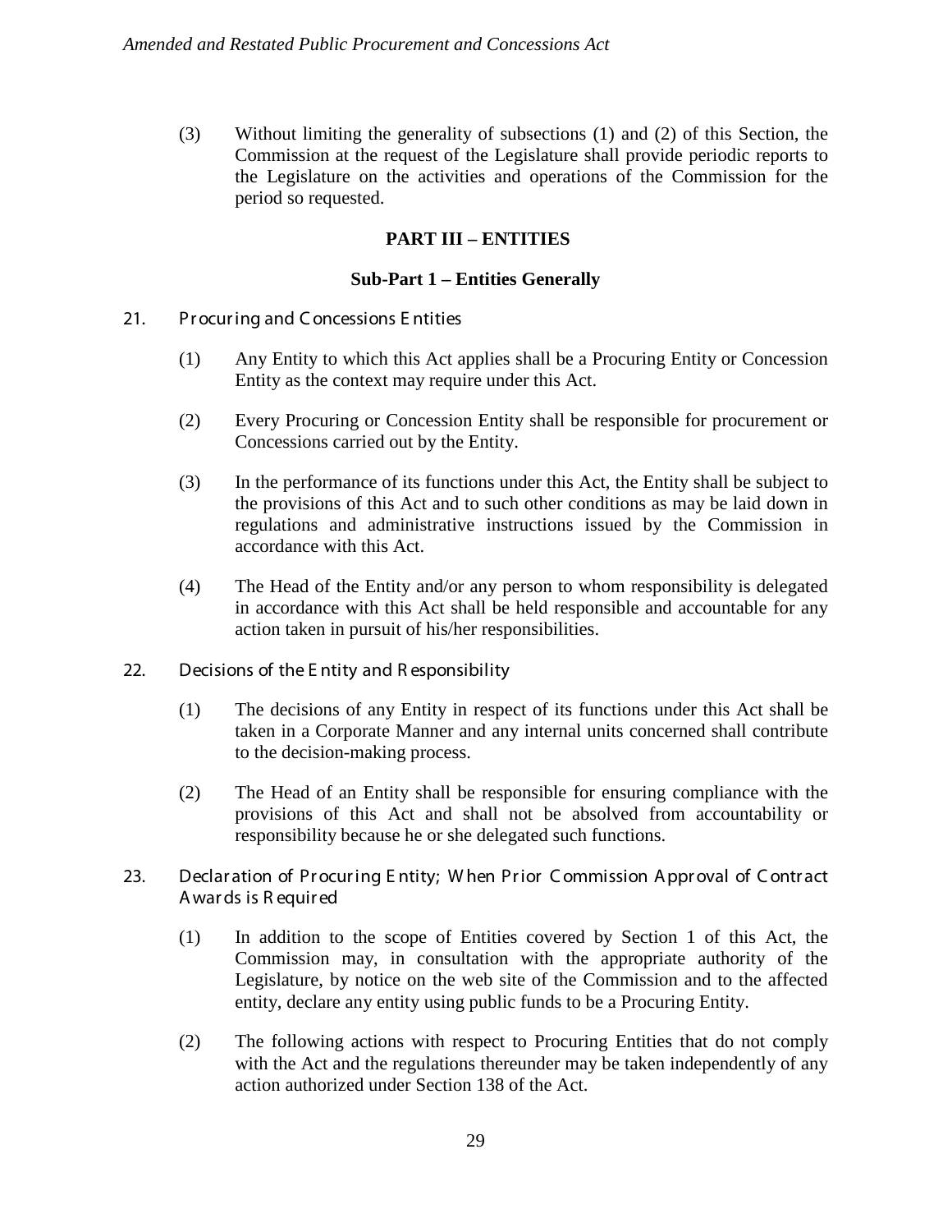(3) Without limiting the generality of subsections (1) and (2) of this Section, the Commission at the request of the Legislature shall provide periodic reports to the Legislature on the activities and operations of the Commission for the period so requested.

## PART III – ENTITIES

### Sub-Part 1 – Entities Generally

#### 21. Procuring and Concessions Entities

(1) Any Entity to which this Act applies shall be a Procuring Entity or Concession Entity as the context may require under this Act.

(2) Every Procuring or Concession Entity shall be responsible for procurement or Concessions carried out by the Entity.

(3) In the performance of its functions under this Act, the Entity shall be subject to the provisions of this Act and to such other conditions as may be laid down in regulations and administrative instructions issued by the Commission in accordance with this Act.

(4) The Head of the Entity and/or any person to whom responsibility is delegated in accordance with this Act shall be held responsible and accountable for any action taken in pursuit of his/her responsibilities.

#### 22. Decisions of the Entity and Responsibility

(1) The decisions of any Entity in respect of its functions under this Act shall be taken in a Corporate Manner and any internal units concerned shall contribute to the decision-making process.

(2) The Head of an Entity shall be responsible for ensuring compliance with the provisions of this Act and shall not be absolved from accountability or responsibility because he or she delegated such functions.

#### 23. Declaration of Procuring Entity; When Prior Commission Approval of Contract Awards is Required

(1) In addition to the scope of Entities covered by Section 1 of this Act, the Commission may, in consultation with the appropriate authority of the Legislature, by notice on the web site of the Commission and to the affected entity, declare any entity using public funds to be a Procuring Entity.

(2) The following actions with respect to Procuring Entities that do not comply with the Act and the regulations thereunder may be taken independently of any action authorized under Section 138 of the Act.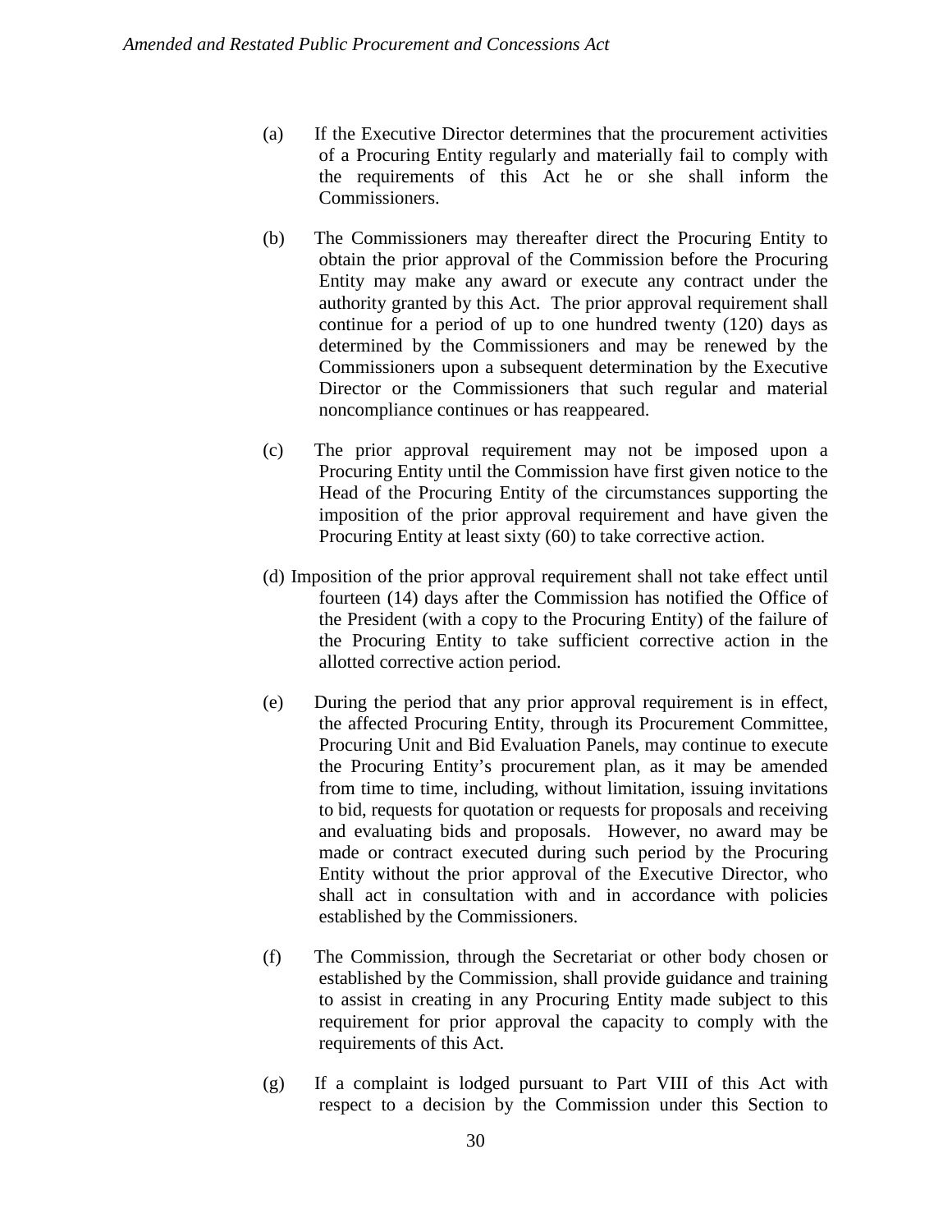(a) If the Executive Director determines that the procurement activities of a Procuring Entity regularly and materially fail to comply with the requirements of this Act he or she shall inform the Commissioners.

(b) The Commissioners may thereafter direct the Procuring Entity to obtain the prior approval of the Commission before the Procuring Entity may make any award or execute any contract under the authority granted by this Act. The prior approval requirement shall continue for a period of up to one hundred twenty (120) days as determined by the Commissioners and may be renewed by the Commissioners upon a subsequent determination by the Executive Director or the Commissioners that such regular and material noncompliance continues or has reappeared.

(c) The prior approval requirement may not be imposed upon a Procuring Entity until the Commission have first given notice to the Head of the Procuring Entity of the circumstances supporting the imposition of the prior approval requirement and have given the Procuring Entity at least sixty (60) to take corrective action.

(d) Imposition of the prior approval requirement shall not take effect until fourteen (14) days after the Commission has notified the Office of the President (with a copy to the Procuring Entity) of the failure of the Procuring Entity to take sufficient corrective action in the allotted corrective action period.

(e) During the period that any prior approval requirement is in effect, the affected Procuring Entity, through its Procurement Committee, Procuring Unit and Bid Evaluation Panels, may continue to execute the Procuring Entity's procurement plan, as it may be amended from time to time, including, without limitation, issuing invitations to bid, requests for quotation or requests for proposals and receiving and evaluating bids and proposals. However, no award may be made or contract executed during such period by the Procuring Entity without the prior approval of the Executive Director, who shall act in consultation with and in accordance with policies established by the Commissioners.

(f) The Commission, through the Secretariat or other body chosen or established by the Commission, shall provide guidance and training to assist in creating in any Procuring Entity made subject to this requirement for prior approval the capacity to comply with the requirements of this Act.

(g) If a complaint is lodged pursuant to Part VIII of this Act with respect to a decision by the Commission under this Section to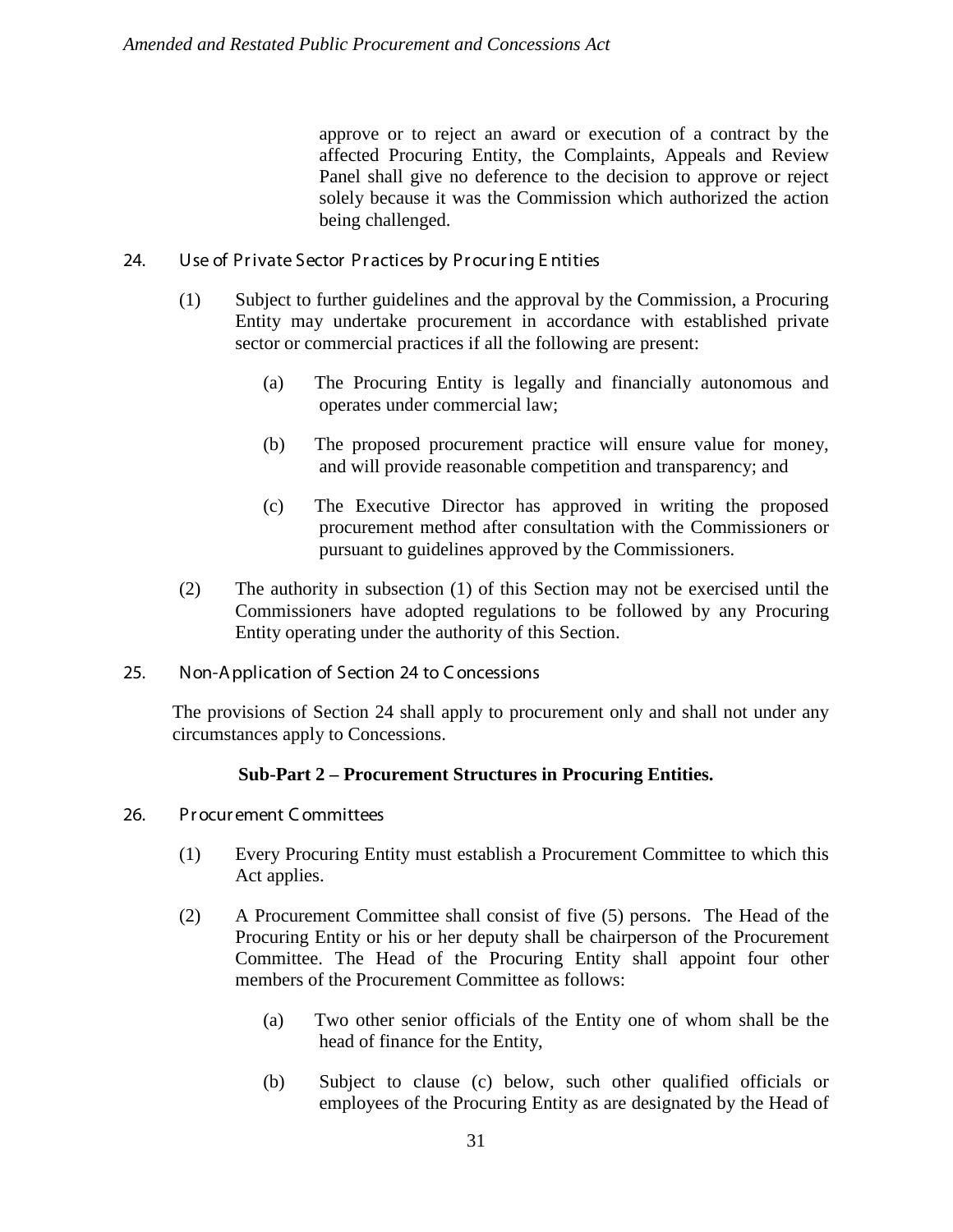approve or to reject an award or execution of a contract by the affected Procuring Entity, the Complaints, Appeals and Review Panel shall give no deference to the decision to approve or reject solely because it was the Commission which authorized the action being challenged.

### 24. Use of Private Sector Practices by Procuring Entities

(1) Subject to further guidelines and the approval by the Commission, a Procuring Entity may undertake procurement in accordance with established private sector or commercial practices if all the following are present:

(a) The Procuring Entity is legally and financially autonomous and operates under commercial law;

(b) The proposed procurement practice will ensure value for money, and will provide reasonable competition and transparency; and

(c) The Executive Director has approved in writing the proposed procurement method after consultation with the Commissioners or pursuant to guidelines approved by the Commissioners.

(2) The authority in subsection (1) of this Section may not be exercised until the Commissioners have adopted regulations to be followed by any Procuring Entity operating under the authority of this Section.

### 25. Non-Application of Section 24 to Concessions

The provisions of Section 24 shall apply to procurement only and shall not under any circumstances apply to Concessions.

## Sub-Part 2 – Procurement Structures in Procuring Entities.

### 26. Procurement Committees

(1) Every Procuring Entity must establish a Procurement Committee to which this Act applies.

(2) A Procurement Committee shall consist of five (5) persons. The Head of the Procuring Entity or his or her deputy shall be chairperson of the Procurement Committee. The Head of the Procuring Entity shall appoint four other members of the Procurement Committee as follows:

(a) Two other senior officials of the Entity one of whom shall be the head of finance for the Entity,

(b) Subject to clause (c) below, such other qualified officials or employees of the Procuring Entity as are designated by the Head of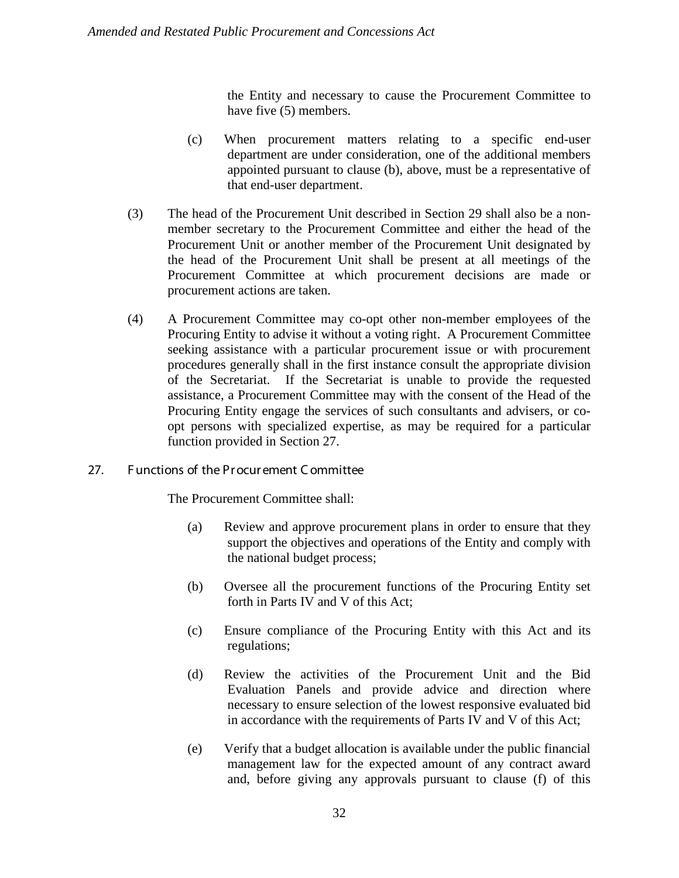the Entity and necessary to cause the Procurement Committee to have five (5) members.

(c) When procurement matters relating to a specific end-user department are under consideration, one of the additional members appointed pursuant to clause (b), above, must be a representative of that end-user department.

(3) The head of the Procurement Unit described in Section 29 shall also be a non-member secretary to the Procurement Committee and either the head of the Procurement Unit or another member of the Procurement Unit designated by the head of the Procurement Unit shall be present at all meetings of the Procurement Committee at which procurement decisions are made or procurement actions are taken.

(4) A Procurement Committee may co-opt other non-member employees of the Procuring Entity to advise it without a voting right. A Procurement Committee seeking assistance with a particular procurement issue or with procurement procedures generally shall in the first instance consult the appropriate division of the Secretariat. If the Secretariat is unable to provide the requested assistance, a Procurement Committee may with the consent of the Head of the Procuring Entity engage the services of such consultants and advisers, or co-opt persons with specialized expertise, as may be required for a particular function provided in Section 27.

## 27. Functions of the Procurement Committee

The Procurement Committee shall:

(a) Review and approve procurement plans in order to ensure that they support the objectives and operations of the Entity and comply with the national budget process;

(b) Oversee all the procurement functions of the Procuring Entity set forth in Parts IV and V of this Act;

(c) Ensure compliance of the Procuring Entity with this Act and its regulations;

(d) Review the activities of the Procurement Unit and the Bid Evaluation Panels and provide advice and direction where necessary to ensure selection of the lowest responsive evaluated bid in accordance with the requirements of Parts IV and V of this Act;

(e) Verify that a budget allocation is available under the public financial management law for the expected amount of any contract award and, before giving any approvals pursuant to clause (f) of this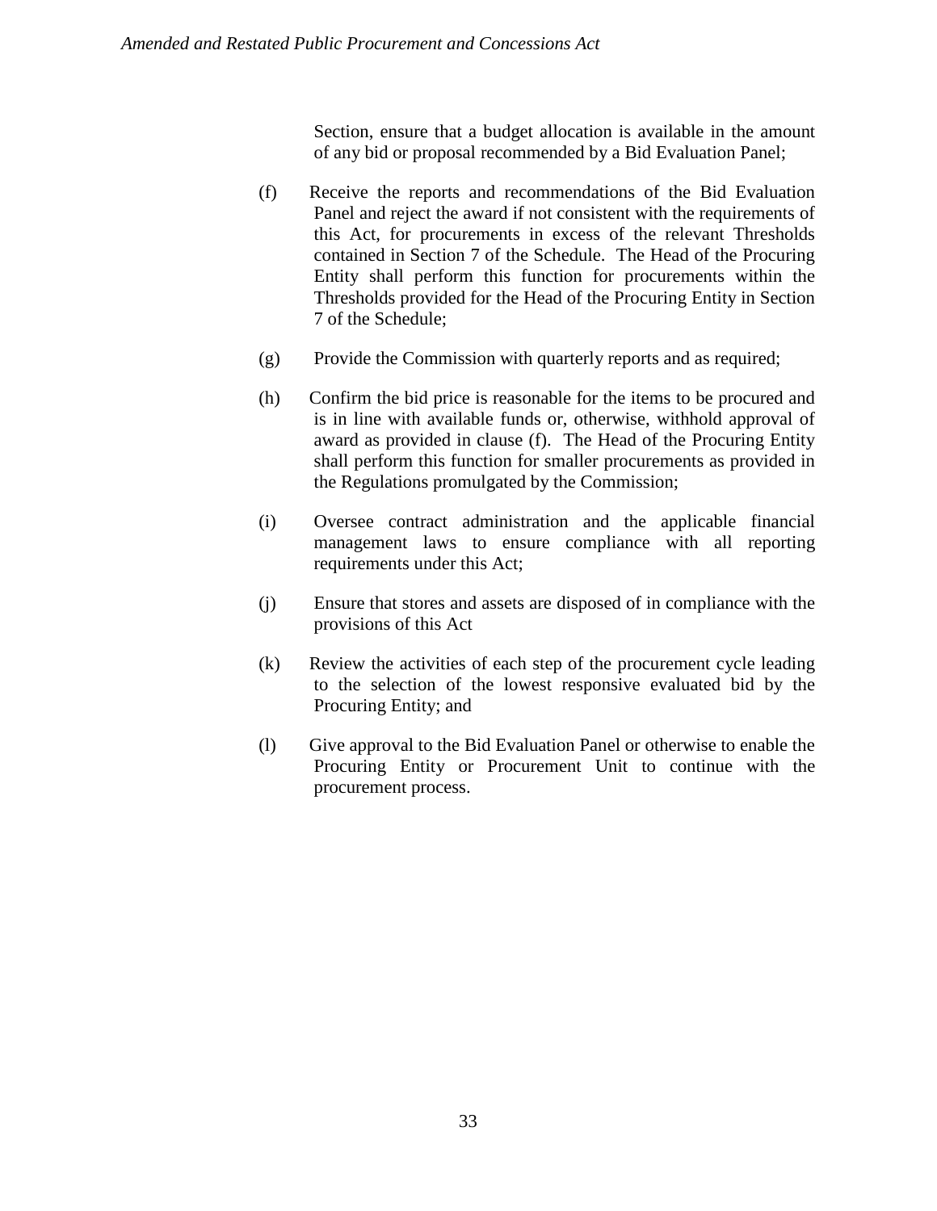Section, ensure that a budget allocation is available in the amount of any bid or proposal recommended by a Bid Evaluation Panel;

(f) Receive the reports and recommendations of the Bid Evaluation Panel and reject the award if not consistent with the requirements of this Act, for procurements in excess of the relevant Thresholds contained in Section 7 of the Schedule. The Head of the Procuring Entity shall perform this function for procurements within the Thresholds provided for the Head of the Procuring Entity in Section 7 of the Schedule;

(g) Provide the Commission with quarterly reports and as required;

(h) Confirm the bid price is reasonable for the items to be procured and is in line with available funds or, otherwise, withhold approval of award as provided in clause (f). The Head of the Procuring Entity shall perform this function for smaller procurements as provided in the Regulations promulgated by the Commission;

(i) Oversee contract administration and the applicable financial management laws to ensure compliance with all reporting requirements under this Act;

(j) Ensure that stores and assets are disposed of in compliance with the provisions of this Act

(k) Review the activities of each step of the procurement cycle leading to the selection of the lowest responsive evaluated bid by the Procuring Entity; and

(l) Give approval to the Bid Evaluation Panel or otherwise to enable the Procuring Entity or Procurement Unit to continue with the procurement process.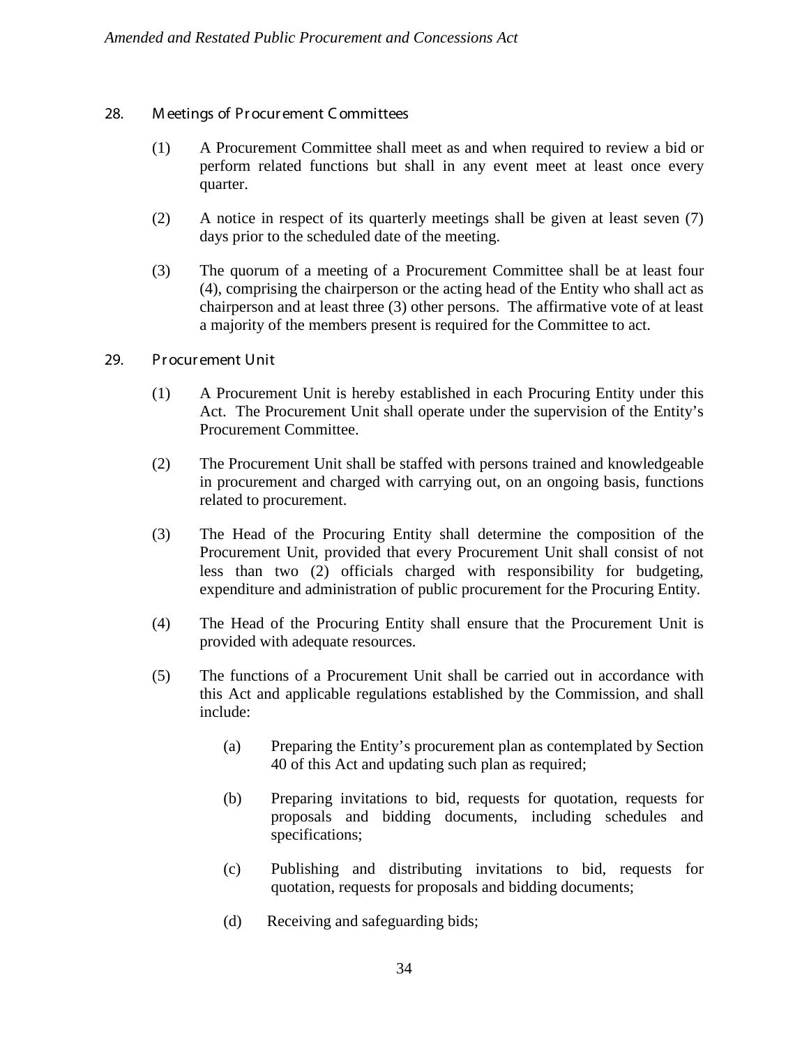## 28. Meetings of Procurement Committees

(1) A Procurement Committee shall meet as and when required to review a bid or perform related functions but shall in any event meet at least once every quarter.

(2) A notice in respect of its quarterly meetings shall be given at least seven (7) days prior to the scheduled date of the meeting.

(3) The quorum of a meeting of a Procurement Committee shall be at least four (4), comprising the chairperson or the acting head of the Entity who shall act as chairperson and at least three (3) other persons. The affirmative vote of at least a majority of the members present is required for the Committee to act.

## 29. Procurement Unit

(1) A Procurement Unit is hereby established in each Procuring Entity under this Act. The Procurement Unit shall operate under the supervision of the Entity's Procurement Committee.

(2) The Procurement Unit shall be staffed with persons trained and knowledgeable in procurement and charged with carrying out, on an ongoing basis, functions related to procurement.

(3) The Head of the Procuring Entity shall determine the composition of the Procurement Unit, provided that every Procurement Unit shall consist of not less than two (2) officials charged with responsibility for budgeting, expenditure and administration of public procurement for the Procuring Entity.

(4) The Head of the Procuring Entity shall ensure that the Procurement Unit is provided with adequate resources.

(5) The functions of a Procurement Unit shall be carried out in accordance with this Act and applicable regulations established by the Commission, and shall include:

(a) Preparing the Entity's procurement plan as contemplated by Section 40 of this Act and updating such plan as required;

(b) Preparing invitations to bid, requests for quotation, requests for proposals and bidding documents, including schedules and specifications;

(c) Publishing and distributing invitations to bid, requests for quotation, requests for proposals and bidding documents;

(d) Receiving and safeguarding bids;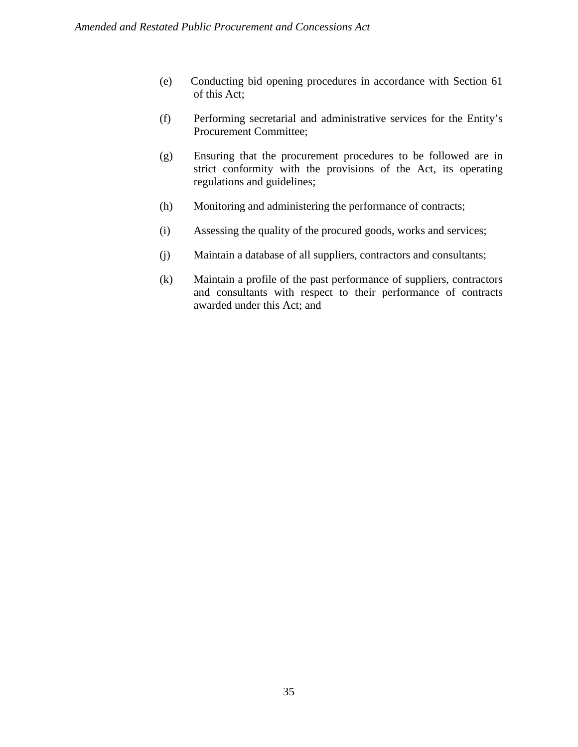(e) Conducting bid opening procedures in accordance with Section 61 of this Act;

(f) Performing secretarial and administrative services for the Entity's Procurement Committee;

(g) Ensuring that the procurement procedures to be followed are in strict conformity with the provisions of the Act, its operating regulations and guidelines;

(h) Monitoring and administering the performance of contracts;

(i) Assessing the quality of the procured goods, works and services;

(j) Maintain a database of all suppliers, contractors and consultants;

(k) Maintain a profile of the past performance of suppliers, contractors and consultants with respect to their performance of contracts awarded under this Act; and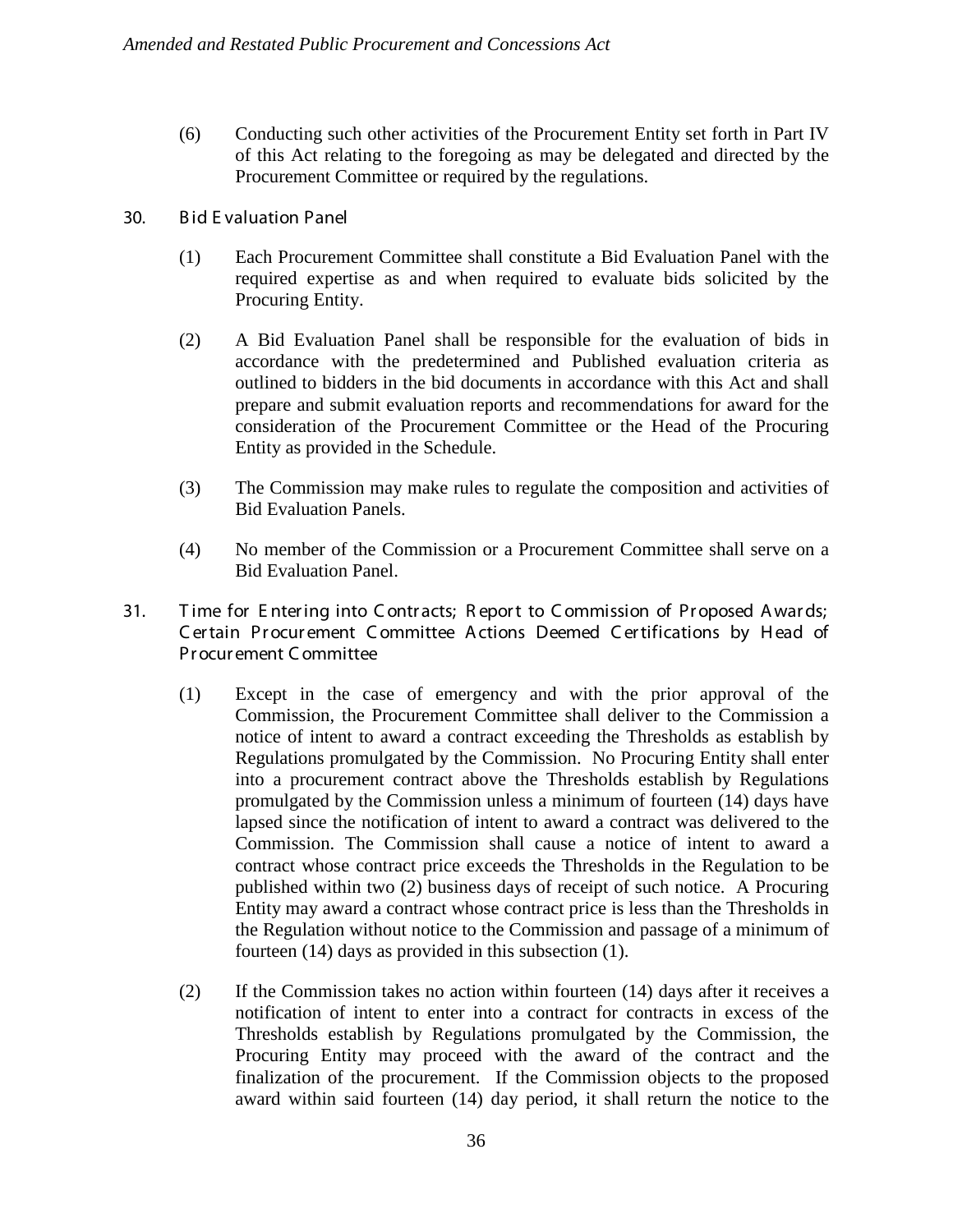(6) Conducting such other activities of the Procurement Entity set forth in Part IV of this Act relating to the foregoing as may be delegated and directed by the Procurement Committee or required by the regulations.

## 30. Bid Evaluation Panel

(1) Each Procurement Committee shall constitute a Bid Evaluation Panel with the required expertise as and when required to evaluate bids solicited by the Procuring Entity.

(2) A Bid Evaluation Panel shall be responsible for the evaluation of bids in accordance with the predetermined and Published evaluation criteria as outlined to bidders in the bid documents in accordance with this Act and shall prepare and submit evaluation reports and recommendations for award for the consideration of the Procurement Committee or the Head of the Procuring Entity as provided in the Schedule.

(3) The Commission may make rules to regulate the composition and activities of Bid Evaluation Panels.

(4) No member of the Commission or a Procurement Committee shall serve on a Bid Evaluation Panel.

## 31. Time for Entering into Contracts; Report to Commission of Proposed Awards; Certain Procurement Committee Actions Deemed Certifications by Head of Procurement Committee

(1) Except in the case of emergency and with the prior approval of the Commission, the Procurement Committee shall deliver to the Commission a notice of intent to award a contract exceeding the Thresholds as establish by Regulations promulgated by the Commission. No Procuring Entity shall enter into a procurement contract above the Thresholds establish by Regulations promulgated by the Commission unless a minimum of fourteen (14) days have lapsed since the notification of intent to award a contract was delivered to the Commission. The Commission shall cause a notice of intent to award a contract whose contract price exceeds the Thresholds in the Regulation to be published within two (2) business days of receipt of such notice. A Procuring Entity may award a contract whose contract price is less than the Thresholds in the Regulation without notice to the Commission and passage of a minimum of fourteen (14) days as provided in this subsection (1).

(2) If the Commission takes no action within fourteen (14) days after it receives a notification of intent to enter into a contract for contracts in excess of the Thresholds establish by Regulations promulgated by the Commission, the Procuring Entity may proceed with the award of the contract and the finalization of the procurement. If the Commission objects to the proposed award within said fourteen (14) day period, it shall return the notice to the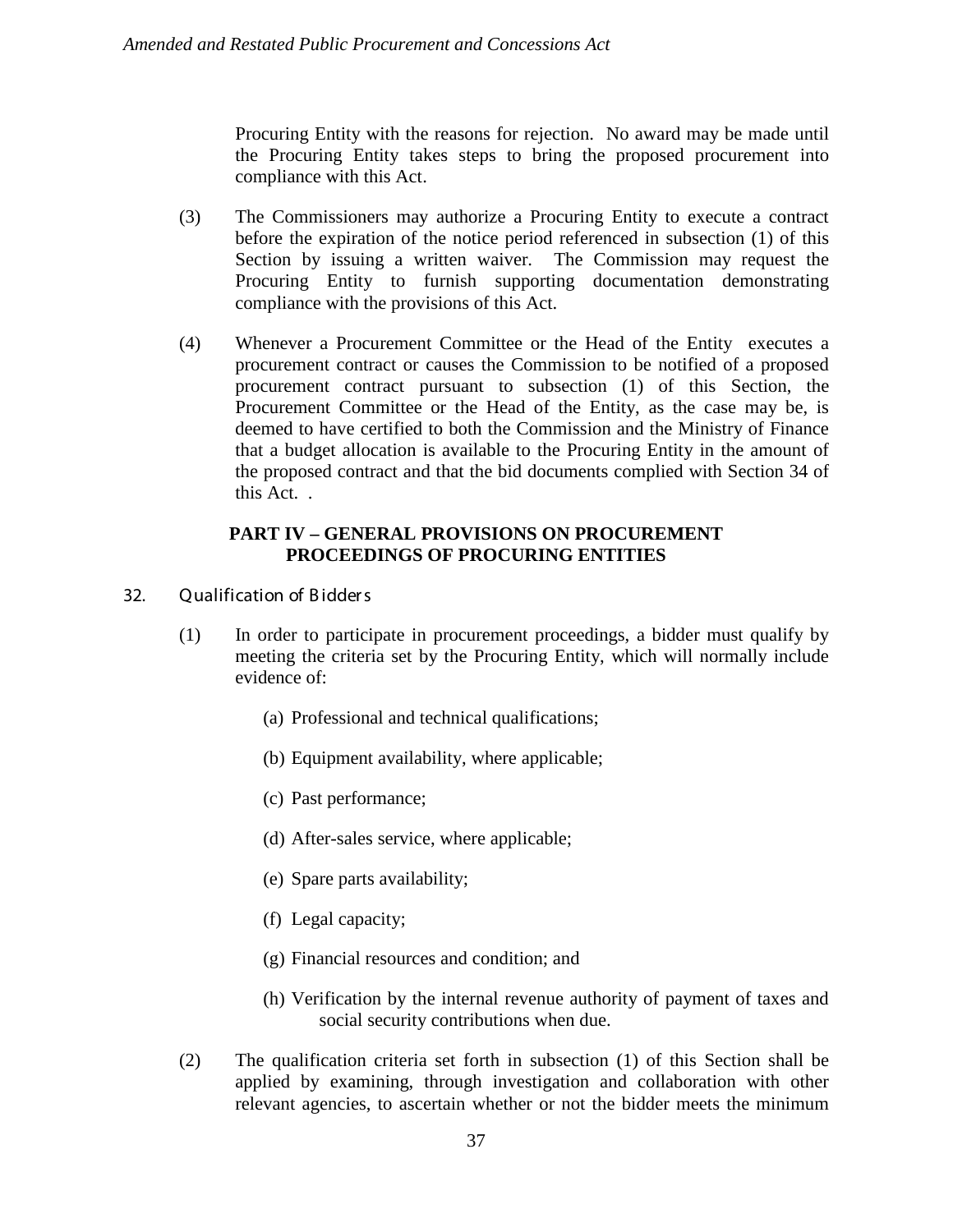Procuring Entity with the reasons for rejection. No award may be made until the Procuring Entity takes steps to bring the proposed procurement into compliance with this Act.

(3) The Commissioners may authorize a Procuring Entity to execute a contract before the expiration of the notice period referenced in subsection (1) of this Section by issuing a written waiver. The Commission may request the Procuring Entity to furnish supporting documentation demonstrating compliance with the provisions of this Act.

(4) Whenever a Procurement Committee or the Head of the Entity executes a procurement contract or causes the Commission to be notified of a proposed procurement contract pursuant to subsection (1) of this Section, the Procurement Committee or the Head of the Entity, as the case may be, is deemed to have certified to both the Commission and the Ministry of Finance that a budget allocation is available to the Procuring Entity in the amount of the proposed contract and that the bid documents complied with Section 34 of this Act. .

## PART IV – GENERAL PROVISIONS ON PROCUREMENT PROCEEDINGS OF PROCURING ENTITIES

### 32. Qualification of Bidders

(1) In order to participate in procurement proceedings, a bidder must qualify by meeting the criteria set by the Procuring Entity, which will normally include evidence of:

(a) Professional and technical qualifications;

(b) Equipment availability, where applicable;

(c) Past performance;

(d) After-sales service, where applicable;

(e) Spare parts availability;

(f) Legal capacity;

(g) Financial resources and condition; and

(h) Verification by the internal revenue authority of payment of taxes and social security contributions when due.

(2) The qualification criteria set forth in subsection (1) of this Section shall be applied by examining, through investigation and collaboration with other relevant agencies, to ascertain whether or not the bidder meets the minimum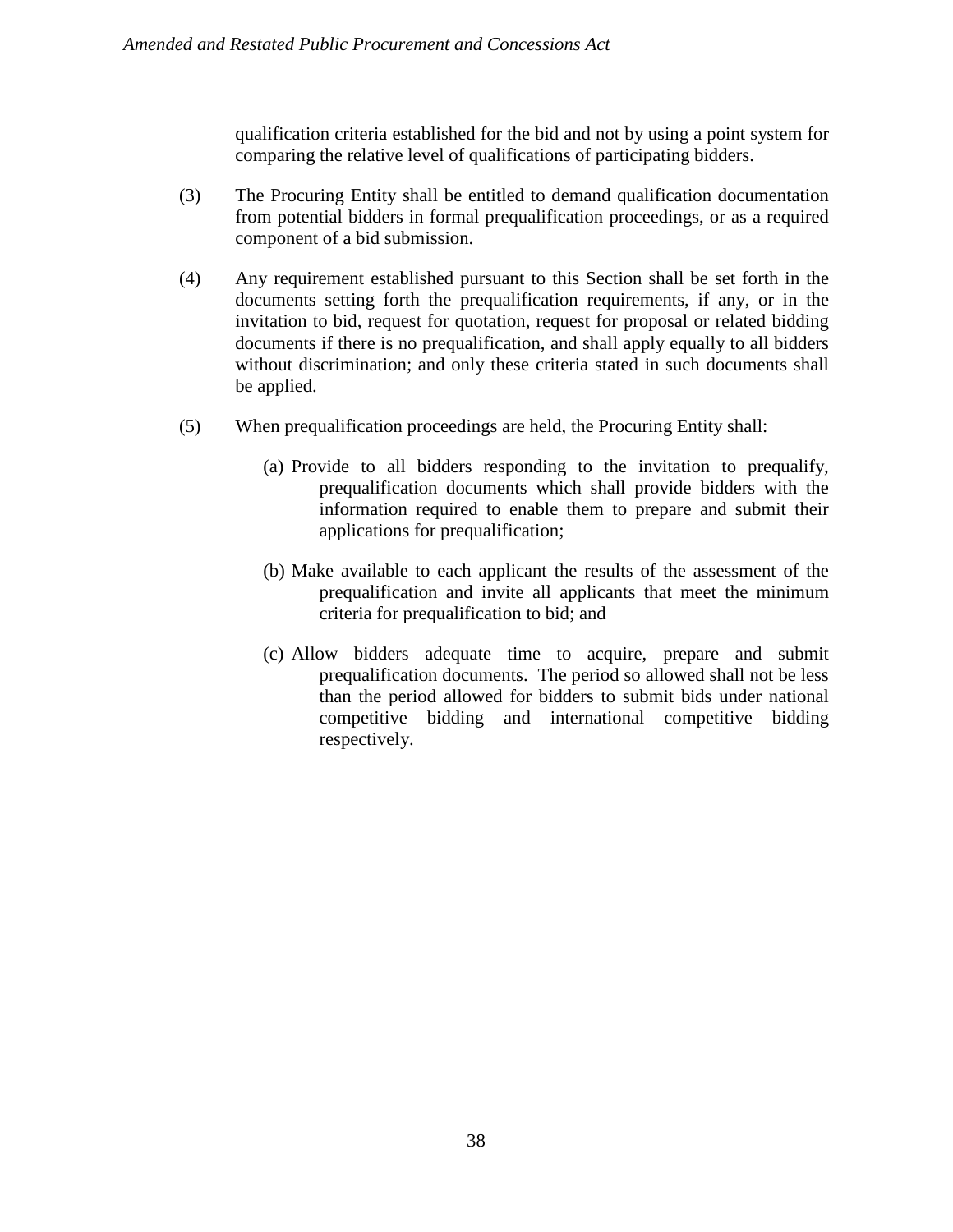qualification criteria established for the bid and not by using a point system for comparing the relative level of qualifications of participating bidders.

(3) The Procuring Entity shall be entitled to demand qualification documentation from potential bidders in formal prequalification proceedings, or as a required component of a bid submission.

(4) Any requirement established pursuant to this Section shall be set forth in the documents setting forth the prequalification requirements, if any, or in the invitation to bid, request for quotation, request for proposal or related bidding documents if there is no prequalification, and shall apply equally to all bidders without discrimination; and only these criteria stated in such documents shall be applied.

(5) When prequalification proceedings are held, the Procuring Entity shall:

(a) Provide to all bidders responding to the invitation to prequalify, prequalification documents which shall provide bidders with the information required to enable them to prepare and submit their applications for prequalification;

(b) Make available to each applicant the results of the assessment of the prequalification and invite all applicants that meet the minimum criteria for prequalification to bid; and

(c) Allow bidders adequate time to acquire, prepare and submit prequalification documents. The period so allowed shall not be less than the period allowed for bidders to submit bids under national competitive bidding and international competitive bidding respectively.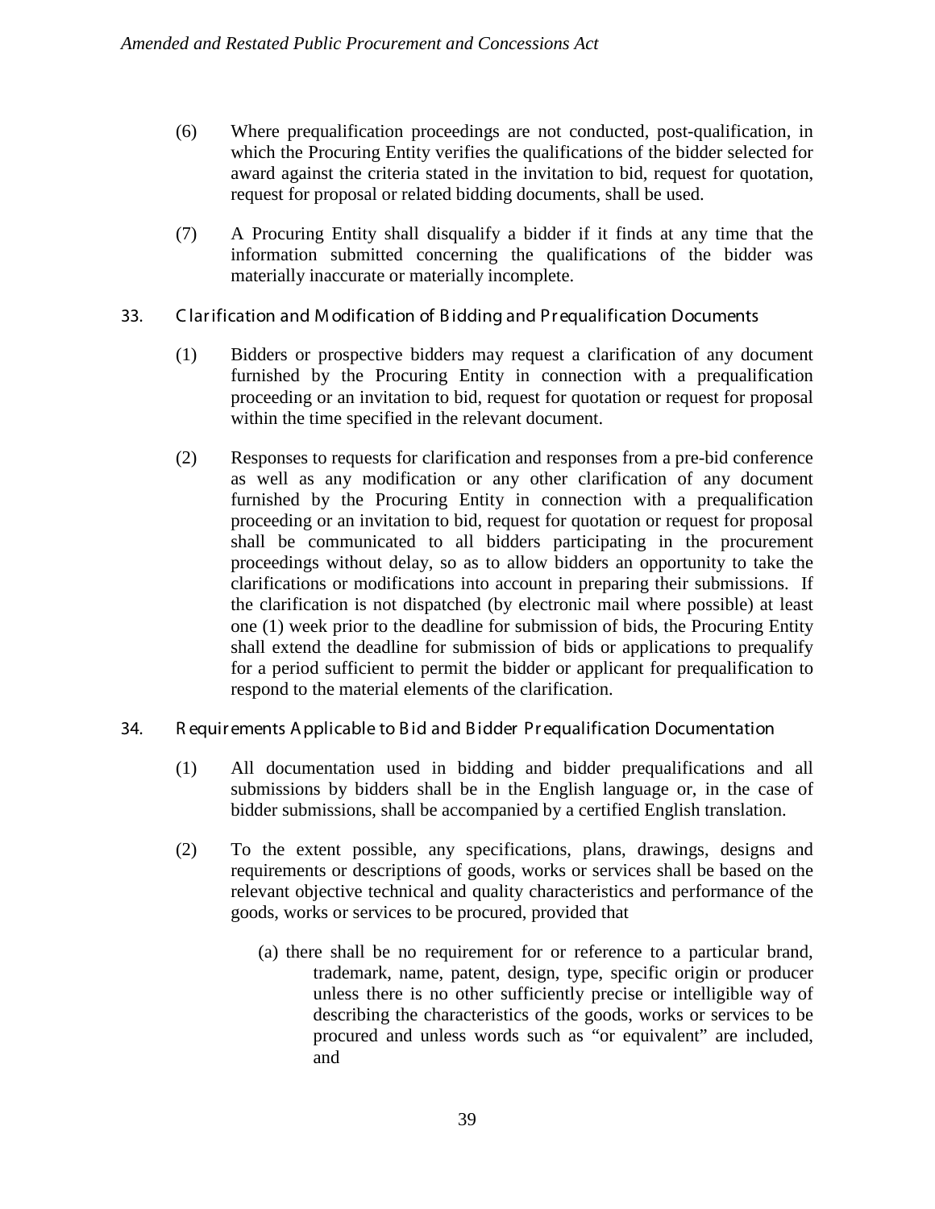(6) Where prequalification proceedings are not conducted, post-qualification, in which the Procuring Entity verifies the qualifications of the bidder selected for award against the criteria stated in the invitation to bid, request for quotation, request for proposal or related bidding documents, shall be used.

(7) A Procuring Entity shall disqualify a bidder if it finds at any time that the information submitted concerning the qualifications of the bidder was materially inaccurate or materially incomplete.

## 33. Clarification and Modification of Bidding and Prequalification Documents

(1) Bidders or prospective bidders may request a clarification of any document furnished by the Procuring Entity in connection with a prequalification proceeding or an invitation to bid, request for quotation or request for proposal within the time specified in the relevant document.

(2) Responses to requests for clarification and responses from a pre-bid conference as well as any modification or any other clarification of any document furnished by the Procuring Entity in connection with a prequalification proceeding or an invitation to bid, request for quotation or request for proposal shall be communicated to all bidders participating in the procurement proceedings without delay, so as to allow bidders an opportunity to take the clarifications or modifications into account in preparing their submissions. If the clarification is not dispatched (by electronic mail where possible) at least one (1) week prior to the deadline for submission of bids, the Procuring Entity shall extend the deadline for submission of bids or applications to prequalify for a period sufficient to permit the bidder or applicant for prequalification to respond to the material elements of the clarification.

## 34. Requirements Applicable to Bid and Bidder Prequalification Documentation

(1) All documentation used in bidding and bidder prequalifications and all submissions by bidders shall be in the English language or, in the case of bidder submissions, shall be accompanied by a certified English translation.

(2) To the extent possible, any specifications, plans, drawings, designs and requirements or descriptions of goods, works or services shall be based on the relevant objective technical and quality characteristics and performance of the goods, works or services to be procured, provided that

(a) there shall be no requirement for or reference to a particular brand, trademark, name, patent, design, type, specific origin or producer unless there is no other sufficiently precise or intelligible way of describing the characteristics of the goods, works or services to be procured and unless words such as "or equivalent" are included, and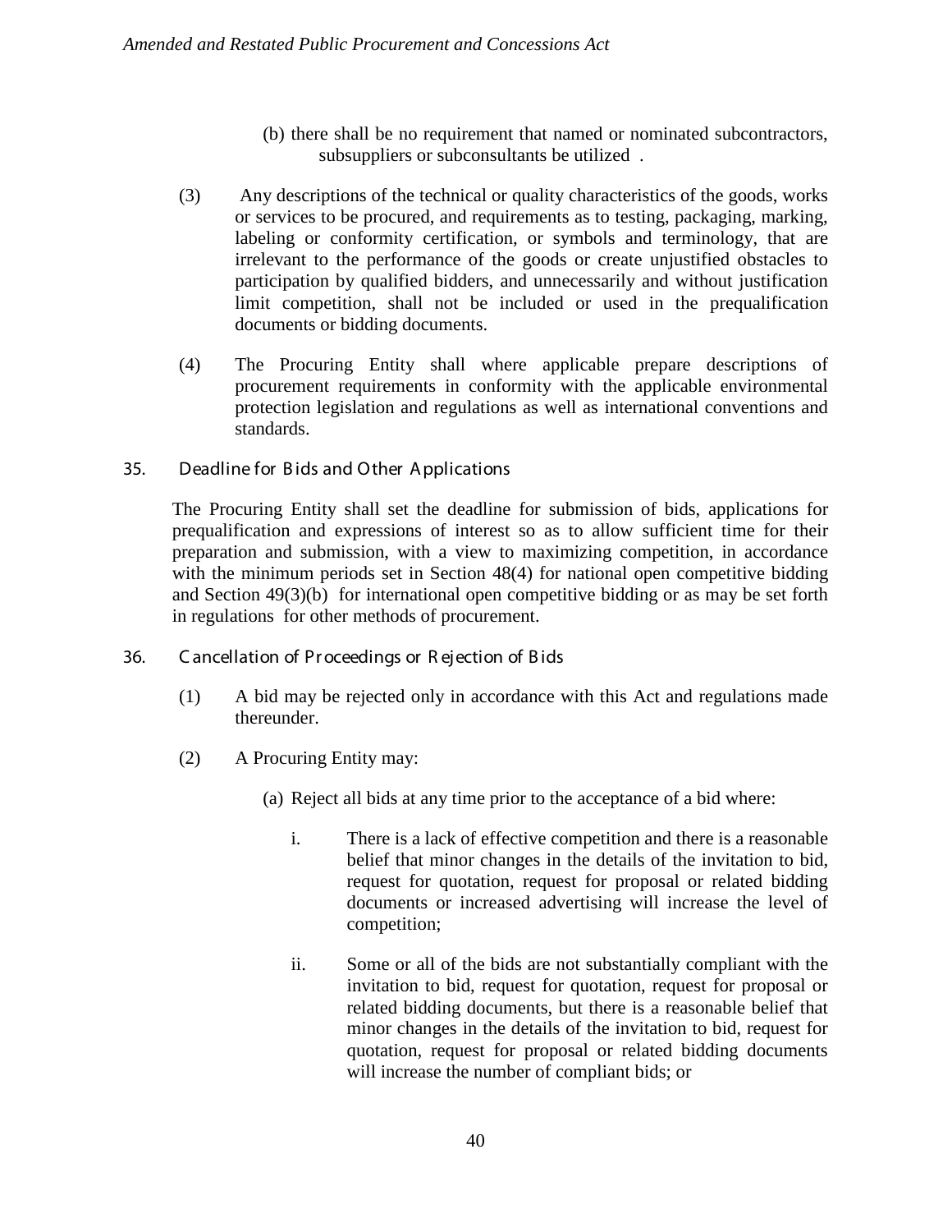(b) there shall be no requirement that named or nominated subcontractors, subsuppliers or subconsultants be utilized .

(3) Any descriptions of the technical or quality characteristics of the goods, works or services to be procured, and requirements as to testing, packaging, marking, labeling or conformity certification, or symbols and terminology, that are irrelevant to the performance of the goods or create unjustified obstacles to participation by qualified bidders, and unnecessarily and without justification limit competition, shall not be included or used in the prequalification documents or bidding documents.

(4) The Procuring Entity shall where applicable prepare descriptions of procurement requirements in conformity with the applicable environmental protection legislation and regulations as well as international conventions and standards.

## 35. Deadline for Bids and Other Applications

The Procuring Entity shall set the deadline for submission of bids, applications for prequalification and expressions of interest so as to allow sufficient time for their preparation and submission, with a view to maximizing competition, in accordance with the minimum periods set in Section 48(4) for national open competitive bidding and Section 49(3)(b) for international open competitive bidding or as may be set forth in regulations for other methods of procurement.

## 36. Cancellation of Proceedings or Rejection of Bids

(1) A bid may be rejected only in accordance with this Act and regulations made thereunder.

(2) A Procuring Entity may:

(a) Reject all bids at any time prior to the acceptance of a bid where:

i. There is a lack of effective competition and there is a reasonable belief that minor changes in the details of the invitation to bid, request for quotation, request for proposal or related bidding documents or increased advertising will increase the level of competition;

ii. Some or all of the bids are not substantially compliant with the invitation to bid, request for quotation, request for proposal or related bidding documents, but there is a reasonable belief that minor changes in the details of the invitation to bid, request for quotation, request for proposal or related bidding documents will increase the number of compliant bids; or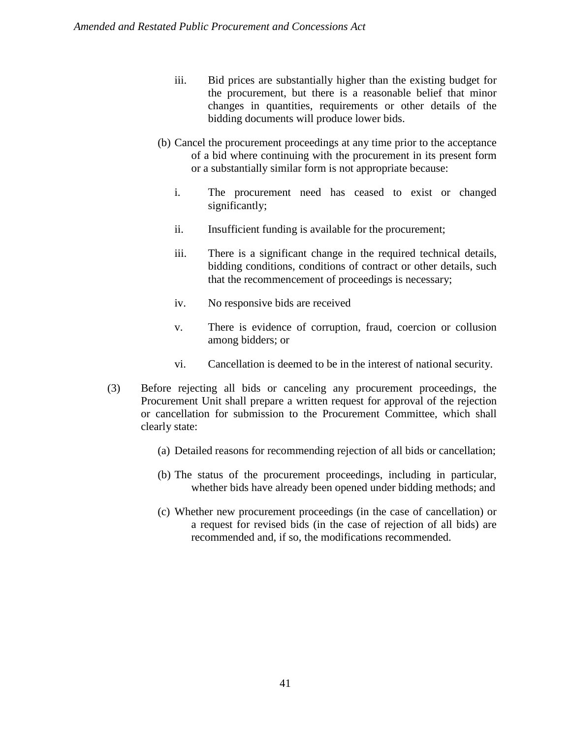iii. Bid prices are substantially higher than the existing budget for the procurement, but there is a reasonable belief that minor changes in quantities, requirements or other details of the bidding documents will produce lower bids.

(b) Cancel the procurement proceedings at any time prior to the acceptance of a bid where continuing with the procurement in its present form or a substantially similar form is not appropriate because:

i. The procurement need has ceased to exist or changed significantly;

ii. Insufficient funding is available for the procurement;

iii. There is a significant change in the required technical details, bidding conditions, conditions of contract or other details, such that the recommencement of proceedings is necessary;

iv. No responsive bids are received

v. There is evidence of corruption, fraud, coercion or collusion among bidders; or

vi. Cancellation is deemed to be in the interest of national security.

(3) Before rejecting all bids or canceling any procurement proceedings, the Procurement Unit shall prepare a written request for approval of the rejection or cancellation for submission to the Procurement Committee, which shall clearly state:

(a) Detailed reasons for recommending rejection of all bids or cancellation;

(b) The status of the procurement proceedings, including in particular, whether bids have already been opened under bidding methods; and

(c) Whether new procurement proceedings (in the case of cancellation) or a request for revised bids (in the case of rejection of all bids) are recommended and, if so, the modifications recommended.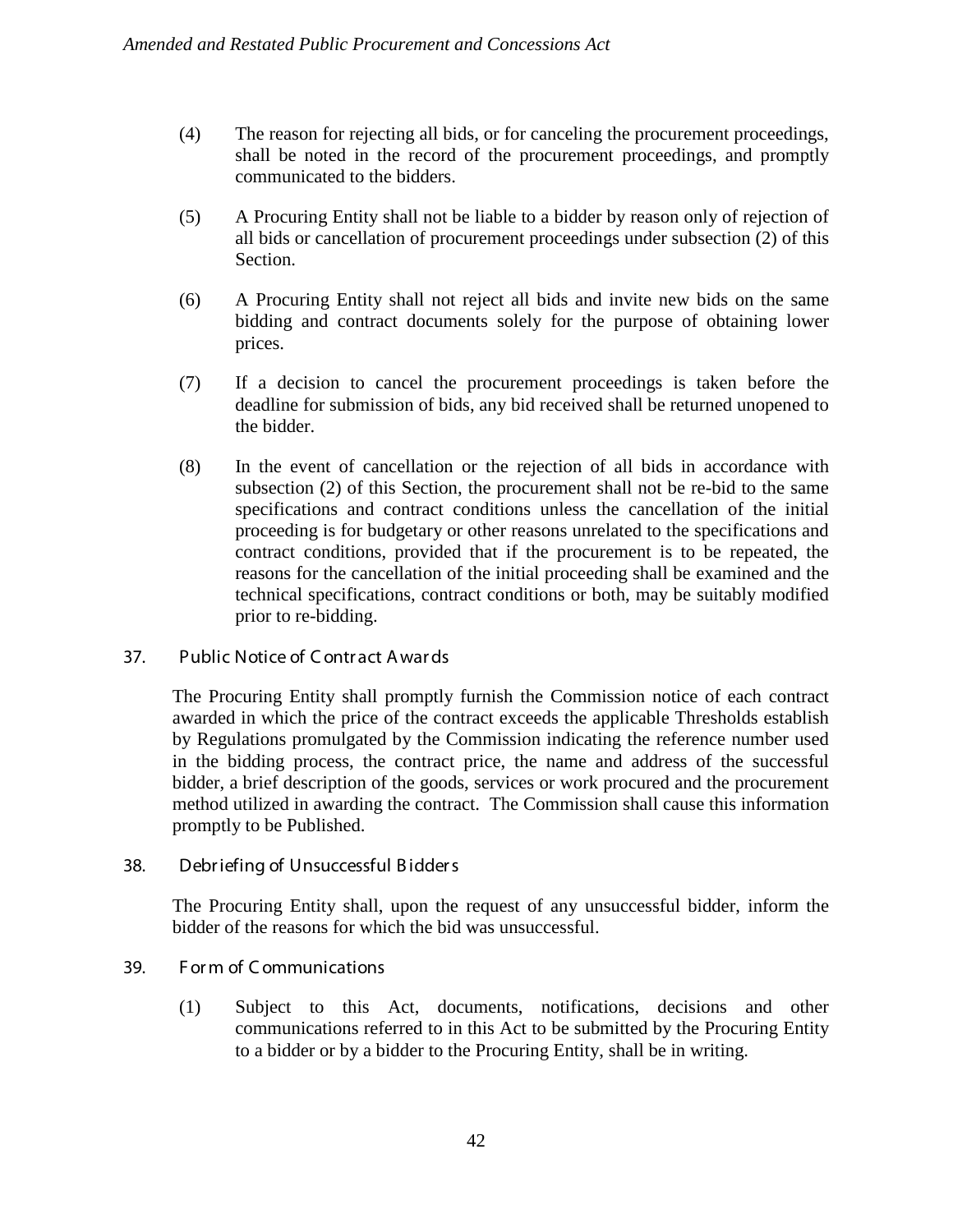(4) The reason for rejecting all bids, or for canceling the procurement proceedings, shall be noted in the record of the procurement proceedings, and promptly communicated to the bidders.

(5) A Procuring Entity shall not be liable to a bidder by reason only of rejection of all bids or cancellation of procurement proceedings under subsection (2) of this Section.

(6) A Procuring Entity shall not reject all bids and invite new bids on the same bidding and contract documents solely for the purpose of obtaining lower prices.

(7) If a decision to cancel the procurement proceedings is taken before the deadline for submission of bids, any bid received shall be returned unopened to the bidder.

(8) In the event of cancellation or the rejection of all bids in accordance with subsection (2) of this Section, the procurement shall not be re-bid to the same specifications and contract conditions unless the cancellation of the initial proceeding is for budgetary or other reasons unrelated to the specifications and contract conditions, provided that if the procurement is to be repeated, the reasons for the cancellation of the initial proceeding shall be examined and the technical specifications, contract conditions or both, may be suitably modified prior to re-bidding.

### 37. Public Notice of Contract Awards

The Procuring Entity shall promptly furnish the Commission notice of each contract awarded in which the price of the contract exceeds the applicable Thresholds establish by Regulations promulgated by the Commission indicating the reference number used in the bidding process, the contract price, the name and address of the successful bidder, a brief description of the goods, services or work procured and the procurement method utilized in awarding the contract. The Commission shall cause this information promptly to be Published.

### 38. Debriefing of Unsuccessful Bidders

The Procuring Entity shall, upon the request of any unsuccessful bidder, inform the bidder of the reasons for which the bid was unsuccessful.

### 39. Form of Communications

(1) Subject to this Act, documents, notifications, decisions and other communications referred to in this Act to be submitted by the Procuring Entity to a bidder or by a bidder to the Procuring Entity, shall be in writing.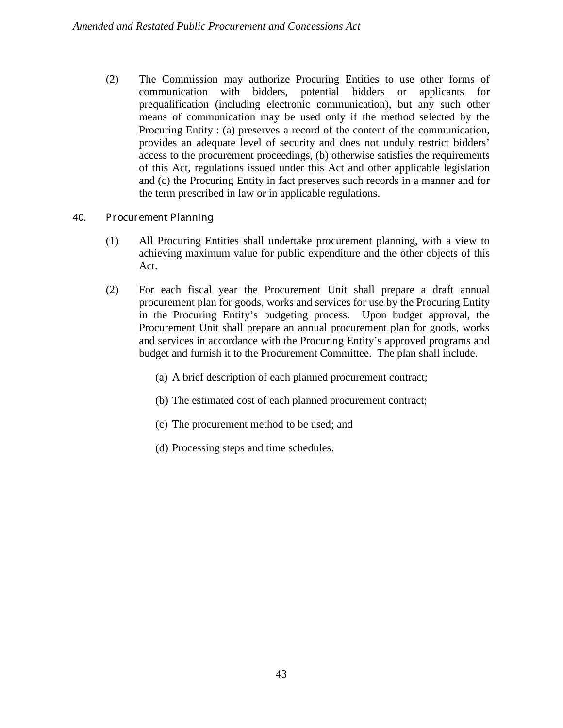(2) The Commission may authorize Procuring Entities to use other forms of communication with bidders, potential bidders or applicants for prequalification (including electronic communication), but any such other means of communication may be used only if the method selected by the Procuring Entity : (a) preserves a record of the content of the communication, provides an adequate level of security and does not unduly restrict bidders' access to the procurement proceedings, (b) otherwise satisfies the requirements of this Act, regulations issued under this Act and other applicable legislation and (c) the Procuring Entity in fact preserves such records in a manner and for the term prescribed in law or in applicable regulations.

## 40. Procurement Planning

(1) All Procuring Entities shall undertake procurement planning, with a view to achieving maximum value for public expenditure and the other objects of this Act.

(2) For each fiscal year the Procurement Unit shall prepare a draft annual procurement plan for goods, works and services for use by the Procuring Entity in the Procuring Entity's budgeting process. Upon budget approval, the Procurement Unit shall prepare an annual procurement plan for goods, works and services in accordance with the Procuring Entity's approved programs and budget and furnish it to the Procurement Committee. The plan shall include.

(a) A brief description of each planned procurement contract;

(b) The estimated cost of each planned procurement contract;

(c) The procurement method to be used; and

(d) Processing steps and time schedules.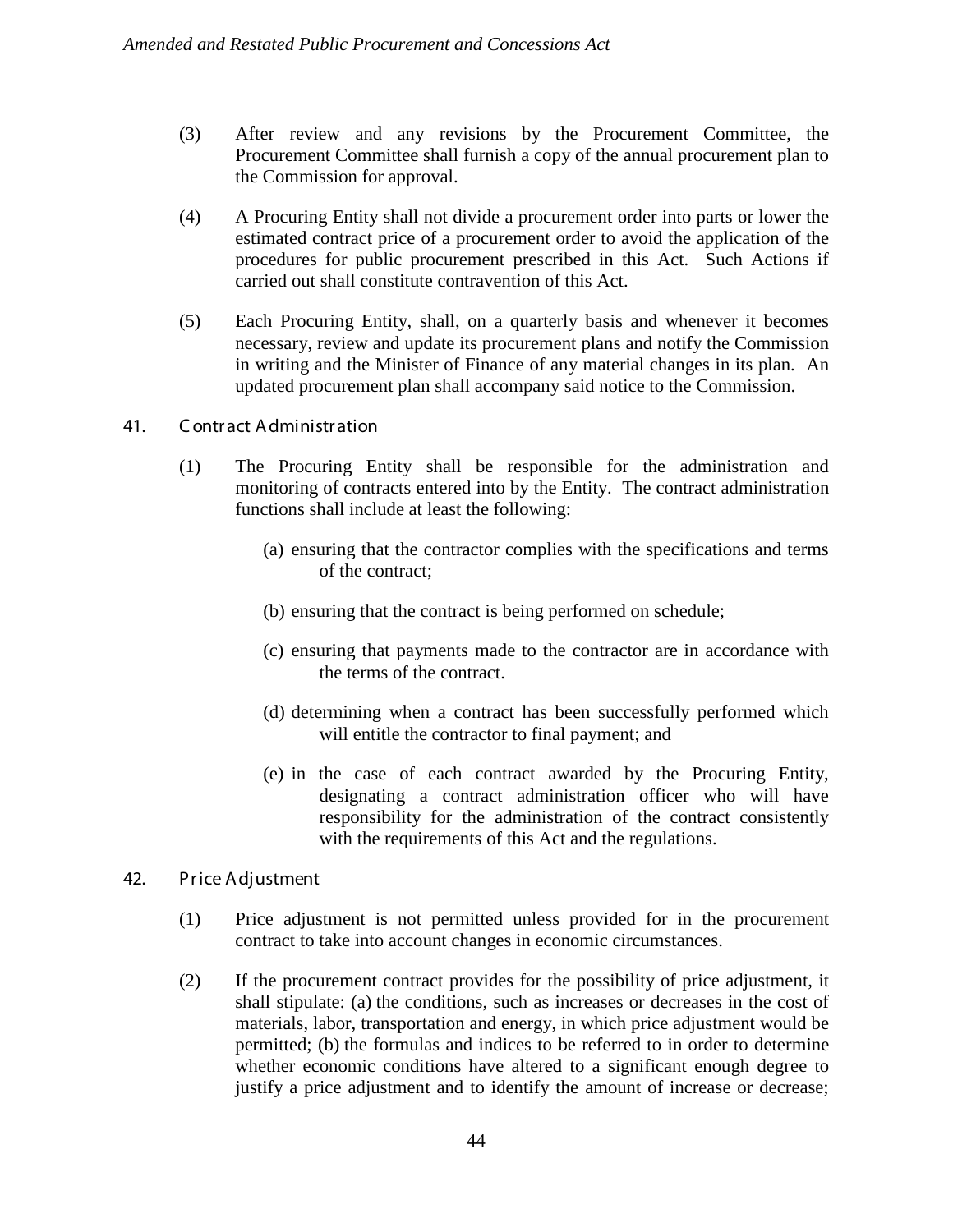(3) After review and any revisions by the Procurement Committee, the Procurement Committee shall furnish a copy of the annual procurement plan to the Commission for approval.

(4) A Procuring Entity shall not divide a procurement order into parts or lower the estimated contract price of a procurement order to avoid the application of the procedures for public procurement prescribed in this Act. Such Actions if carried out shall constitute contravention of this Act.

(5) Each Procuring Entity, shall, on a quarterly basis and whenever it becomes necessary, review and update its procurement plans and notify the Commission in writing and the Minister of Finance of any material changes in its plan. An updated procurement plan shall accompany said notice to the Commission.

## 41. Contract Administration

(1) The Procuring Entity shall be responsible for the administration and monitoring of contracts entered into by the Entity. The contract administration functions shall include at least the following:

(a) ensuring that the contractor complies with the specifications and terms of the contract;

(b) ensuring that the contract is being performed on schedule;

(c) ensuring that payments made to the contractor are in accordance with the terms of the contract.

(d) determining when a contract has been successfully performed which will entitle the contractor to final payment; and

(e) in the case of each contract awarded by the Procuring Entity, designating a contract administration officer who will have responsibility for the administration of the contract consistently with the requirements of this Act and the regulations.

## 42. Price Adjustment

(1) Price adjustment is not permitted unless provided for in the procurement contract to take into account changes in economic circumstances.

(2) If the procurement contract provides for the possibility of price adjustment, it shall stipulate: (a) the conditions, such as increases or decreases in the cost of materials, labor, transportation and energy, in which price adjustment would be permitted; (b) the formulas and indices to be referred to in order to determine whether economic conditions have altered to a significant enough degree to justify a price adjustment and to identify the amount of increase or decrease;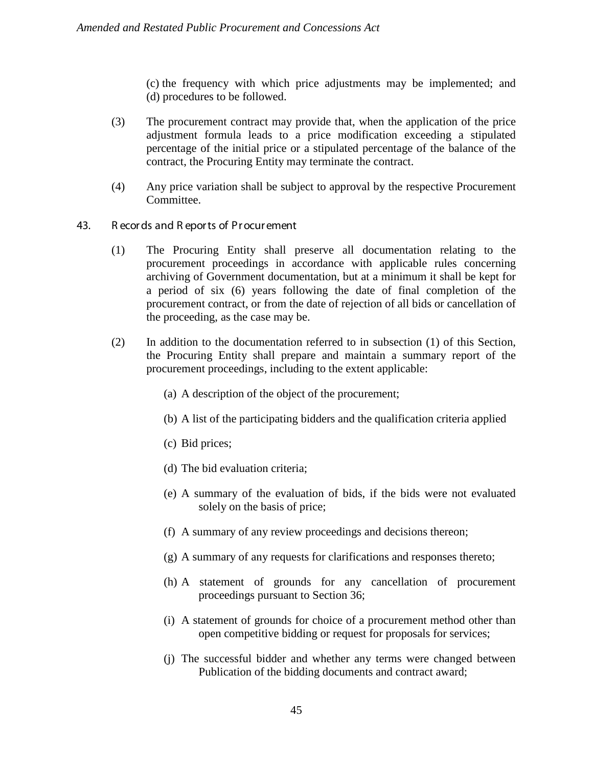(c) the frequency with which price adjustments may be implemented; and
(d) procedures to be followed.

(3) The procurement contract may provide that, when the application of the price adjustment formula leads to a price modification exceeding a stipulated percentage of the initial price or a stipulated percentage of the balance of the contract, the Procuring Entity may terminate the contract.

(4) Any price variation shall be subject to approval by the respective Procurement Committee.

## 43. Records and Reports of Procurement

(1) The Procuring Entity shall preserve all documentation relating to the procurement proceedings in accordance with applicable rules concerning archiving of Government documentation, but at a minimum it shall be kept for a period of six (6) years following the date of final completion of the procurement contract, or from the date of rejection of all bids or cancellation of the proceeding, as the case may be.

(2) In addition to the documentation referred to in subsection (1) of this Section, the Procuring Entity shall prepare and maintain a summary report of the procurement proceedings, including to the extent applicable:

(a) A description of the object of the procurement;

(b) A list of the participating bidders and the qualification criteria applied

(c) Bid prices;

(d) The bid evaluation criteria;

(e) A summary of the evaluation of bids, if the bids were not evaluated solely on the basis of price;

(f) A summary of any review proceedings and decisions thereon;

(g) A summary of any requests for clarifications and responses thereto;

(h) A statement of grounds for any cancellation of procurement proceedings pursuant to Section 36;

(i) A statement of grounds for choice of a procurement method other than open competitive bidding or request for proposals for services;

(j) The successful bidder and whether any terms were changed between Publication of the bidding documents and contract award;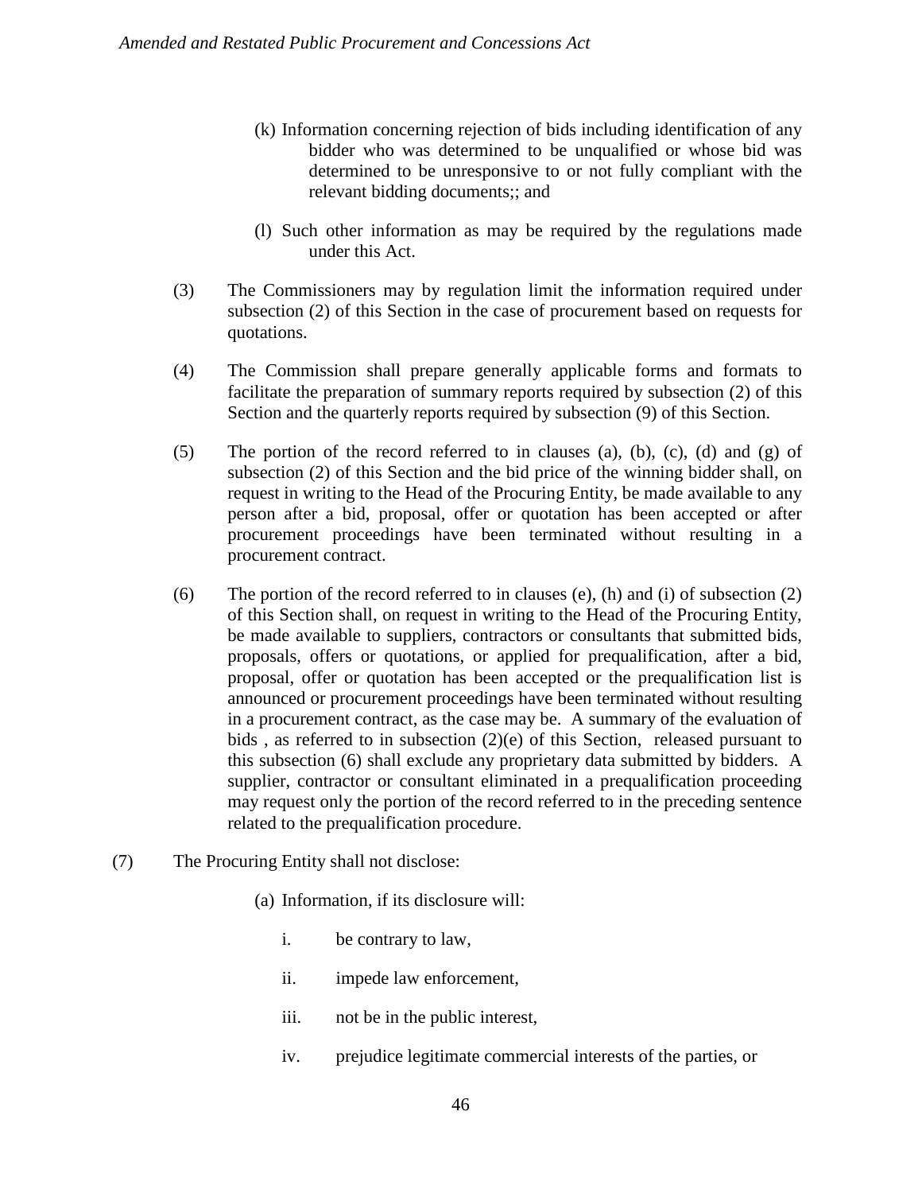(k) Information concerning rejection of bids including identification of any bidder who was determined to be unqualified or whose bid was determined to be unresponsive to or not fully compliant with the relevant bidding documents;; and

(l) Such other information as may be required by the regulations made under this Act.

(3) The Commissioners may by regulation limit the information required under subsection (2) of this Section in the case of procurement based on requests for quotations.

(4) The Commission shall prepare generally applicable forms and formats to facilitate the preparation of summary reports required by subsection (2) of this Section and the quarterly reports required by subsection (9) of this Section.

(5) The portion of the record referred to in clauses (a), (b), (c), (d) and (g) of subsection (2) of this Section and the bid price of the winning bidder shall, on request in writing to the Head of the Procuring Entity, be made available to any person after a bid, proposal, offer or quotation has been accepted or after procurement proceedings have been terminated without resulting in a procurement contract.

(6) The portion of the record referred to in clauses (e), (h) and (i) of subsection (2) of this Section shall, on request in writing to the Head of the Procuring Entity, be made available to suppliers, contractors or consultants that submitted bids, proposals, offers or quotations, or applied for prequalification, after a bid, proposal, offer or quotation has been accepted or the prequalification list is announced or procurement proceedings have been terminated without resulting in a procurement contract, as the case may be. A summary of the evaluation of bids , as referred to in subsection (2)(e) of this Section, released pursuant to this subsection (6) shall exclude any proprietary data submitted by bidders. A supplier, contractor or consultant eliminated in a prequalification proceeding may request only the portion of the record referred to in the preceding sentence related to the prequalification procedure.

(7) The Procuring Entity shall not disclose:

(a) Information, if its disclosure will:

i. be contrary to law,

ii. impede law enforcement,

iii. not be in the public interest,

iv. prejudice legitimate commercial interests of the parties, or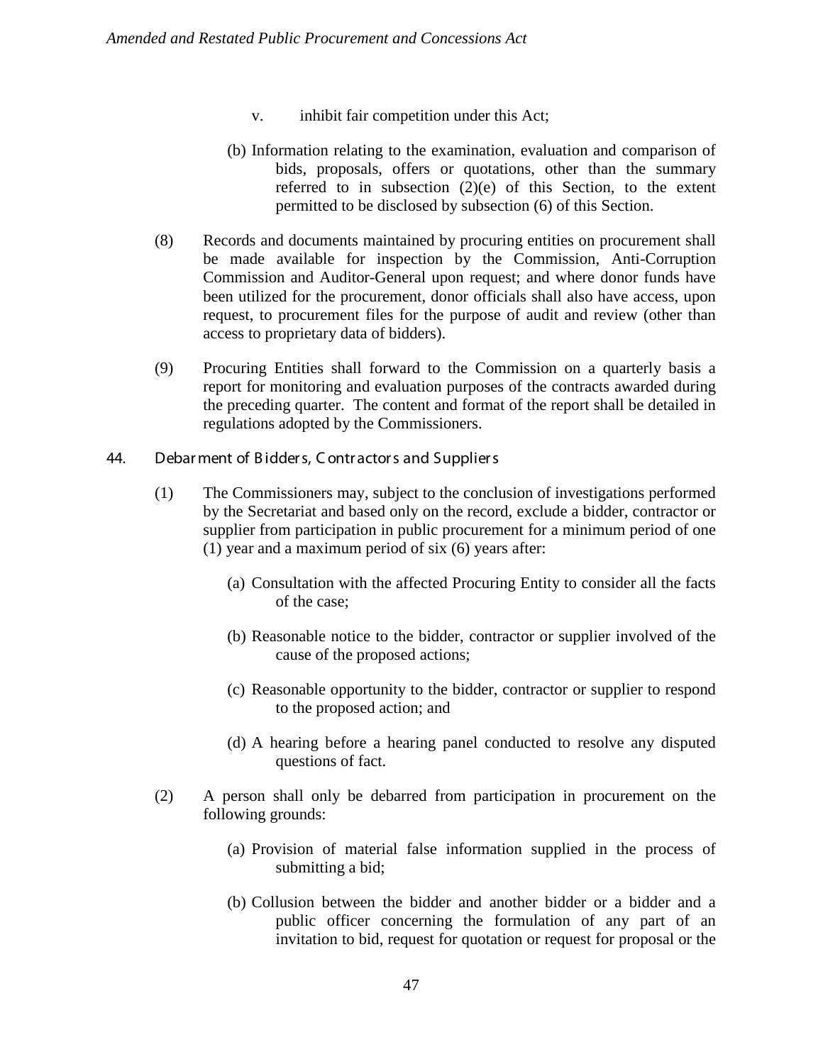v. inhibit fair competition under this Act;

(b) Information relating to the examination, evaluation and comparison of bids, proposals, offers or quotations, other than the summary referred to in subsection (2)(e) of this Section, to the extent permitted to be disclosed by subsection (6) of this Section.

(8) Records and documents maintained by procuring entities on procurement shall be made available for inspection by the Commission, Anti-Corruption Commission and Auditor-General upon request; and where donor funds have been utilized for the procurement, donor officials shall also have access, upon request, to procurement files for the purpose of audit and review (other than access to proprietary data of bidders).

(9) Procuring Entities shall forward to the Commission on a quarterly basis a report for monitoring and evaluation purposes of the contracts awarded during the preceding quarter. The content and format of the report shall be detailed in regulations adopted by the Commissioners.

## 44. Debarment of Bidders, Contractors and Suppliers

(1) The Commissioners may, subject to the conclusion of investigations performed by the Secretariat and based only on the record, exclude a bidder, contractor or supplier from participation in public procurement for a minimum period of one (1) year and a maximum period of six (6) years after:

(a) Consultation with the affected Procuring Entity to consider all the facts of the case;

(b) Reasonable notice to the bidder, contractor or supplier involved of the cause of the proposed actions;

(c) Reasonable opportunity to the bidder, contractor or supplier to respond to the proposed action; and

(d) A hearing before a hearing panel conducted to resolve any disputed questions of fact.

(2) A person shall only be debarred from participation in procurement on the following grounds:

(a) Provision of material false information supplied in the process of submitting a bid;

(b) Collusion between the bidder and another bidder or a bidder and a public officer concerning the formulation of any part of an invitation to bid, request for quotation or request for proposal or the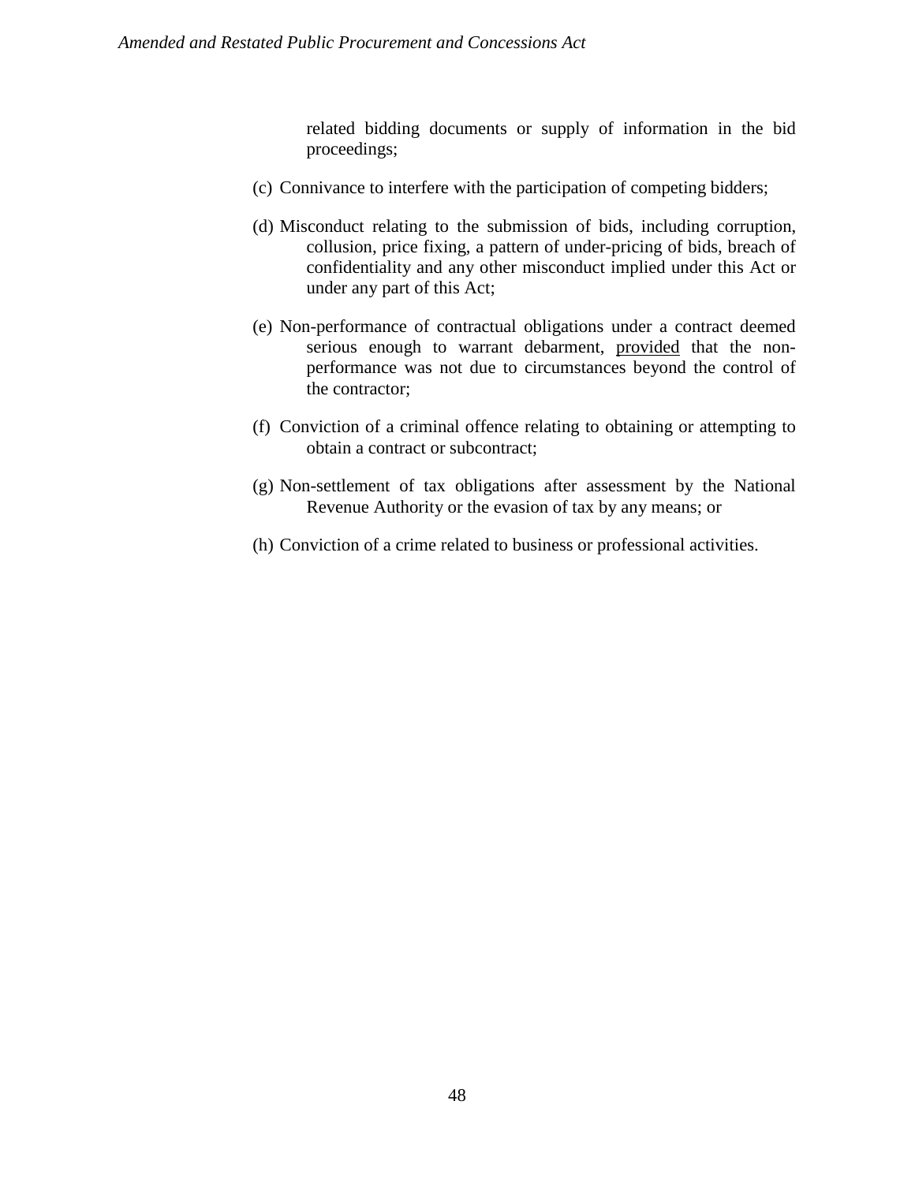related bidding documents or supply of information in the bid proceedings;

(c) Connivance to interfere with the participation of competing bidders;

(d) Misconduct relating to the submission of bids, including corruption, collusion, price fixing, a pattern of under-pricing of bids, breach of confidentiality and any other misconduct implied under this Act or under any part of this Act;

(e) Non-performance of contractual obligations under a contract deemed serious enough to warrant debarment, <u>provided</u> that the non-performance was not due to circumstances beyond the control of the contractor;

(f) Conviction of a criminal offence relating to obtaining or attempting to obtain a contract or subcontract;

(g) Non-settlement of tax obligations after assessment by the National Revenue Authority or the evasion of tax by any means; or

(h) Conviction of a crime related to business or professional activities.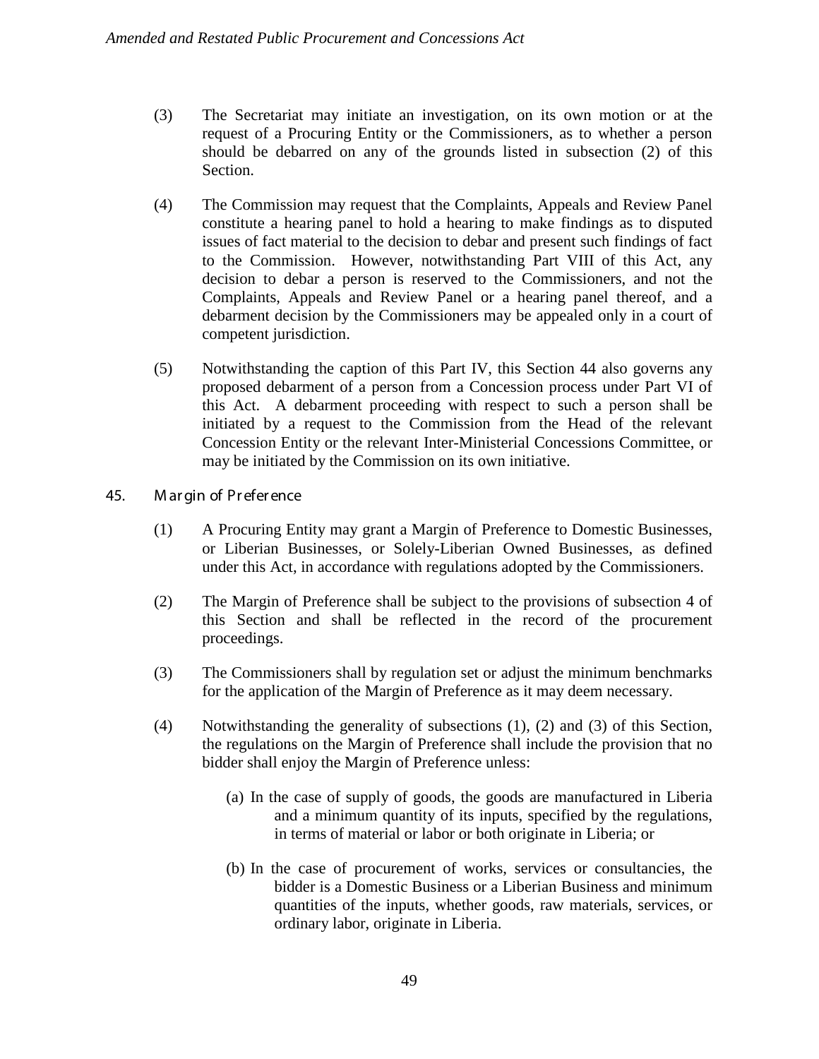(3) The Secretariat may initiate an investigation, on its own motion or at the request of a Procuring Entity or the Commissioners, as to whether a person should be debarred on any of the grounds listed in subsection (2) of this Section.

(4) The Commission may request that the Complaints, Appeals and Review Panel constitute a hearing panel to hold a hearing to make findings as to disputed issues of fact material to the decision to debar and present such findings of fact to the Commission. However, notwithstanding Part VIII of this Act, any decision to debar a person is reserved to the Commissioners, and not the Complaints, Appeals and Review Panel or a hearing panel thereof, and a debarment decision by the Commissioners may be appealed only in a court of competent jurisdiction.

(5) Notwithstanding the caption of this Part IV, this Section 44 also governs any proposed debarment of a person from a Concession process under Part VI of this Act. A debarment proceeding with respect to such a person shall be initiated by a request to the Commission from the Head of the relevant Concession Entity or the relevant Inter-Ministerial Concessions Committee, or may be initiated by the Commission on its own initiative.

## 45. Margin of Preference

(1) A Procuring Entity may grant a Margin of Preference to Domestic Businesses, or Liberian Businesses, or Solely-Liberian Owned Businesses, as defined under this Act, in accordance with regulations adopted by the Commissioners.

(2) The Margin of Preference shall be subject to the provisions of subsection 4 of this Section and shall be reflected in the record of the procurement proceedings.

(3) The Commissioners shall by regulation set or adjust the minimum benchmarks for the application of the Margin of Preference as it may deem necessary.

(4) Notwithstanding the generality of subsections (1), (2) and (3) of this Section, the regulations on the Margin of Preference shall include the provision that no bidder shall enjoy the Margin of Preference unless:

(a) In the case of supply of goods, the goods are manufactured in Liberia and a minimum quantity of its inputs, specified by the regulations, in terms of material or labor or both originate in Liberia; or

(b) In the case of procurement of works, services or consultancies, the bidder is a Domestic Business or a Liberian Business and minimum quantities of the inputs, whether goods, raw materials, services, or ordinary labor, originate in Liberia.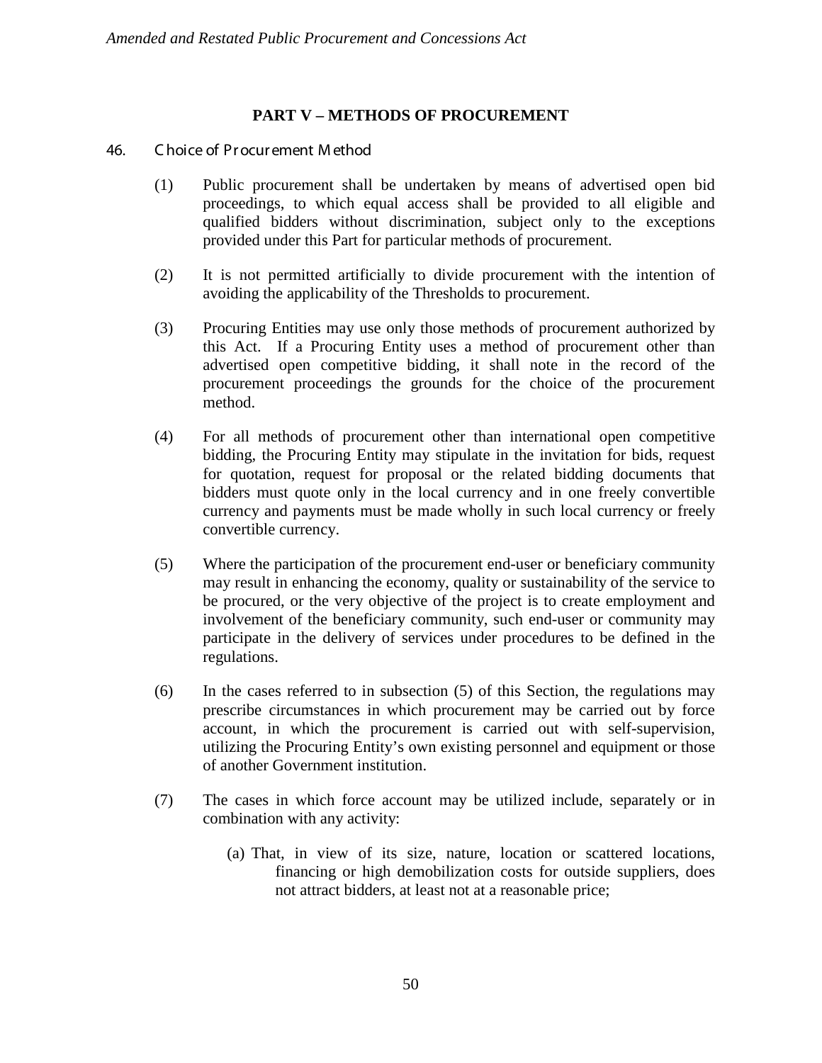## PART V – METHODS OF PROCUREMENT

### 46. Choice of Procurement Method

(1) Public procurement shall be undertaken by means of advertised open bid proceedings, to which equal access shall be provided to all eligible and qualified bidders without discrimination, subject only to the exceptions provided under this Part for particular methods of procurement.

(2) It is not permitted artificially to divide procurement with the intention of avoiding the applicability of the Thresholds to procurement.

(3) Procuring Entities may use only those methods of procurement authorized by this Act. If a Procuring Entity uses a method of procurement other than advertised open competitive bidding, it shall note in the record of the procurement proceedings the grounds for the choice of the procurement method.

(4) For all methods of procurement other than international open competitive bidding, the Procuring Entity may stipulate in the invitation for bids, request for quotation, request for proposal or the related bidding documents that bidders must quote only in the local currency and in one freely convertible currency and payments must be made wholly in such local currency or freely convertible currency.

(5) Where the participation of the procurement end-user or beneficiary community may result in enhancing the economy, quality or sustainability of the service to be procured, or the very objective of the project is to create employment and involvement of the beneficiary community, such end-user or community may participate in the delivery of services under procedures to be defined in the regulations.

(6) In the cases referred to in subsection (5) of this Section, the regulations may prescribe circumstances in which procurement may be carried out by force account, in which the procurement is carried out with self-supervision, utilizing the Procuring Entity's own existing personnel and equipment or those of another Government institution.

(7) The cases in which force account may be utilized include, separately or in combination with any activity:

(a) That, in view of its size, nature, location or scattered locations, financing or high demobilization costs for outside suppliers, does not attract bidders, at least not at a reasonable price;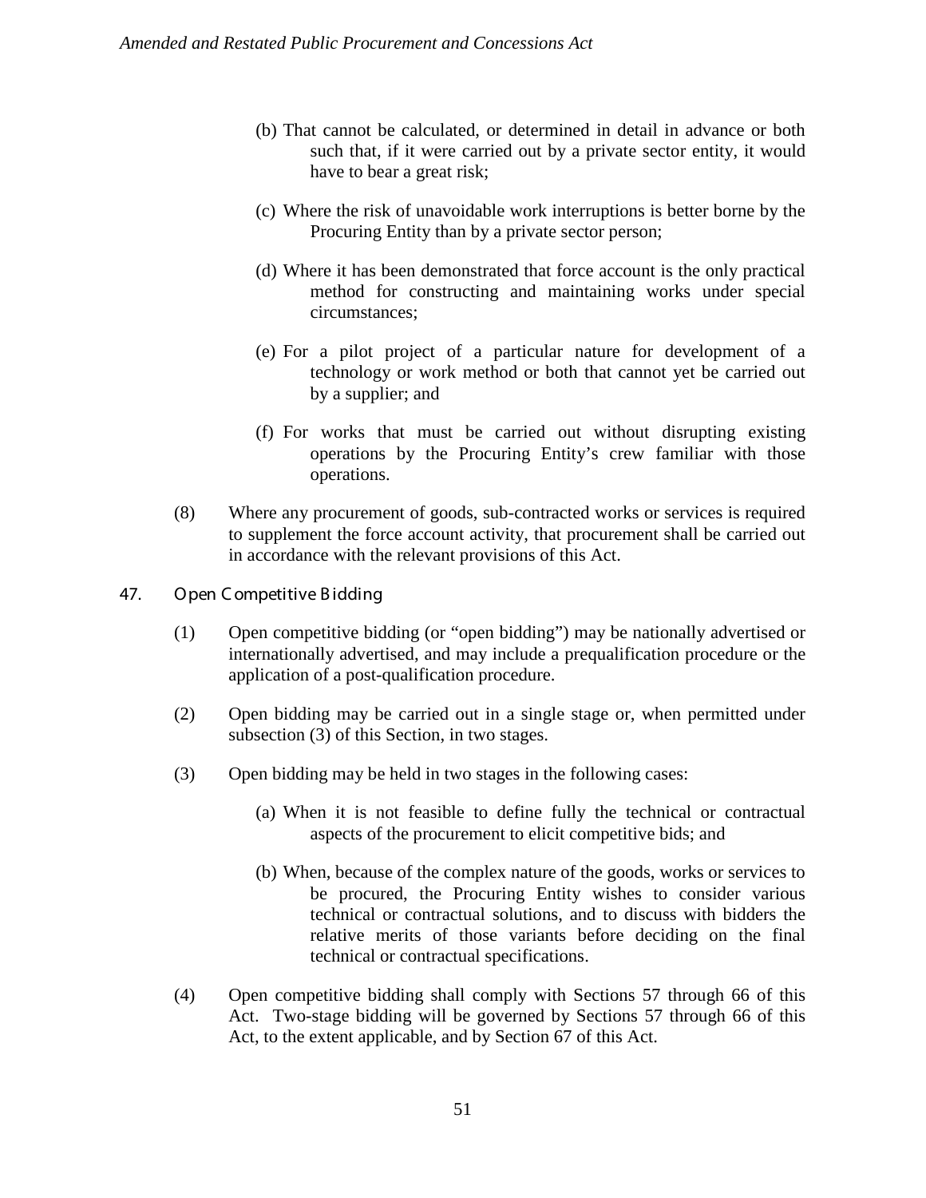(b) That cannot be calculated, or determined in detail in advance or both such that, if it were carried out by a private sector entity, it would have to bear a great risk;

(c) Where the risk of unavoidable work interruptions is better borne by the Procuring Entity than by a private sector person;

(d) Where it has been demonstrated that force account is the only practical method for constructing and maintaining works under special circumstances;

(e) For a pilot project of a particular nature for development of a technology or work method or both that cannot yet be carried out by a supplier; and

(f) For works that must be carried out without disrupting existing operations by the Procuring Entity's crew familiar with those operations.

(8) Where any procurement of goods, sub-contracted works or services is required to supplement the force account activity, that procurement shall be carried out in accordance with the relevant provisions of this Act.

## 47. Open Competitive Bidding

(1) Open competitive bidding (or "open bidding") may be nationally advertised or internationally advertised, and may include a prequalification procedure or the application of a post-qualification procedure.

(2) Open bidding may be carried out in a single stage or, when permitted under subsection (3) of this Section, in two stages.

(3) Open bidding may be held in two stages in the following cases:

(a) When it is not feasible to define fully the technical or contractual aspects of the procurement to elicit competitive bids; and

(b) When, because of the complex nature of the goods, works or services to be procured, the Procuring Entity wishes to consider various technical or contractual solutions, and to discuss with bidders the relative merits of those variants before deciding on the final technical or contractual specifications.

(4) Open competitive bidding shall comply with Sections 57 through 66 of this Act. Two-stage bidding will be governed by Sections 57 through 66 of this Act, to the extent applicable, and by Section 67 of this Act.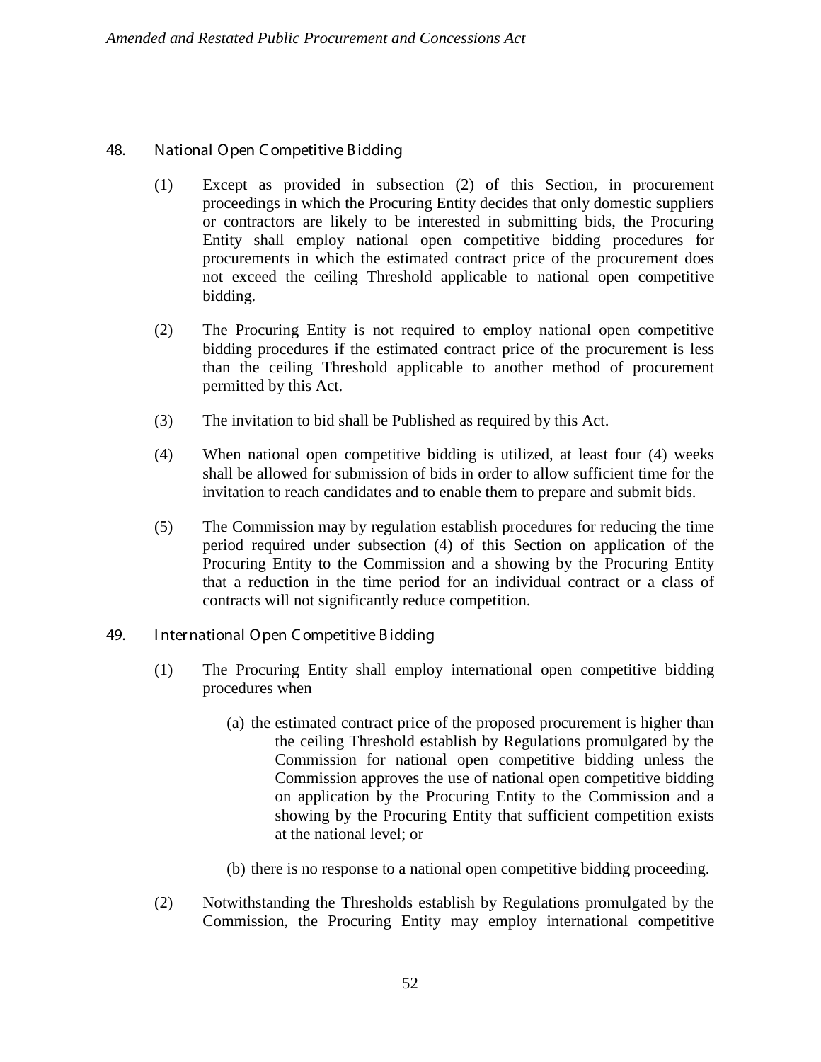## 48. National Open Competitive Bidding

(1) Except as provided in subsection (2) of this Section, in procurement proceedings in which the Procuring Entity decides that only domestic suppliers or contractors are likely to be interested in submitting bids, the Procuring Entity shall employ national open competitive bidding procedures for procurements in which the estimated contract price of the procurement does not exceed the ceiling Threshold applicable to national open competitive bidding.

(2) The Procuring Entity is not required to employ national open competitive bidding procedures if the estimated contract price of the procurement is less than the ceiling Threshold applicable to another method of procurement permitted by this Act.

(3) The invitation to bid shall be Published as required by this Act.

(4) When national open competitive bidding is utilized, at least four (4) weeks shall be allowed for submission of bids in order to allow sufficient time for the invitation to reach candidates and to enable them to prepare and submit bids.

(5) The Commission may by regulation establish procedures for reducing the time period required under subsection (4) of this Section on application of the Procuring Entity to the Commission and a showing by the Procuring Entity that a reduction in the time period for an individual contract or a class of contracts will not significantly reduce competition.

## 49. International Open Competitive Bidding

(1) The Procuring Entity shall employ international open competitive bidding procedures when

(a) the estimated contract price of the proposed procurement is higher than the ceiling Threshold establish by Regulations promulgated by the Commission for national open competitive bidding unless the Commission approves the use of national open competitive bidding on application by the Procuring Entity to the Commission and a showing by the Procuring Entity that sufficient competition exists at the national level; or

(b) there is no response to a national open competitive bidding proceeding.

(2) Notwithstanding the Thresholds establish by Regulations promulgated by the Commission, the Procuring Entity may employ international competitive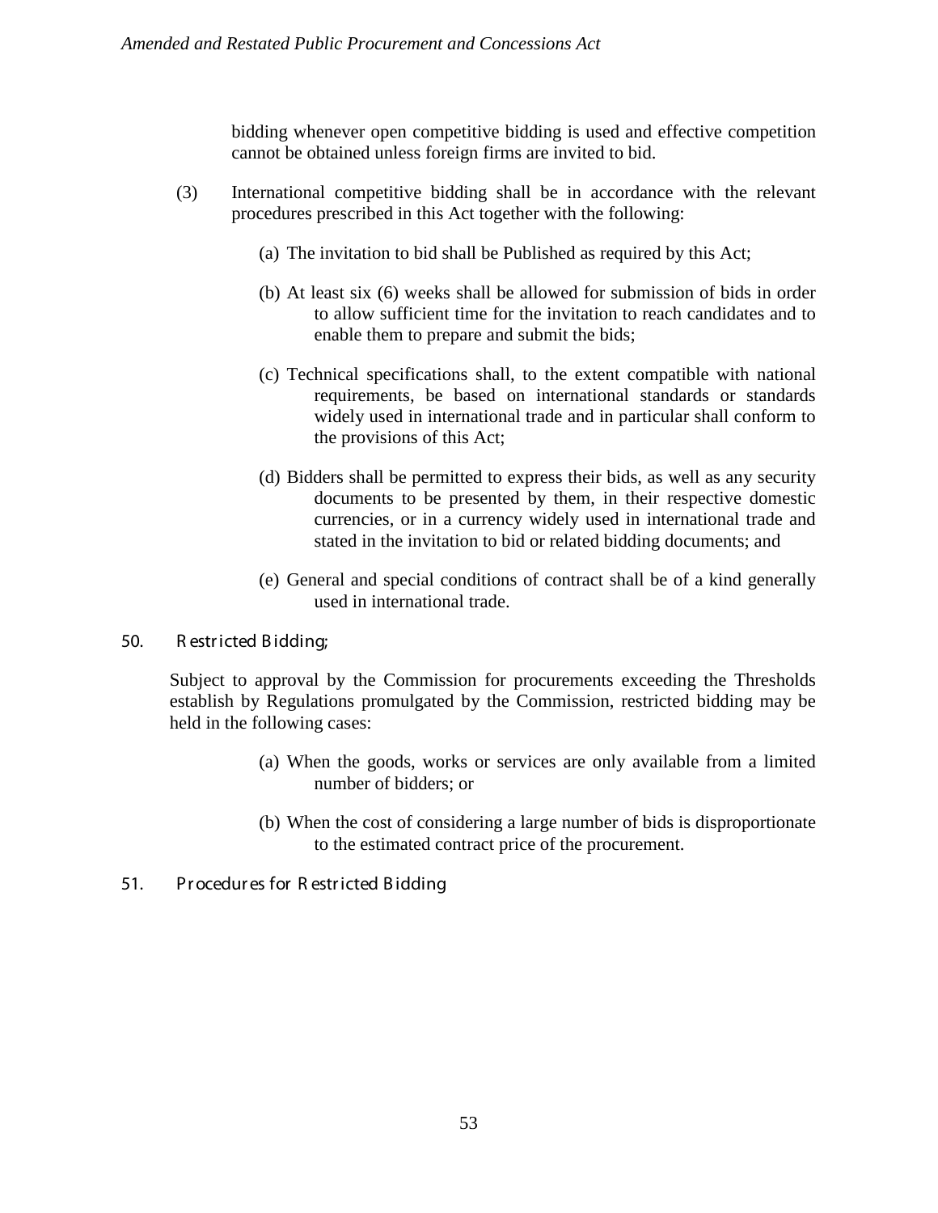bidding whenever open competitive bidding is used and effective competition cannot be obtained unless foreign firms are invited to bid.

(3) International competitive bidding shall be in accordance with the relevant procedures prescribed in this Act together with the following:

(a) The invitation to bid shall be Published as required by this Act;

(b) At least six (6) weeks shall be allowed for submission of bids in order to allow sufficient time for the invitation to reach candidates and to enable them to prepare and submit the bids;

(c) Technical specifications shall, to the extent compatible with national requirements, be based on international standards or standards widely used in international trade and in particular shall conform to the provisions of this Act;

(d) Bidders shall be permitted to express their bids, as well as any security documents to be presented by them, in their respective domestic currencies, or in a currency widely used in international trade and stated in the invitation to bid or related bidding documents; and

(e) General and special conditions of contract shall be of a kind generally used in international trade.

## 50. Restricted Bidding;

Subject to approval by the Commission for procurements exceeding the Thresholds establish by Regulations promulgated by the Commission, restricted bidding may be held in the following cases:

(a) When the goods, works or services are only available from a limited number of bidders; or

(b) When the cost of considering a large number of bids is disproportionate to the estimated contract price of the procurement.

## 51. Procedures for Restricted Bidding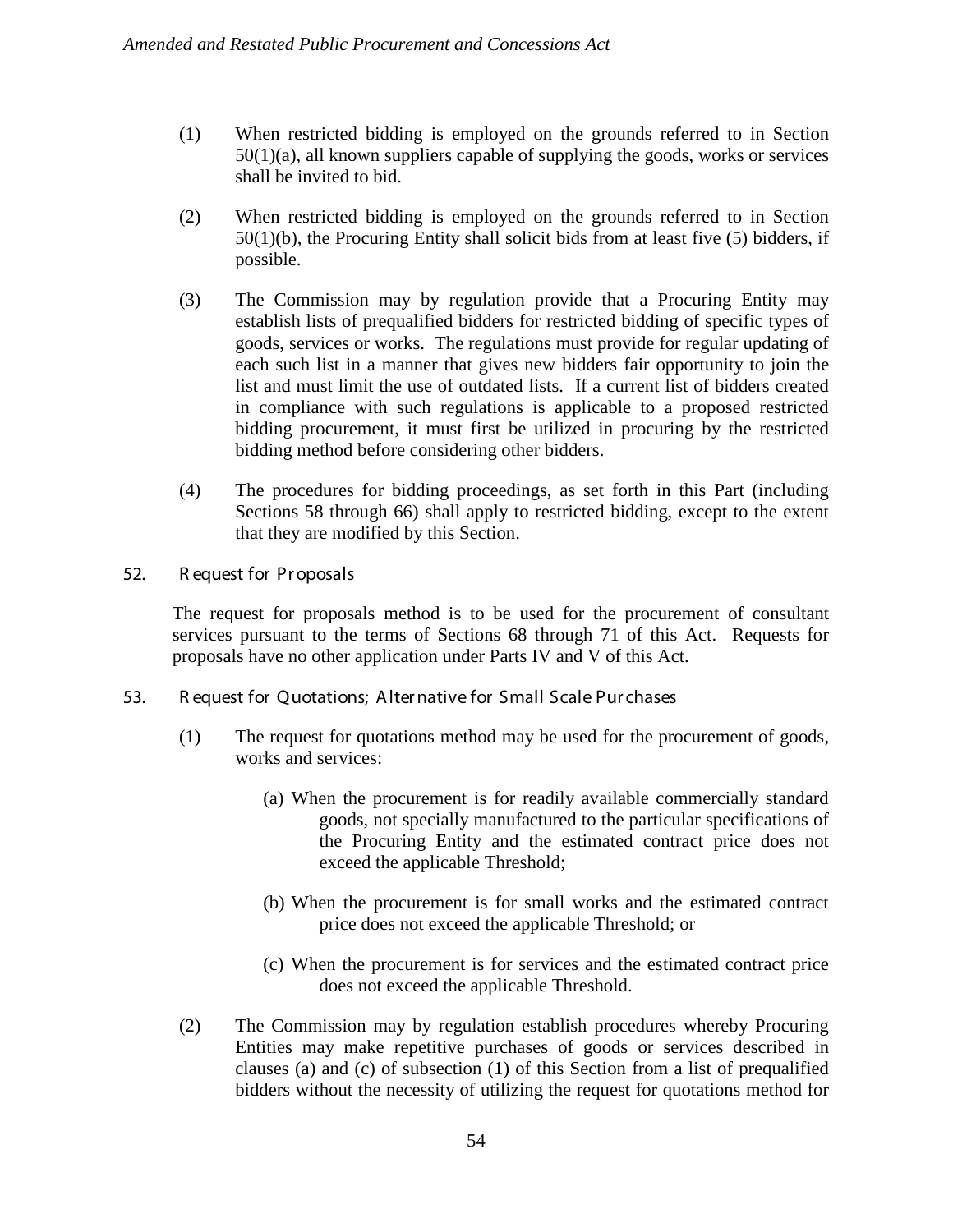(1) When restricted bidding is employed on the grounds referred to in Section 50(1)(a), all known suppliers capable of supplying the goods, works or services shall be invited to bid.

(2) When restricted bidding is employed on the grounds referred to in Section 50(1)(b), the Procuring Entity shall solicit bids from at least five (5) bidders, if possible.

(3) The Commission may by regulation provide that a Procuring Entity may establish lists of prequalified bidders for restricted bidding of specific types of goods, services or works. The regulations must provide for regular updating of each such list in a manner that gives new bidders fair opportunity to join the list and must limit the use of outdated lists. If a current list of bidders created in compliance with such regulations is applicable to a proposed restricted bidding procurement, it must first be utilized in procuring by the restricted bidding method before considering other bidders.

(4) The procedures for bidding proceedings, as set forth in this Part (including Sections 58 through 66) shall apply to restricted bidding, except to the extent that they are modified by this Section.

## 52. Request for Proposals

The request for proposals method is to be used for the procurement of consultant services pursuant to the terms of Sections 68 through 71 of this Act. Requests for proposals have no other application under Parts IV and V of this Act.

## 53. Request for Quotations; Alternative for Small Scale Purchases

(1) The request for quotations method may be used for the procurement of goods, works and services:

(a) When the procurement is for readily available commercially standard goods, not specially manufactured to the particular specifications of the Procuring Entity and the estimated contract price does not exceed the applicable Threshold;

(b) When the procurement is for small works and the estimated contract price does not exceed the applicable Threshold; or

(c) When the procurement is for services and the estimated contract price does not exceed the applicable Threshold.

(2) The Commission may by regulation establish procedures whereby Procuring Entities may make repetitive purchases of goods or services described in clauses (a) and (c) of subsection (1) of this Section from a list of prequalified bidders without the necessity of utilizing the request for quotations method for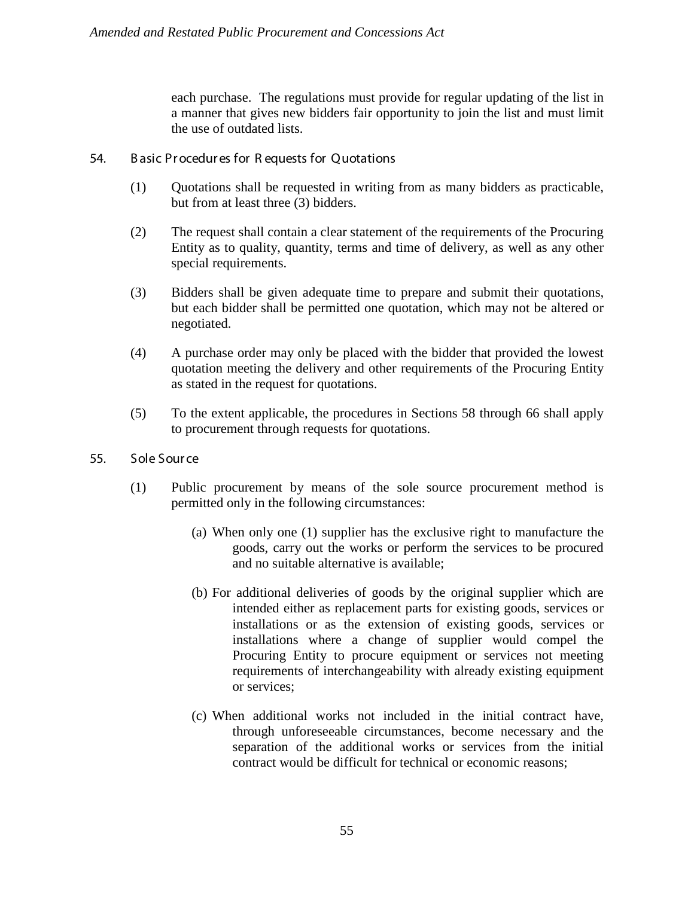each purchase. The regulations must provide for regular updating of the list in a manner that gives new bidders fair opportunity to join the list and must limit the use of outdated lists.

## 54. Basic Procedures for Requests for Quotations

(1) Quotations shall be requested in writing from as many bidders as practicable, but from at least three (3) bidders.

(2) The request shall contain a clear statement of the requirements of the Procuring Entity as to quality, quantity, terms and time of delivery, as well as any other special requirements.

(3) Bidders shall be given adequate time to prepare and submit their quotations, but each bidder shall be permitted one quotation, which may not be altered or negotiated.

(4) A purchase order may only be placed with the bidder that provided the lowest quotation meeting the delivery and other requirements of the Procuring Entity as stated in the request for quotations.

(5) To the extent applicable, the procedures in Sections 58 through 66 shall apply to procurement through requests for quotations.

## 55. Sole Source

(1) Public procurement by means of the sole source procurement method is permitted only in the following circumstances:

(a) When only one (1) supplier has the exclusive right to manufacture the goods, carry out the works or perform the services to be procured and no suitable alternative is available;

(b) For additional deliveries of goods by the original supplier which are intended either as replacement parts for existing goods, services or installations or as the extension of existing goods, services or installations where a change of supplier would compel the Procuring Entity to procure equipment or services not meeting requirements of interchangeability with already existing equipment or services;

(c) When additional works not included in the initial contract have, through unforeseeable circumstances, become necessary and the separation of the additional works or services from the initial contract would be difficult for technical or economic reasons;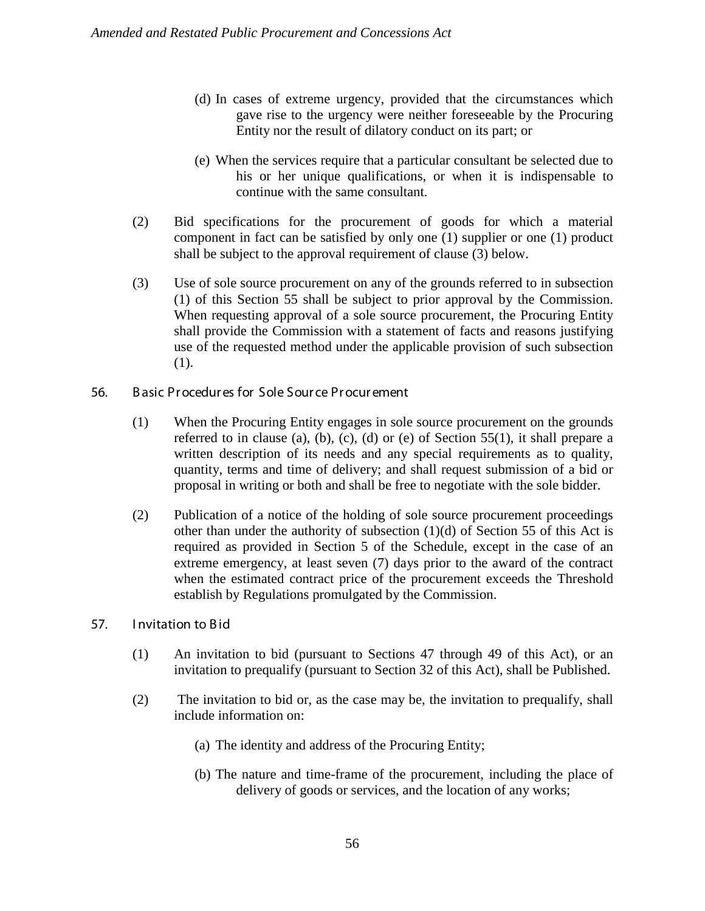(d) In cases of extreme urgency, provided that the circumstances which gave rise to the urgency were neither foreseeable by the Procuring Entity nor the result of dilatory conduct on its part; or

(e) When the services require that a particular consultant be selected due to his or her unique qualifications, or when it is indispensable to continue with the same consultant.

(2) Bid specifications for the procurement of goods for which a material component in fact can be satisfied by only one (1) supplier or one (1) product shall be subject to the approval requirement of clause (3) below.

(3) Use of sole source procurement on any of the grounds referred to in subsection (1) of this Section 55 shall be subject to prior approval by the Commission. When requesting approval of a sole source procurement, the Procuring Entity shall provide the Commission with a statement of facts and reasons justifying use of the requested method under the applicable provision of such subsection (1).

## 56. Basic Procedures for Sole Source Procurement

(1) When the Procuring Entity engages in sole source procurement on the grounds referred to in clause (a), (b), (c), (d) or (e) of Section 55(1), it shall prepare a written description of its needs and any special requirements as to quality, quantity, terms and time of delivery; and shall request submission of a bid or proposal in writing or both and shall be free to negotiate with the sole bidder.

(2) Publication of a notice of the holding of sole source procurement proceedings other than under the authority of subsection (1)(d) of Section 55 of this Act is required as provided in Section 5 of the Schedule, except in the case of an extreme emergency, at least seven (7) days prior to the award of the contract when the estimated contract price of the procurement exceeds the Threshold establish by Regulations promulgated by the Commission.

## 57. Invitation to Bid

(1) An invitation to bid (pursuant to Sections 47 through 49 of this Act), or an invitation to prequalify (pursuant to Section 32 of this Act), shall be Published.

(2) The invitation to bid or, as the case may be, the invitation to prequalify, shall include information on:

(a) The identity and address of the Procuring Entity;

(b) The nature and time-frame of the procurement, including the place of delivery of goods or services, and the location of any works;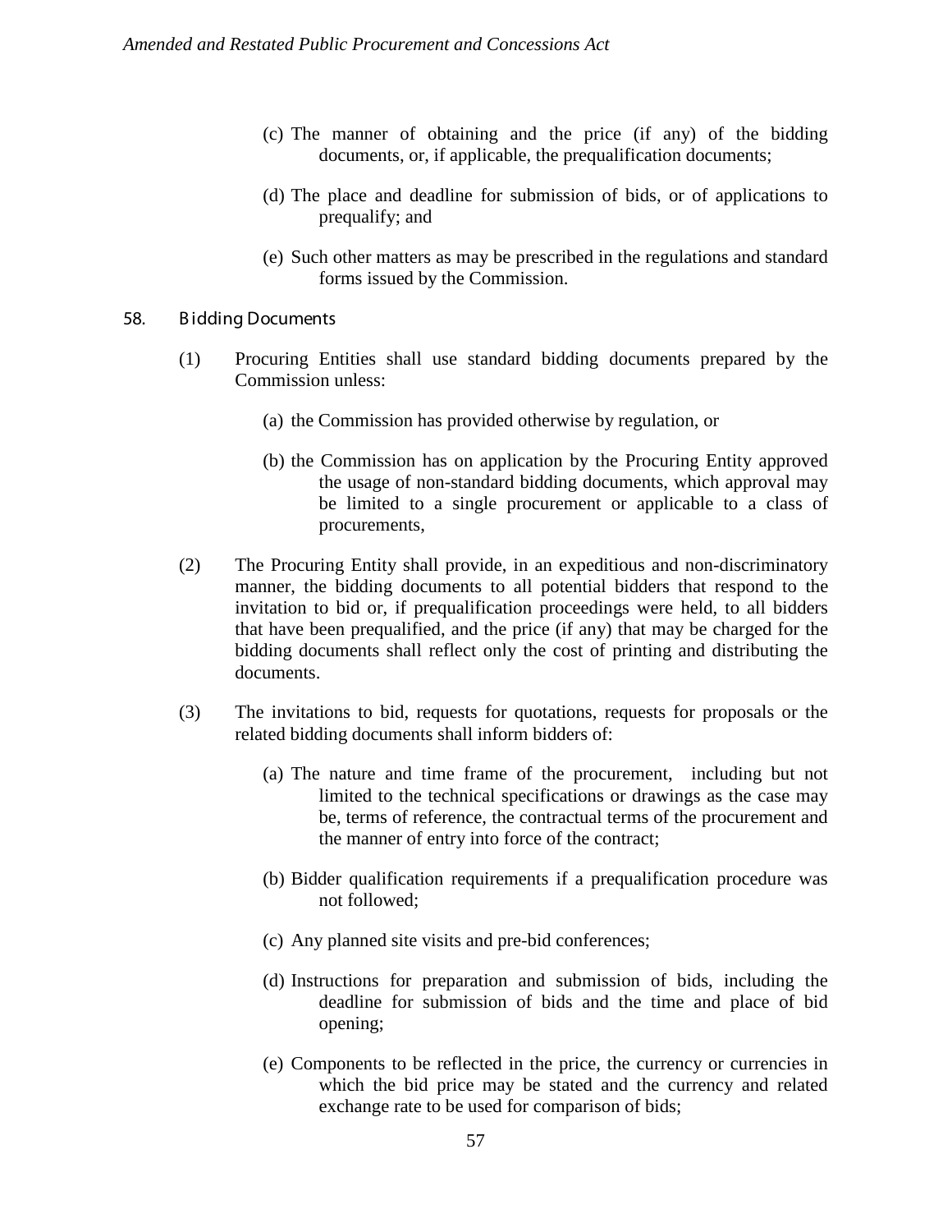(c) The manner of obtaining and the price (if any) of the bidding documents, or, if applicable, the prequalification documents;

(d) The place and deadline for submission of bids, or of applications to prequalify; and

(e) Such other matters as may be prescribed in the regulations and standard forms issued by the Commission.

## 58. Bidding Documents

(1) Procuring Entities shall use standard bidding documents prepared by the Commission unless:

(a) the Commission has provided otherwise by regulation, or

(b) the Commission has on application by the Procuring Entity approved the usage of non-standard bidding documents, which approval may be limited to a single procurement or applicable to a class of procurements,

(2) The Procuring Entity shall provide, in an expeditious and non-discriminatory manner, the bidding documents to all potential bidders that respond to the invitation to bid or, if prequalification proceedings were held, to all bidders that have been prequalified, and the price (if any) that may be charged for the bidding documents shall reflect only the cost of printing and distributing the documents.

(3) The invitations to bid, requests for quotations, requests for proposals or the related bidding documents shall inform bidders of:

(a) The nature and time frame of the procurement, including but not limited to the technical specifications or drawings as the case may be, terms of reference, the contractual terms of the procurement and the manner of entry into force of the contract;

(b) Bidder qualification requirements if a prequalification procedure was not followed;

(c) Any planned site visits and pre-bid conferences;

(d) Instructions for preparation and submission of bids, including the deadline for submission of bids and the time and place of bid opening;

(e) Components to be reflected in the price, the currency or currencies in which the bid price may be stated and the currency and related exchange rate to be used for comparison of bids;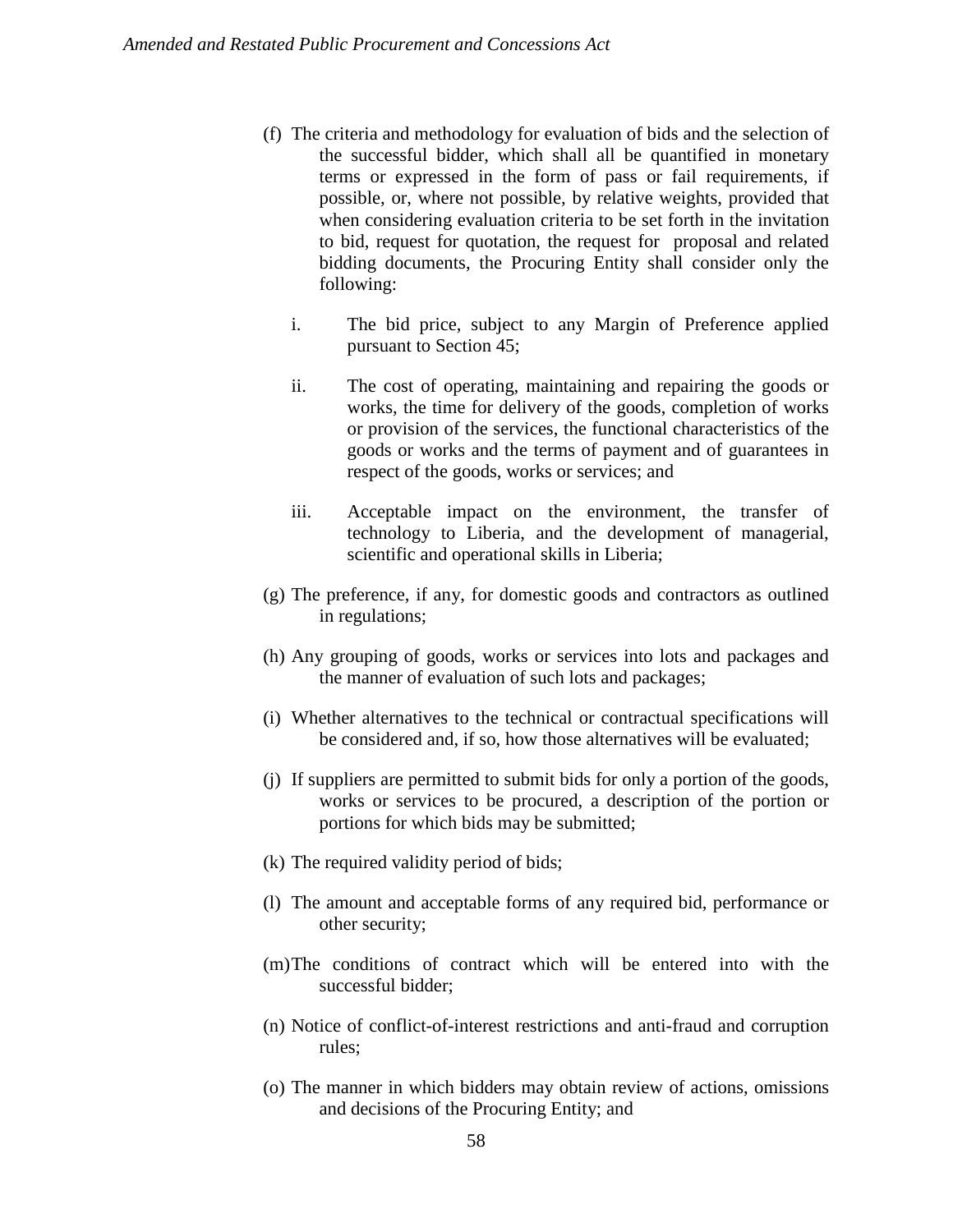(f) The criteria and methodology for evaluation of bids and the selection of the successful bidder, which shall all be quantified in monetary terms or expressed in the form of pass or fail requirements, if possible, or, where not possible, by relative weights, provided that when considering evaluation criteria to be set forth in the invitation to bid, request for quotation, the request for proposal and related bidding documents, the Procuring Entity shall consider only the following:

   i. The bid price, subject to any Margin of Preference applied pursuant to Section 45;

   ii. The cost of operating, maintaining and repairing the goods or works, the time for delivery of the goods, completion of works or provision of the services, the functional characteristics of the goods or works and the terms of payment and of guarantees in respect of the goods, works or services; and

   iii. Acceptable impact on the environment, the transfer of technology to Liberia, and the development of managerial, scientific and operational skills in Liberia;

(g) The preference, if any, for domestic goods and contractors as outlined in regulations;

(h) Any grouping of goods, works or services into lots and packages and the manner of evaluation of such lots and packages;

(i) Whether alternatives to the technical or contractual specifications will be considered and, if so, how those alternatives will be evaluated;

(j) If suppliers are permitted to submit bids for only a portion of the goods, works or services to be procured, a description of the portion or portions for which bids may be submitted;

(k) The required validity period of bids;

(l) The amount and acceptable forms of any required bid, performance or other security;

(m) The conditions of contract which will be entered into with the successful bidder;

(n) Notice of conflict-of-interest restrictions and anti-fraud and corruption rules;

(o) The manner in which bidders may obtain review of actions, omissions and decisions of the Procuring Entity; and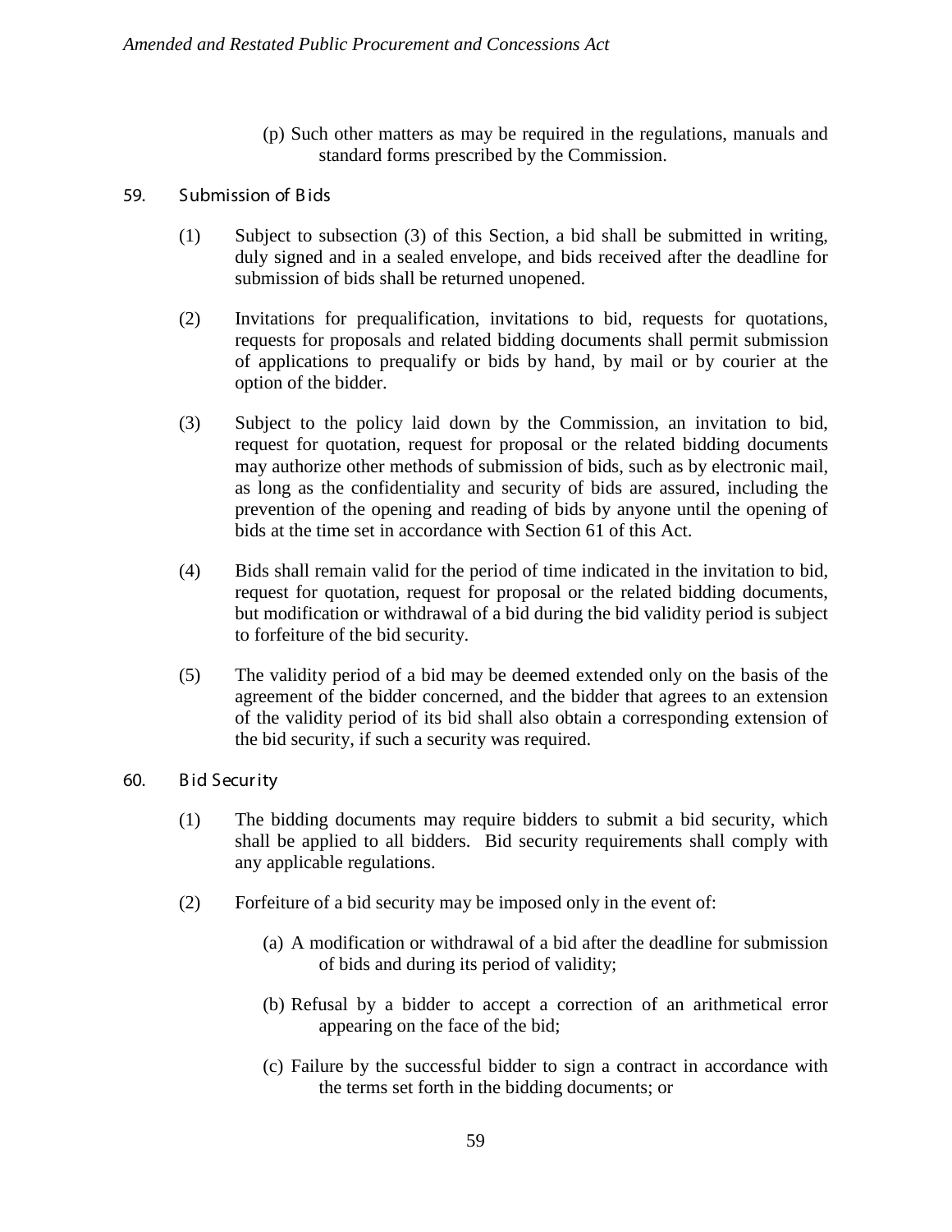(p) Such other matters as may be required in the regulations, manuals and standard forms prescribed by the Commission.

## 59. Submission of Bids

(1) Subject to subsection (3) of this Section, a bid shall be submitted in writing, duly signed and in a sealed envelope, and bids received after the deadline for submission of bids shall be returned unopened.

(2) Invitations for prequalification, invitations to bid, requests for quotations, requests for proposals and related bidding documents shall permit submission of applications to prequalify or bids by hand, by mail or by courier at the option of the bidder.

(3) Subject to the policy laid down by the Commission, an invitation to bid, request for quotation, request for proposal or the related bidding documents may authorize other methods of submission of bids, such as by electronic mail, as long as the confidentiality and security of bids are assured, including the prevention of the opening and reading of bids by anyone until the opening of bids at the time set in accordance with Section 61 of this Act.

(4) Bids shall remain valid for the period of time indicated in the invitation to bid, request for quotation, request for proposal or the related bidding documents, but modification or withdrawal of a bid during the bid validity period is subject to forfeiture of the bid security.

(5) The validity period of a bid may be deemed extended only on the basis of the agreement of the bidder concerned, and the bidder that agrees to an extension of the validity period of its bid shall also obtain a corresponding extension of the bid security, if such a security was required.

## 60. Bid Security

(1) The bidding documents may require bidders to submit a bid security, which shall be applied to all bidders. Bid security requirements shall comply with any applicable regulations.

(2) Forfeiture of a bid security may be imposed only in the event of:

(a) A modification or withdrawal of a bid after the deadline for submission of bids and during its period of validity;

(b) Refusal by a bidder to accept a correction of an arithmetical error appearing on the face of the bid;

(c) Failure by the successful bidder to sign a contract in accordance with the terms set forth in the bidding documents; or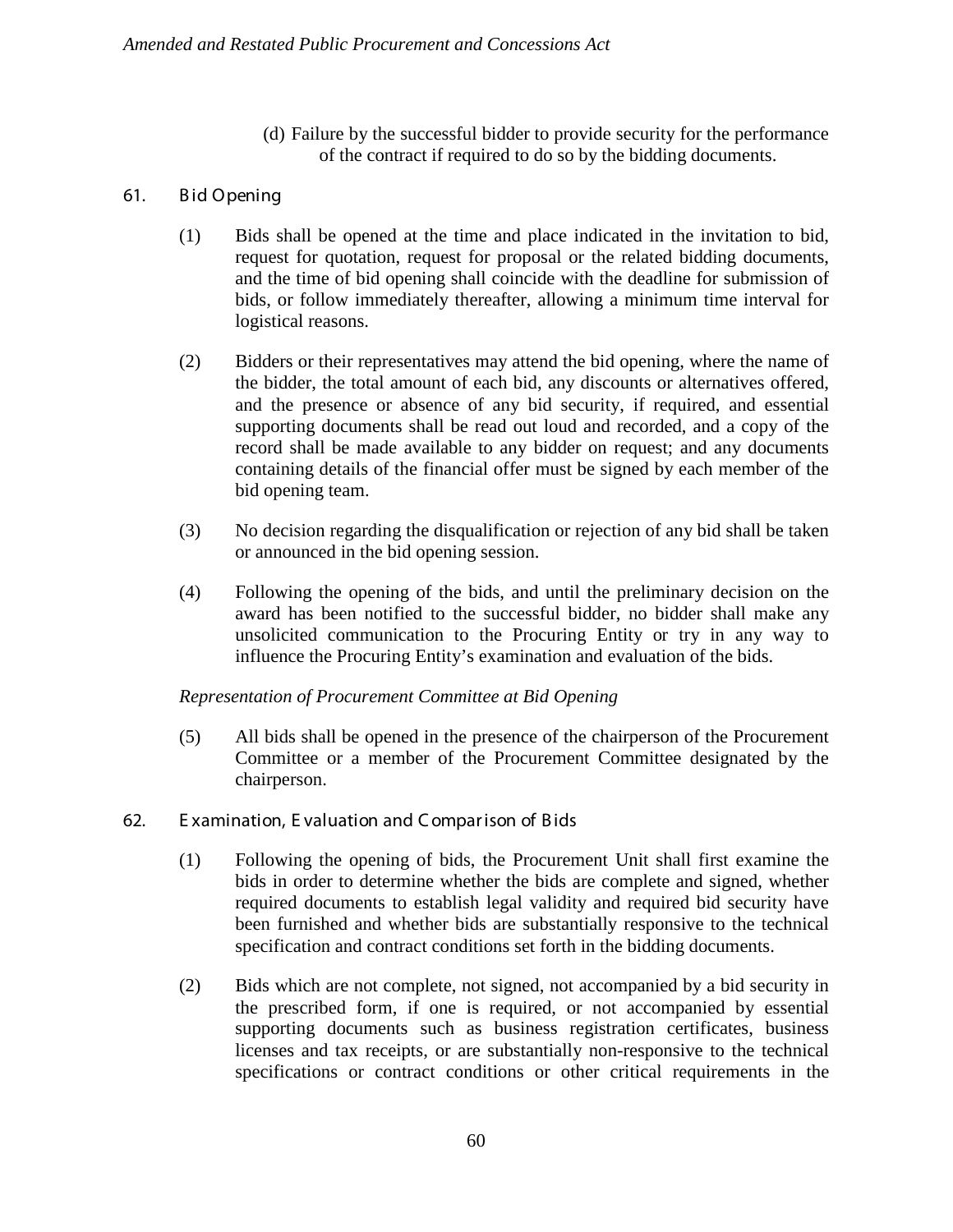(d) Failure by the successful bidder to provide security for the performance of the contract if required to do so by the bidding documents.

## 61. Bid Opening

(1) Bids shall be opened at the time and place indicated in the invitation to bid, request for quotation, request for proposal or the related bidding documents, and the time of bid opening shall coincide with the deadline for submission of bids, or follow immediately thereafter, allowing a minimum time interval for logistical reasons.

(2) Bidders or their representatives may attend the bid opening, where the name of the bidder, the total amount of each bid, any discounts or alternatives offered, and the presence or absence of any bid security, if required, and essential supporting documents shall be read out loud and recorded, and a copy of the record shall be made available to any bidder on request; and any documents containing details of the financial offer must be signed by each member of the bid opening team.

(3) No decision regarding the disqualification or rejection of any bid shall be taken or announced in the bid opening session.

(4) Following the opening of the bids, and until the preliminary decision on the award has been notified to the successful bidder, no bidder shall make any unsolicited communication to the Procuring Entity or try in any way to influence the Procuring Entity's examination and evaluation of the bids.

*Representation of Procurement Committee at Bid Opening*

(5) All bids shall be opened in the presence of the chairperson of the Procurement Committee or a member of the Procurement Committee designated by the chairperson.

## 62. Examination, Evaluation and Comparison of Bids

(1) Following the opening of bids, the Procurement Unit shall first examine the bids in order to determine whether the bids are complete and signed, whether required documents to establish legal validity and required bid security have been furnished and whether bids are substantially responsive to the technical specification and contract conditions set forth in the bidding documents.

(2) Bids which are not complete, not signed, not accompanied by a bid security in the prescribed form, if one is required, or not accompanied by essential supporting documents such as business registration certificates, business licenses and tax receipts, or are substantially non-responsive to the technical specifications or contract conditions or other critical requirements in the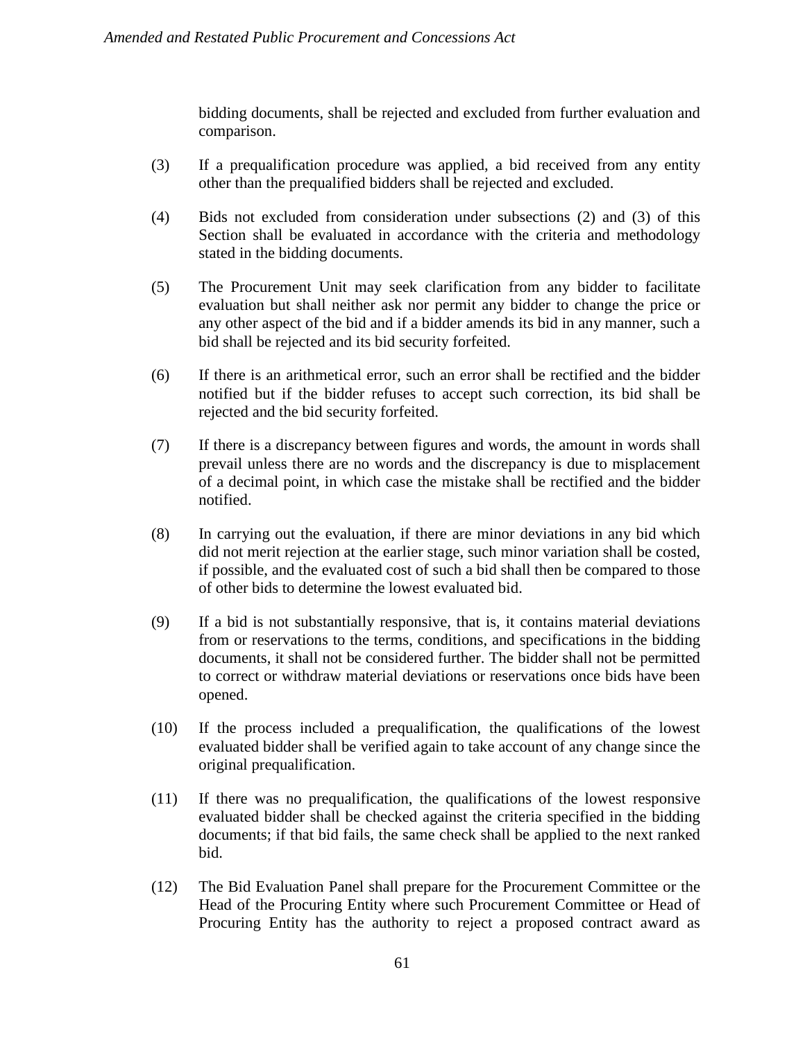bidding documents, shall be rejected and excluded from further evaluation and comparison.

(3) If a prequalification procedure was applied, a bid received from any entity other than the prequalified bidders shall be rejected and excluded.

(4) Bids not excluded from consideration under subsections (2) and (3) of this Section shall be evaluated in accordance with the criteria and methodology stated in the bidding documents.

(5) The Procurement Unit may seek clarification from any bidder to facilitate evaluation but shall neither ask nor permit any bidder to change the price or any other aspect of the bid and if a bidder amends its bid in any manner, such a bid shall be rejected and its bid security forfeited.

(6) If there is an arithmetical error, such an error shall be rectified and the bidder notified but if the bidder refuses to accept such correction, its bid shall be rejected and the bid security forfeited.

(7) If there is a discrepancy between figures and words, the amount in words shall prevail unless there are no words and the discrepancy is due to misplacement of a decimal point, in which case the mistake shall be rectified and the bidder notified.

(8) In carrying out the evaluation, if there are minor deviations in any bid which did not merit rejection at the earlier stage, such minor variation shall be costed, if possible, and the evaluated cost of such a bid shall then be compared to those of other bids to determine the lowest evaluated bid.

(9) If a bid is not substantially responsive, that is, it contains material deviations from or reservations to the terms, conditions, and specifications in the bidding documents, it shall not be considered further. The bidder shall not be permitted to correct or withdraw material deviations or reservations once bids have been opened.

(10) If the process included a prequalification, the qualifications of the lowest evaluated bidder shall be verified again to take account of any change since the original prequalification.

(11) If there was no prequalification, the qualifications of the lowest responsive evaluated bidder shall be checked against the criteria specified in the bidding documents; if that bid fails, the same check shall be applied to the next ranked bid.

(12) The Bid Evaluation Panel shall prepare for the Procurement Committee or the Head of the Procuring Entity where such Procurement Committee or Head of Procuring Entity has the authority to reject a proposed contract award as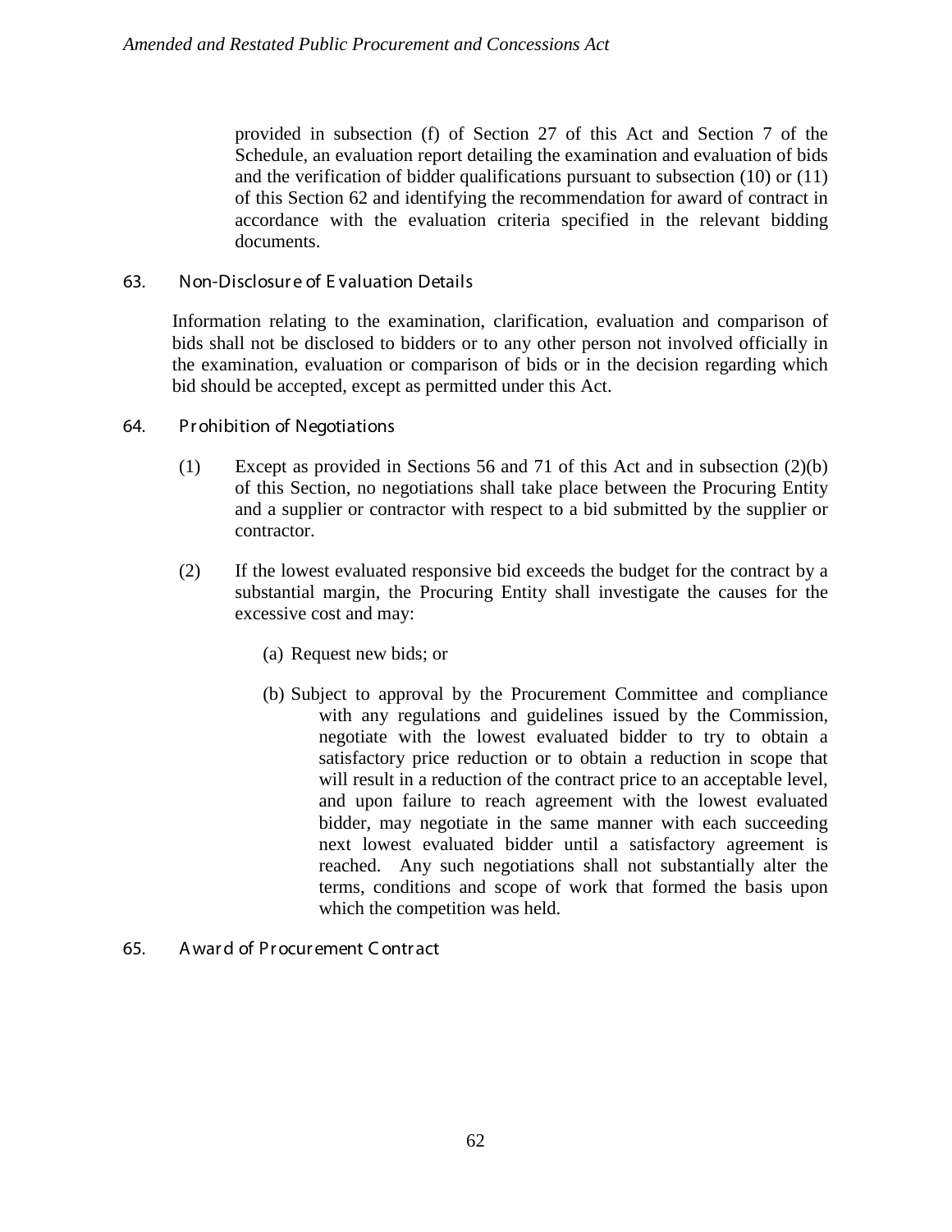provided in subsection (f) of Section 27 of this Act and Section 7 of the Schedule, an evaluation report detailing the examination and evaluation of bids and the verification of bidder qualifications pursuant to subsection (10) or (11) of this Section 62 and identifying the recommendation for award of contract in accordance with the evaluation criteria specified in the relevant bidding documents.

### 63. Non-Disclosure of Evaluation Details

Information relating to the examination, clarification, evaluation and comparison of bids shall not be disclosed to bidders or to any other person not involved officially in the examination, evaluation or comparison of bids or in the decision regarding which bid should be accepted, except as permitted under this Act.

### 64. Prohibition of Negotiations

(1) Except as provided in Sections 56 and 71 of this Act and in subsection (2)(b) of this Section, no negotiations shall take place between the Procuring Entity and a supplier or contractor with respect to a bid submitted by the supplier or contractor.

(2) If the lowest evaluated responsive bid exceeds the budget for the contract by a substantial margin, the Procuring Entity shall investigate the causes for the excessive cost and may:

(a) Request new bids; or

(b) Subject to approval by the Procurement Committee and compliance with any regulations and guidelines issued by the Commission, negotiate with the lowest evaluated bidder to try to obtain a satisfactory price reduction or to obtain a reduction in scope that will result in a reduction of the contract price to an acceptable level, and upon failure to reach agreement with the lowest evaluated bidder, may negotiate in the same manner with each succeeding next lowest evaluated bidder until a satisfactory agreement is reached. Any such negotiations shall not substantially alter the terms, conditions and scope of work that formed the basis upon which the competition was held.

### 65. Award of Procurement Contract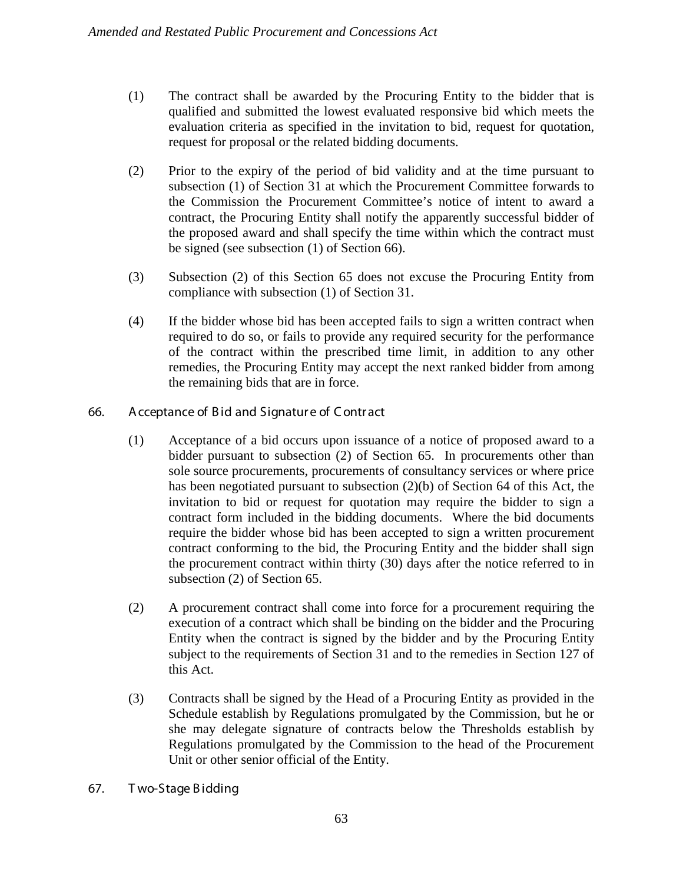(1) The contract shall be awarded by the Procuring Entity to the bidder that is qualified and submitted the lowest evaluated responsive bid which meets the evaluation criteria as specified in the invitation to bid, request for quotation, request for proposal or the related bidding documents.

(2) Prior to the expiry of the period of bid validity and at the time pursuant to subsection (1) of Section 31 at which the Procurement Committee forwards to the Commission the Procurement Committee's notice of intent to award a contract, the Procuring Entity shall notify the apparently successful bidder of the proposed award and shall specify the time within which the contract must be signed (see subsection (1) of Section 66).

(3) Subsection (2) of this Section 65 does not excuse the Procuring Entity from compliance with subsection (1) of Section 31.

(4) If the bidder whose bid has been accepted fails to sign a written contract when required to do so, or fails to provide any required security for the performance of the contract within the prescribed time limit, in addition to any other remedies, the Procuring Entity may accept the next ranked bidder from among the remaining bids that are in force.

## 66. Acceptance of Bid and Signature of Contract

(1) Acceptance of a bid occurs upon issuance of a notice of proposed award to a bidder pursuant to subsection (2) of Section 65. In procurements other than sole source procurements, procurements of consultancy services or where price has been negotiated pursuant to subsection (2)(b) of Section 64 of this Act, the invitation to bid or request for quotation may require the bidder to sign a contract form included in the bidding documents. Where the bid documents require the bidder whose bid has been accepted to sign a written procurement contract conforming to the bid, the Procuring Entity and the bidder shall sign the procurement contract within thirty (30) days after the notice referred to in subsection (2) of Section 65.

(2) A procurement contract shall come into force for a procurement requiring the execution of a contract which shall be binding on the bidder and the Procuring Entity when the contract is signed by the bidder and by the Procuring Entity subject to the requirements of Section 31 and to the remedies in Section 127 of this Act.

(3) Contracts shall be signed by the Head of a Procuring Entity as provided in the Schedule establish by Regulations promulgated by the Commission, but he or she may delegate signature of contracts below the Thresholds establish by Regulations promulgated by the Commission to the head of the Procurement Unit or other senior official of the Entity.

## 67. Two-Stage Bidding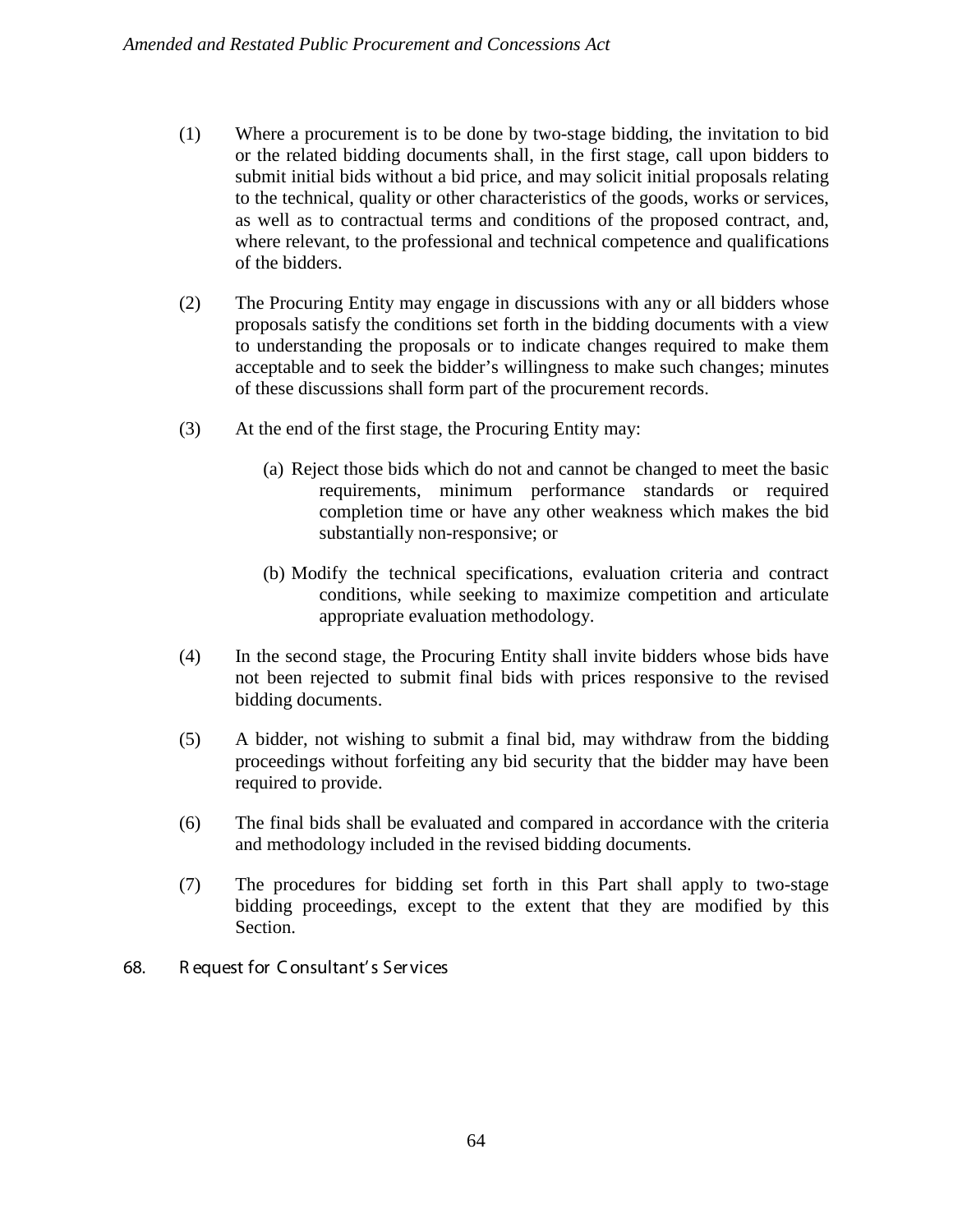(1) Where a procurement is to be done by two-stage bidding, the invitation to bid or the related bidding documents shall, in the first stage, call upon bidders to submit initial bids without a bid price, and may solicit initial proposals relating to the technical, quality or other characteristics of the goods, works or services, as well as to contractual terms and conditions of the proposed contract, and, where relevant, to the professional and technical competence and qualifications of the bidders.

(2) The Procuring Entity may engage in discussions with any or all bidders whose proposals satisfy the conditions set forth in the bidding documents with a view to understanding the proposals or to indicate changes required to make them acceptable and to seek the bidder's willingness to make such changes; minutes of these discussions shall form part of the procurement records.

(3) At the end of the first stage, the Procuring Entity may:

(a) Reject those bids which do not and cannot be changed to meet the basic requirements, minimum performance standards or required completion time or have any other weakness which makes the bid substantially non-responsive; or

(b) Modify the technical specifications, evaluation criteria and contract conditions, while seeking to maximize competition and articulate appropriate evaluation methodology.

(4) In the second stage, the Procuring Entity shall invite bidders whose bids have not been rejected to submit final bids with prices responsive to the revised bidding documents.

(5) A bidder, not wishing to submit a final bid, may withdraw from the bidding proceedings without forfeiting any bid security that the bidder may have been required to provide.

(6) The final bids shall be evaluated and compared in accordance with the criteria and methodology included in the revised bidding documents.

(7) The procedures for bidding set forth in this Part shall apply to two-stage bidding proceedings, except to the extent that they are modified by this Section.

68. Request for Consultant's Services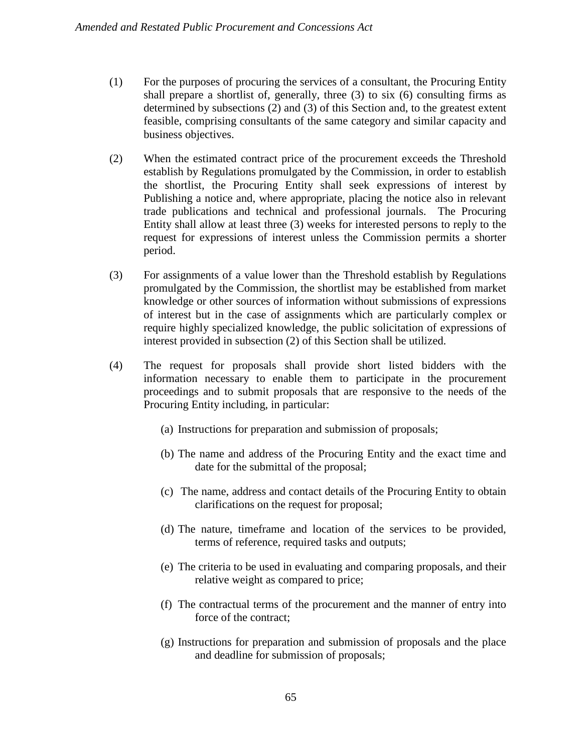(1) For the purposes of procuring the services of a consultant, the Procuring Entity shall prepare a shortlist of, generally, three (3) to six (6) consulting firms as determined by subsections (2) and (3) of this Section and, to the greatest extent feasible, comprising consultants of the same category and similar capacity and business objectives.

(2) When the estimated contract price of the procurement exceeds the Threshold establish by Regulations promulgated by the Commission, in order to establish the shortlist, the Procuring Entity shall seek expressions of interest by Publishing a notice and, where appropriate, placing the notice also in relevant trade publications and technical and professional journals. The Procuring Entity shall allow at least three (3) weeks for interested persons to reply to the request for expressions of interest unless the Commission permits a shorter period.

(3) For assignments of a value lower than the Threshold establish by Regulations promulgated by the Commission, the shortlist may be established from market knowledge or other sources of information without submissions of expressions of interest but in the case of assignments which are particularly complex or require highly specialized knowledge, the public solicitation of expressions of interest provided in subsection (2) of this Section shall be utilized.

(4) The request for proposals shall provide short listed bidders with the information necessary to enable them to participate in the procurement proceedings and to submit proposals that are responsive to the needs of the Procuring Entity including, in particular:

(a) Instructions for preparation and submission of proposals;

(b) The name and address of the Procuring Entity and the exact time and date for the submittal of the proposal;

(c) The name, address and contact details of the Procuring Entity to obtain clarifications on the request for proposal;

(d) The nature, timeframe and location of the services to be provided, terms of reference, required tasks and outputs;

(e) The criteria to be used in evaluating and comparing proposals, and their relative weight as compared to price;

(f) The contractual terms of the procurement and the manner of entry into force of the contract;

(g) Instructions for preparation and submission of proposals and the place and deadline for submission of proposals;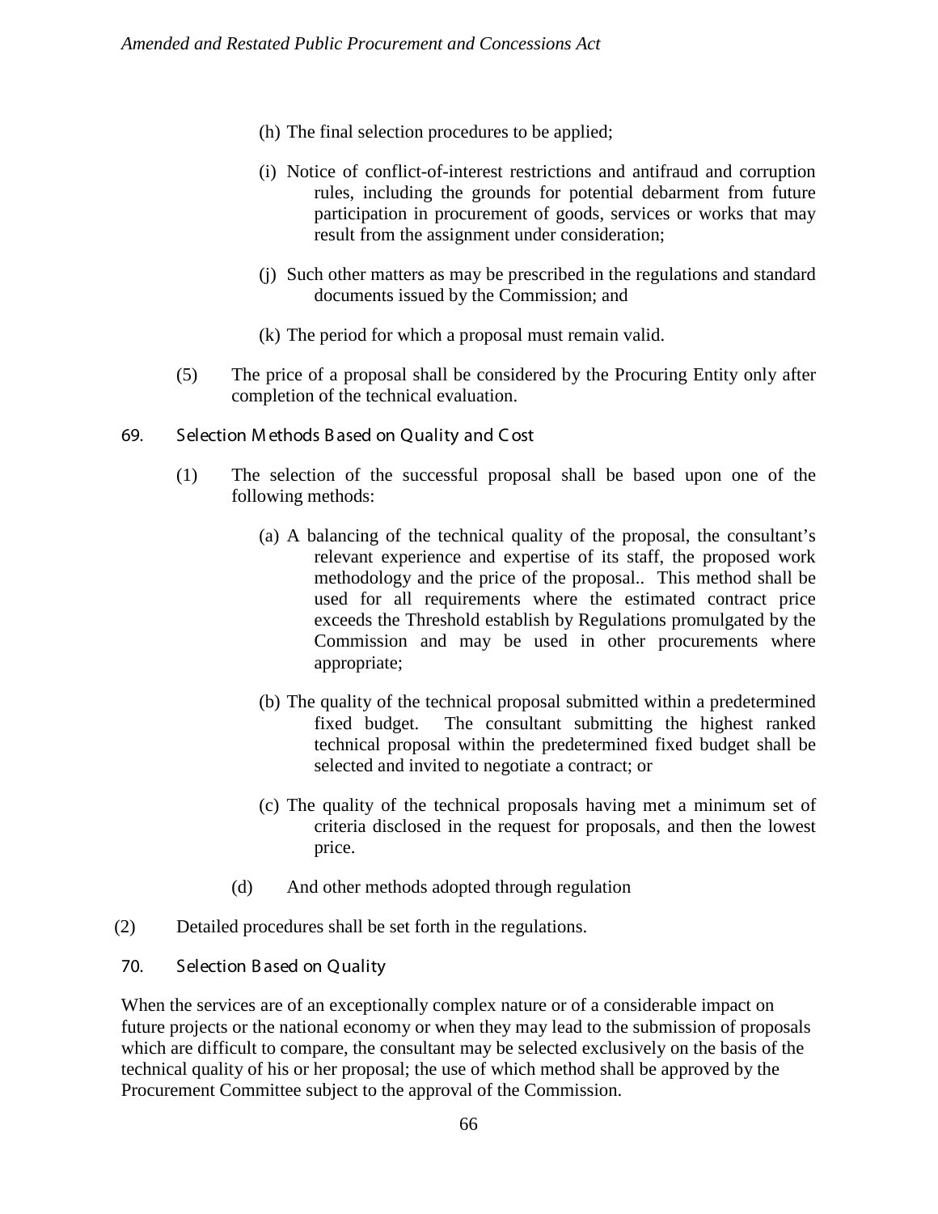(h) The final selection procedures to be applied;

(i) Notice of conflict-of-interest restrictions and antifraud and corruption rules, including the grounds for potential debarment from future participation in procurement of goods, services or works that may result from the assignment under consideration;

(j) Such other matters as may be prescribed in the regulations and standard documents issued by the Commission; and

(k) The period for which a proposal must remain valid.

(5) The price of a proposal shall be considered by the Procuring Entity only after completion of the technical evaluation.

### 69. Selection Methods Based on Quality and Cost

(1) The selection of the successful proposal shall be based upon one of the following methods:

(a) A balancing of the technical quality of the proposal, the consultant's relevant experience and expertise of its staff, the proposed work methodology and the price of the proposal.. This method shall be used for all requirements where the estimated contract price exceeds the Threshold establish by Regulations promulgated by the Commission and may be used in other procurements where appropriate;

(b) The quality of the technical proposal submitted within a predetermined fixed budget. The consultant submitting the highest ranked technical proposal within the predetermined fixed budget shall be selected and invited to negotiate a contract; or

(c) The quality of the technical proposals having met a minimum set of criteria disclosed in the request for proposals, and then the lowest price.

(d) And other methods adopted through regulation

(2) Detailed procedures shall be set forth in the regulations.

### 70. Selection Based on Quality

When the services are of an exceptionally complex nature or of a considerable impact on future projects or the national economy or when they may lead to the submission of proposals which are difficult to compare, the consultant may be selected exclusively on the basis of the technical quality of his or her proposal; the use of which method shall be approved by the Procurement Committee subject to the approval of the Commission.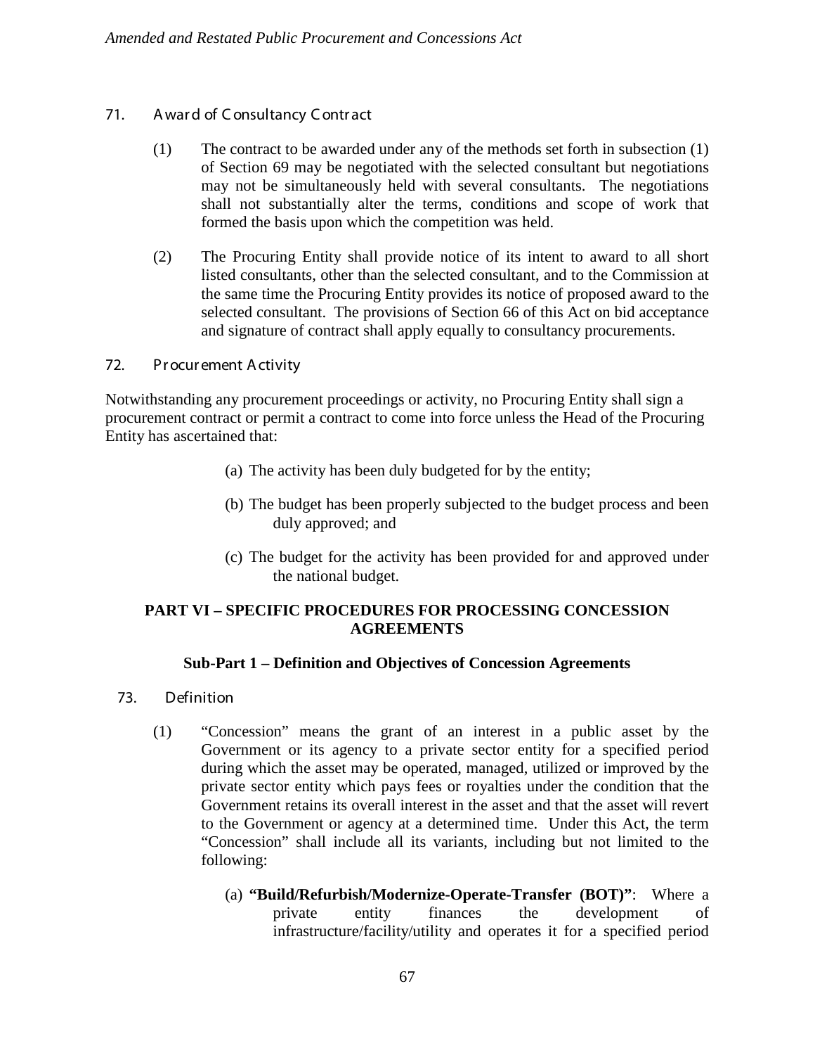### 71. Award of Consultancy Contract

(1) The contract to be awarded under any of the methods set forth in subsection (1) of Section 69 may be negotiated with the selected consultant but negotiations may not be simultaneously held with several consultants. The negotiations shall not substantially alter the terms, conditions and scope of work that formed the basis upon which the competition was held.

(2) The Procuring Entity shall provide notice of its intent to award to all short listed consultants, other than the selected consultant, and to the Commission at the same time the Procuring Entity provides its notice of proposed award to the selected consultant. The provisions of Section 66 of this Act on bid acceptance and signature of contract shall apply equally to consultancy procurements.

### 72. Procurement Activity

Notwithstanding any procurement proceedings or activity, no Procuring Entity shall sign a procurement contract or permit a contract to come into force unless the Head of the Procuring Entity has ascertained that:

(a) The activity has been duly budgeted for by the entity;

(b) The budget has been properly subjected to the budget process and been duly approved; and

(c) The budget for the activity has been provided for and approved under the national budget.

## PART VI – SPECIFIC PROCEDURES FOR PROCESSING CONCESSION AGREEMENTS

### Sub-Part 1 – Definition and Objectives of Concession Agreements

### 73. Definition

(1) “Concession” means the grant of an interest in a public asset by the Government or its agency to a private sector entity for a specified period during which the asset may be operated, managed, utilized or improved by the private sector entity which pays fees or royalties under the condition that the Government retains its overall interest in the asset and that the asset will revert to the Government or agency at a determined time. Under this Act, the term “Concession” shall include all its variants, including but not limited to the following:

(a) **“Build/Refurbish/Modernize-Operate-Transfer (BOT)”**: Where a private entity finances the development of infrastructure/facility/utility and operates it for a specified period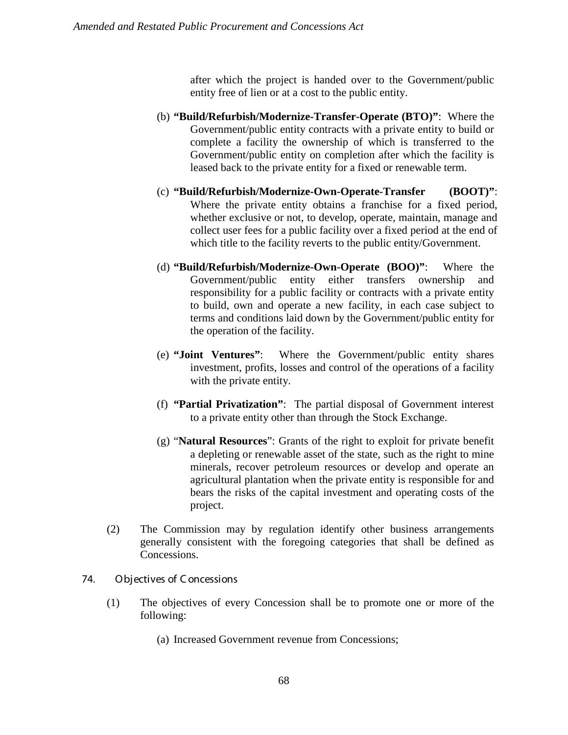after which the project is handed over to the Government/public entity free of lien or at a cost to the public entity.

(b) **"Build/Refurbish/Modernize-Transfer-Operate (BTO)"**: Where the Government/public entity contracts with a private entity to build or complete a facility the ownership of which is transferred to the Government/public entity on completion after which the facility is leased back to the private entity for a fixed or renewable term.

(c) **"Build/Refurbish/Modernize-Own-Operate-Transfer (BOOT)"**: Where the private entity obtains a franchise for a fixed period, whether exclusive or not, to develop, operate, maintain, manage and collect user fees for a public facility over a fixed period at the end of which title to the facility reverts to the public entity/Government.

(d) **"Build/Refurbish/Modernize-Own-Operate (BOO)"**: Where the Government/public entity either transfers ownership and responsibility for a public facility or contracts with a private entity to build, own and operate a new facility, in each case subject to terms and conditions laid down by the Government/public entity for the operation of the facility.

(e) **"Joint Ventures"**: Where the Government/public entity shares investment, profits, losses and control of the operations of a facility with the private entity.

(f) **"Partial Privatization"**: The partial disposal of Government interest to a private entity other than through the Stock Exchange.

(g) "**Natural Resources**": Grants of the right to exploit for private benefit a depleting or renewable asset of the state, such as the right to mine minerals, recover petroleum resources or develop and operate an agricultural plantation when the private entity is responsible for and bears the risks of the capital investment and operating costs of the project.

(2) The Commission may by regulation identify other business arrangements generally consistent with the foregoing categories that shall be defined as Concessions.

### 74. Objectives of Concessions

(1) The objectives of every Concession shall be to promote one or more of the following:

(a) Increased Government revenue from Concessions;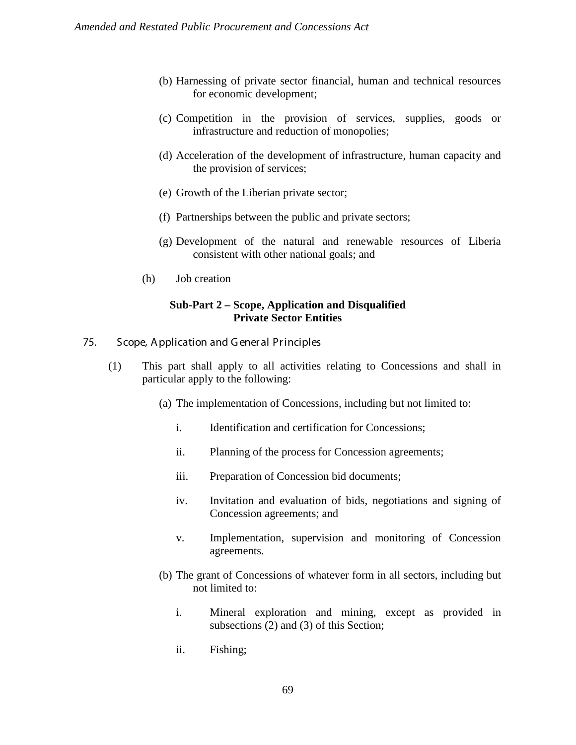(b) Harnessing of private sector financial, human and technical resources for economic development;

(c) Competition in the provision of services, supplies, goods or infrastructure and reduction of monopolies;

(d) Acceleration of the development of infrastructure, human capacity and the provision of services;

(e) Growth of the Liberian private sector;

(f) Partnerships between the public and private sectors;

(g) Development of the natural and renewable resources of Liberia consistent with other national goals; and

(h) Job creation

### Sub-Part 2 – Scope, Application and Disqualified Private Sector Entities

**75. Scope, Application and General Principles**

(1) This part shall apply to all activities relating to Concessions and shall in particular apply to the following:

(a) The implementation of Concessions, including but not limited to:

i. Identification and certification for Concessions;

ii. Planning of the process for Concession agreements;

iii. Preparation of Concession bid documents;

iv. Invitation and evaluation of bids, negotiations and signing of Concession agreements; and

v. Implementation, supervision and monitoring of Concession agreements.

(b) The grant of Concessions of whatever form in all sectors, including but not limited to:

i. Mineral exploration and mining, except as provided in subsections (2) and (3) of this Section;

ii. Fishing;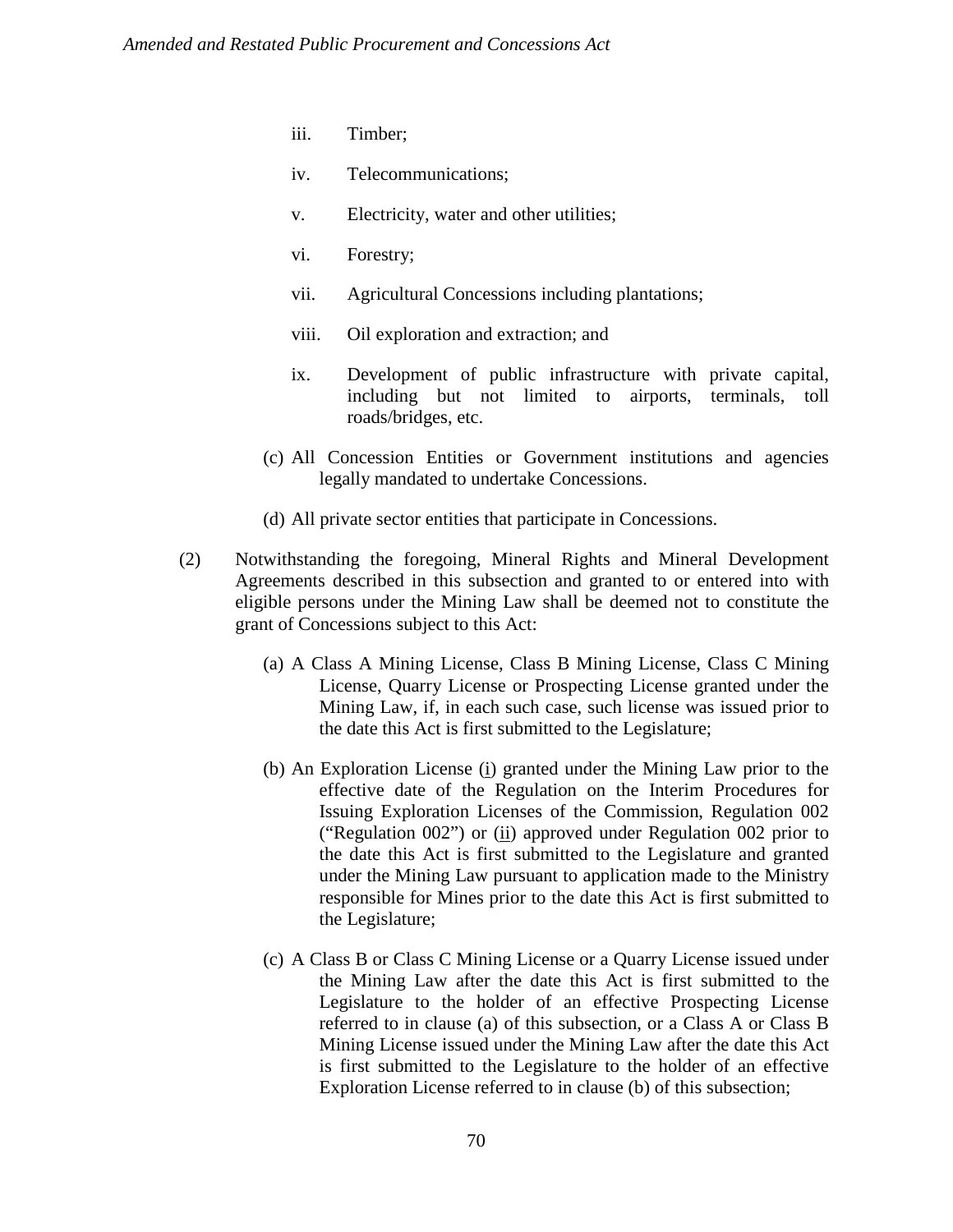iii. Timber;

iv. Telecommunications;

v. Electricity, water and other utilities;

vi. Forestry;

vii. Agricultural Concessions including plantations;

viii. Oil exploration and extraction; and

ix. Development of public infrastructure with private capital, including but not limited to airports, terminals, toll roads/bridges, etc.

(c) All Concession Entities or Government institutions and agencies legally mandated to undertake Concessions.

(d) All private sector entities that participate in Concessions.

(2) Notwithstanding the foregoing, Mineral Rights and Mineral Development Agreements described in this subsection and granted to or entered into with eligible persons under the Mining Law shall be deemed not to constitute the grant of Concessions subject to this Act:

(a) A Class A Mining License, Class B Mining License, Class C Mining License, Quarry License or Prospecting License granted under the Mining Law, if, in each such case, such license was issued prior to the date this Act is first submitted to the Legislature;

(b) An Exploration License (i) granted under the Mining Law prior to the effective date of the Regulation on the Interim Procedures for Issuing Exploration Licenses of the Commission, Regulation 002 ("Regulation 002") or (ii) approved under Regulation 002 prior to the date this Act is first submitted to the Legislature and granted under the Mining Law pursuant to application made to the Ministry responsible for Mines prior to the date this Act is first submitted to the Legislature;

(c) A Class B or Class C Mining License or a Quarry License issued under the Mining Law after the date this Act is first submitted to the Legislature to the holder of an effective Prospecting License referred to in clause (a) of this subsection, or a Class A or Class B Mining License issued under the Mining Law after the date this Act is first submitted to the Legislature to the holder of an effective Exploration License referred to in clause (b) of this subsection;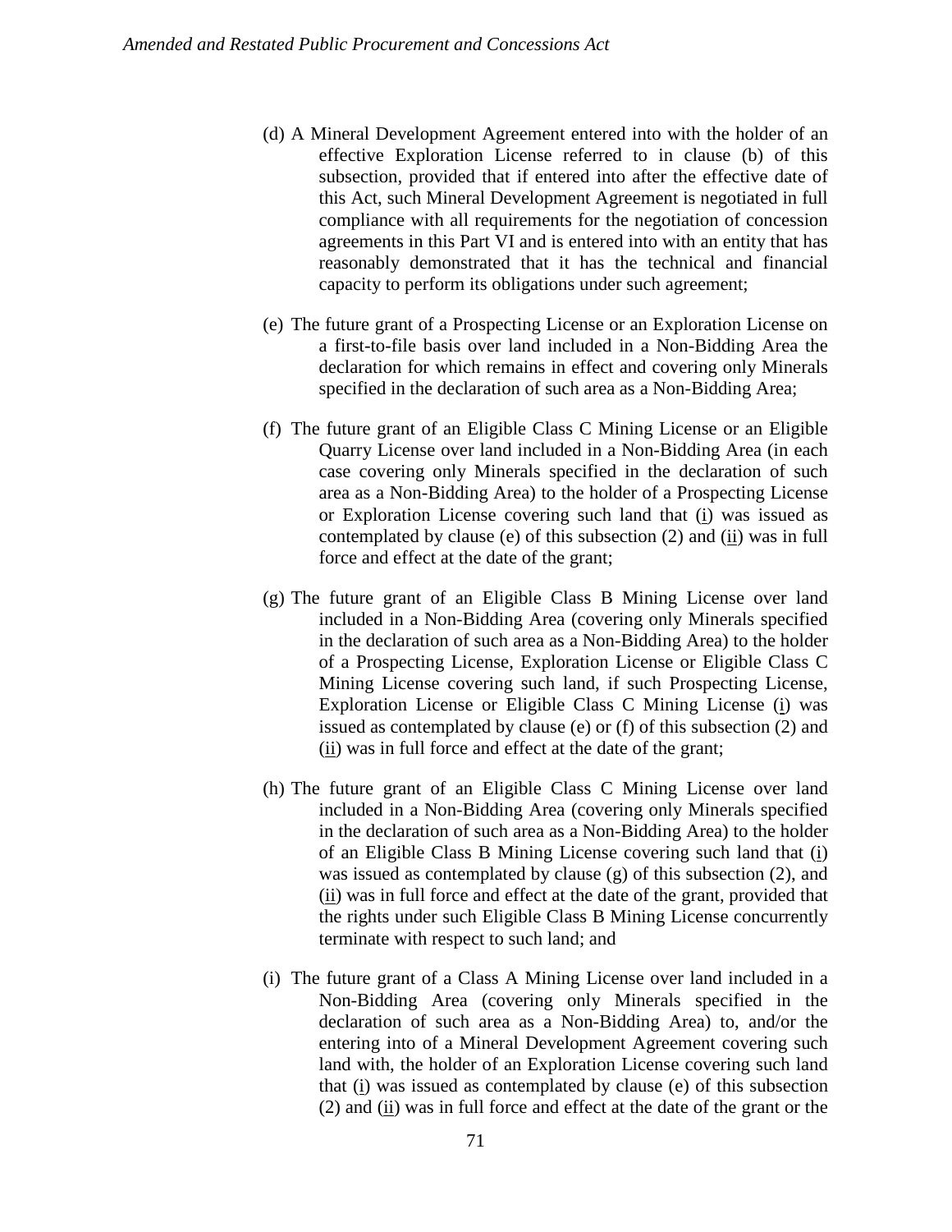(d) A Mineral Development Agreement entered into with the holder of an effective Exploration License referred to in clause (b) of this subsection, provided that if entered into after the effective date of this Act, such Mineral Development Agreement is negotiated in full compliance with all requirements for the negotiation of concession agreements in this Part VI and is entered into with an entity that has reasonably demonstrated that it has the technical and financial capacity to perform its obligations under such agreement;

(e) The future grant of a Prospecting License or an Exploration License on a first-to-file basis over land included in a Non-Bidding Area the declaration for which remains in effect and covering only Minerals specified in the declaration of such area as a Non-Bidding Area;

(f) The future grant of an Eligible Class C Mining License or an Eligible Quarry License over land included in a Non-Bidding Area (in each case covering only Minerals specified in the declaration of such area as a Non-Bidding Area) to the holder of a Prospecting License or Exploration License covering such land that (i) was issued as contemplated by clause (e) of this subsection (2) and (ii) was in full force and effect at the date of the grant;

(g) The future grant of an Eligible Class B Mining License over land included in a Non-Bidding Area (covering only Minerals specified in the declaration of such area as a Non-Bidding Area) to the holder of a Prospecting License, Exploration License or Eligible Class C Mining License covering such land, if such Prospecting License, Exploration License or Eligible Class C Mining License (i) was issued as contemplated by clause (e) or (f) of this subsection (2) and (ii) was in full force and effect at the date of the grant;

(h) The future grant of an Eligible Class C Mining License over land included in a Non-Bidding Area (covering only Minerals specified in the declaration of such area as a Non-Bidding Area) to the holder of an Eligible Class B Mining License covering such land that (i) was issued as contemplated by clause (g) of this subsection (2), and (ii) was in full force and effect at the date of the grant, provided that the rights under such Eligible Class B Mining License concurrently terminate with respect to such land; and

(i) The future grant of a Class A Mining License over land included in a Non-Bidding Area (covering only Minerals specified in the declaration of such area as a Non-Bidding Area) to, and/or the entering into of a Mineral Development Agreement covering such land with, the holder of an Exploration License covering such land that (i) was issued as contemplated by clause (e) of this subsection (2) and (ii) was in full force and effect at the date of the grant or the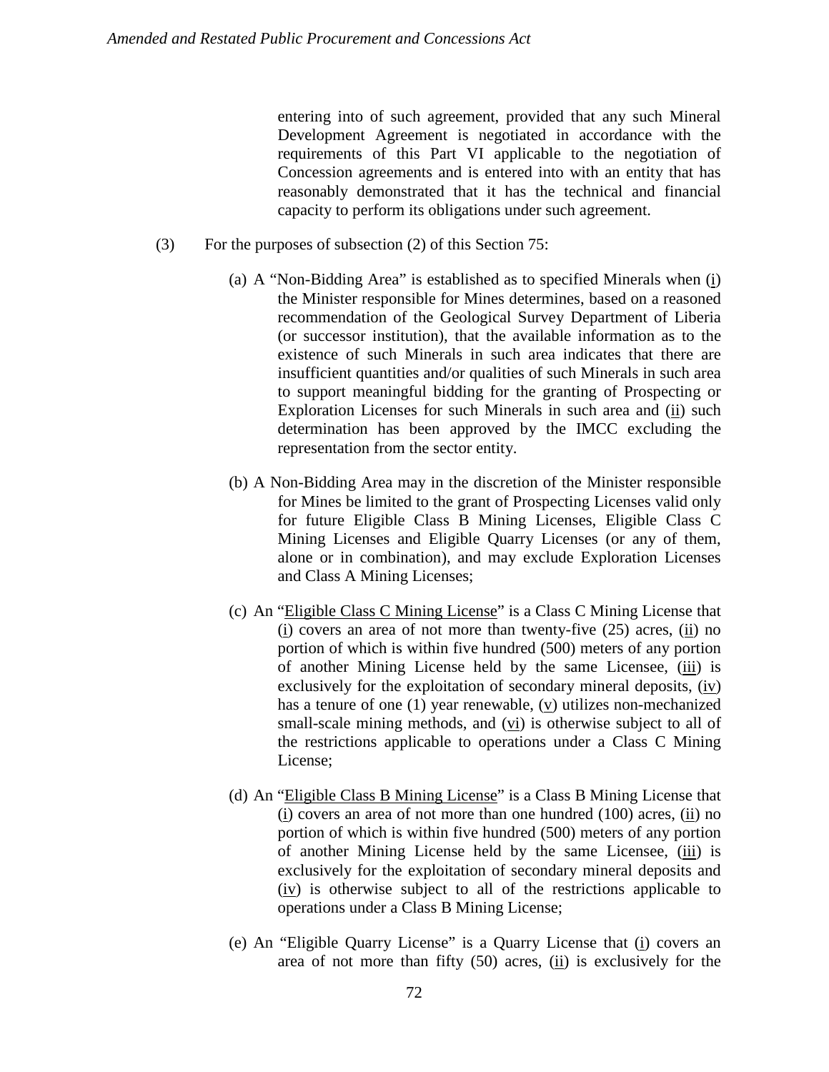entering into of such agreement, provided that any such Mineral Development Agreement is negotiated in accordance with the requirements of this Part VI applicable to the negotiation of Concession agreements and is entered into with an entity that has reasonably demonstrated that it has the technical and financial capacity to perform its obligations under such agreement.

(3) For the purposes of subsection (2) of this Section 75:

(a) A "Non-Bidding Area" is established as to specified Minerals when (i) the Minister responsible for Mines determines, based on a reasoned recommendation of the Geological Survey Department of Liberia (or successor institution), that the available information as to the existence of such Minerals in such area indicates that there are insufficient quantities and/or qualities of such Minerals in such area to support meaningful bidding for the granting of Prospecting or Exploration Licenses for such Minerals in such area and (ii) such determination has been approved by the IMCC excluding the representation from the sector entity.

(b) A Non-Bidding Area may in the discretion of the Minister responsible for Mines be limited to the grant of Prospecting Licenses valid only for future Eligible Class B Mining Licenses, Eligible Class C Mining Licenses and Eligible Quarry Licenses (or any of them, alone or in combination), and may exclude Exploration Licenses and Class A Mining Licenses;

(c) An "Eligible Class C Mining License" is a Class C Mining License that (i) covers an area of not more than twenty-five (25) acres, (ii) no portion of which is within five hundred (500) meters of any portion of another Mining License held by the same Licensee, (iii) is exclusively for the exploitation of secondary mineral deposits, (iv) has a tenure of one (1) year renewable, (v) utilizes non-mechanized small-scale mining methods, and (vi) is otherwise subject to all of the restrictions applicable to operations under a Class C Mining License;

(d) An "Eligible Class B Mining License" is a Class B Mining License that (i) covers an area of not more than one hundred (100) acres, (ii) no portion of which is within five hundred (500) meters of any portion of another Mining License held by the same Licensee, (iii) is exclusively for the exploitation of secondary mineral deposits and (iv) is otherwise subject to all of the restrictions applicable to operations under a Class B Mining License;

(e) An "Eligible Quarry License" is a Quarry License that (i) covers an area of not more than fifty (50) acres, (ii) is exclusively for the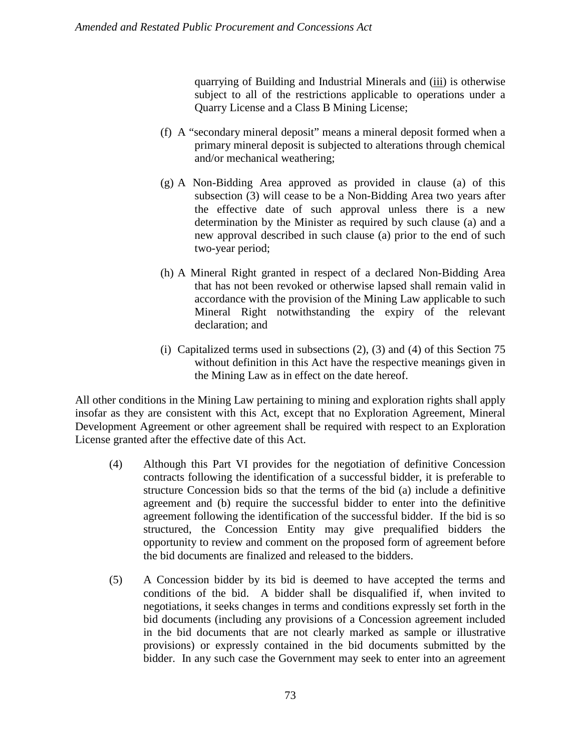quarrying of Building and Industrial Minerals and (iii) is otherwise subject to all of the restrictions applicable to operations under a Quarry License and a Class B Mining License;

(f) A "secondary mineral deposit" means a mineral deposit formed when a primary mineral deposit is subjected to alterations through chemical and/or mechanical weathering;

(g) A Non-Bidding Area approved as provided in clause (a) of this subsection (3) will cease to be a Non-Bidding Area two years after the effective date of such approval unless there is a new determination by the Minister as required by such clause (a) and a new approval described in such clause (a) prior to the end of such two-year period;

(h) A Mineral Right granted in respect of a declared Non-Bidding Area that has not been revoked or otherwise lapsed shall remain valid in accordance with the provision of the Mining Law applicable to such Mineral Right notwithstanding the expiry of the relevant declaration; and

(i) Capitalized terms used in subsections (2), (3) and (4) of this Section 75 without definition in this Act have the respective meanings given in the Mining Law as in effect on the date hereof.

All other conditions in the Mining Law pertaining to mining and exploration rights shall apply insofar as they are consistent with this Act, except that no Exploration Agreement, Mineral Development Agreement or other agreement shall be required with respect to an Exploration License granted after the effective date of this Act.

(4) Although this Part VI provides for the negotiation of definitive Concession contracts following the identification of a successful bidder, it is preferable to structure Concession bids so that the terms of the bid (a) include a definitive agreement and (b) require the successful bidder to enter into the definitive agreement following the identification of the successful bidder. If the bid is so structured, the Concession Entity may give prequalified bidders the opportunity to review and comment on the proposed form of agreement before the bid documents are finalized and released to the bidders.

(5) A Concession bidder by its bid is deemed to have accepted the terms and conditions of the bid. A bidder shall be disqualified if, when invited to negotiations, it seeks changes in terms and conditions expressly set forth in the bid documents (including any provisions of a Concession agreement included in the bid documents that are not clearly marked as sample or illustrative provisions) or expressly contained in the bid documents submitted by the bidder. In any such case the Government may seek to enter into an agreement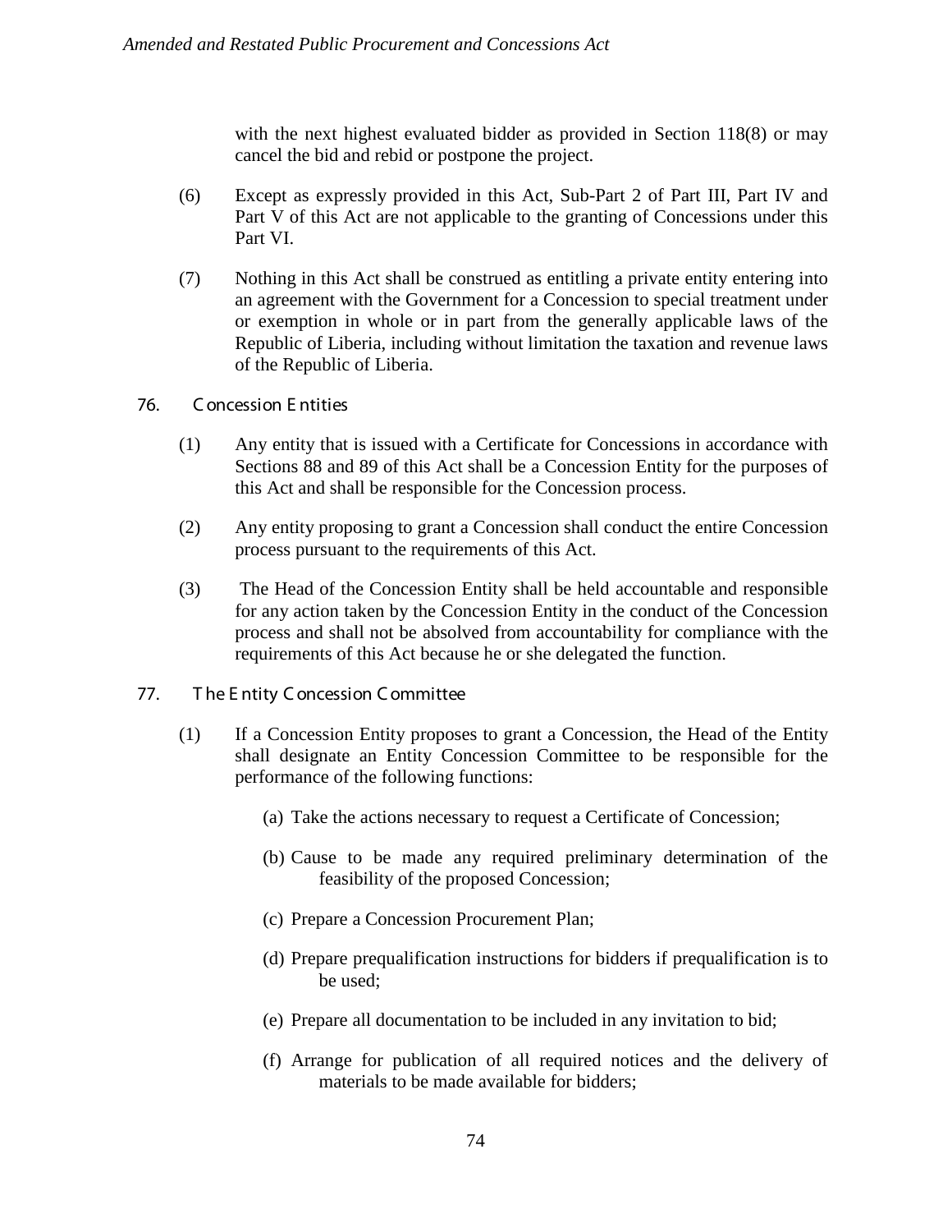with the next highest evaluated bidder as provided in Section 118(8) or may cancel the bid and rebid or postpone the project.

(6) Except as expressly provided in this Act, Sub-Part 2 of Part III, Part IV and Part V of this Act are not applicable to the granting of Concessions under this Part VI.

(7) Nothing in this Act shall be construed as entitling a private entity entering into an agreement with the Government for a Concession to special treatment under or exemption in whole or in part from the generally applicable laws of the Republic of Liberia, including without limitation the taxation and revenue laws of the Republic of Liberia.

## 76. Concession Entities

(1) Any entity that is issued with a Certificate for Concessions in accordance with Sections 88 and 89 of this Act shall be a Concession Entity for the purposes of this Act and shall be responsible for the Concession process.

(2) Any entity proposing to grant a Concession shall conduct the entire Concession process pursuant to the requirements of this Act.

(3) The Head of the Concession Entity shall be held accountable and responsible for any action taken by the Concession Entity in the conduct of the Concession process and shall not be absolved from accountability for compliance with the requirements of this Act because he or she delegated the function.

## 77. The Entity Concession Committee

(1) If a Concession Entity proposes to grant a Concession, the Head of the Entity shall designate an Entity Concession Committee to be responsible for the performance of the following functions:

(a) Take the actions necessary to request a Certificate of Concession;

(b) Cause to be made any required preliminary determination of the feasibility of the proposed Concession;

(c) Prepare a Concession Procurement Plan;

(d) Prepare prequalification instructions for bidders if prequalification is to be used;

(e) Prepare all documentation to be included in any invitation to bid;

(f) Arrange for publication of all required notices and the delivery of materials to be made available for bidders;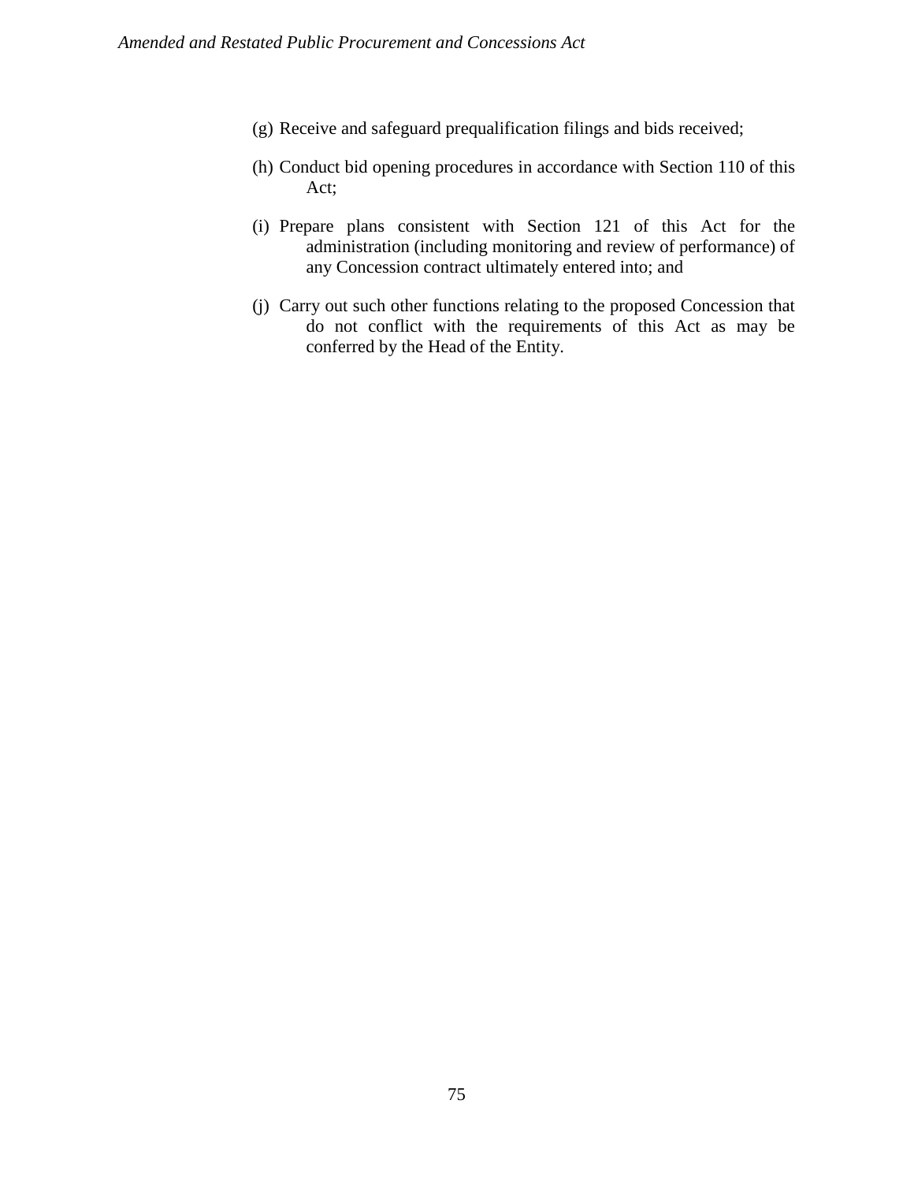(g) Receive and safeguard prequalification filings and bids received;

(h) Conduct bid opening procedures in accordance with Section 110 of this Act;

(i) Prepare plans consistent with Section 121 of this Act for the administration (including monitoring and review of performance) of any Concession contract ultimately entered into; and

(j) Carry out such other functions relating to the proposed Concession that do not conflict with the requirements of this Act as may be conferred by the Head of the Entity.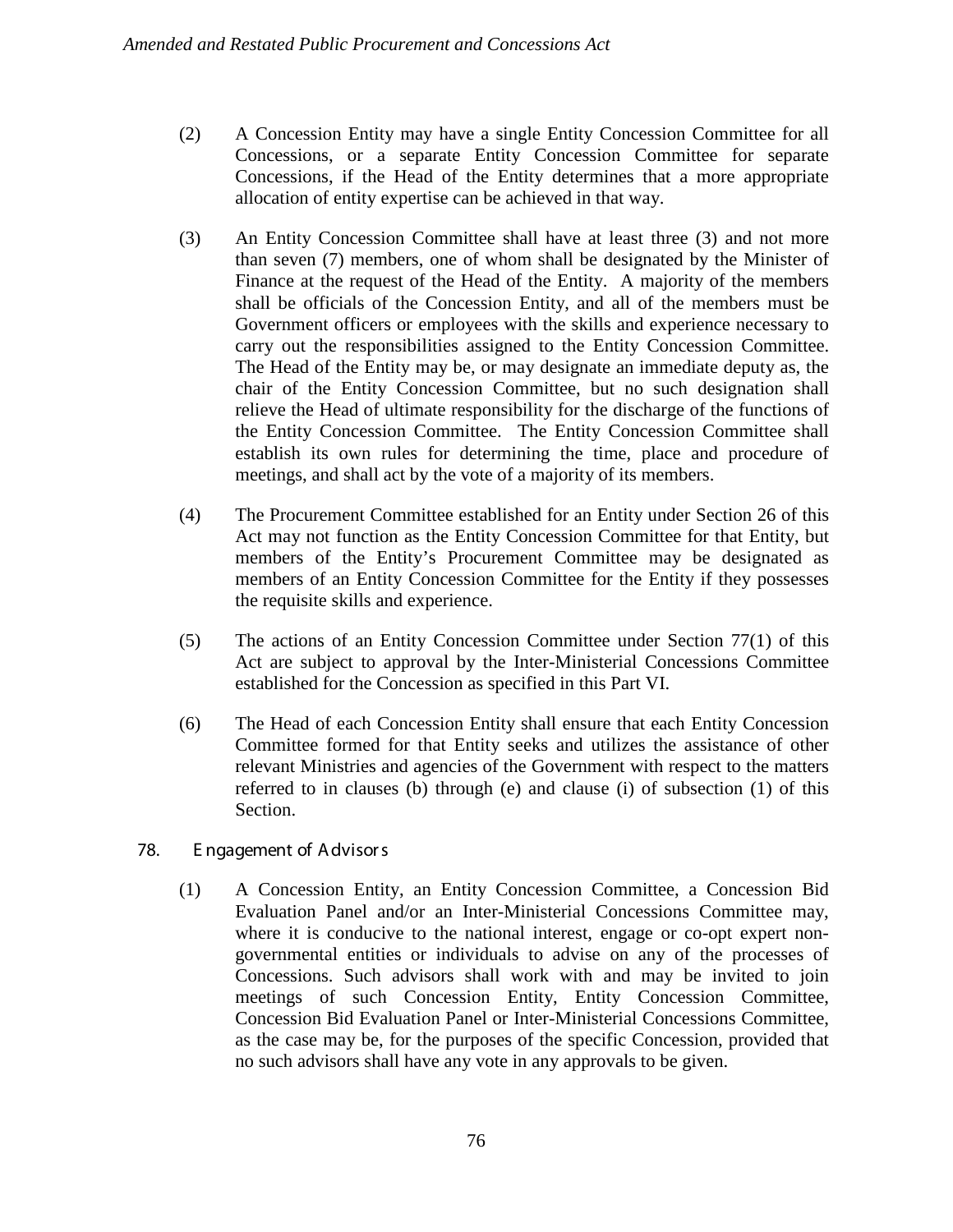(2) A Concession Entity may have a single Entity Concession Committee for all Concessions, or a separate Entity Concession Committee for separate Concessions, if the Head of the Entity determines that a more appropriate allocation of entity expertise can be achieved in that way.

(3) An Entity Concession Committee shall have at least three (3) and not more than seven (7) members, one of whom shall be designated by the Minister of Finance at the request of the Head of the Entity. A majority of the members shall be officials of the Concession Entity, and all of the members must be Government officers or employees with the skills and experience necessary to carry out the responsibilities assigned to the Entity Concession Committee. The Head of the Entity may be, or may designate an immediate deputy as, the chair of the Entity Concession Committee, but no such designation shall relieve the Head of ultimate responsibility for the discharge of the functions of the Entity Concession Committee. The Entity Concession Committee shall establish its own rules for determining the time, place and procedure of meetings, and shall act by the vote of a majority of its members.

(4) The Procurement Committee established for an Entity under Section 26 of this Act may not function as the Entity Concession Committee for that Entity, but members of the Entity's Procurement Committee may be designated as members of an Entity Concession Committee for the Entity if they possesses the requisite skills and experience.

(5) The actions of an Entity Concession Committee under Section 77(1) of this Act are subject to approval by the Inter-Ministerial Concessions Committee established for the Concession as specified in this Part VI.

(6) The Head of each Concession Entity shall ensure that each Entity Concession Committee formed for that Entity seeks and utilizes the assistance of other relevant Ministries and agencies of the Government with respect to the matters referred to in clauses (b) through (e) and clause (i) of subsection (1) of this Section.

## 78. Engagement of Advisors

(1) A Concession Entity, an Entity Concession Committee, a Concession Bid Evaluation Panel and/or an Inter-Ministerial Concessions Committee may, where it is conducive to the national interest, engage or co-opt expert non-governmental entities or individuals to advise on any of the processes of Concessions. Such advisors shall work with and may be invited to join meetings of such Concession Entity, Entity Concession Committee, Concession Bid Evaluation Panel or Inter-Ministerial Concessions Committee, as the case may be, for the purposes of the specific Concession, provided that no such advisors shall have any vote in any approvals to be given.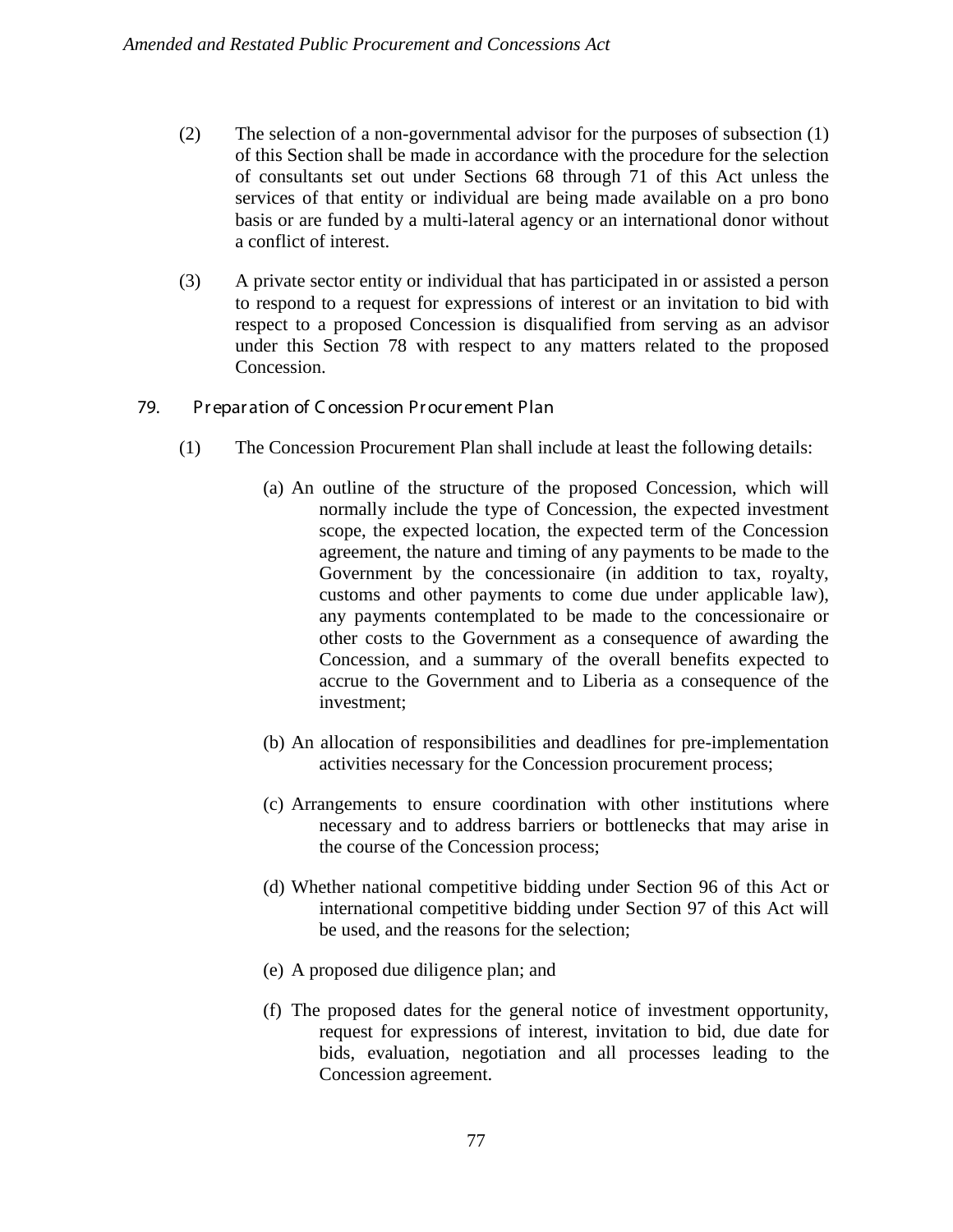(2) The selection of a non-governmental advisor for the purposes of subsection (1) of this Section shall be made in accordance with the procedure for the selection of consultants set out under Sections 68 through 71 of this Act unless the services of that entity or individual are being made available on a pro bono basis or are funded by a multi-lateral agency or an international donor without a conflict of interest.

(3) A private sector entity or individual that has participated in or assisted a person to respond to a request for expressions of interest or an invitation to bid with respect to a proposed Concession is disqualified from serving as an advisor under this Section 78 with respect to any matters related to the proposed Concession.

### 79. Preparation of Concession Procurement Plan

(1) The Concession Procurement Plan shall include at least the following details:

(a) An outline of the structure of the proposed Concession, which will normally include the type of Concession, the expected investment scope, the expected location, the expected term of the Concession agreement, the nature and timing of any payments to be made to the Government by the concessionaire (in addition to tax, royalty, customs and other payments to come due under applicable law), any payments contemplated to be made to the concessionaire or other costs to the Government as a consequence of awarding the Concession, and a summary of the overall benefits expected to accrue to the Government and to Liberia as a consequence of the investment;

(b) An allocation of responsibilities and deadlines for pre-implementation activities necessary for the Concession procurement process;

(c) Arrangements to ensure coordination with other institutions where necessary and to address barriers or bottlenecks that may arise in the course of the Concession process;

(d) Whether national competitive bidding under Section 96 of this Act or international competitive bidding under Section 97 of this Act will be used, and the reasons for the selection;

(e) A proposed due diligence plan; and

(f) The proposed dates for the general notice of investment opportunity, request for expressions of interest, invitation to bid, due date for bids, evaluation, negotiation and all processes leading to the Concession agreement.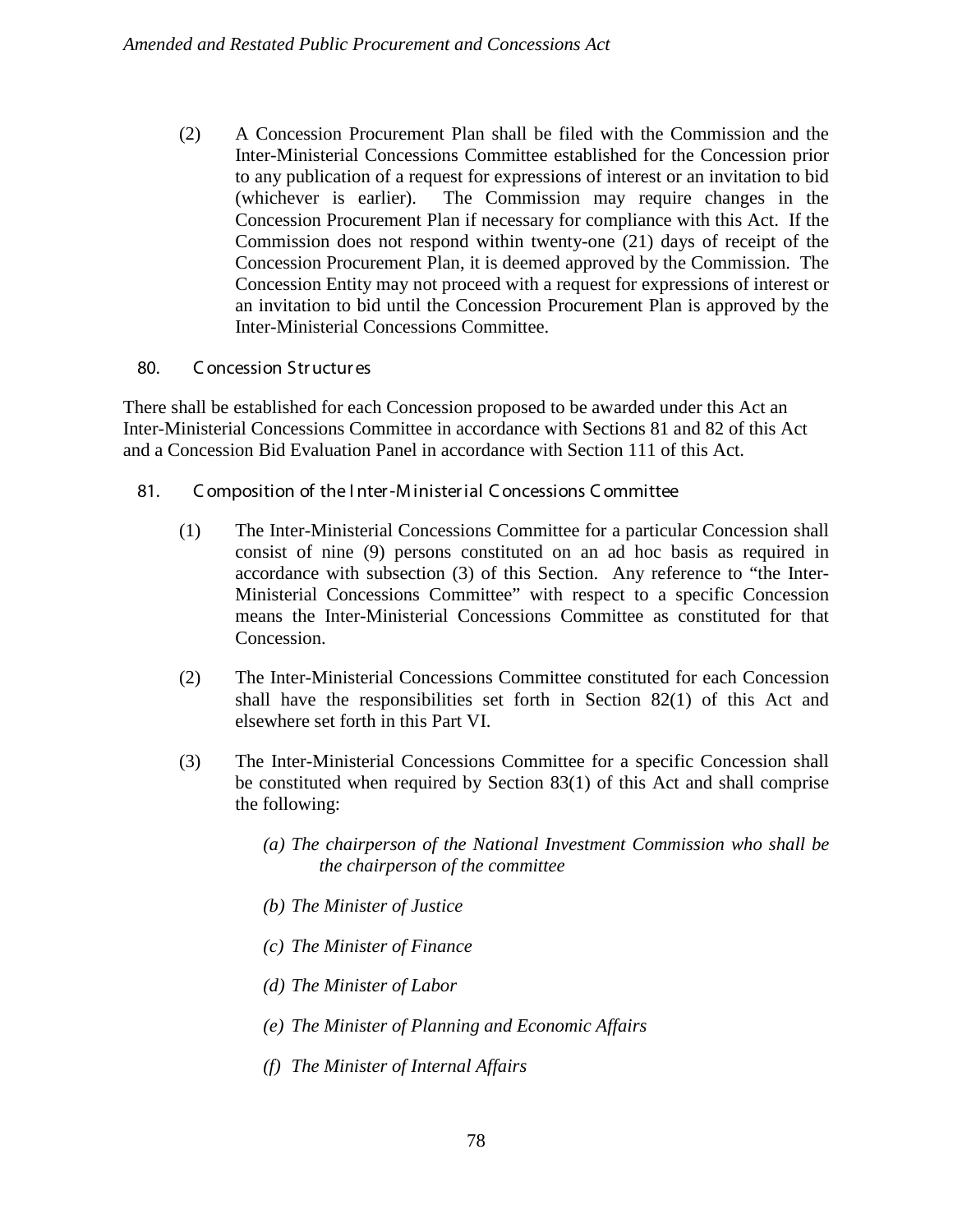(2) A Concession Procurement Plan shall be filed with the Commission and the Inter-Ministerial Concessions Committee established for the Concession prior to any publication of a request for expressions of interest or an invitation to bid (whichever is earlier). The Commission may require changes in the Concession Procurement Plan if necessary for compliance with this Act. If the Commission does not respond within twenty-one (21) days of receipt of the Concession Procurement Plan, it is deemed approved by the Commission. The Concession Entity may not proceed with a request for expressions of interest or an invitation to bid until the Concession Procurement Plan is approved by the Inter-Ministerial Concessions Committee.

### 80. Concession Structures

There shall be established for each Concession proposed to be awarded under this Act an Inter-Ministerial Concessions Committee in accordance with Sections 81 and 82 of this Act and a Concession Bid Evaluation Panel in accordance with Section 111 of this Act.

### 81. Composition of the Inter-Ministerial Concessions Committee

(1) The Inter-Ministerial Concessions Committee for a particular Concession shall consist of nine (9) persons constituted on an ad hoc basis as required in accordance with subsection (3) of this Section. Any reference to "the Inter-Ministerial Concessions Committee" with respect to a specific Concession means the Inter-Ministerial Concessions Committee as constituted for that Concession.

(2) The Inter-Ministerial Concessions Committee constituted for each Concession shall have the responsibilities set forth in Section 82(1) of this Act and elsewhere set forth in this Part VI.

(3) The Inter-Ministerial Concessions Committee for a specific Concession shall be constituted when required by Section 83(1) of this Act and shall comprise the following:

*(a) The chairperson of the National Investment Commission who shall be the chairperson of the committee*

*(b) The Minister of Justice*

*(c) The Minister of Finance*

*(d) The Minister of Labor*

*(e) The Minister of Planning and Economic Affairs*

*(f) The Minister of Internal Affairs*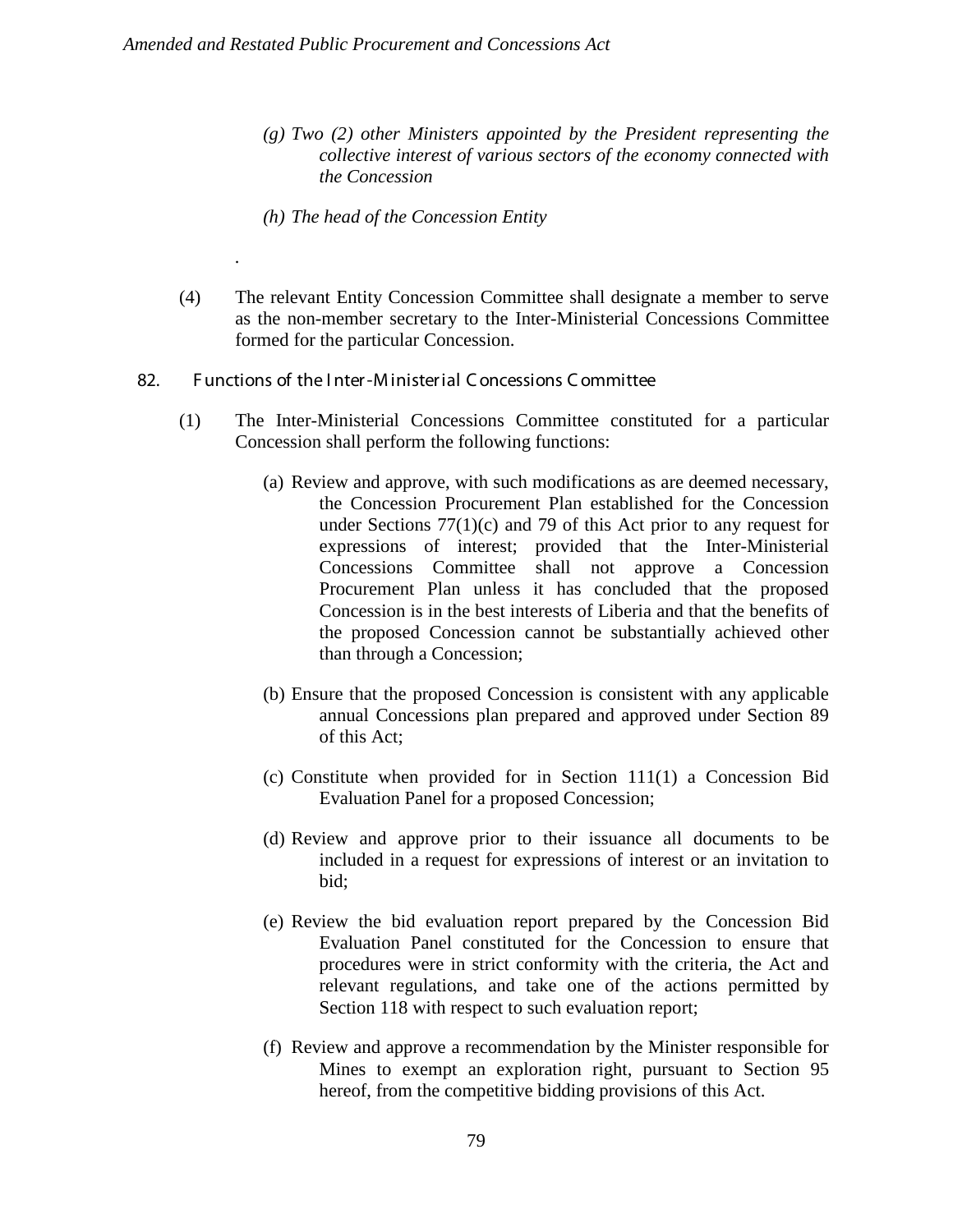*(g) Two (2) other Ministers appointed by the President representing the collective interest of various sectors of the economy connected with the Concession*

*(h) The head of the Concession Entity*

.

(4) The relevant Entity Concession Committee shall designate a member to serve as the non-member secretary to the Inter-Ministerial Concessions Committee formed for the particular Concession.

## 82. Functions of the Inter-Ministerial Concessions Committee

(1) The Inter-Ministerial Concessions Committee constituted for a particular Concession shall perform the following functions:

(a) Review and approve, with such modifications as are deemed necessary, the Concession Procurement Plan established for the Concession under Sections 77(1)(c) and 79 of this Act prior to any request for expressions of interest; provided that the Inter-Ministerial Concessions Committee shall not approve a Concession Procurement Plan unless it has concluded that the proposed Concession is in the best interests of Liberia and that the benefits of the proposed Concession cannot be substantially achieved other than through a Concession;

(b) Ensure that the proposed Concession is consistent with any applicable annual Concessions plan prepared and approved under Section 89 of this Act;

(c) Constitute when provided for in Section 111(1) a Concession Bid Evaluation Panel for a proposed Concession;

(d) Review and approve prior to their issuance all documents to be included in a request for expressions of interest or an invitation to bid;

(e) Review the bid evaluation report prepared by the Concession Bid Evaluation Panel constituted for the Concession to ensure that procedures were in strict conformity with the criteria, the Act and relevant regulations, and take one of the actions permitted by Section 118 with respect to such evaluation report;

(f) Review and approve a recommendation by the Minister responsible for Mines to exempt an exploration right, pursuant to Section 95 hereof, from the competitive bidding provisions of this Act.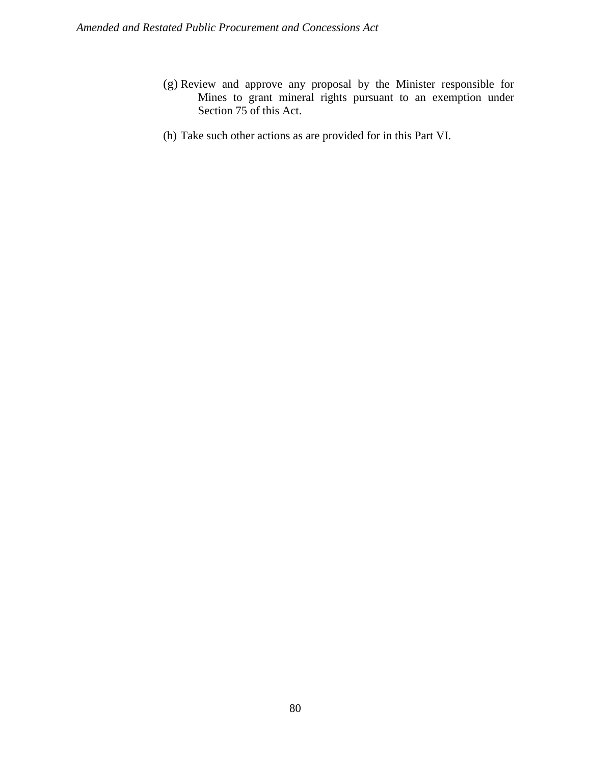(g) Review and approve any proposal by the Minister responsible for Mines to grant mineral rights pursuant to an exemption under Section 75 of this Act.

(h) Take such other actions as are provided for in this Part VI.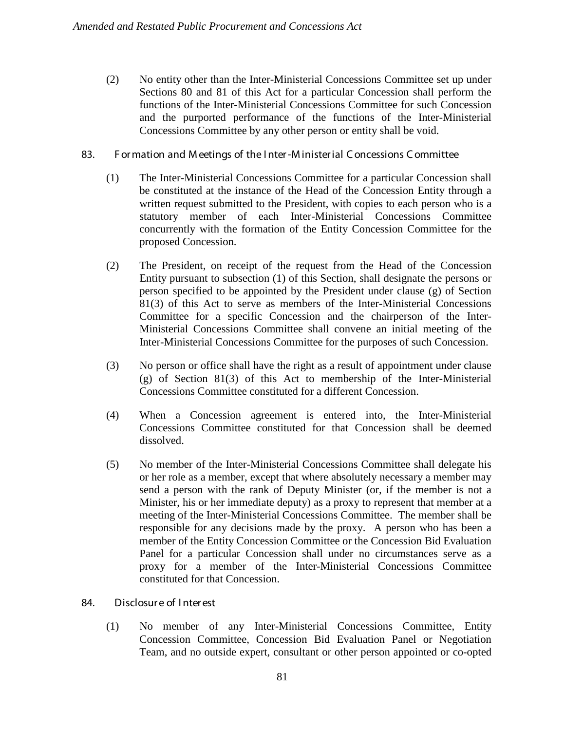(2) No entity other than the Inter-Ministerial Concessions Committee set up under Sections 80 and 81 of this Act for a particular Concession shall perform the functions of the Inter-Ministerial Concessions Committee for such Concession and the purported performance of the functions of the Inter-Ministerial Concessions Committee by any other person or entity shall be void.

### 83. Formation and Meetings of the Inter-Ministerial Concessions Committee

(1) The Inter-Ministerial Concessions Committee for a particular Concession shall be constituted at the instance of the Head of the Concession Entity through a written request submitted to the President, with copies to each person who is a statutory member of each Inter-Ministerial Concessions Committee concurrently with the formation of the Entity Concession Committee for the proposed Concession.

(2) The President, on receipt of the request from the Head of the Concession Entity pursuant to subsection (1) of this Section, shall designate the persons or person specified to be appointed by the President under clause (g) of Section 81(3) of this Act to serve as members of the Inter-Ministerial Concessions Committee for a specific Concession and the chairperson of the Inter-Ministerial Concessions Committee shall convene an initial meeting of the Inter-Ministerial Concessions Committee for the purposes of such Concession.

(3) No person or office shall have the right as a result of appointment under clause (g) of Section 81(3) of this Act to membership of the Inter-Ministerial Concessions Committee constituted for a different Concession.

(4) When a Concession agreement is entered into, the Inter-Ministerial Concessions Committee constituted for that Concession shall be deemed dissolved.

(5) No member of the Inter-Ministerial Concessions Committee shall delegate his or her role as a member, except that where absolutely necessary a member may send a person with the rank of Deputy Minister (or, if the member is not a Minister, his or her immediate deputy) as a proxy to represent that member at a meeting of the Inter-Ministerial Concessions Committee. The member shall be responsible for any decisions made by the proxy. A person who has been a member of the Entity Concession Committee or the Concession Bid Evaluation Panel for a particular Concession shall under no circumstances serve as a proxy for a member of the Inter-Ministerial Concessions Committee constituted for that Concession.

### 84. Disclosure of Interest

(1) No member of any Inter-Ministerial Concessions Committee, Entity Concession Committee, Concession Bid Evaluation Panel or Negotiation Team, and no outside expert, consultant or other person appointed or co-opted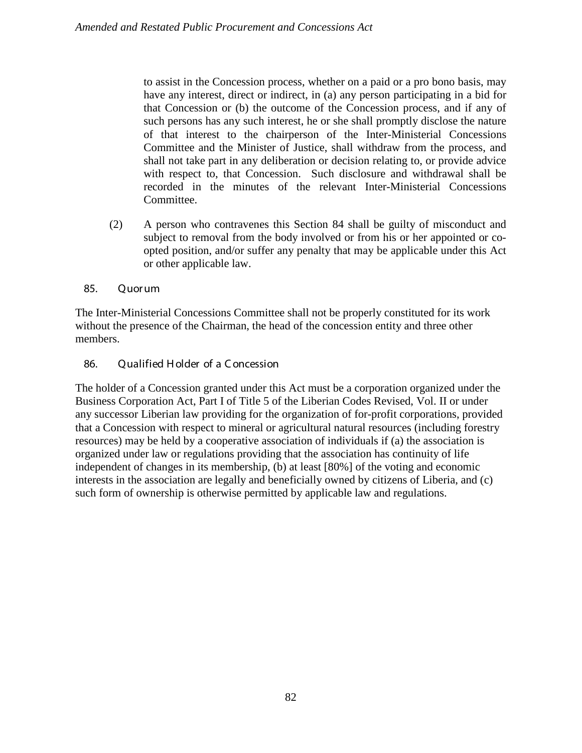to assist in the Concession process, whether on a paid or a pro bono basis, may have any interest, direct or indirect, in (a) any person participating in a bid for that Concession or (b) the outcome of the Concession process, and if any of such persons has any such interest, he or she shall promptly disclose the nature of that interest to the chairperson of the Inter-Ministerial Concessions Committee and the Minister of Justice, shall withdraw from the process, and shall not take part in any deliberation or decision relating to, or provide advice with respect to, that Concession. Such disclosure and withdrawal shall be recorded in the minutes of the relevant Inter-Ministerial Concessions Committee.

(2) A person who contravenes this Section 84 shall be guilty of misconduct and subject to removal from the body involved or from his or her appointed or co-opted position, and/or suffer any penalty that may be applicable under this Act or other applicable law.

### 85. Quorum

The Inter-Ministerial Concessions Committee shall not be properly constituted for its work without the presence of the Chairman, the head of the concession entity and three other members.

### 86. Qualified Holder of a Concession

The holder of a Concession granted under this Act must be a corporation organized under the Business Corporation Act, Part I of Title 5 of the Liberian Codes Revised, Vol. II or under any successor Liberian law providing for the organization of for-profit corporations, provided that a Concession with respect to mineral or agricultural natural resources (including forestry resources) may be held by a cooperative association of individuals if (a) the association is organized under law or regulations providing that the association has continuity of life independent of changes in its membership, (b) at least [80%] of the voting and economic interests in the association are legally and beneficially owned by citizens of Liberia, and (c) such form of ownership is otherwise permitted by applicable law and regulations.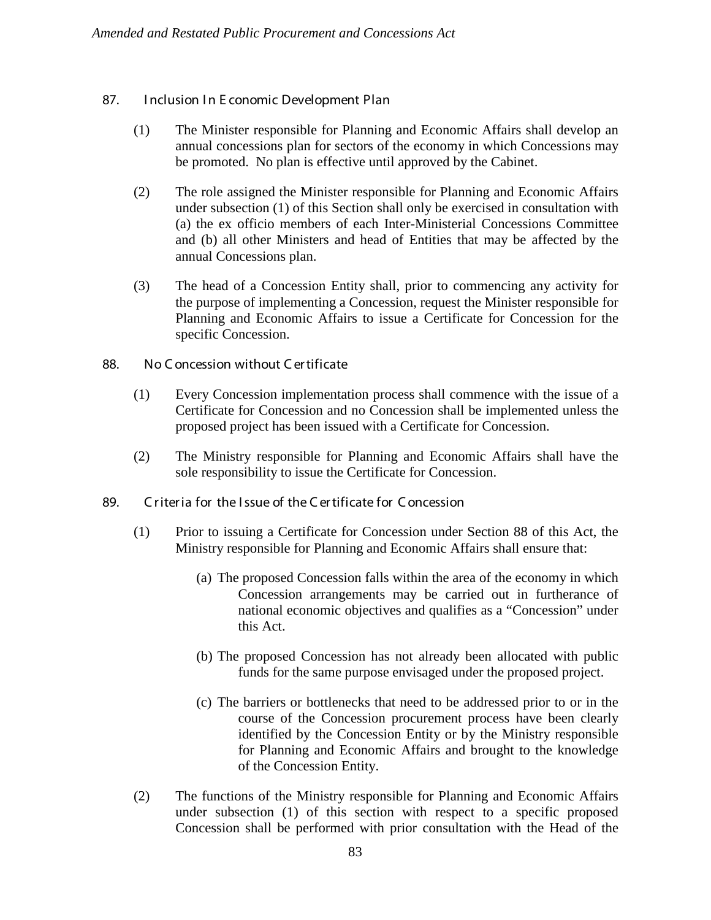## 87. Inclusion In Economic Development Plan

(1) The Minister responsible for Planning and Economic Affairs shall develop an annual concessions plan for sectors of the economy in which Concessions may be promoted. No plan is effective until approved by the Cabinet.

(2) The role assigned the Minister responsible for Planning and Economic Affairs under subsection (1) of this Section shall only be exercised in consultation with (a) the ex officio members of each Inter-Ministerial Concessions Committee and (b) all other Ministers and head of Entities that may be affected by the annual Concessions plan.

(3) The head of a Concession Entity shall, prior to commencing any activity for the purpose of implementing a Concession, request the Minister responsible for Planning and Economic Affairs to issue a Certificate for Concession for the specific Concession.

## 88. No Concession without Certificate

(1) Every Concession implementation process shall commence with the issue of a Certificate for Concession and no Concession shall be implemented unless the proposed project has been issued with a Certificate for Concession.

(2) The Ministry responsible for Planning and Economic Affairs shall have the sole responsibility to issue the Certificate for Concession.

## 89. Criteria for the Issue of the Certificate for Concession

(1) Prior to issuing a Certificate for Concession under Section 88 of this Act, the Ministry responsible for Planning and Economic Affairs shall ensure that:

(a) The proposed Concession falls within the area of the economy in which Concession arrangements may be carried out in furtherance of national economic objectives and qualifies as a "Concession" under this Act.

(b) The proposed Concession has not already been allocated with public funds for the same purpose envisaged under the proposed project.

(c) The barriers or bottlenecks that need to be addressed prior to or in the course of the Concession procurement process have been clearly identified by the Concession Entity or by the Ministry responsible for Planning and Economic Affairs and brought to the knowledge of the Concession Entity.

(2) The functions of the Ministry responsible for Planning and Economic Affairs under subsection (1) of this section with respect to a specific proposed Concession shall be performed with prior consultation with the Head of the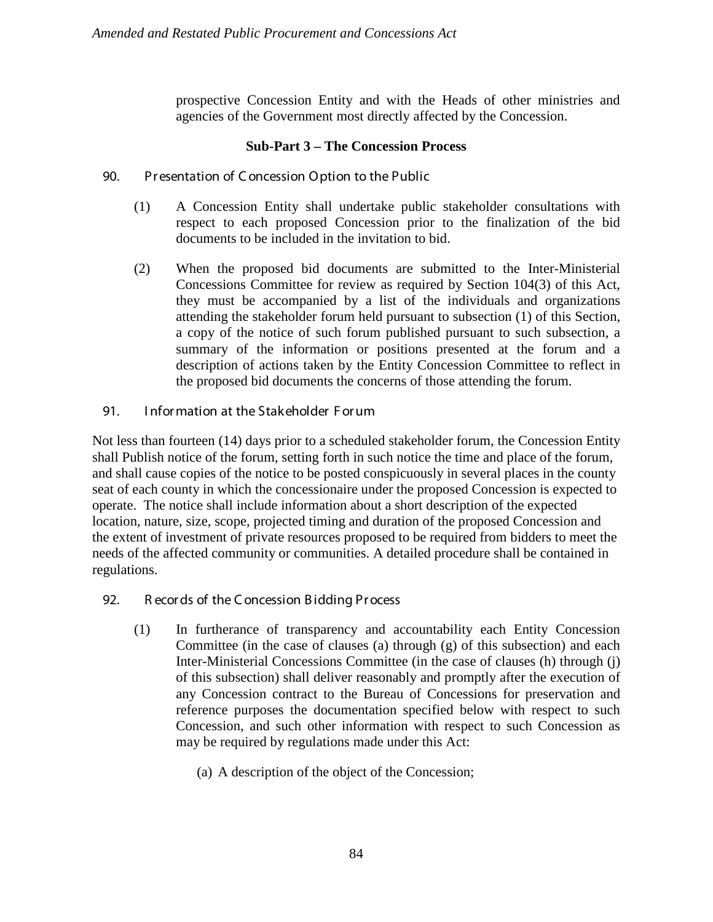prospective Concession Entity and with the Heads of other ministries and agencies of the Government most directly affected by the Concession.

### Sub-Part 3 – The Concession Process

#### 90. Presentation of Concession Option to the Public

(1) A Concession Entity shall undertake public stakeholder consultations with respect to each proposed Concession prior to the finalization of the bid documents to be included in the invitation to bid.

(2) When the proposed bid documents are submitted to the Inter-Ministerial Concessions Committee for review as required by Section 104(3) of this Act, they must be accompanied by a list of the individuals and organizations attending the stakeholder forum held pursuant to subsection (1) of this Section, a copy of the notice of such forum published pursuant to such subsection, a summary of the information or positions presented at the forum and a description of actions taken by the Entity Concession Committee to reflect in the proposed bid documents the concerns of those attending the forum.

#### 91. Information at the Stakeholder Forum

Not less than fourteen (14) days prior to a scheduled stakeholder forum, the Concession Entity shall Publish notice of the forum, setting forth in such notice the time and place of the forum, and shall cause copies of the notice to be posted conspicuously in several places in the county seat of each county in which the concessionaire under the proposed Concession is expected to operate. The notice shall include information about a short description of the expected location, nature, size, scope, projected timing and duration of the proposed Concession and the extent of investment of private resources proposed to be required from bidders to meet the needs of the affected community or communities. A detailed procedure shall be contained in regulations.

#### 92. Records of the Concession Bidding Process

(1) In furtherance of transparency and accountability each Entity Concession Committee (in the case of clauses (a) through (g) of this subsection) and each Inter-Ministerial Concessions Committee (in the case of clauses (h) through (j) of this subsection) shall deliver reasonably and promptly after the execution of any Concession contract to the Bureau of Concessions for preservation and reference purposes the documentation specified below with respect to such Concession, and such other information with respect to such Concession as may be required by regulations made under this Act:

(a) A description of the object of the Concession;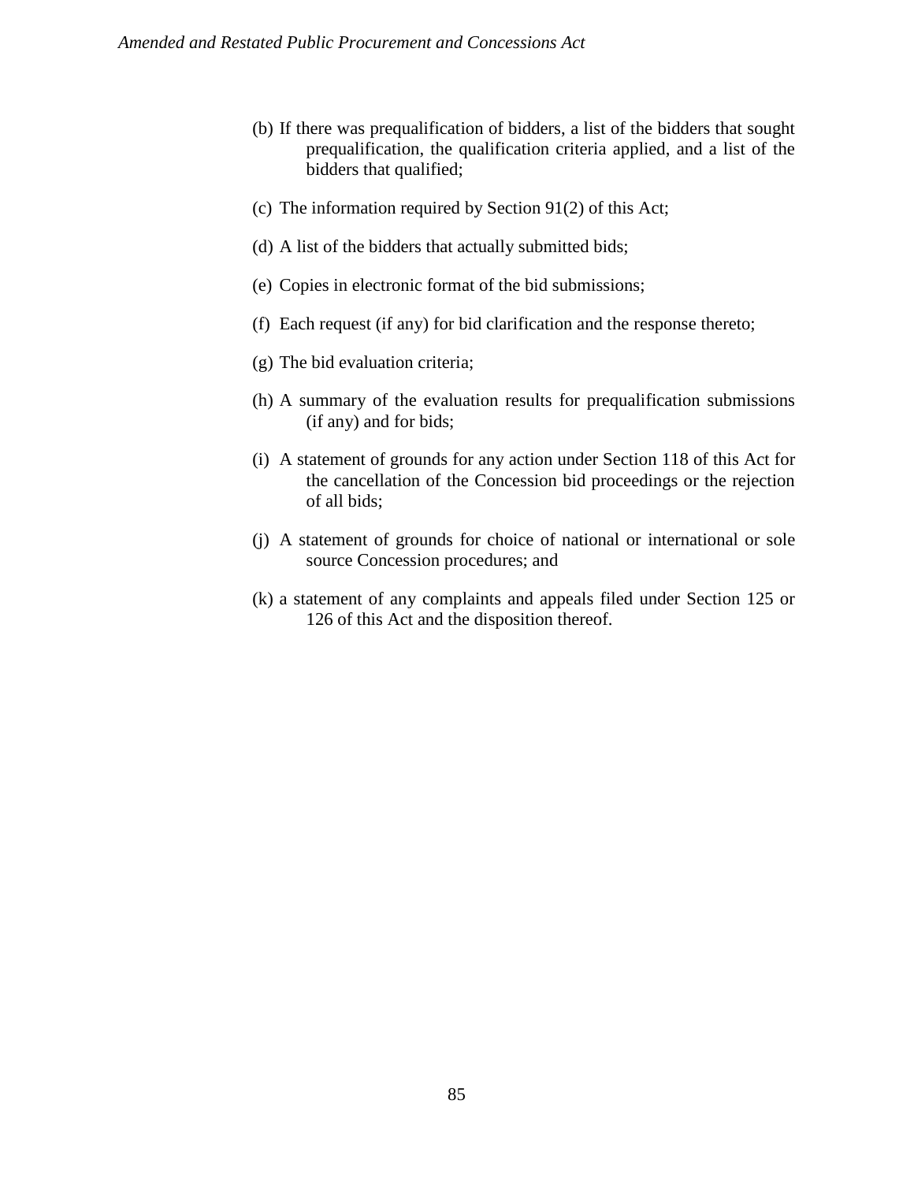(b) If there was prequalification of bidders, a list of the bidders that sought prequalification, the qualification criteria applied, and a list of the bidders that qualified;

(c) The information required by Section 91(2) of this Act;

(d) A list of the bidders that actually submitted bids;

(e) Copies in electronic format of the bid submissions;

(f) Each request (if any) for bid clarification and the response thereto;

(g) The bid evaluation criteria;

(h) A summary of the evaluation results for prequalification submissions (if any) and for bids;

(i) A statement of grounds for any action under Section 118 of this Act for the cancellation of the Concession bid proceedings or the rejection of all bids;

(j) A statement of grounds for choice of national or international or sole source Concession procedures; and

(k) a statement of any complaints and appeals filed under Section 125 or 126 of this Act and the disposition thereof.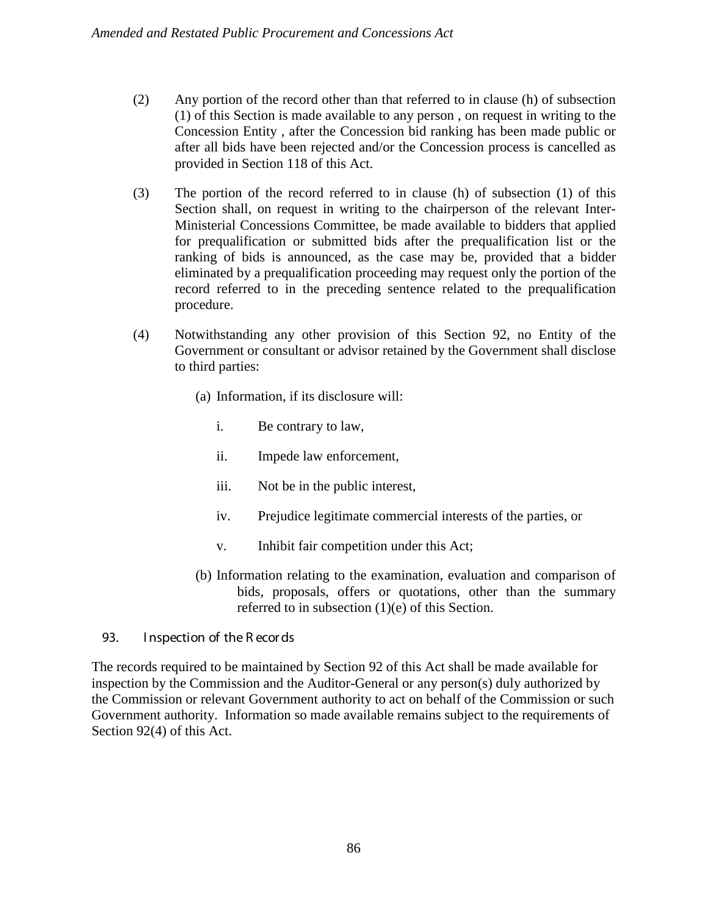(2) Any portion of the record other than that referred to in clause (h) of subsection (1) of this Section is made available to any person , on request in writing to the Concession Entity , after the Concession bid ranking has been made public or after all bids have been rejected and/or the Concession process is cancelled as provided in Section 118 of this Act.

(3) The portion of the record referred to in clause (h) of subsection (1) of this Section shall, on request in writing to the chairperson of the relevant Inter-Ministerial Concessions Committee, be made available to bidders that applied for prequalification or submitted bids after the prequalification list or the ranking of bids is announced, as the case may be, provided that a bidder eliminated by a prequalification proceeding may request only the portion of the record referred to in the preceding sentence related to the prequalification procedure.

(4) Notwithstanding any other provision of this Section 92, no Entity of the Government or consultant or advisor retained by the Government shall disclose to third parties:

(a) Information, if its disclosure will:

i. Be contrary to law,

ii. Impede law enforcement,

iii. Not be in the public interest,

iv. Prejudice legitimate commercial interests of the parties, or

v. Inhibit fair competition under this Act;

(b) Information relating to the examination, evaluation and comparison of bids, proposals, offers or quotations, other than the summary referred to in subsection (1)(e) of this Section.

### 93. Inspection of the Records

The records required to be maintained by Section 92 of this Act shall be made available for inspection by the Commission and the Auditor-General or any person(s) duly authorized by the Commission or relevant Government authority to act on behalf of the Commission or such Government authority. Information so made available remains subject to the requirements of Section 92(4) of this Act.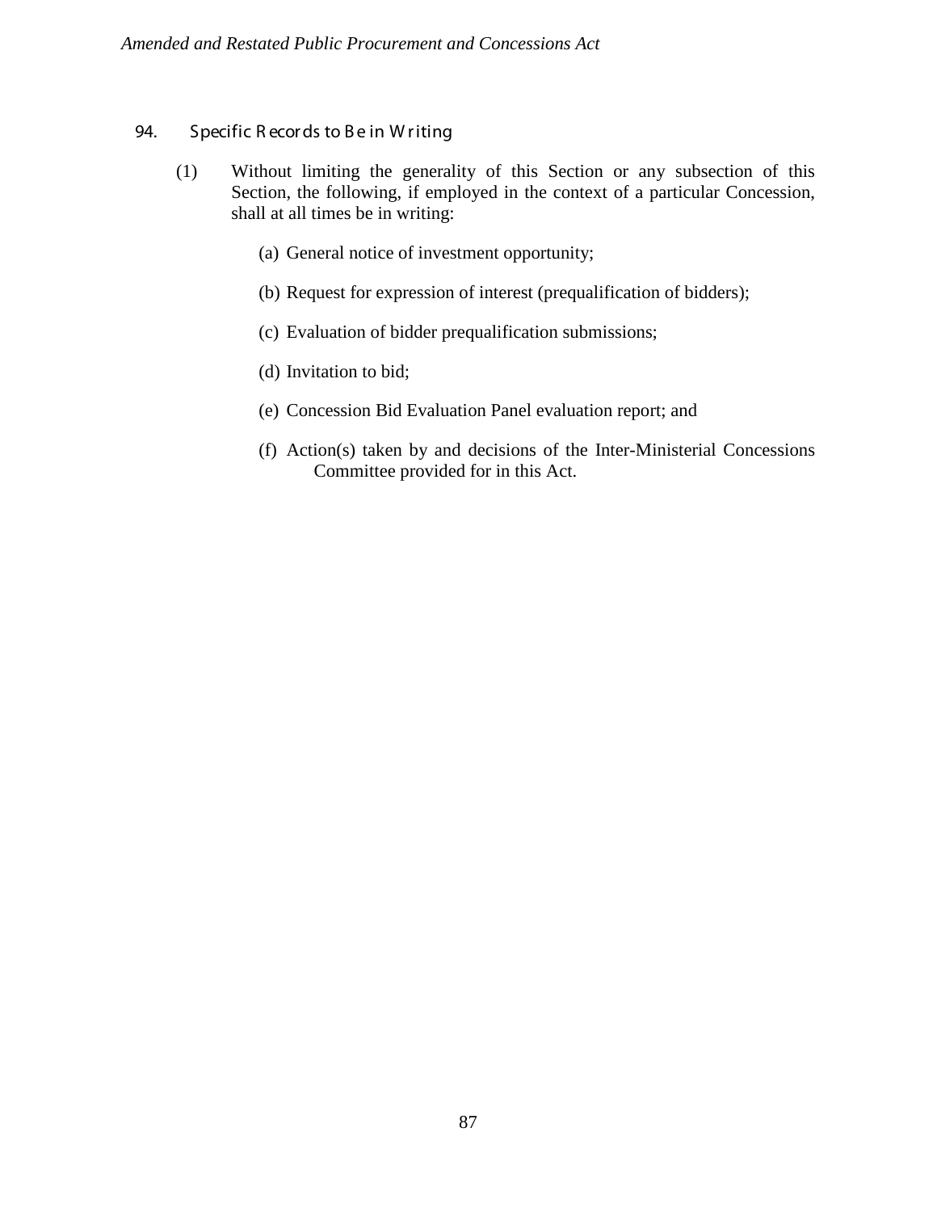## 94. Specific Records to Be in Writing

(1) Without limiting the generality of this Section or any subsection of this Section, the following, if employed in the context of a particular Concession, shall at all times be in writing:

(a) General notice of investment opportunity;

(b) Request for expression of interest (prequalification of bidders);

(c) Evaluation of bidder prequalification submissions;

(d) Invitation to bid;

(e) Concession Bid Evaluation Panel evaluation report; and

(f) Action(s) taken by and decisions of the Inter-Ministerial Concessions Committee provided for in this Act.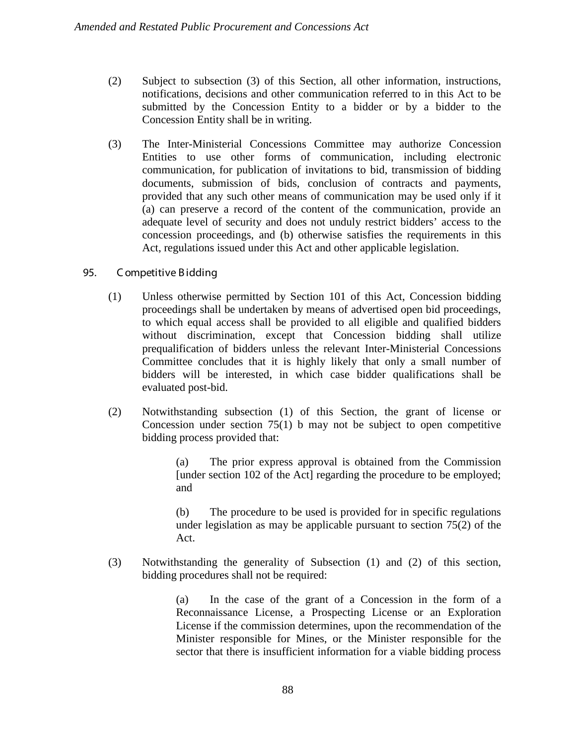(2) Subject to subsection (3) of this Section, all other information, instructions, notifications, decisions and other communication referred to in this Act to be submitted by the Concession Entity to a bidder or by a bidder to the Concession Entity shall be in writing.

(3) The Inter-Ministerial Concessions Committee may authorize Concession Entities to use other forms of communication, including electronic communication, for publication of invitations to bid, transmission of bidding documents, submission of bids, conclusion of contracts and payments, provided that any such other means of communication may be used only if it (a) can preserve a record of the content of the communication, provide an adequate level of security and does not unduly restrict bidders' access to the concession proceedings, and (b) otherwise satisfies the requirements in this Act, regulations issued under this Act and other applicable legislation.

### 95. Competitive Bidding

(1) Unless otherwise permitted by Section 101 of this Act, Concession bidding proceedings shall be undertaken by means of advertised open bid proceedings, to which equal access shall be provided to all eligible and qualified bidders without discrimination, except that Concession bidding shall utilize prequalification of bidders unless the relevant Inter-Ministerial Concessions Committee concludes that it is highly likely that only a small number of bidders will be interested, in which case bidder qualifications shall be evaluated post-bid.

(2) Notwithstanding subsection (1) of this Section, the grant of license or Concession under section 75(1) b may not be subject to open competitive bidding process provided that:

> (a) The prior express approval is obtained from the Commission [under section 102 of the Act] regarding the procedure to be employed; and
>
> (b) The procedure to be used is provided for in specific regulations under legislation as may be applicable pursuant to section 75(2) of the Act.

(3) Notwithstanding the generality of Subsection (1) and (2) of this section, bidding procedures shall not be required:

> (a) In the case of the grant of a Concession in the form of a Reconnaissance License, a Prospecting License or an Exploration License if the commission determines, upon the recommendation of the Minister responsible for Mines, or the Minister responsible for the sector that there is insufficient information for a viable bidding process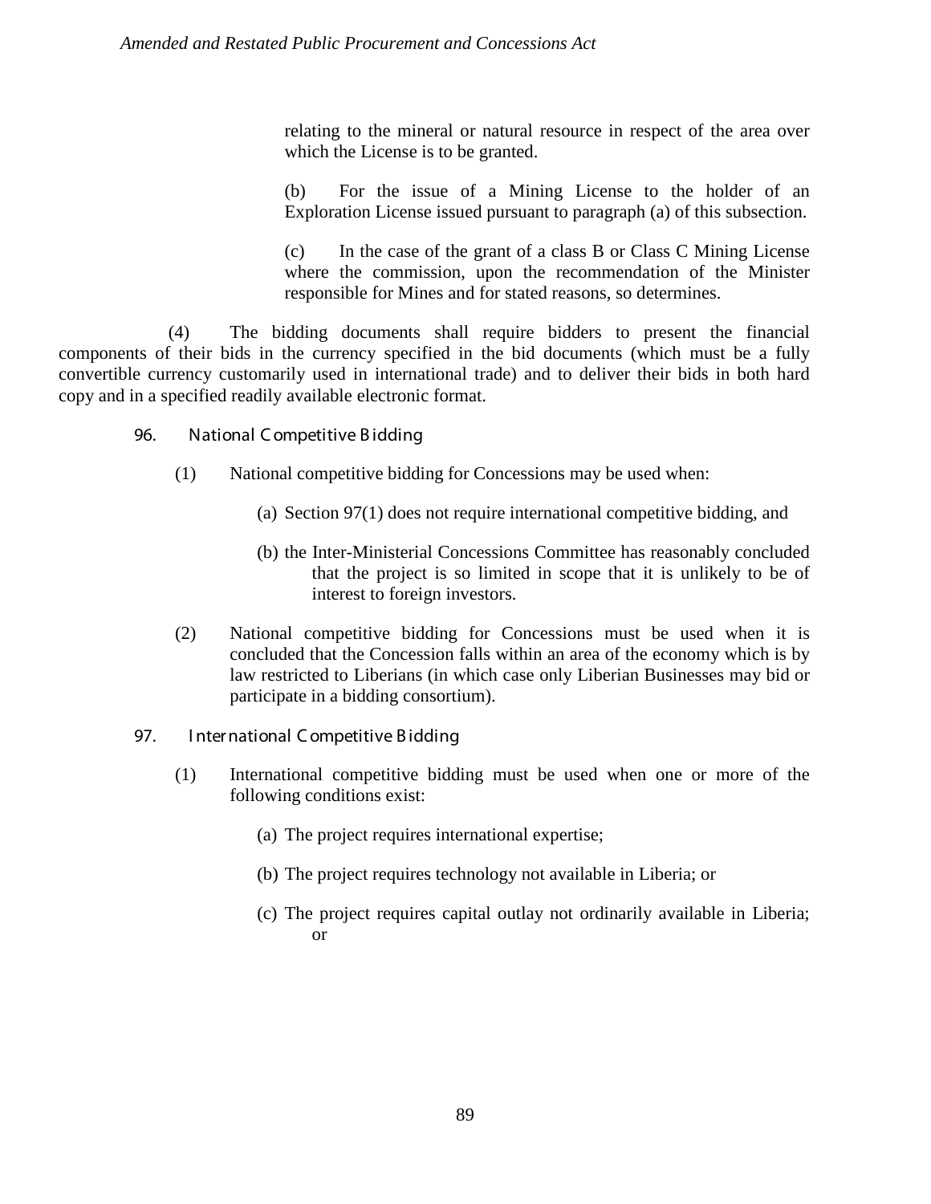relating to the mineral or natural resource in respect of the area over which the License is to be granted.

(b) For the issue of a Mining License to the holder of an Exploration License issued pursuant to paragraph (a) of this subsection.

(c) In the case of the grant of a class B or Class C Mining License where the commission, upon the recommendation of the Minister responsible for Mines and for stated reasons, so determines.

(4) The bidding documents shall require bidders to present the financial components of their bids in the currency specified in the bid documents (which must be a fully convertible currency customarily used in international trade) and to deliver their bids in both hard copy and in a specified readily available electronic format.

### 96. National Competitive Bidding

(1) National competitive bidding for Concessions may be used when:

(a) Section 97(1) does not require international competitive bidding, and

(b) the Inter-Ministerial Concessions Committee has reasonably concluded that the project is so limited in scope that it is unlikely to be of interest to foreign investors.

(2) National competitive bidding for Concessions must be used when it is concluded that the Concession falls within an area of the economy which is by law restricted to Liberians (in which case only Liberian Businesses may bid or participate in a bidding consortium).

### 97. International Competitive Bidding

(1) International competitive bidding must be used when one or more of the following conditions exist:

(a) The project requires international expertise;

(b) The project requires technology not available in Liberia; or

(c) The project requires capital outlay not ordinarily available in Liberia; or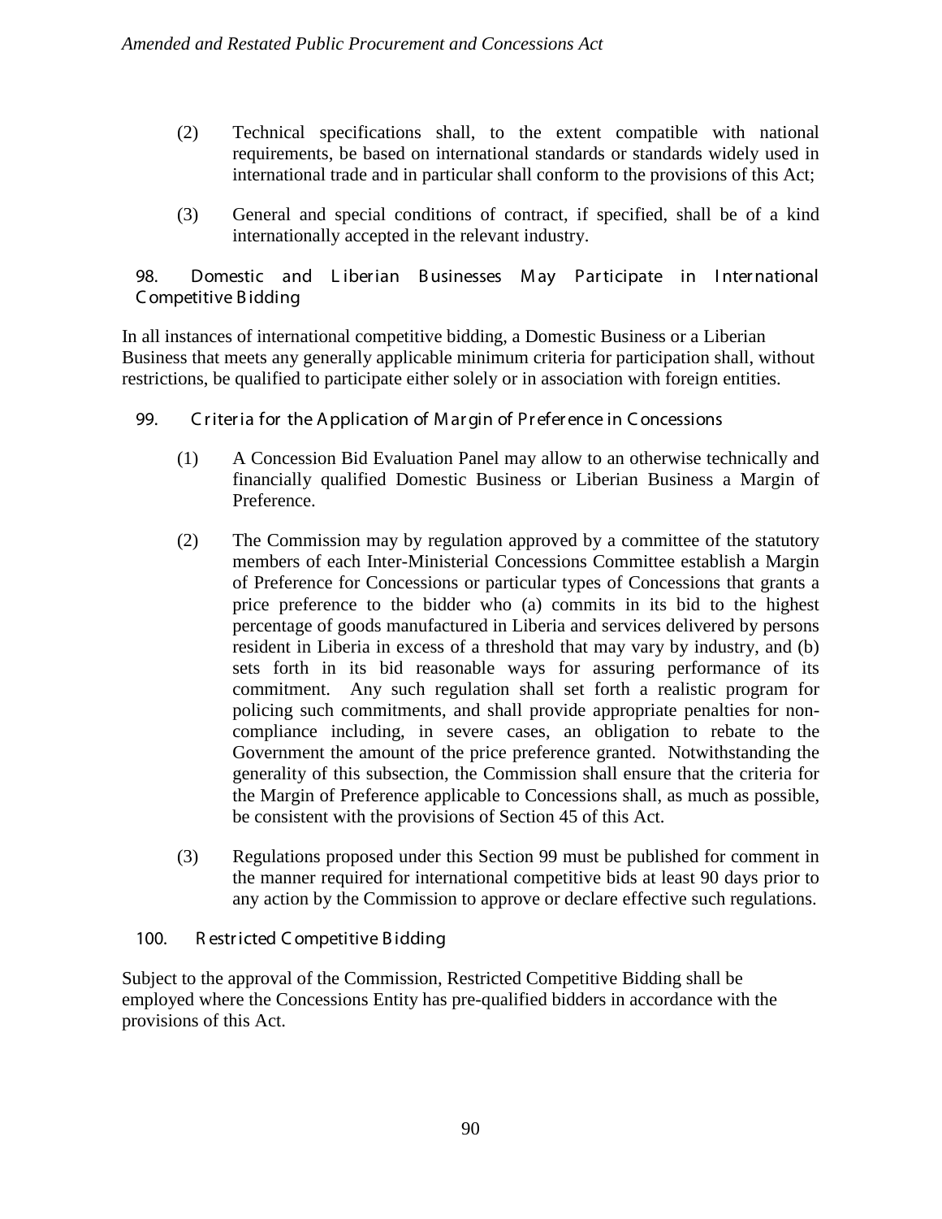(2) Technical specifications shall, to the extent compatible with national requirements, be based on international standards or standards widely used in international trade and in particular shall conform to the provisions of this Act;

(3) General and special conditions of contract, if specified, shall be of a kind internationally accepted in the relevant industry.

## 98. Domestic and Liberian Businesses May Participate in International Competitive Bidding

In all instances of international competitive bidding, a Domestic Business or a Liberian Business that meets any generally applicable minimum criteria for participation shall, without restrictions, be qualified to participate either solely or in association with foreign entities.

## 99. Criteria for the Application of Margin of Preference in Concessions

(1) A Concession Bid Evaluation Panel may allow to an otherwise technically and financially qualified Domestic Business or Liberian Business a Margin of Preference.

(2) The Commission may by regulation approved by a committee of the statutory members of each Inter-Ministerial Concessions Committee establish a Margin of Preference for Concessions or particular types of Concessions that grants a price preference to the bidder who (a) commits in its bid to the highest percentage of goods manufactured in Liberia and services delivered by persons resident in Liberia in excess of a threshold that may vary by industry, and (b) sets forth in its bid reasonable ways for assuring performance of its commitment. Any such regulation shall set forth a realistic program for policing such commitments, and shall provide appropriate penalties for non-compliance including, in severe cases, an obligation to rebate to the Government the amount of the price preference granted. Notwithstanding the generality of this subsection, the Commission shall ensure that the criteria for the Margin of Preference applicable to Concessions shall, as much as possible, be consistent with the provisions of Section 45 of this Act.

(3) Regulations proposed under this Section 99 must be published for comment in the manner required for international competitive bids at least 90 days prior to any action by the Commission to approve or declare effective such regulations.

## 100. Restricted Competitive Bidding

Subject to the approval of the Commission, Restricted Competitive Bidding shall be employed where the Concessions Entity has pre-qualified bidders in accordance with the provisions of this Act.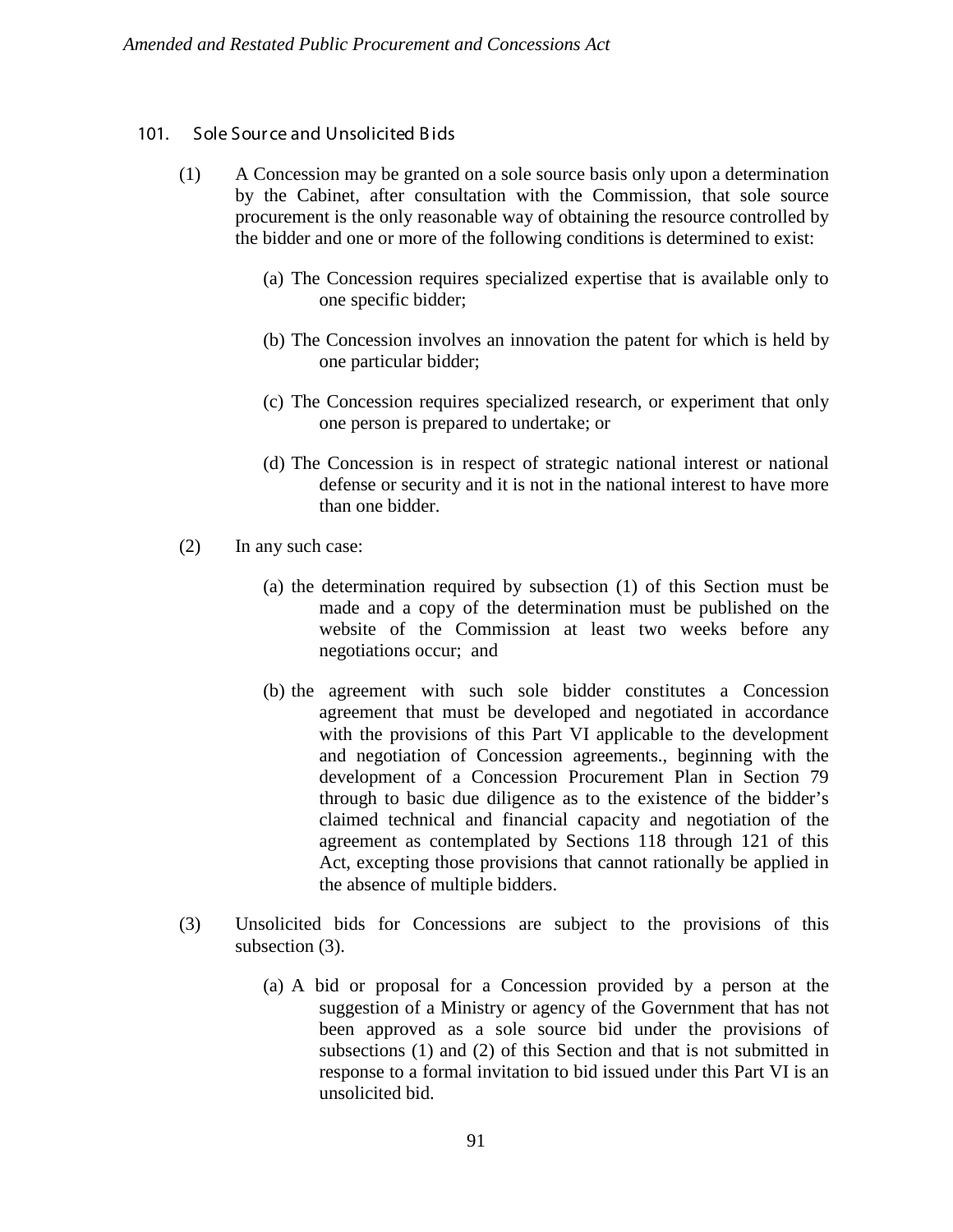## 101. Sole Source and Unsolicited Bids

(1) A Concession may be granted on a sole source basis only upon a determination by the Cabinet, after consultation with the Commission, that sole source procurement is the only reasonable way of obtaining the resource controlled by the bidder and one or more of the following conditions is determined to exist:

(a) The Concession requires specialized expertise that is available only to one specific bidder;

(b) The Concession involves an innovation the patent for which is held by one particular bidder;

(c) The Concession requires specialized research, or experiment that only one person is prepared to undertake; or

(d) The Concession is in respect of strategic national interest or national defense or security and it is not in the national interest to have more than one bidder.

(2) In any such case:

(a) the determination required by subsection (1) of this Section must be made and a copy of the determination must be published on the website of the Commission at least two weeks before any negotiations occur; and

(b) the agreement with such sole bidder constitutes a Concession agreement that must be developed and negotiated in accordance with the provisions of this Part VI applicable to the development and negotiation of Concession agreements., beginning with the development of a Concession Procurement Plan in Section 79 through to basic due diligence as to the existence of the bidder's claimed technical and financial capacity and negotiation of the agreement as contemplated by Sections 118 through 121 of this Act, excepting those provisions that cannot rationally be applied in the absence of multiple bidders.

(3) Unsolicited bids for Concessions are subject to the provisions of this subsection (3).

(a) A bid or proposal for a Concession provided by a person at the suggestion of a Ministry or agency of the Government that has not been approved as a sole source bid under the provisions of subsections (1) and (2) of this Section and that is not submitted in response to a formal invitation to bid issued under this Part VI is an unsolicited bid.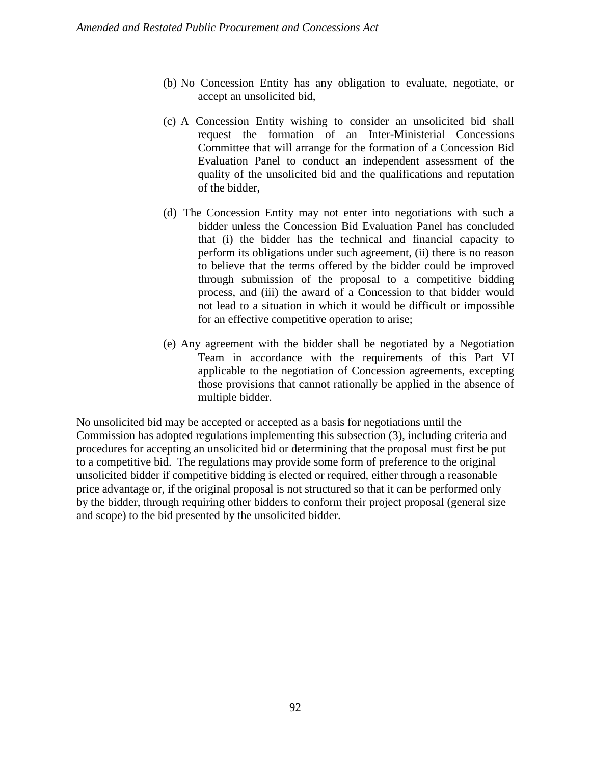(b) No Concession Entity has any obligation to evaluate, negotiate, or accept an unsolicited bid,

(c) A Concession Entity wishing to consider an unsolicited bid shall request the formation of an Inter-Ministerial Concessions Committee that will arrange for the formation of a Concession Bid Evaluation Panel to conduct an independent assessment of the quality of the unsolicited bid and the qualifications and reputation of the bidder,

(d) The Concession Entity may not enter into negotiations with such a bidder unless the Concession Bid Evaluation Panel has concluded that (i) the bidder has the technical and financial capacity to perform its obligations under such agreement, (ii) there is no reason to believe that the terms offered by the bidder could be improved through submission of the proposal to a competitive bidding process, and (iii) the award of a Concession to that bidder would not lead to a situation in which it would be difficult or impossible for an effective competitive operation to arise;

(e) Any agreement with the bidder shall be negotiated by a Negotiation Team in accordance with the requirements of this Part VI applicable to the negotiation of Concession agreements, excepting those provisions that cannot rationally be applied in the absence of multiple bidder.

No unsolicited bid may be accepted or accepted as a basis for negotiations until the Commission has adopted regulations implementing this subsection (3), including criteria and procedures for accepting an unsolicited bid or determining that the proposal must first be put to a competitive bid. The regulations may provide some form of preference to the original unsolicited bidder if competitive bidding is elected or required, either through a reasonable price advantage or, if the original proposal is not structured so that it can be performed only by the bidder, through requiring other bidders to conform their project proposal (general size and scope) to the bid presented by the unsolicited bidder.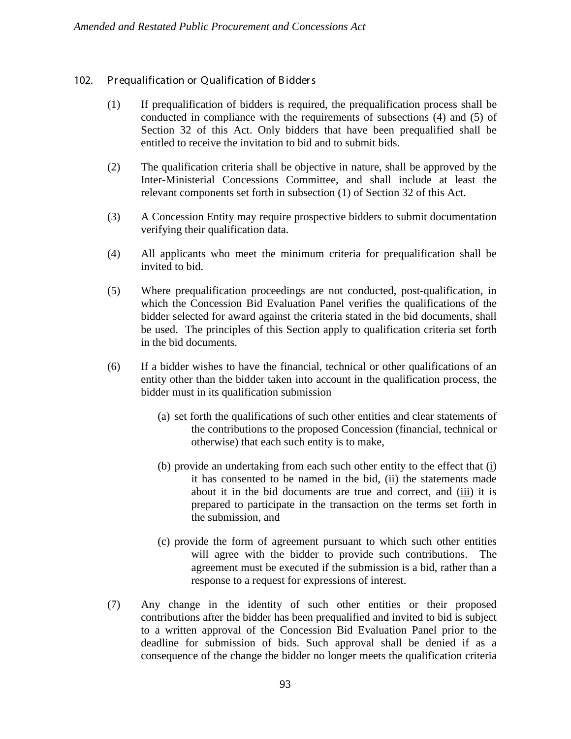## 102. Prequalification or Qualification of Bidders

(1) If prequalification of bidders is required, the prequalification process shall be conducted in compliance with the requirements of subsections (4) and (5) of Section 32 of this Act. Only bidders that have been prequalified shall be entitled to receive the invitation to bid and to submit bids.

(2) The qualification criteria shall be objective in nature, shall be approved by the Inter-Ministerial Concessions Committee, and shall include at least the relevant components set forth in subsection (1) of Section 32 of this Act.

(3) A Concession Entity may require prospective bidders to submit documentation verifying their qualification data.

(4) All applicants who meet the minimum criteria for prequalification shall be invited to bid.

(5) Where prequalification proceedings are not conducted, post-qualification, in which the Concession Bid Evaluation Panel verifies the qualifications of the bidder selected for award against the criteria stated in the bid documents, shall be used. The principles of this Section apply to qualification criteria set forth in the bid documents.

(6) If a bidder wishes to have the financial, technical or other qualifications of an entity other than the bidder taken into account in the qualification process, the bidder must in its qualification submission

(a) set forth the qualifications of such other entities and clear statements of the contributions to the proposed Concession (financial, technical or otherwise) that each such entity is to make,

(b) provide an undertaking from each such other entity to the effect that (i) it has consented to be named in the bid, (ii) the statements made about it in the bid documents are true and correct, and (iii) it is prepared to participate in the transaction on the terms set forth in the submission, and

(c) provide the form of agreement pursuant to which such other entities will agree with the bidder to provide such contributions. The agreement must be executed if the submission is a bid, rather than a response to a request for expressions of interest.

(7) Any change in the identity of such other entities or their proposed contributions after the bidder has been prequalified and invited to bid is subject to a written approval of the Concession Bid Evaluation Panel prior to the deadline for submission of bids. Such approval shall be denied if as a consequence of the change the bidder no longer meets the qualification criteria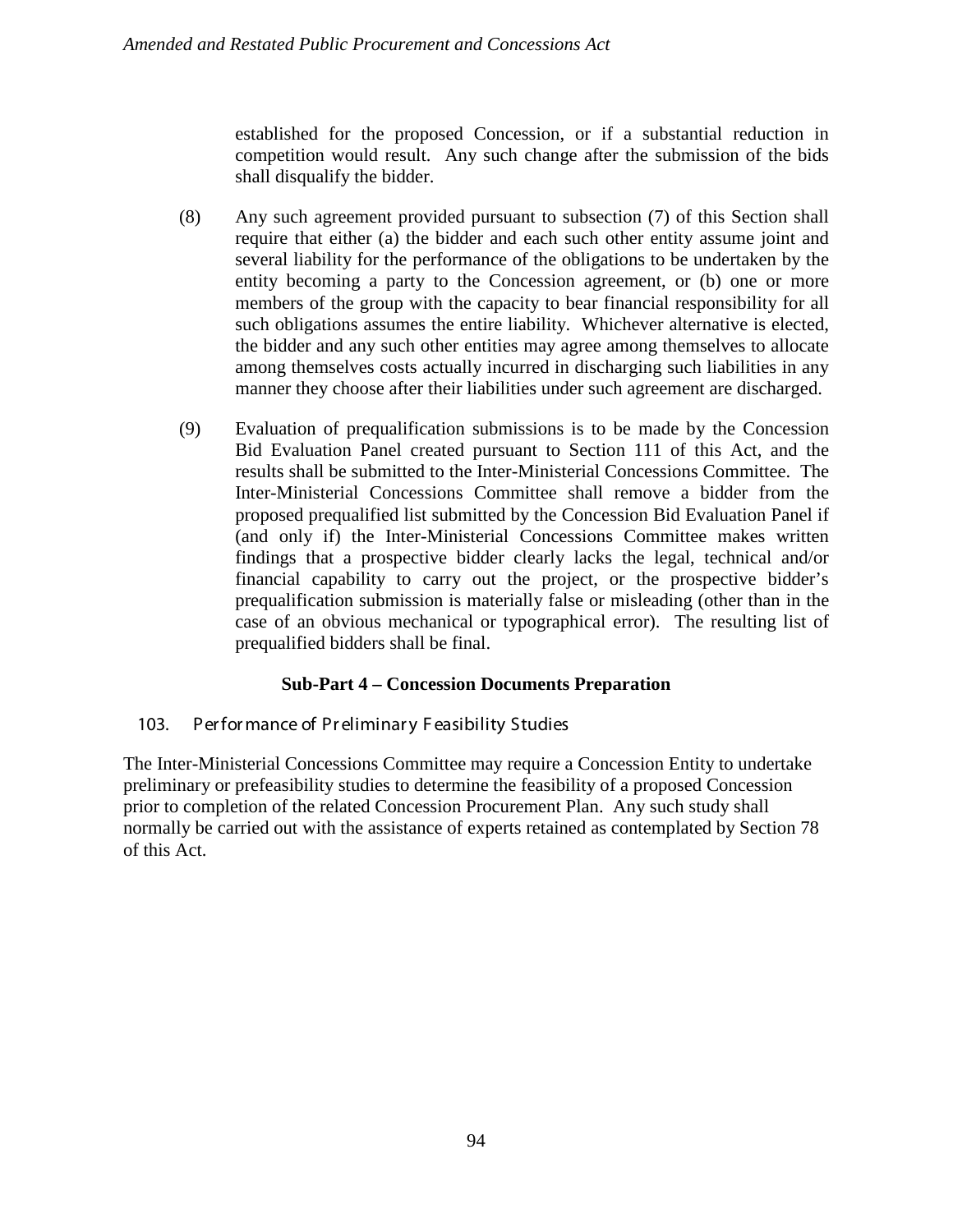established for the proposed Concession, or if a substantial reduction in competition would result. Any such change after the submission of the bids shall disqualify the bidder.

(8) Any such agreement provided pursuant to subsection (7) of this Section shall require that either (a) the bidder and each such other entity assume joint and several liability for the performance of the obligations to be undertaken by the entity becoming a party to the Concession agreement, or (b) one or more members of the group with the capacity to bear financial responsibility for all such obligations assumes the entire liability. Whichever alternative is elected, the bidder and any such other entities may agree among themselves to allocate among themselves costs actually incurred in discharging such liabilities in any manner they choose after their liabilities under such agreement are discharged.

(9) Evaluation of prequalification submissions is to be made by the Concession Bid Evaluation Panel created pursuant to Section 111 of this Act, and the results shall be submitted to the Inter-Ministerial Concessions Committee. The Inter-Ministerial Concessions Committee shall remove a bidder from the proposed prequalified list submitted by the Concession Bid Evaluation Panel if (and only if) the Inter-Ministerial Concessions Committee makes written findings that a prospective bidder clearly lacks the legal, technical and/or financial capability to carry out the project, or the prospective bidder's prequalification submission is materially false or misleading (other than in the case of an obvious mechanical or typographical error). The resulting list of prequalified bidders shall be final.

## Sub-Part 4 – Concession Documents Preparation

### 103. Performance of Preliminary Feasibility Studies

The Inter-Ministerial Concessions Committee may require a Concession Entity to undertake preliminary or prefeasibility studies to determine the feasibility of a proposed Concession prior to completion of the related Concession Procurement Plan. Any such study shall normally be carried out with the assistance of experts retained as contemplated by Section 78 of this Act.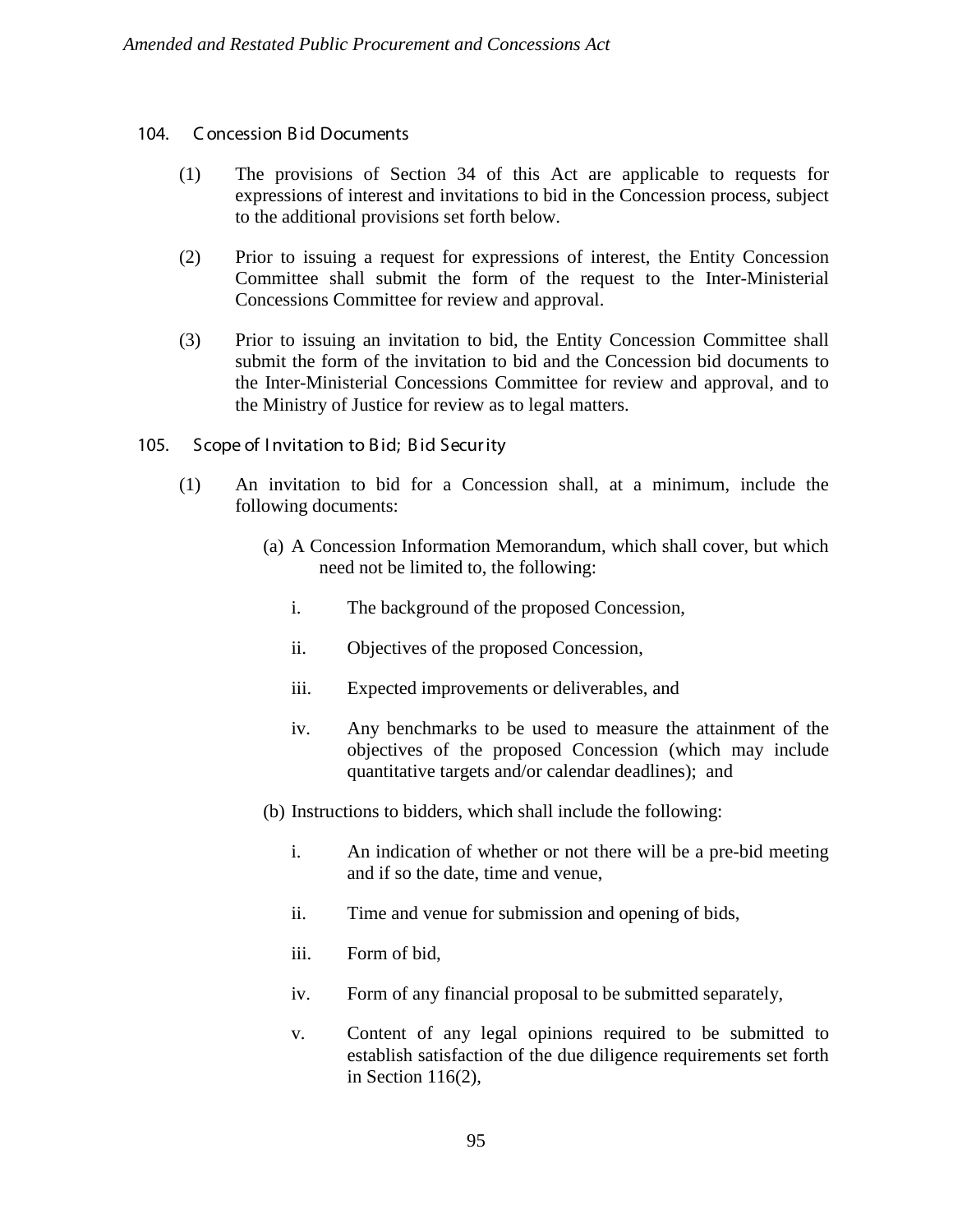## 104. Concession Bid Documents

(1) The provisions of Section 34 of this Act are applicable to requests for expressions of interest and invitations to bid in the Concession process, subject to the additional provisions set forth below.

(2) Prior to issuing a request for expressions of interest, the Entity Concession Committee shall submit the form of the request to the Inter-Ministerial Concessions Committee for review and approval.

(3) Prior to issuing an invitation to bid, the Entity Concession Committee shall submit the form of the invitation to bid and the Concession bid documents to the Inter-Ministerial Concessions Committee for review and approval, and to the Ministry of Justice for review as to legal matters.

## 105. Scope of Invitation to Bid; Bid Security

(1) An invitation to bid for a Concession shall, at a minimum, include the following documents:

(a) A Concession Information Memorandum, which shall cover, but which need not be limited to, the following:

i. The background of the proposed Concession,

ii. Objectives of the proposed Concession,

iii. Expected improvements or deliverables, and

iv. Any benchmarks to be used to measure the attainment of the objectives of the proposed Concession (which may include quantitative targets and/or calendar deadlines); and

(b) Instructions to bidders, which shall include the following:

i. An indication of whether or not there will be a pre-bid meeting and if so the date, time and venue,

ii. Time and venue for submission and opening of bids,

iii. Form of bid,

iv. Form of any financial proposal to be submitted separately,

v. Content of any legal opinions required to be submitted to establish satisfaction of the due diligence requirements set forth in Section 116(2),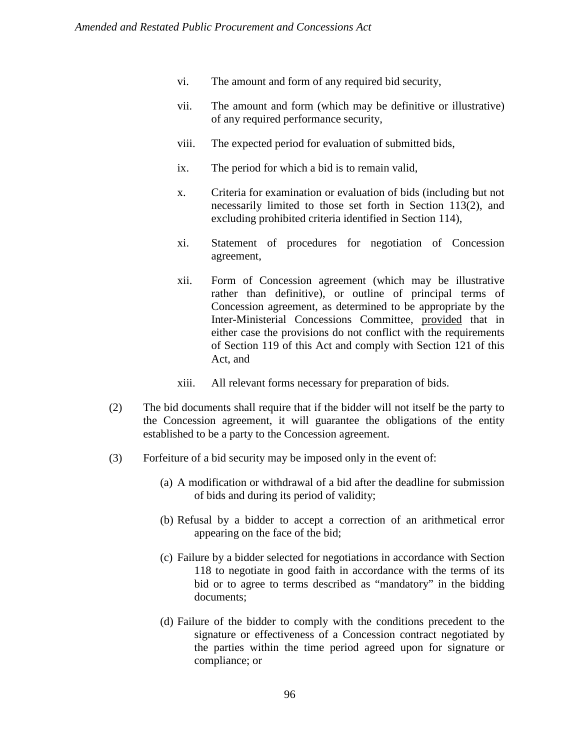vi. The amount and form of any required bid security,

vii. The amount and form (which may be definitive or illustrative) of any required performance security,

viii. The expected period for evaluation of submitted bids,

ix. The period for which a bid is to remain valid,

x. Criteria for examination or evaluation of bids (including but not necessarily limited to those set forth in Section 113(2), and excluding prohibited criteria identified in Section 114),

xi. Statement of procedures for negotiation of Concession agreement,

xii. Form of Concession agreement (which may be illustrative rather than definitive), or outline of principal terms of Concession agreement, as determined to be appropriate by the Inter-Ministerial Concessions Committee, provided that in either case the provisions do not conflict with the requirements of Section 119 of this Act and comply with Section 121 of this Act, and

xiii. All relevant forms necessary for preparation of bids.

(2) The bid documents shall require that if the bidder will not itself be the party to the Concession agreement, it will guarantee the obligations of the entity established to be a party to the Concession agreement.

(3) Forfeiture of a bid security may be imposed only in the event of:

(a) A modification or withdrawal of a bid after the deadline for submission of bids and during its period of validity;

(b) Refusal by a bidder to accept a correction of an arithmetical error appearing on the face of the bid;

(c) Failure by a bidder selected for negotiations in accordance with Section 118 to negotiate in good faith in accordance with the terms of its bid or to agree to terms described as "mandatory" in the bidding documents;

(d) Failure of the bidder to comply with the conditions precedent to the signature or effectiveness of a Concession contract negotiated by the parties within the time period agreed upon for signature or compliance; or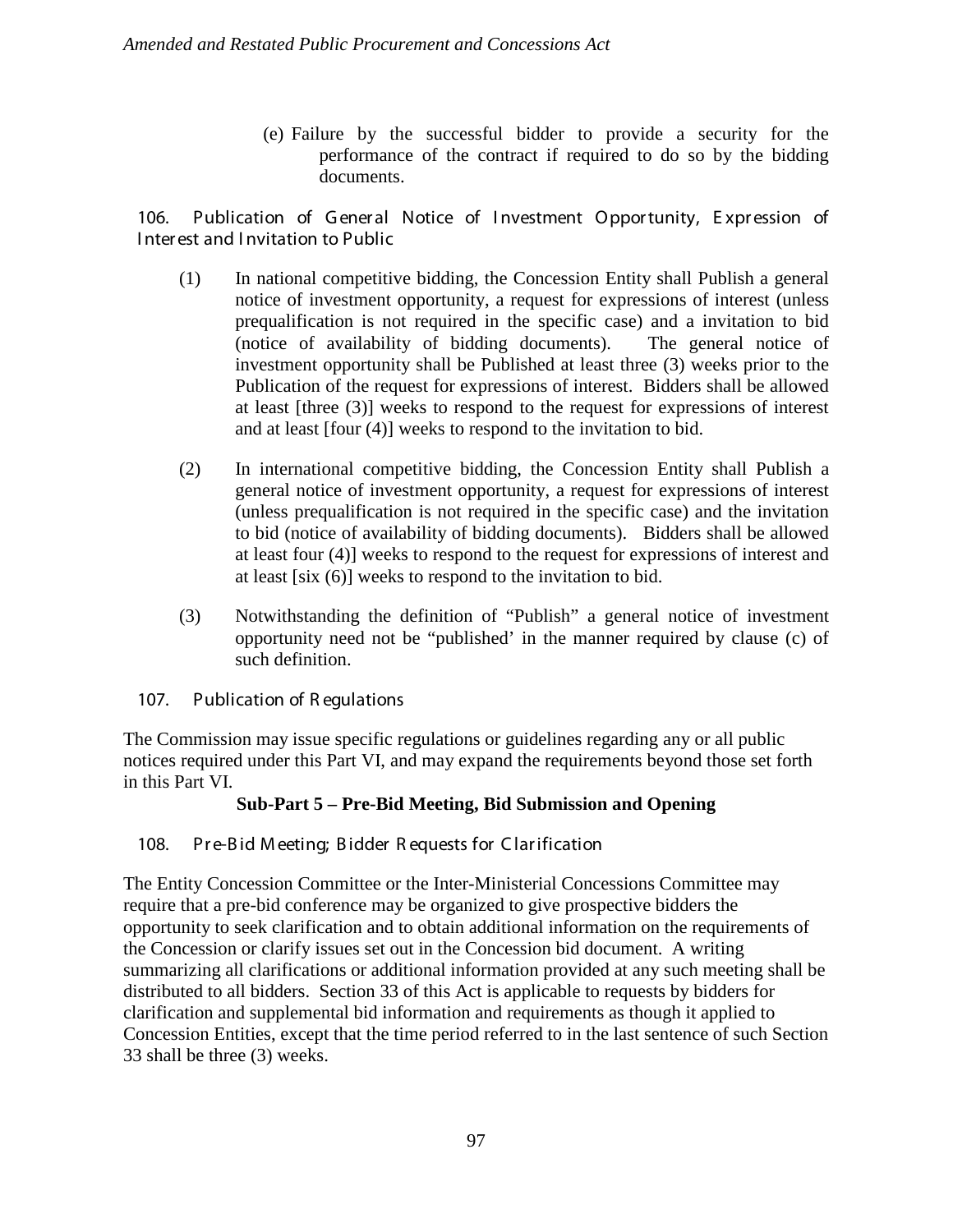(e) Failure by the successful bidder to provide a security for the performance of the contract if required to do so by the bidding documents.

### 106. Publication of General Notice of Investment Opportunity, Expression of Interest and Invitation to Public

(1) In national competitive bidding, the Concession Entity shall Publish a general notice of investment opportunity, a request for expressions of interest (unless prequalification is not required in the specific case) and a invitation to bid (notice of availability of bidding documents). The general notice of investment opportunity shall be Published at least three (3) weeks prior to the Publication of the request for expressions of interest. Bidders shall be allowed at least [three (3)] weeks to respond to the request for expressions of interest and at least [four (4)] weeks to respond to the invitation to bid.

(2) In international competitive bidding, the Concession Entity shall Publish a general notice of investment opportunity, a request for expressions of interest (unless prequalification is not required in the specific case) and the invitation to bid (notice of availability of bidding documents). Bidders shall be allowed at least four (4)] weeks to respond to the request for expressions of interest and at least [six (6)] weeks to respond to the invitation to bid.

(3) Notwithstanding the definition of "Publish" a general notice of investment opportunity need not be "published' in the manner required by clause (c) of such definition.

### 107. Publication of Regulations

The Commission may issue specific regulations or guidelines regarding any or all public notices required under this Part VI, and may expand the requirements beyond those set forth in this Part VI.

## Sub-Part 5 – Pre-Bid Meeting, Bid Submission and Opening

### 108. Pre-Bid Meeting; Bidder Requests for Clarification

The Entity Concession Committee or the Inter-Ministerial Concessions Committee may require that a pre-bid conference may be organized to give prospective bidders the opportunity to seek clarification and to obtain additional information on the requirements of the Concession or clarify issues set out in the Concession bid document. A writing summarizing all clarifications or additional information provided at any such meeting shall be distributed to all bidders. Section 33 of this Act is applicable to requests by bidders for clarification and supplemental bid information and requirements as though it applied to Concession Entities, except that the time period referred to in the last sentence of such Section 33 shall be three (3) weeks.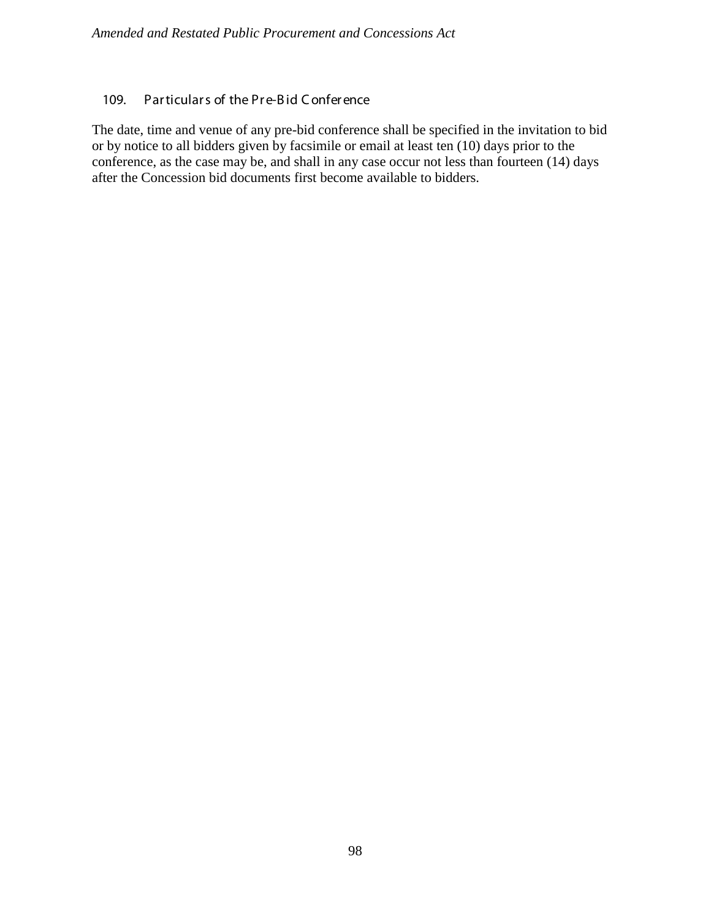### 109. Particulars of the Pre-Bid Conference

The date, time and venue of any pre-bid conference shall be specified in the invitation to bid or by notice to all bidders given by facsimile or email at least ten (10) days prior to the conference, as the case may be, and shall in any case occur not less than fourteen (14) days after the Concession bid documents first become available to bidders.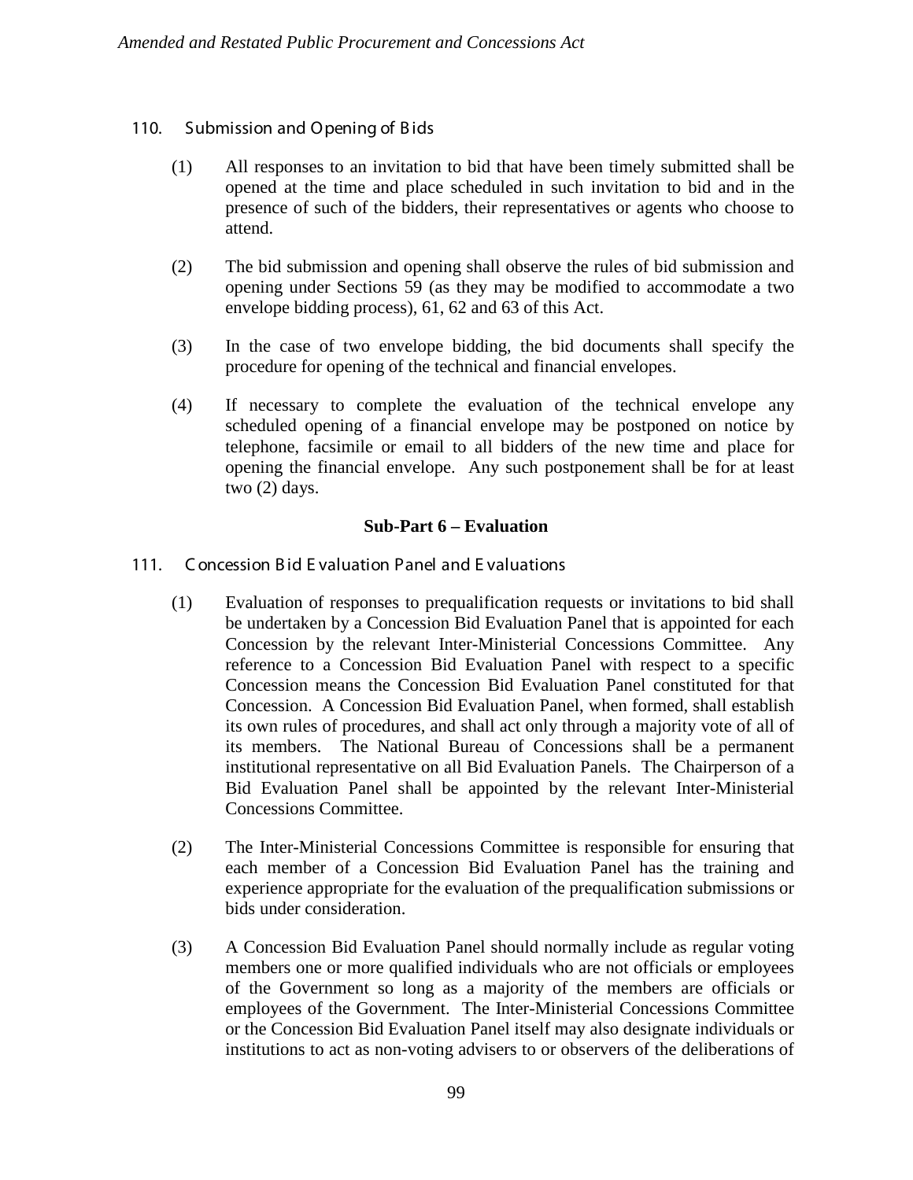## 110. Submission and Opening of Bids

(1) All responses to an invitation to bid that have been timely submitted shall be opened at the time and place scheduled in such invitation to bid and in the presence of such of the bidders, their representatives or agents who choose to attend.

(2) The bid submission and opening shall observe the rules of bid submission and opening under Sections 59 (as they may be modified to accommodate a two envelope bidding process), 61, 62 and 63 of this Act.

(3) In the case of two envelope bidding, the bid documents shall specify the procedure for opening of the technical and financial envelopes.

(4) If necessary to complete the evaluation of the technical envelope any scheduled opening of a financial envelope may be postponed on notice by telephone, facsimile or email to all bidders of the new time and place for opening the financial envelope. Any such postponement shall be for at least two (2) days.

### Sub-Part 6 – Evaluation

## 111. Concession Bid Evaluation Panel and Evaluations

(1) Evaluation of responses to prequalification requests or invitations to bid shall be undertaken by a Concession Bid Evaluation Panel that is appointed for each Concession by the relevant Inter-Ministerial Concessions Committee. Any reference to a Concession Bid Evaluation Panel with respect to a specific Concession means the Concession Bid Evaluation Panel constituted for that Concession. A Concession Bid Evaluation Panel, when formed, shall establish its own rules of procedures, and shall act only through a majority vote of all of its members. The National Bureau of Concessions shall be a permanent institutional representative on all Bid Evaluation Panels. The Chairperson of a Bid Evaluation Panel shall be appointed by the relevant Inter-Ministerial Concessions Committee.

(2) The Inter-Ministerial Concessions Committee is responsible for ensuring that each member of a Concession Bid Evaluation Panel has the training and experience appropriate for the evaluation of the prequalification submissions or bids under consideration.

(3) A Concession Bid Evaluation Panel should normally include as regular voting members one or more qualified individuals who are not officials or employees of the Government so long as a majority of the members are officials or employees of the Government. The Inter-Ministerial Concessions Committee or the Concession Bid Evaluation Panel itself may also designate individuals or institutions to act as non-voting advisers to or observers of the deliberations of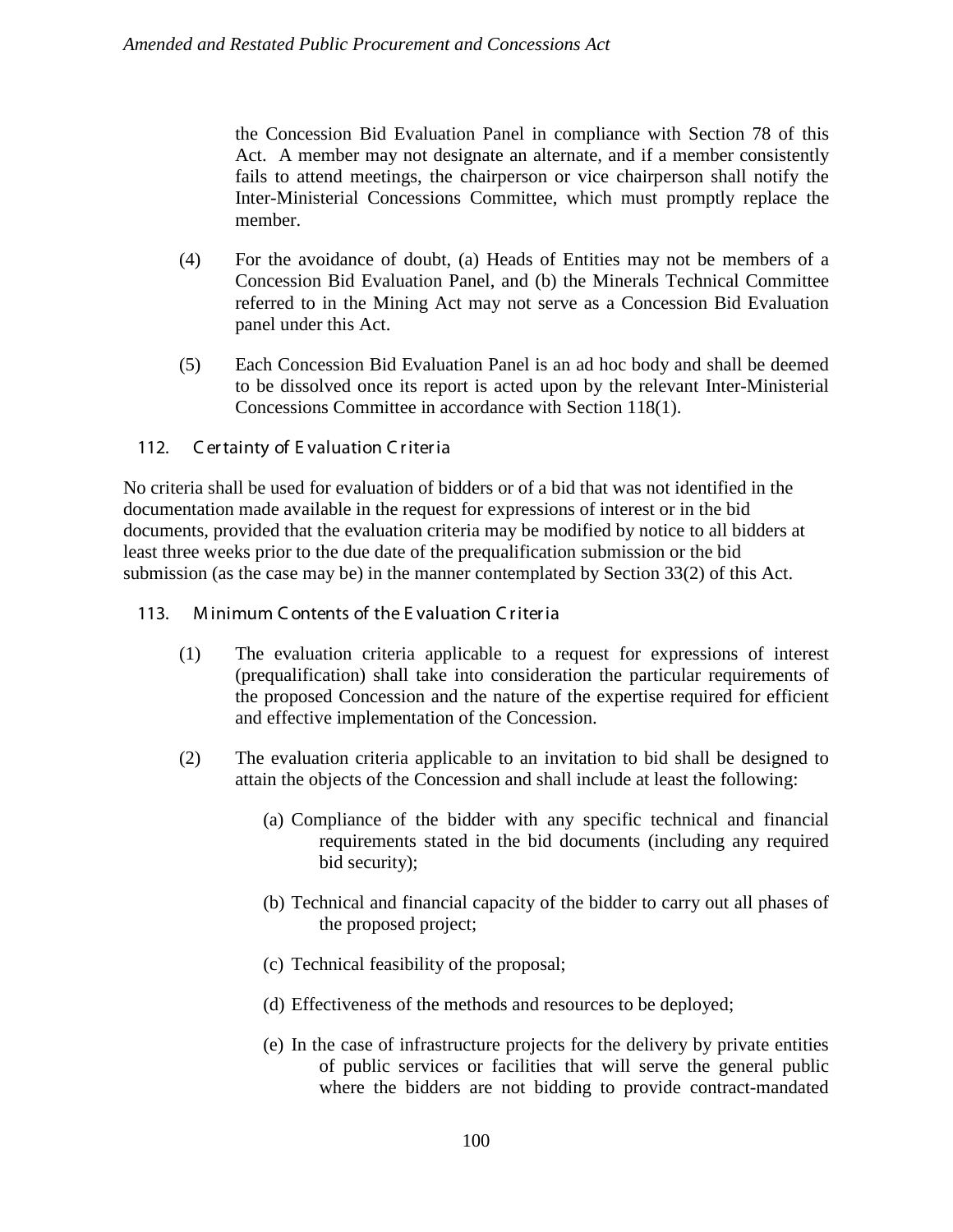the Concession Bid Evaluation Panel in compliance with Section 78 of this Act. A member may not designate an alternate, and if a member consistently fails to attend meetings, the chairperson or vice chairperson shall notify the Inter-Ministerial Concessions Committee, which must promptly replace the member.

(4) For the avoidance of doubt, (a) Heads of Entities may not be members of a Concession Bid Evaluation Panel, and (b) the Minerals Technical Committee referred to in the Mining Act may not serve as a Concession Bid Evaluation panel under this Act.

(5) Each Concession Bid Evaluation Panel is an ad hoc body and shall be deemed to be dissolved once its report is acted upon by the relevant Inter-Ministerial Concessions Committee in accordance with Section 118(1).

### 112. Certainty of Evaluation Criteria

No criteria shall be used for evaluation of bidders or of a bid that was not identified in the documentation made available in the request for expressions of interest or in the bid documents, provided that the evaluation criteria may be modified by notice to all bidders at least three weeks prior to the due date of the prequalification submission or the bid submission (as the case may be) in the manner contemplated by Section 33(2) of this Act.

### 113. Minimum Contents of the Evaluation Criteria

(1) The evaluation criteria applicable to a request for expressions of interest (prequalification) shall take into consideration the particular requirements of the proposed Concession and the nature of the expertise required for efficient and effective implementation of the Concession.

(2) The evaluation criteria applicable to an invitation to bid shall be designed to attain the objects of the Concession and shall include at least the following:

(a) Compliance of the bidder with any specific technical and financial requirements stated in the bid documents (including any required bid security);

(b) Technical and financial capacity of the bidder to carry out all phases of the proposed project;

(c) Technical feasibility of the proposal;

(d) Effectiveness of the methods and resources to be deployed;

(e) In the case of infrastructure projects for the delivery by private entities of public services or facilities that will serve the general public where the bidders are not bidding to provide contract-mandated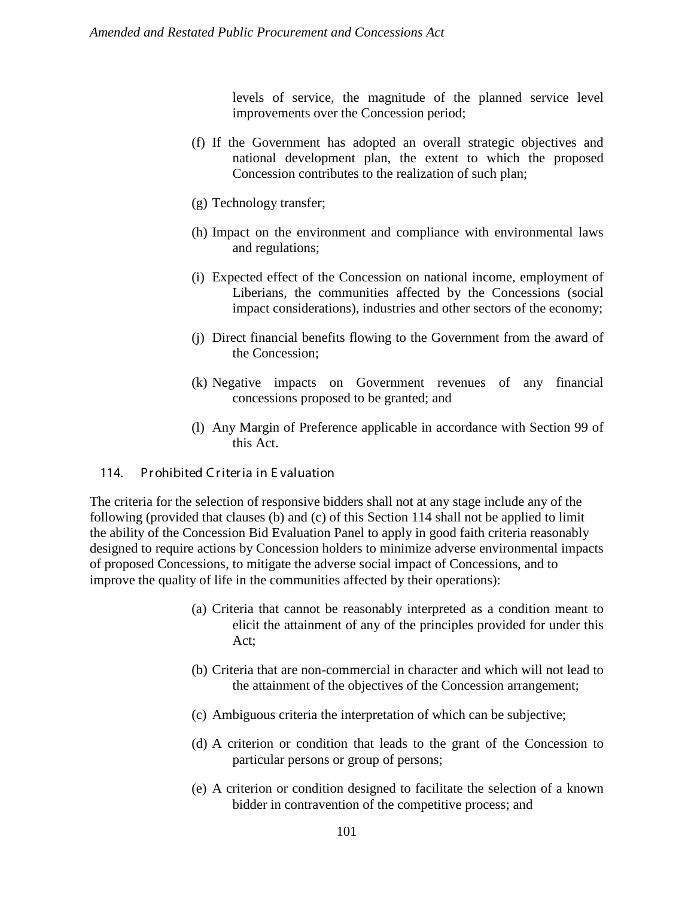levels of service, the magnitude of the planned service level improvements over the Concession period;

(f) If the Government has adopted an overall strategic objectives and national development plan, the extent to which the proposed Concession contributes to the realization of such plan;

(g) Technology transfer;

(h) Impact on the environment and compliance with environmental laws and regulations;

(i) Expected effect of the Concession on national income, employment of Liberians, the communities affected by the Concessions (social impact considerations), industries and other sectors of the economy;

(j) Direct financial benefits flowing to the Government from the award of the Concession;

(k) Negative impacts on Government revenues of any financial concessions proposed to be granted; and

(l) Any Margin of Preference applicable in accordance with Section 99 of this Act.

### 114. Prohibited Criteria in Evaluation

The criteria for the selection of responsive bidders shall not at any stage include any of the following (provided that clauses (b) and (c) of this Section 114 shall not be applied to limit the ability of the Concession Bid Evaluation Panel to apply in good faith criteria reasonably designed to require actions by Concession holders to minimize adverse environmental impacts of proposed Concessions, to mitigate the adverse social impact of Concessions, and to improve the quality of life in the communities affected by their operations):

(a) Criteria that cannot be reasonably interpreted as a condition meant to elicit the attainment of any of the principles provided for under this Act;

(b) Criteria that are non-commercial in character and which will not lead to the attainment of the objectives of the Concession arrangement;

(c) Ambiguous criteria the interpretation of which can be subjective;

(d) A criterion or condition that leads to the grant of the Concession to particular persons or group of persons;

(e) A criterion or condition designed to facilitate the selection of a known bidder in contravention of the competitive process; and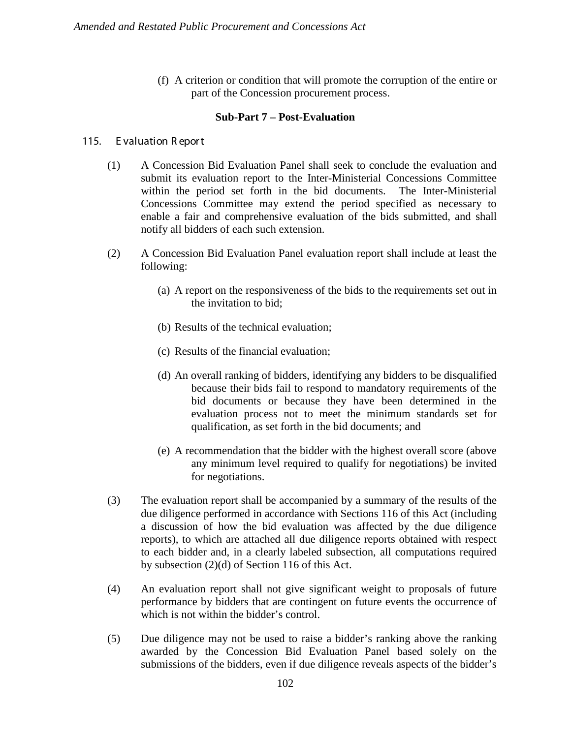(f) A criterion or condition that will promote the corruption of the entire or part of the Concession procurement process.

### Sub-Part 7 – Post-Evaluation

#### 115. Evaluation Report

(1) A Concession Bid Evaluation Panel shall seek to conclude the evaluation and submit its evaluation report to the Inter-Ministerial Concessions Committee within the period set forth in the bid documents. The Inter-Ministerial Concessions Committee may extend the period specified as necessary to enable a fair and comprehensive evaluation of the bids submitted, and shall notify all bidders of each such extension.

(2) A Concession Bid Evaluation Panel evaluation report shall include at least the following:

(a) A report on the responsiveness of the bids to the requirements set out in the invitation to bid;

(b) Results of the technical evaluation;

(c) Results of the financial evaluation;

(d) An overall ranking of bidders, identifying any bidders to be disqualified because their bids fail to respond to mandatory requirements of the bid documents or because they have been determined in the evaluation process not to meet the minimum standards set for qualification, as set forth in the bid documents; and

(e) A recommendation that the bidder with the highest overall score (above any minimum level required to qualify for negotiations) be invited for negotiations.

(3) The evaluation report shall be accompanied by a summary of the results of the due diligence performed in accordance with Sections 116 of this Act (including a discussion of how the bid evaluation was affected by the due diligence reports), to which are attached all due diligence reports obtained with respect to each bidder and, in a clearly labeled subsection, all computations required by subsection (2)(d) of Section 116 of this Act.

(4) An evaluation report shall not give significant weight to proposals of future performance by bidders that are contingent on future events the occurrence of which is not within the bidder's control.

(5) Due diligence may not be used to raise a bidder's ranking above the ranking awarded by the Concession Bid Evaluation Panel based solely on the submissions of the bidders, even if due diligence reveals aspects of the bidder's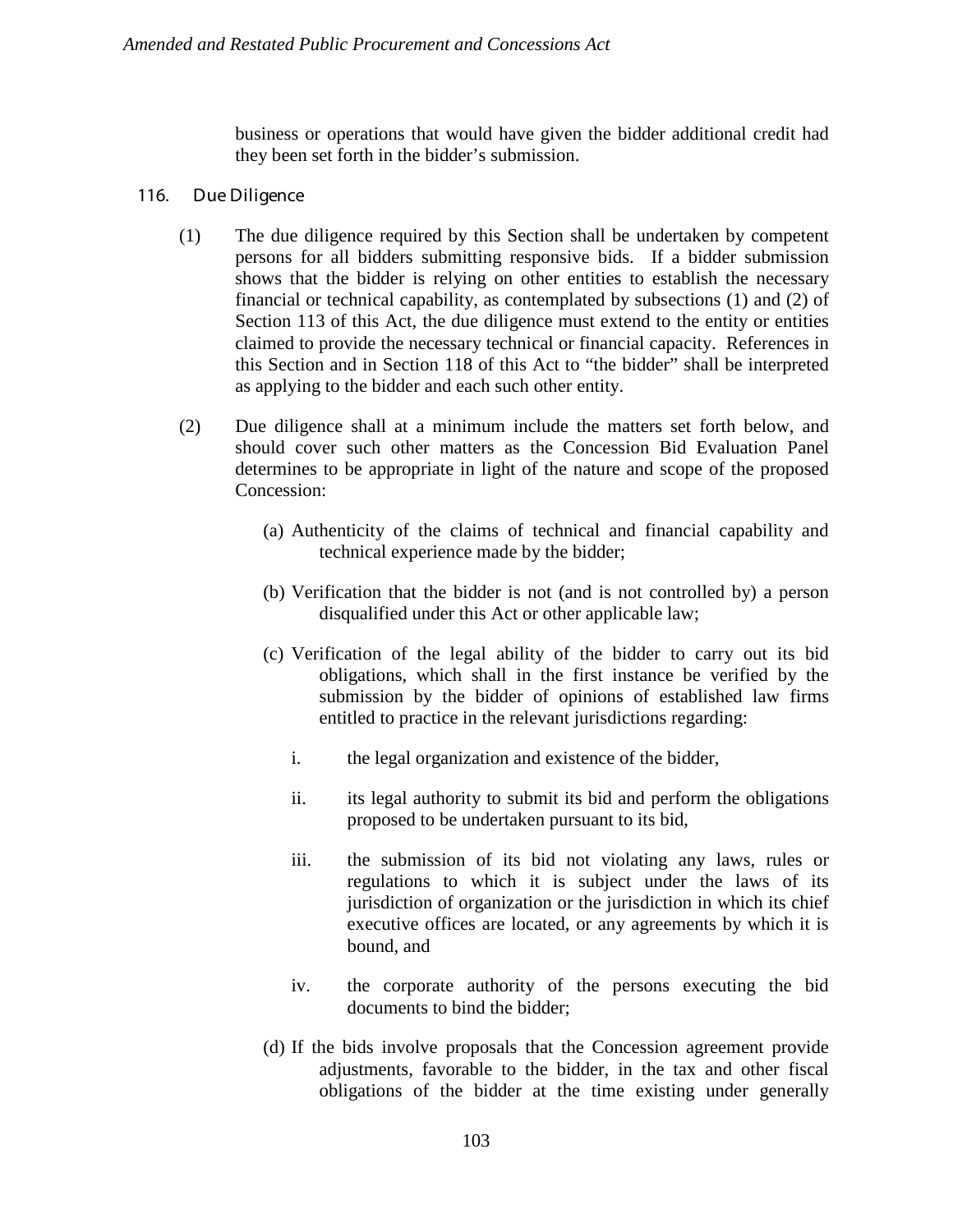business or operations that would have given the bidder additional credit had they been set forth in the bidder's submission.

## 116. Due Diligence

(1) The due diligence required by this Section shall be undertaken by competent persons for all bidders submitting responsive bids. If a bidder submission shows that the bidder is relying on other entities to establish the necessary financial or technical capability, as contemplated by subsections (1) and (2) of Section 113 of this Act, the due diligence must extend to the entity or entities claimed to provide the necessary technical or financial capacity. References in this Section and in Section 118 of this Act to "the bidder" shall be interpreted as applying to the bidder and each such other entity.

(2) Due diligence shall at a minimum include the matters set forth below, and should cover such other matters as the Concession Bid Evaluation Panel determines to be appropriate in light of the nature and scope of the proposed Concession:

(a) Authenticity of the claims of technical and financial capability and technical experience made by the bidder;

(b) Verification that the bidder is not (and is not controlled by) a person disqualified under this Act or other applicable law;

(c) Verification of the legal ability of the bidder to carry out its bid obligations, which shall in the first instance be verified by the submission by the bidder of opinions of established law firms entitled to practice in the relevant jurisdictions regarding:

i. the legal organization and existence of the bidder,

ii. its legal authority to submit its bid and perform the obligations proposed to be undertaken pursuant to its bid,

iii. the submission of its bid not violating any laws, rules or regulations to which it is subject under the laws of its jurisdiction of organization or the jurisdiction in which its chief executive offices are located, or any agreements by which it is bound, and

iv. the corporate authority of the persons executing the bid documents to bind the bidder;

(d) If the bids involve proposals that the Concession agreement provide adjustments, favorable to the bidder, in the tax and other fiscal obligations of the bidder at the time existing under generally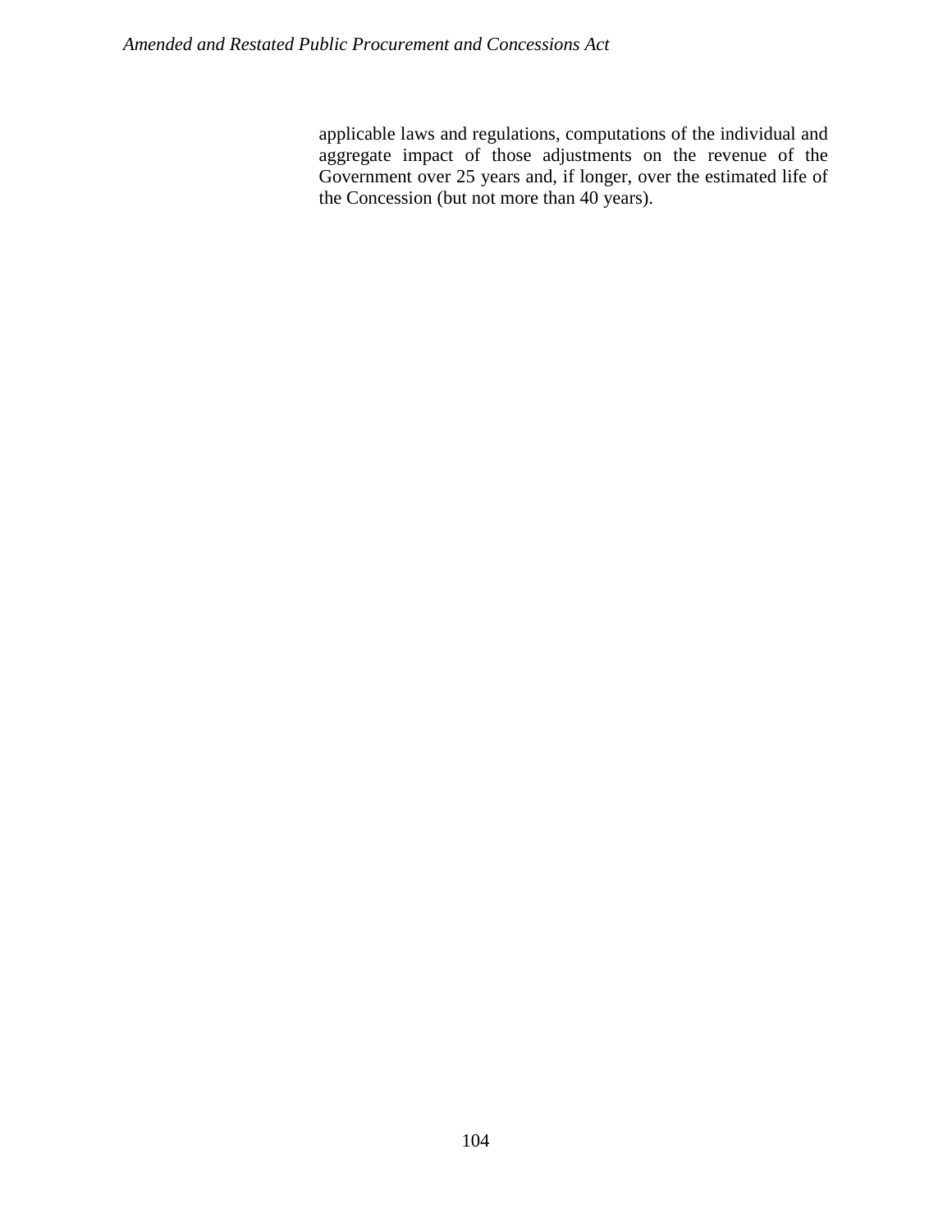applicable laws and regulations, computations of the individual and aggregate impact of those adjustments on the revenue of the Government over 25 years and, if longer, over the estimated life of the Concession (but not more than 40 years).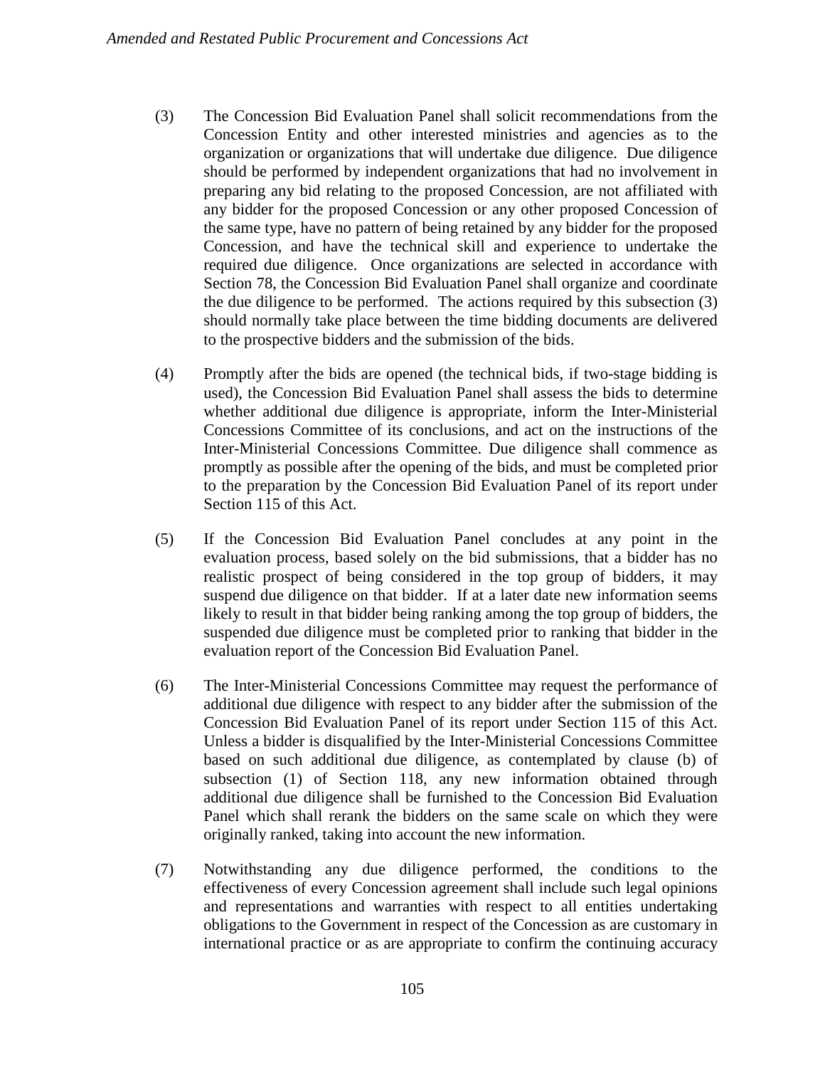(3) The Concession Bid Evaluation Panel shall solicit recommendations from the Concession Entity and other interested ministries and agencies as to the organization or organizations that will undertake due diligence. Due diligence should be performed by independent organizations that had no involvement in preparing any bid relating to the proposed Concession, are not affiliated with any bidder for the proposed Concession or any other proposed Concession of the same type, have no pattern of being retained by any bidder for the proposed Concession, and have the technical skill and experience to undertake the required due diligence. Once organizations are selected in accordance with Section 78, the Concession Bid Evaluation Panel shall organize and coordinate the due diligence to be performed. The actions required by this subsection (3) should normally take place between the time bidding documents are delivered to the prospective bidders and the submission of the bids.

(4) Promptly after the bids are opened (the technical bids, if two-stage bidding is used), the Concession Bid Evaluation Panel shall assess the bids to determine whether additional due diligence is appropriate, inform the Inter-Ministerial Concessions Committee of its conclusions, and act on the instructions of the Inter-Ministerial Concessions Committee. Due diligence shall commence as promptly as possible after the opening of the bids, and must be completed prior to the preparation by the Concession Bid Evaluation Panel of its report under Section 115 of this Act.

(5) If the Concession Bid Evaluation Panel concludes at any point in the evaluation process, based solely on the bid submissions, that a bidder has no realistic prospect of being considered in the top group of bidders, it may suspend due diligence on that bidder. If at a later date new information seems likely to result in that bidder being ranking among the top group of bidders, the suspended due diligence must be completed prior to ranking that bidder in the evaluation report of the Concession Bid Evaluation Panel.

(6) The Inter-Ministerial Concessions Committee may request the performance of additional due diligence with respect to any bidder after the submission of the Concession Bid Evaluation Panel of its report under Section 115 of this Act. Unless a bidder is disqualified by the Inter-Ministerial Concessions Committee based on such additional due diligence, as contemplated by clause (b) of subsection (1) of Section 118, any new information obtained through additional due diligence shall be furnished to the Concession Bid Evaluation Panel which shall rerank the bidders on the same scale on which they were originally ranked, taking into account the new information.

(7) Notwithstanding any due diligence performed, the conditions to the effectiveness of every Concession agreement shall include such legal opinions and representations and warranties with respect to all entities undertaking obligations to the Government in respect of the Concession as are customary in international practice or as are appropriate to confirm the continuing accuracy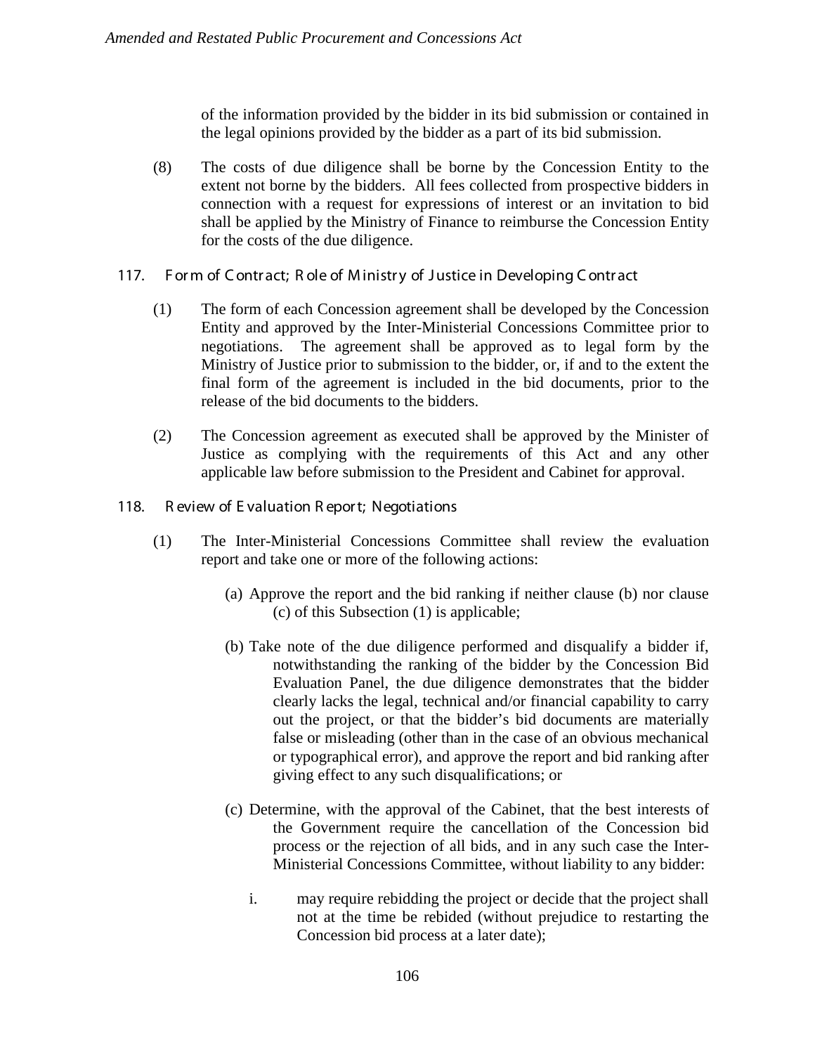of the information provided by the bidder in its bid submission or contained in the legal opinions provided by the bidder as a part of its bid submission.

(8) The costs of due diligence shall be borne by the Concession Entity to the extent not borne by the bidders. All fees collected from prospective bidders in connection with a request for expressions of interest or an invitation to bid shall be applied by the Ministry of Finance to reimburse the Concession Entity for the costs of the due diligence.

### 117. Form of Contract; Role of Ministry of Justice in Developing Contract

(1) The form of each Concession agreement shall be developed by the Concession Entity and approved by the Inter-Ministerial Concessions Committee prior to negotiations. The agreement shall be approved as to legal form by the Ministry of Justice prior to submission to the bidder, or, if and to the extent the final form of the agreement is included in the bid documents, prior to the release of the bid documents to the bidders.

(2) The Concession agreement as executed shall be approved by the Minister of Justice as complying with the requirements of this Act and any other applicable law before submission to the President and Cabinet for approval.

### 118. Review of Evaluation Report; Negotiations

(1) The Inter-Ministerial Concessions Committee shall review the evaluation report and take one or more of the following actions:

(a) Approve the report and the bid ranking if neither clause (b) nor clause (c) of this Subsection (1) is applicable;

(b) Take note of the due diligence performed and disqualify a bidder if, notwithstanding the ranking of the bidder by the Concession Bid Evaluation Panel, the due diligence demonstrates that the bidder clearly lacks the legal, technical and/or financial capability to carry out the project, or that the bidder's bid documents are materially false or misleading (other than in the case of an obvious mechanical or typographical error), and approve the report and bid ranking after giving effect to any such disqualifications; or

(c) Determine, with the approval of the Cabinet, that the best interests of the Government require the cancellation of the Concession bid process or the rejection of all bids, and in any such case the Inter-Ministerial Concessions Committee, without liability to any bidder:

i. may require rebidding the project or decide that the project shall not at the time be rebided (without prejudice to restarting the Concession bid process at a later date);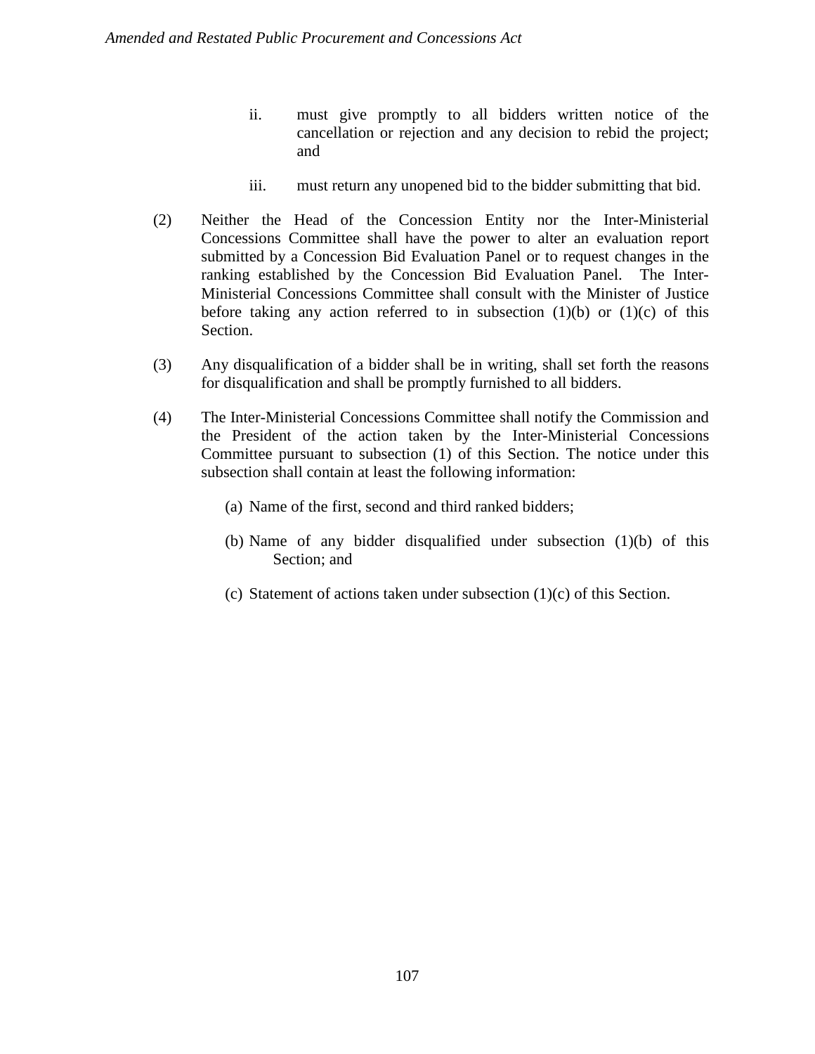ii. must give promptly to all bidders written notice of the cancellation or rejection and any decision to rebid the project; and

iii. must return any unopened bid to the bidder submitting that bid.

(2) Neither the Head of the Concession Entity nor the Inter-Ministerial Concessions Committee shall have the power to alter an evaluation report submitted by a Concession Bid Evaluation Panel or to request changes in the ranking established by the Concession Bid Evaluation Panel. The Inter-Ministerial Concessions Committee shall consult with the Minister of Justice before taking any action referred to in subsection (1)(b) or (1)(c) of this Section.

(3) Any disqualification of a bidder shall be in writing, shall set forth the reasons for disqualification and shall be promptly furnished to all bidders.

(4) The Inter-Ministerial Concessions Committee shall notify the Commission and the President of the action taken by the Inter-Ministerial Concessions Committee pursuant to subsection (1) of this Section. The notice under this subsection shall contain at least the following information:

(a) Name of the first, second and third ranked bidders;

(b) Name of any bidder disqualified under subsection (1)(b) of this Section; and

(c) Statement of actions taken under subsection (1)(c) of this Section.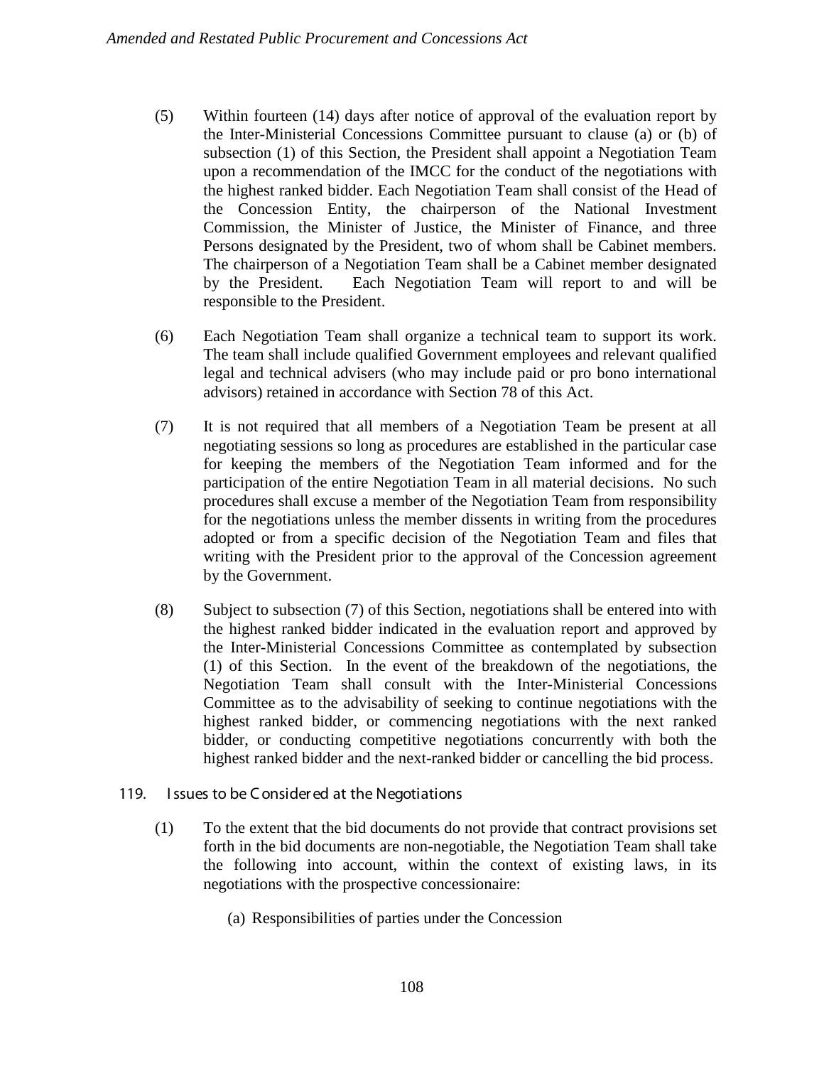(5) Within fourteen (14) days after notice of approval of the evaluation report by the Inter-Ministerial Concessions Committee pursuant to clause (a) or (b) of subsection (1) of this Section, the President shall appoint a Negotiation Team upon a recommendation of the IMCC for the conduct of the negotiations with the highest ranked bidder. Each Negotiation Team shall consist of the Head of the Concession Entity, the chairperson of the National Investment Commission, the Minister of Justice, the Minister of Finance, and three Persons designated by the President, two of whom shall be Cabinet members. The chairperson of a Negotiation Team shall be a Cabinet member designated by the President. Each Negotiation Team will report to and will be responsible to the President.

(6) Each Negotiation Team shall organize a technical team to support its work. The team shall include qualified Government employees and relevant qualified legal and technical advisers (who may include paid or pro bono international advisors) retained in accordance with Section 78 of this Act.

(7) It is not required that all members of a Negotiation Team be present at all negotiating sessions so long as procedures are established in the particular case for keeping the members of the Negotiation Team informed and for the participation of the entire Negotiation Team in all material decisions. No such procedures shall excuse a member of the Negotiation Team from responsibility for the negotiations unless the member dissents in writing from the procedures adopted or from a specific decision of the Negotiation Team and files that writing with the President prior to the approval of the Concession agreement by the Government.

(8) Subject to subsection (7) of this Section, negotiations shall be entered into with the highest ranked bidder indicated in the evaluation report and approved by the Inter-Ministerial Concessions Committee as contemplated by subsection (1) of this Section. In the event of the breakdown of the negotiations, the Negotiation Team shall consult with the Inter-Ministerial Concessions Committee as to the advisability of seeking to continue negotiations with the highest ranked bidder, or commencing negotiations with the next ranked bidder, or conducting competitive negotiations concurrently with both the highest ranked bidder and the next-ranked bidder or cancelling the bid process.

## 119. Issues to be Considered at the Negotiations

(1) To the extent that the bid documents do not provide that contract provisions set forth in the bid documents are non-negotiable, the Negotiation Team shall take the following into account, within the context of existing laws, in its negotiations with the prospective concessionaire:

(a) Responsibilities of parties under the Concession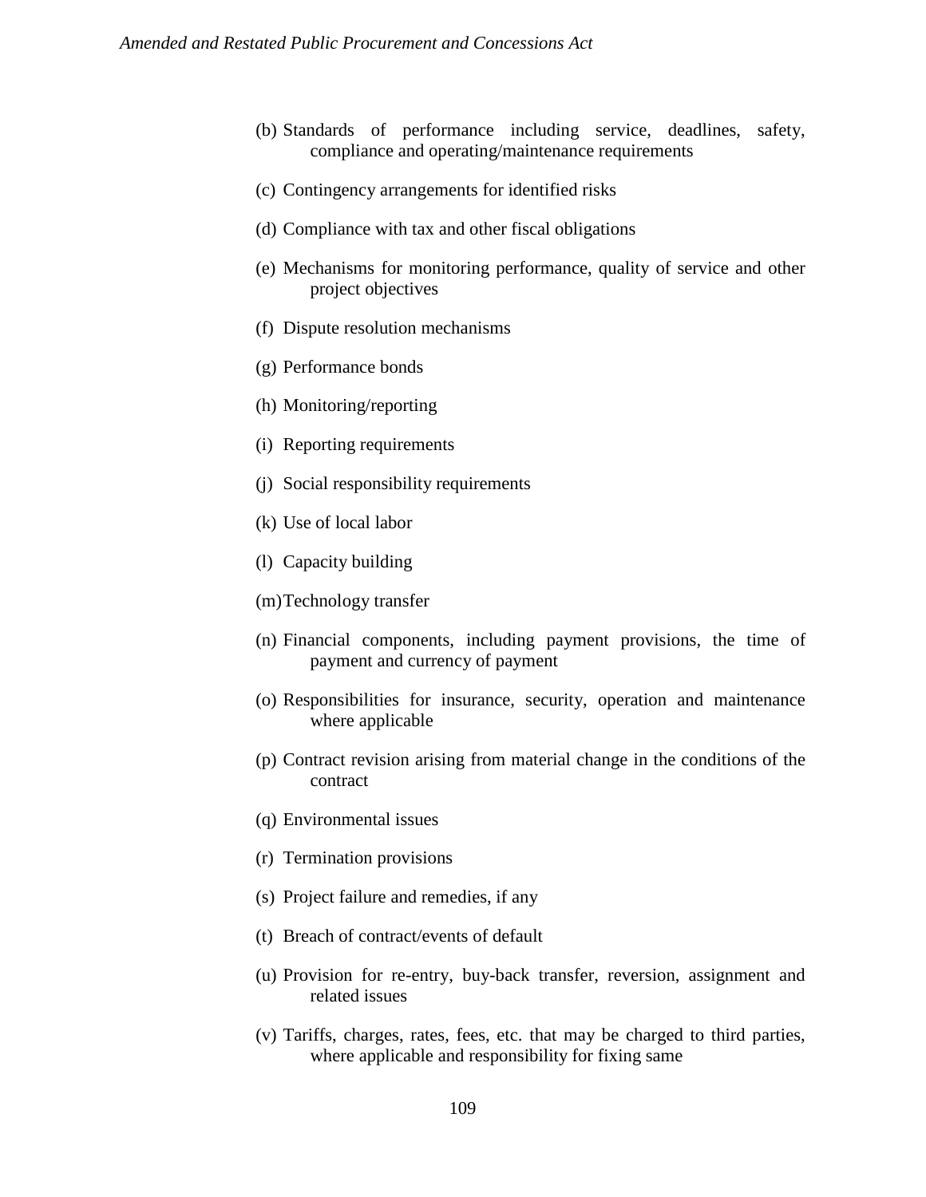(b) Standards of performance including service, deadlines, safety, compliance and operating/maintenance requirements

(c) Contingency arrangements for identified risks

(d) Compliance with tax and other fiscal obligations

(e) Mechanisms for monitoring performance, quality of service and other project objectives

(f) Dispute resolution mechanisms

(g) Performance bonds

(h) Monitoring/reporting

(i) Reporting requirements

(j) Social responsibility requirements

(k) Use of local labor

(l) Capacity building

(m) Technology transfer

(n) Financial components, including payment provisions, the time of payment and currency of payment

(o) Responsibilities for insurance, security, operation and maintenance where applicable

(p) Contract revision arising from material change in the conditions of the contract

(q) Environmental issues

(r) Termination provisions

(s) Project failure and remedies, if any

(t) Breach of contract/events of default

(u) Provision for re-entry, buy-back transfer, reversion, assignment and related issues

(v) Tariffs, charges, rates, fees, etc. that may be charged to third parties, where applicable and responsibility for fixing same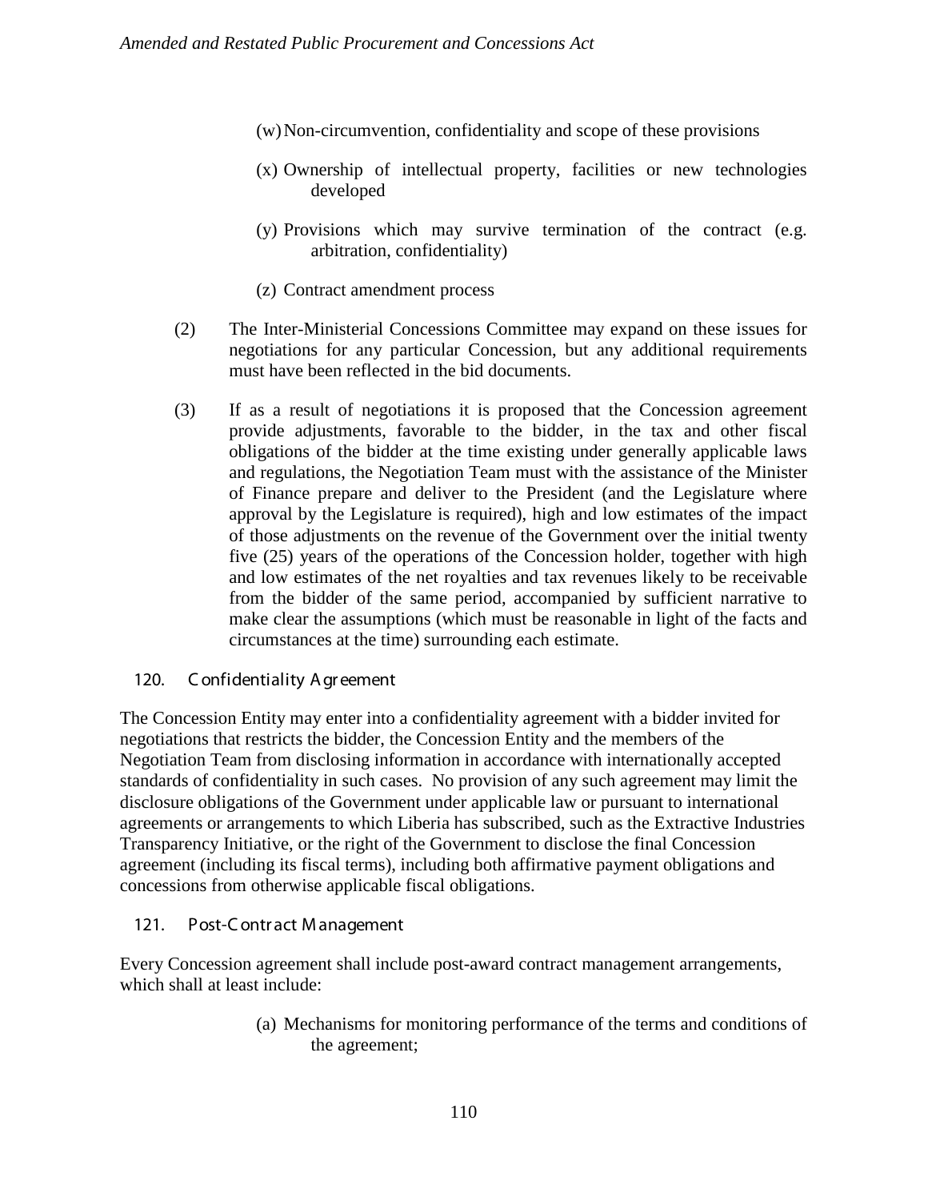(w) Non-circumvention, confidentiality and scope of these provisions

(x) Ownership of intellectual property, facilities or new technologies developed

(y) Provisions which may survive termination of the contract (e.g. arbitration, confidentiality)

(z) Contract amendment process

(2) The Inter-Ministerial Concessions Committee may expand on these issues for negotiations for any particular Concession, but any additional requirements must have been reflected in the bid documents.

(3) If as a result of negotiations it is proposed that the Concession agreement provide adjustments, favorable to the bidder, in the tax and other fiscal obligations of the bidder at the time existing under generally applicable laws and regulations, the Negotiation Team must with the assistance of the Minister of Finance prepare and deliver to the President (and the Legislature where approval by the Legislature is required), high and low estimates of the impact of those adjustments on the revenue of the Government over the initial twenty five (25) years of the operations of the Concession holder, together with high and low estimates of the net royalties and tax revenues likely to be receivable from the bidder of the same period, accompanied by sufficient narrative to make clear the assumptions (which must be reasonable in light of the facts and circumstances at the time) surrounding each estimate.

### 120. Confidentiality Agreement

The Concession Entity may enter into a confidentiality agreement with a bidder invited for negotiations that restricts the bidder, the Concession Entity and the members of the Negotiation Team from disclosing information in accordance with internationally accepted standards of confidentiality in such cases. No provision of any such agreement may limit the disclosure obligations of the Government under applicable law or pursuant to international agreements or arrangements to which Liberia has subscribed, such as the Extractive Industries Transparency Initiative, or the right of the Government to disclose the final Concession agreement (including its fiscal terms), including both affirmative payment obligations and concessions from otherwise applicable fiscal obligations.

### 121. Post-Contract Management

Every Concession agreement shall include post-award contract management arrangements, which shall at least include:

(a) Mechanisms for monitoring performance of the terms and conditions of the agreement;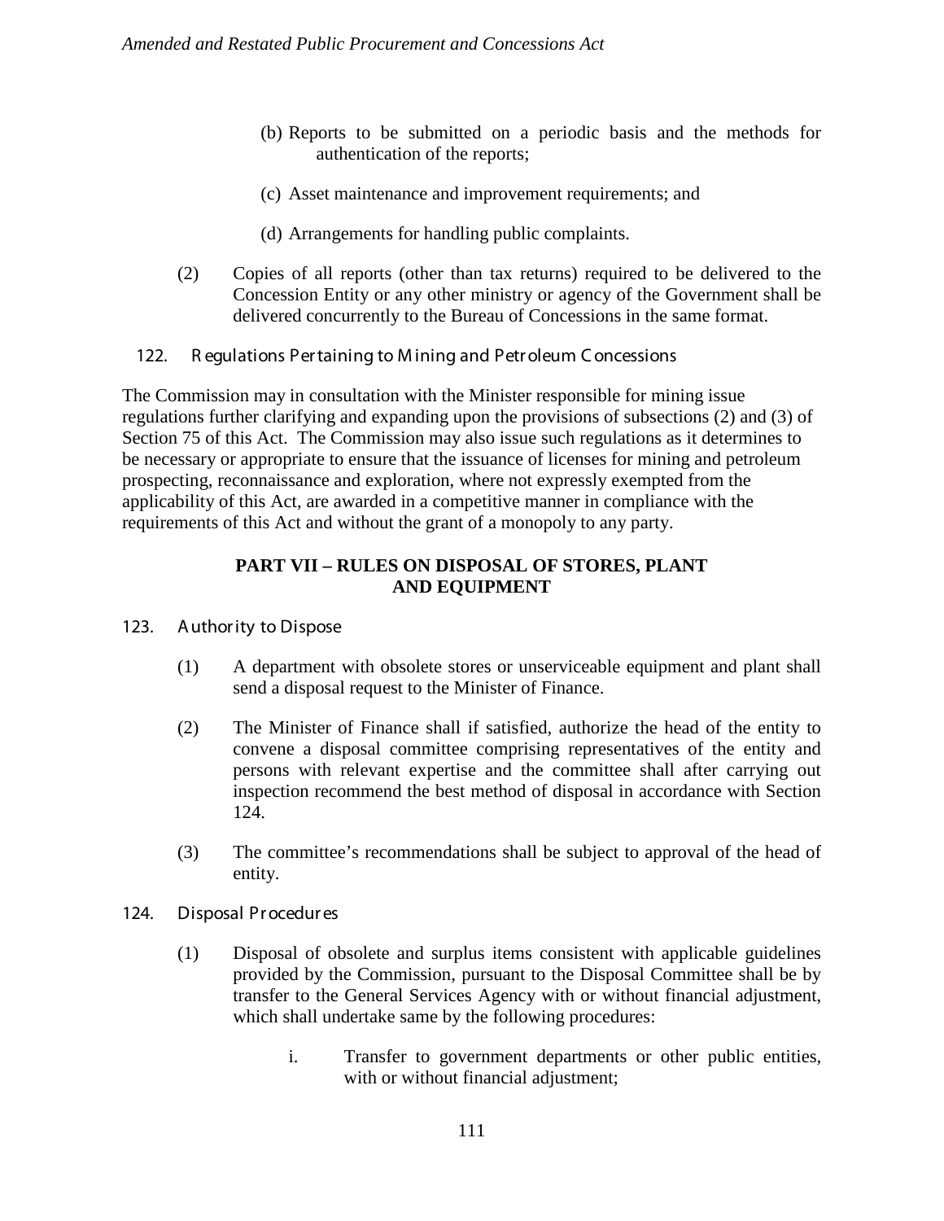(b) Reports to be submitted on a periodic basis and the methods for authentication of the reports;

(c) Asset maintenance and improvement requirements; and

(d) Arrangements for handling public complaints.

(2) Copies of all reports (other than tax returns) required to be delivered to the Concession Entity or any other ministry or agency of the Government shall be delivered concurrently to the Bureau of Concessions in the same format.

### 122. Regulations Pertaining to Mining and Petroleum Concessions

The Commission may in consultation with the Minister responsible for mining issue regulations further clarifying and expanding upon the provisions of subsections (2) and (3) of Section 75 of this Act. The Commission may also issue such regulations as it determines to be necessary or appropriate to ensure that the issuance of licenses for mining and petroleum prospecting, reconnaissance and exploration, where not expressly exempted from the applicability of this Act, are awarded in a competitive manner in compliance with the requirements of this Act and without the grant of a monopoly to any party.

## PART VII – RULES ON DISPOSAL OF STORES, PLANT AND EQUIPMENT

### 123. Authority to Dispose

(1) A department with obsolete stores or unserviceable equipment and plant shall send a disposal request to the Minister of Finance.

(2) The Minister of Finance shall if satisfied, authorize the head of the entity to convene a disposal committee comprising representatives of the entity and persons with relevant expertise and the committee shall after carrying out inspection recommend the best method of disposal in accordance with Section 124.

(3) The committee's recommendations shall be subject to approval of the head of entity.

### 124. Disposal Procedures

(1) Disposal of obsolete and surplus items consistent with applicable guidelines provided by the Commission, pursuant to the Disposal Committee shall be by transfer to the General Services Agency with or without financial adjustment, which shall undertake same by the following procedures:

i. Transfer to government departments or other public entities, with or without financial adjustment;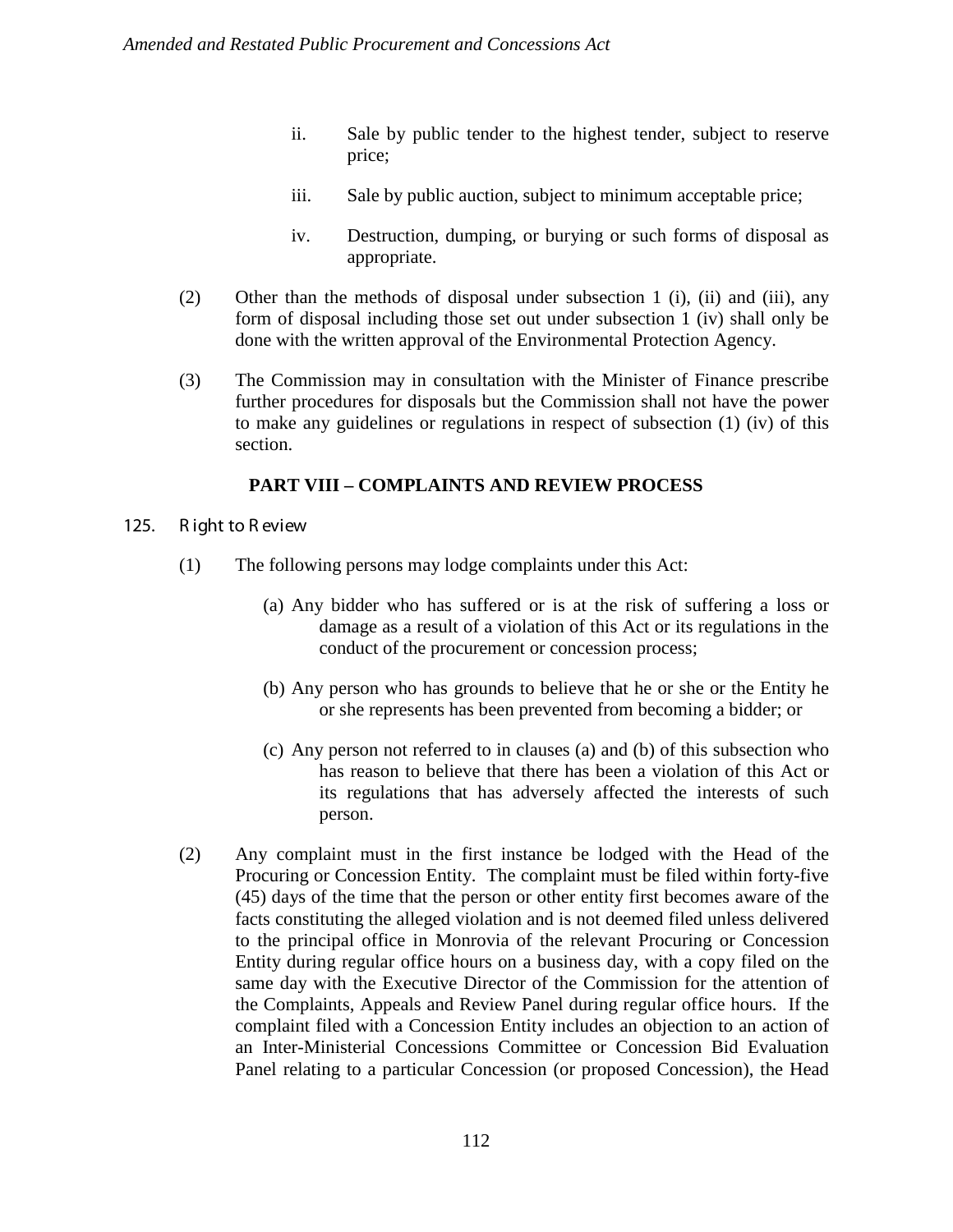ii. Sale by public tender to the highest tender, subject to reserve price;

iii. Sale by public auction, subject to minimum acceptable price;

iv. Destruction, dumping, or burying or such forms of disposal as appropriate.

(2) Other than the methods of disposal under subsection 1 (i), (ii) and (iii), any form of disposal including those set out under subsection 1 (iv) shall only be done with the written approval of the Environmental Protection Agency.

(3) The Commission may in consultation with the Minister of Finance prescribe further procedures for disposals but the Commission shall not have the power to make any guidelines or regulations in respect of subsection (1) (iv) of this section.

## PART VIII – COMPLAINTS AND REVIEW PROCESS

### 125. Right to Review

(1) The following persons may lodge complaints under this Act:

(a) Any bidder who has suffered or is at the risk of suffering a loss or damage as a result of a violation of this Act or its regulations in the conduct of the procurement or concession process;

(b) Any person who has grounds to believe that he or she or the Entity he or she represents has been prevented from becoming a bidder; or

(c) Any person not referred to in clauses (a) and (b) of this subsection who has reason to believe that there has been a violation of this Act or its regulations that has adversely affected the interests of such person.

(2) Any complaint must in the first instance be lodged with the Head of the Procuring or Concession Entity. The complaint must be filed within forty-five (45) days of the time that the person or other entity first becomes aware of the facts constituting the alleged violation and is not deemed filed unless delivered to the principal office in Monrovia of the relevant Procuring or Concession Entity during regular office hours on a business day, with a copy filed on the same day with the Executive Director of the Commission for the attention of the Complaints, Appeals and Review Panel during regular office hours. If the complaint filed with a Concession Entity includes an objection to an action of an Inter-Ministerial Concessions Committee or Concession Bid Evaluation Panel relating to a particular Concession (or proposed Concession), the Head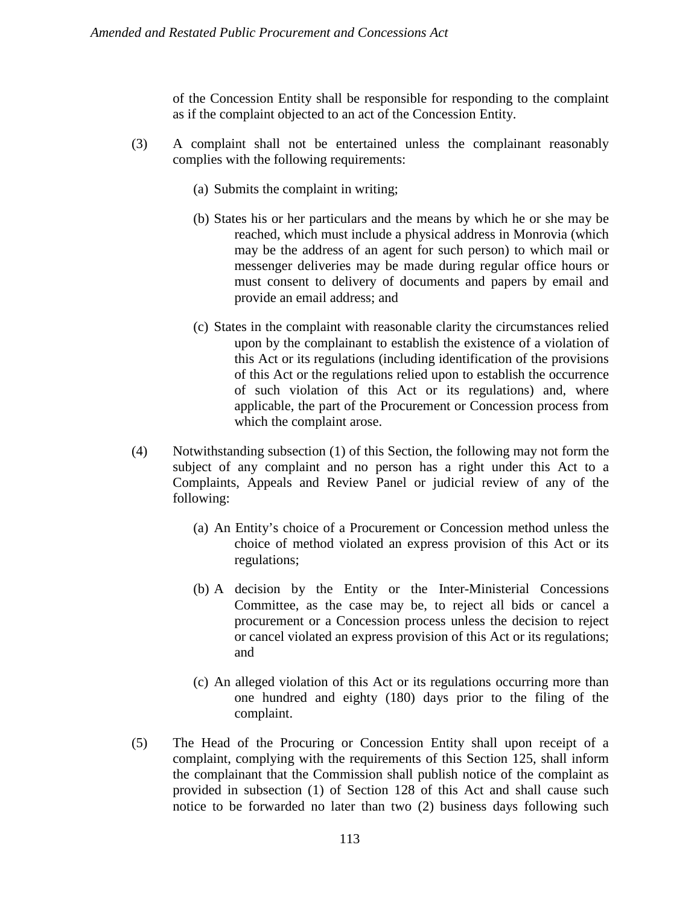of the Concession Entity shall be responsible for responding to the complaint as if the complaint objected to an act of the Concession Entity.

(3) A complaint shall not be entertained unless the complainant reasonably complies with the following requirements:

(a) Submits the complaint in writing;

(b) States his or her particulars and the means by which he or she may be reached, which must include a physical address in Monrovia (which may be the address of an agent for such person) to which mail or messenger deliveries may be made during regular office hours or must consent to delivery of documents and papers by email and provide an email address; and

(c) States in the complaint with reasonable clarity the circumstances relied upon by the complainant to establish the existence of a violation of this Act or its regulations (including identification of the provisions of this Act or the regulations relied upon to establish the occurrence of such violation of this Act or its regulations) and, where applicable, the part of the Procurement or Concession process from which the complaint arose.

(4) Notwithstanding subsection (1) of this Section, the following may not form the subject of any complaint and no person has a right under this Act to a Complaints, Appeals and Review Panel or judicial review of any of the following:

(a) An Entity's choice of a Procurement or Concession method unless the choice of method violated an express provision of this Act or its regulations;

(b) A decision by the Entity or the Inter-Ministerial Concessions Committee, as the case may be, to reject all bids or cancel a procurement or a Concession process unless the decision to reject or cancel violated an express provision of this Act or its regulations; and

(c) An alleged violation of this Act or its regulations occurring more than one hundred and eighty (180) days prior to the filing of the complaint.

(5) The Head of the Procuring or Concession Entity shall upon receipt of a complaint, complying with the requirements of this Section 125, shall inform the complainant that the Commission shall publish notice of the complaint as provided in subsection (1) of Section 128 of this Act and shall cause such notice to be forwarded no later than two (2) business days following such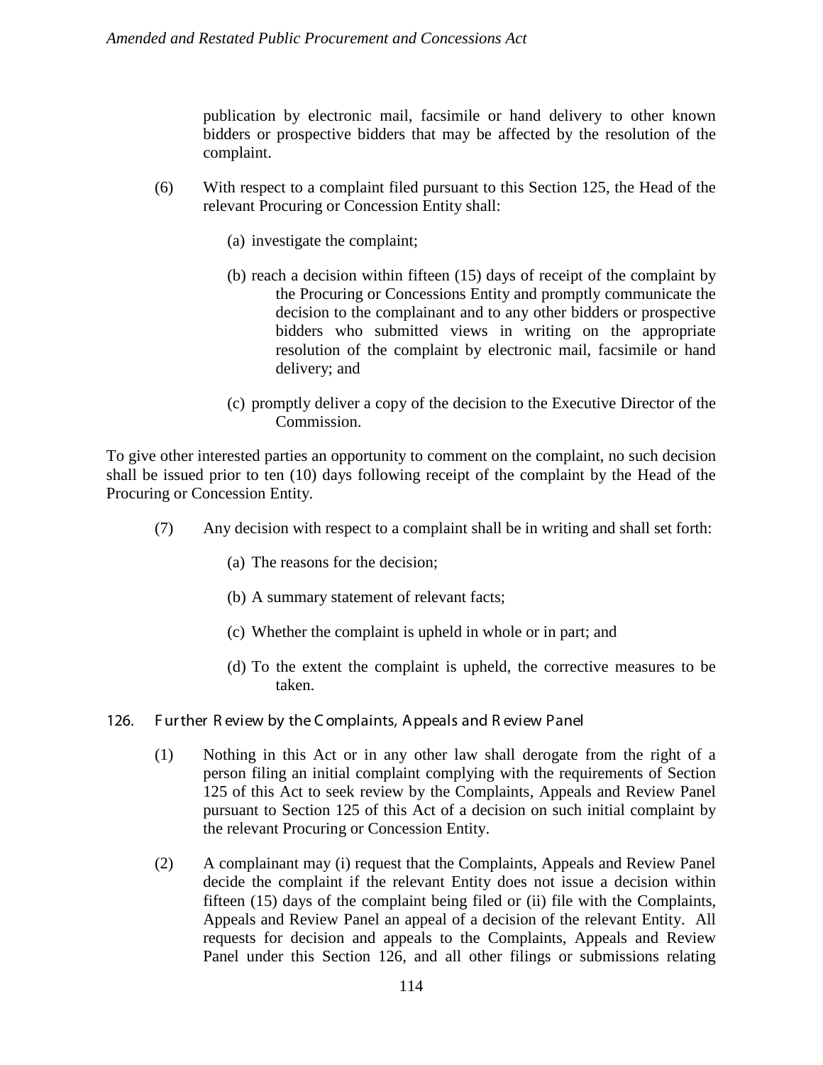publication by electronic mail, facsimile or hand delivery to other known bidders or prospective bidders that may be affected by the resolution of the complaint.

(6) With respect to a complaint filed pursuant to this Section 125, the Head of the relevant Procuring or Concession Entity shall:

(a) investigate the complaint;

(b) reach a decision within fifteen (15) days of receipt of the complaint by the Procuring or Concessions Entity and promptly communicate the decision to the complainant and to any other bidders or prospective bidders who submitted views in writing on the appropriate resolution of the complaint by electronic mail, facsimile or hand delivery; and

(c) promptly deliver a copy of the decision to the Executive Director of the Commission.

To give other interested parties an opportunity to comment on the complaint, no such decision shall be issued prior to ten (10) days following receipt of the complaint by the Head of the Procuring or Concession Entity.

(7) Any decision with respect to a complaint shall be in writing and shall set forth:

(a) The reasons for the decision;

(b) A summary statement of relevant facts;

(c) Whether the complaint is upheld in whole or in part; and

(d) To the extent the complaint is upheld, the corrective measures to be taken.

### 126. Further Review by the Complaints, Appeals and Review Panel

(1) Nothing in this Act or in any other law shall derogate from the right of a person filing an initial complaint complying with the requirements of Section 125 of this Act to seek review by the Complaints, Appeals and Review Panel pursuant to Section 125 of this Act of a decision on such initial complaint by the relevant Procuring or Concession Entity.

(2) A complainant may (i) request that the Complaints, Appeals and Review Panel decide the complaint if the relevant Entity does not issue a decision within fifteen (15) days of the complaint being filed or (ii) file with the Complaints, Appeals and Review Panel an appeal of a decision of the relevant Entity. All requests for decision and appeals to the Complaints, Appeals and Review Panel under this Section 126, and all other filings or submissions relating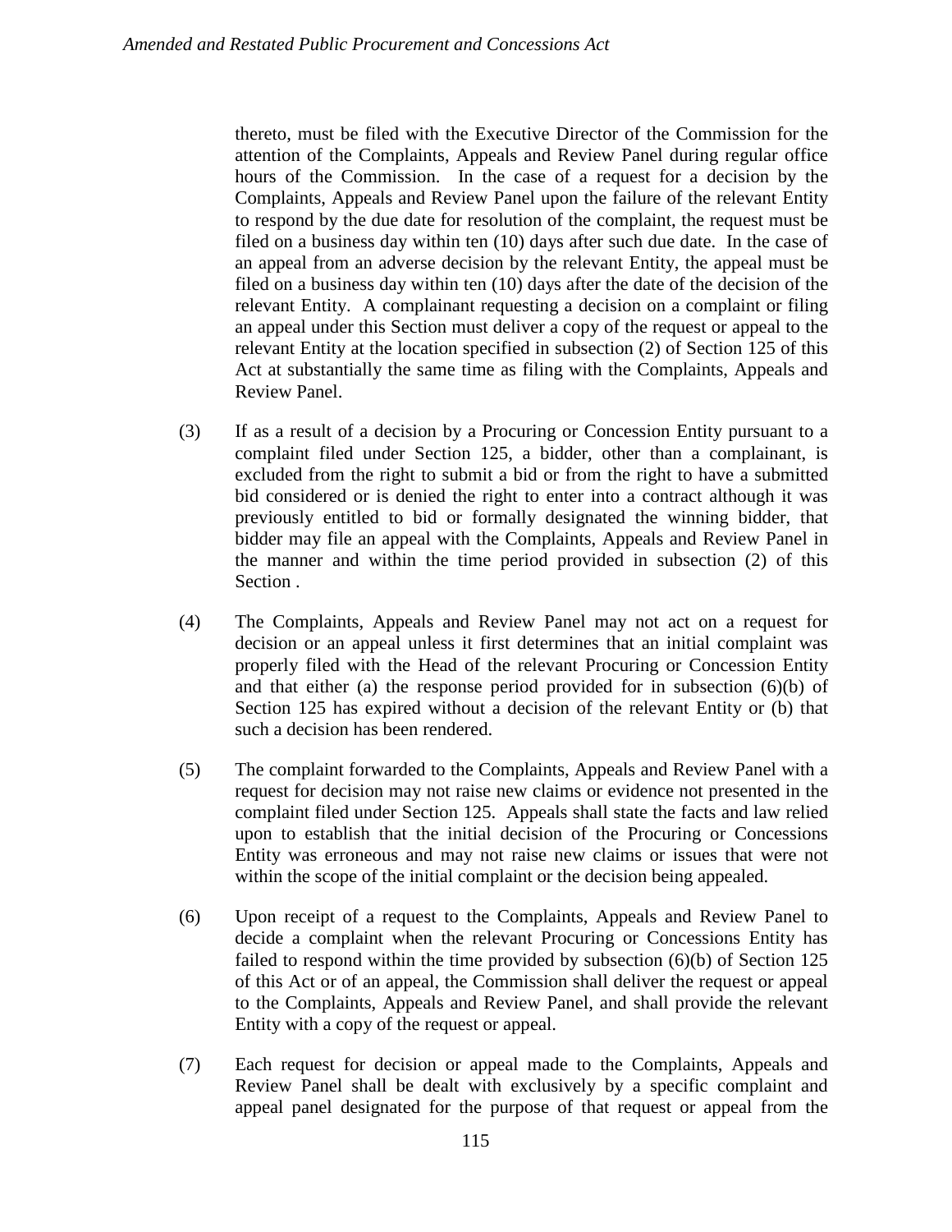thereto, must be filed with the Executive Director of the Commission for the attention of the Complaints, Appeals and Review Panel during regular office hours of the Commission. In the case of a request for a decision by the Complaints, Appeals and Review Panel upon the failure of the relevant Entity to respond by the due date for resolution of the complaint, the request must be filed on a business day within ten (10) days after such due date. In the case of an appeal from an adverse decision by the relevant Entity, the appeal must be filed on a business day within ten (10) days after the date of the decision of the relevant Entity. A complainant requesting a decision on a complaint or filing an appeal under this Section must deliver a copy of the request or appeal to the relevant Entity at the location specified in subsection (2) of Section 125 of this Act at substantially the same time as filing with the Complaints, Appeals and Review Panel.

(3) If as a result of a decision by a Procuring or Concession Entity pursuant to a complaint filed under Section 125, a bidder, other than a complainant, is excluded from the right to submit a bid or from the right to have a submitted bid considered or is denied the right to enter into a contract although it was previously entitled to bid or formally designated the winning bidder, that bidder may file an appeal with the Complaints, Appeals and Review Panel in the manner and within the time period provided in subsection (2) of this Section .

(4) The Complaints, Appeals and Review Panel may not act on a request for decision or an appeal unless it first determines that an initial complaint was properly filed with the Head of the relevant Procuring or Concession Entity and that either (a) the response period provided for in subsection (6)(b) of Section 125 has expired without a decision of the relevant Entity or (b) that such a decision has been rendered.

(5) The complaint forwarded to the Complaints, Appeals and Review Panel with a request for decision may not raise new claims or evidence not presented in the complaint filed under Section 125. Appeals shall state the facts and law relied upon to establish that the initial decision of the Procuring or Concessions Entity was erroneous and may not raise new claims or issues that were not within the scope of the initial complaint or the decision being appealed.

(6) Upon receipt of a request to the Complaints, Appeals and Review Panel to decide a complaint when the relevant Procuring or Concessions Entity has failed to respond within the time provided by subsection (6)(b) of Section 125 of this Act or of an appeal, the Commission shall deliver the request or appeal to the Complaints, Appeals and Review Panel, and shall provide the relevant Entity with a copy of the request or appeal.

(7) Each request for decision or appeal made to the Complaints, Appeals and Review Panel shall be dealt with exclusively by a specific complaint and appeal panel designated for the purpose of that request or appeal from the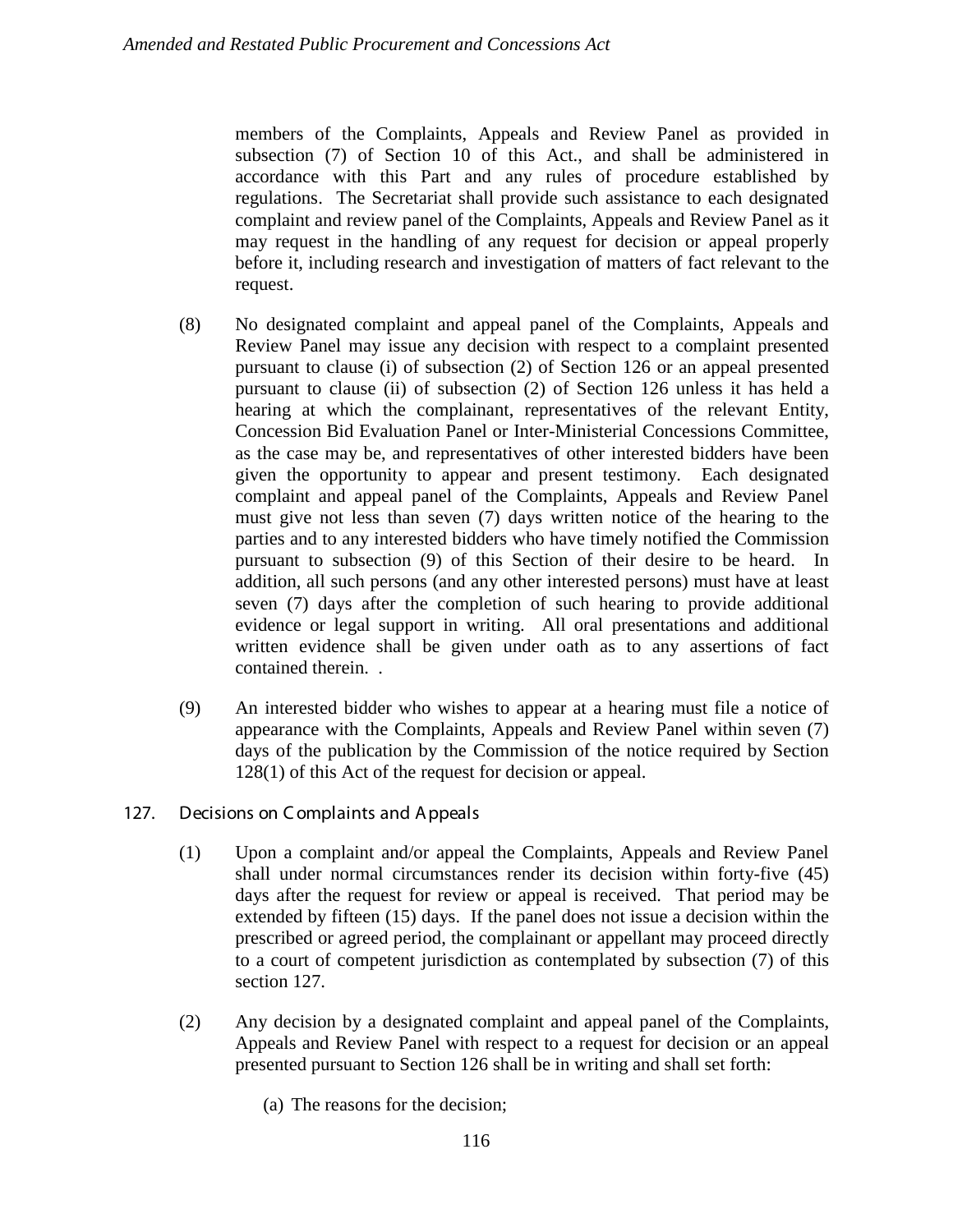members of the Complaints, Appeals and Review Panel as provided in subsection (7) of Section 10 of this Act., and shall be administered in accordance with this Part and any rules of procedure established by regulations. The Secretariat shall provide such assistance to each designated complaint and review panel of the Complaints, Appeals and Review Panel as it may request in the handling of any request for decision or appeal properly before it, including research and investigation of matters of fact relevant to the request.

(8) No designated complaint and appeal panel of the Complaints, Appeals and Review Panel may issue any decision with respect to a complaint presented pursuant to clause (i) of subsection (2) of Section 126 or an appeal presented pursuant to clause (ii) of subsection (2) of Section 126 unless it has held a hearing at which the complainant, representatives of the relevant Entity, Concession Bid Evaluation Panel or Inter-Ministerial Concessions Committee, as the case may be, and representatives of other interested bidders have been given the opportunity to appear and present testimony. Each designated complaint and appeal panel of the Complaints, Appeals and Review Panel must give not less than seven (7) days written notice of the hearing to the parties and to any interested bidders who have timely notified the Commission pursuant to subsection (9) of this Section of their desire to be heard. In addition, all such persons (and any other interested persons) must have at least seven (7) days after the completion of such hearing to provide additional evidence or legal support in writing. All oral presentations and additional written evidence shall be given under oath as to any assertions of fact contained therein. .

(9) An interested bidder who wishes to appear at a hearing must file a notice of appearance with the Complaints, Appeals and Review Panel within seven (7) days of the publication by the Commission of the notice required by Section 128(1) of this Act of the request for decision or appeal.

## 127. Decisions on Complaints and Appeals

(1) Upon a complaint and/or appeal the Complaints, Appeals and Review Panel shall under normal circumstances render its decision within forty-five (45) days after the request for review or appeal is received. That period may be extended by fifteen (15) days. If the panel does not issue a decision within the prescribed or agreed period, the complainant or appellant may proceed directly to a court of competent jurisdiction as contemplated by subsection (7) of this section 127.

(2) Any decision by a designated complaint and appeal panel of the Complaints, Appeals and Review Panel with respect to a request for decision or an appeal presented pursuant to Section 126 shall be in writing and shall set forth:

(a) The reasons for the decision;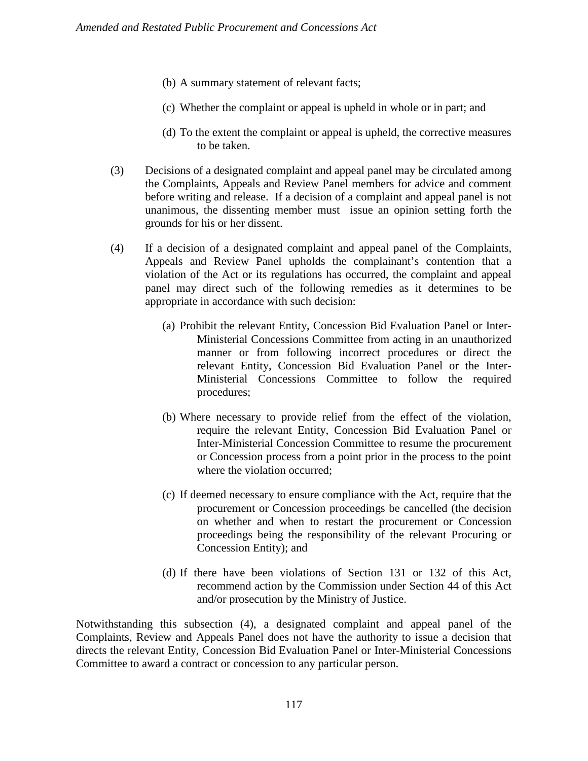(b) A summary statement of relevant facts;

(c) Whether the complaint or appeal is upheld in whole or in part; and

(d) To the extent the complaint or appeal is upheld, the corrective measures to be taken.

(3) Decisions of a designated complaint and appeal panel may be circulated among the Complaints, Appeals and Review Panel members for advice and comment before writing and release. If a decision of a complaint and appeal panel is not unanimous, the dissenting member must issue an opinion setting forth the grounds for his or her dissent.

(4) If a decision of a designated complaint and appeal panel of the Complaints, Appeals and Review Panel upholds the complainant's contention that a violation of the Act or its regulations has occurred, the complaint and appeal panel may direct such of the following remedies as it determines to be appropriate in accordance with such decision:

(a) Prohibit the relevant Entity, Concession Bid Evaluation Panel or Inter-Ministerial Concessions Committee from acting in an unauthorized manner or from following incorrect procedures or direct the relevant Entity, Concession Bid Evaluation Panel or the Inter-Ministerial Concessions Committee to follow the required procedures;

(b) Where necessary to provide relief from the effect of the violation, require the relevant Entity, Concession Bid Evaluation Panel or Inter-Ministerial Concession Committee to resume the procurement or Concession process from a point prior in the process to the point where the violation occurred;

(c) If deemed necessary to ensure compliance with the Act, require that the procurement or Concession proceedings be cancelled (the decision on whether and when to restart the procurement or Concession proceedings being the responsibility of the relevant Procuring or Concession Entity); and

(d) If there have been violations of Section 131 or 132 of this Act, recommend action by the Commission under Section 44 of this Act and/or prosecution by the Ministry of Justice.

Notwithstanding this subsection (4), a designated complaint and appeal panel of the Complaints, Review and Appeals Panel does not have the authority to issue a decision that directs the relevant Entity, Concession Bid Evaluation Panel or Inter-Ministerial Concessions Committee to award a contract or concession to any particular person.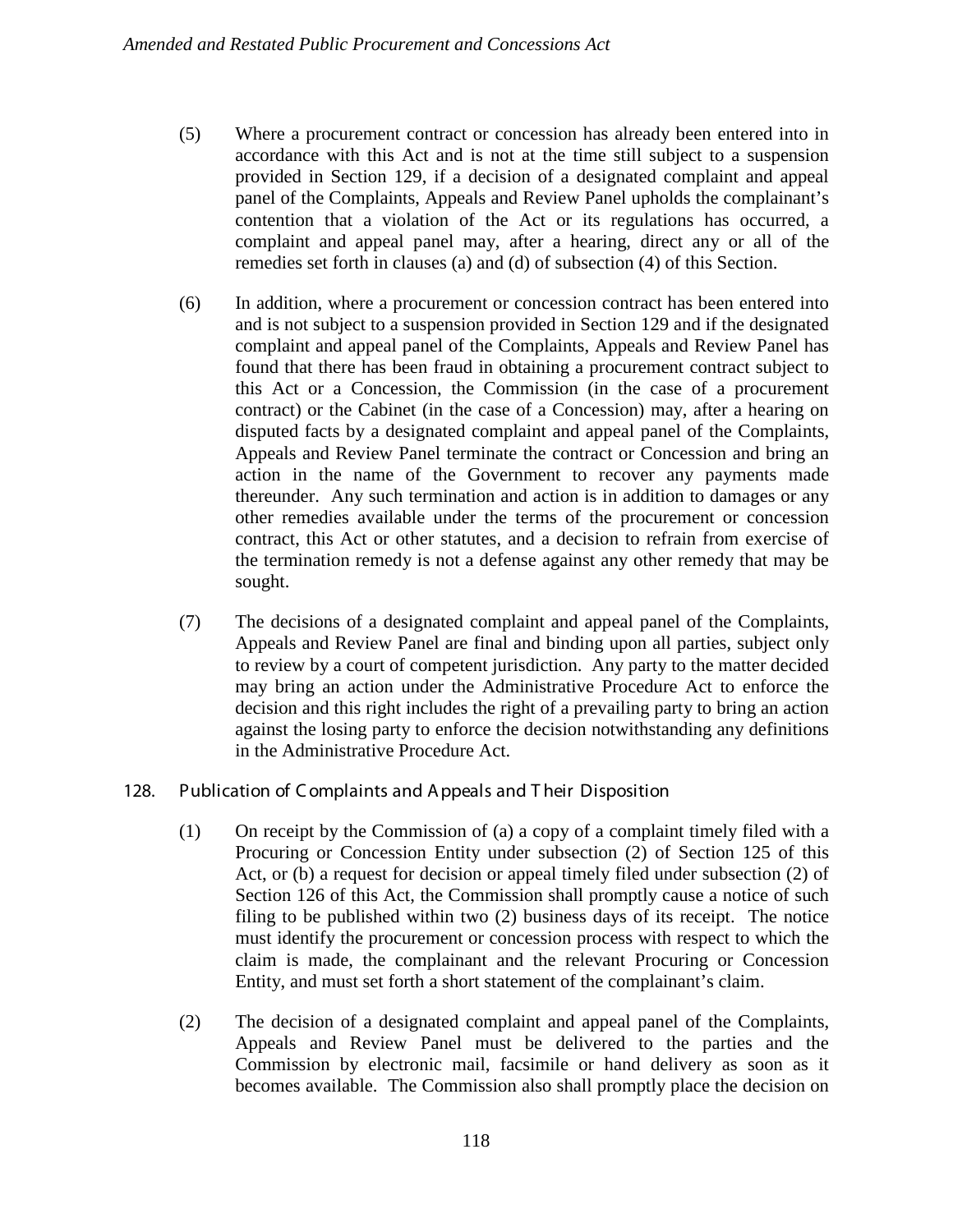(5) Where a procurement contract or concession has already been entered into in accordance with this Act and is not at the time still subject to a suspension provided in Section 129, if a decision of a designated complaint and appeal panel of the Complaints, Appeals and Review Panel upholds the complainant's contention that a violation of the Act or its regulations has occurred, a complaint and appeal panel may, after a hearing, direct any or all of the remedies set forth in clauses (a) and (d) of subsection (4) of this Section.

(6) In addition, where a procurement or concession contract has been entered into and is not subject to a suspension provided in Section 129 and if the designated complaint and appeal panel of the Complaints, Appeals and Review Panel has found that there has been fraud in obtaining a procurement contract subject to this Act or a Concession, the Commission (in the case of a procurement contract) or the Cabinet (in the case of a Concession) may, after a hearing on disputed facts by a designated complaint and appeal panel of the Complaints, Appeals and Review Panel terminate the contract or Concession and bring an action in the name of the Government to recover any payments made thereunder. Any such termination and action is in addition to damages or any other remedies available under the terms of the procurement or concession contract, this Act or other statutes, and a decision to refrain from exercise of the termination remedy is not a defense against any other remedy that may be sought.

(7) The decisions of a designated complaint and appeal panel of the Complaints, Appeals and Review Panel are final and binding upon all parties, subject only to review by a court of competent jurisdiction. Any party to the matter decided may bring an action under the Administrative Procedure Act to enforce the decision and this right includes the right of a prevailing party to bring an action against the losing party to enforce the decision notwithstanding any definitions in the Administrative Procedure Act.

## 128. Publication of Complaints and Appeals and Their Disposition

(1) On receipt by the Commission of (a) a copy of a complaint timely filed with a Procuring or Concession Entity under subsection (2) of Section 125 of this Act, or (b) a request for decision or appeal timely filed under subsection (2) of Section 126 of this Act, the Commission shall promptly cause a notice of such filing to be published within two (2) business days of its receipt. The notice must identify the procurement or concession process with respect to which the claim is made, the complainant and the relevant Procuring or Concession Entity, and must set forth a short statement of the complainant's claim.

(2) The decision of a designated complaint and appeal panel of the Complaints, Appeals and Review Panel must be delivered to the parties and the Commission by electronic mail, facsimile or hand delivery as soon as it becomes available. The Commission also shall promptly place the decision on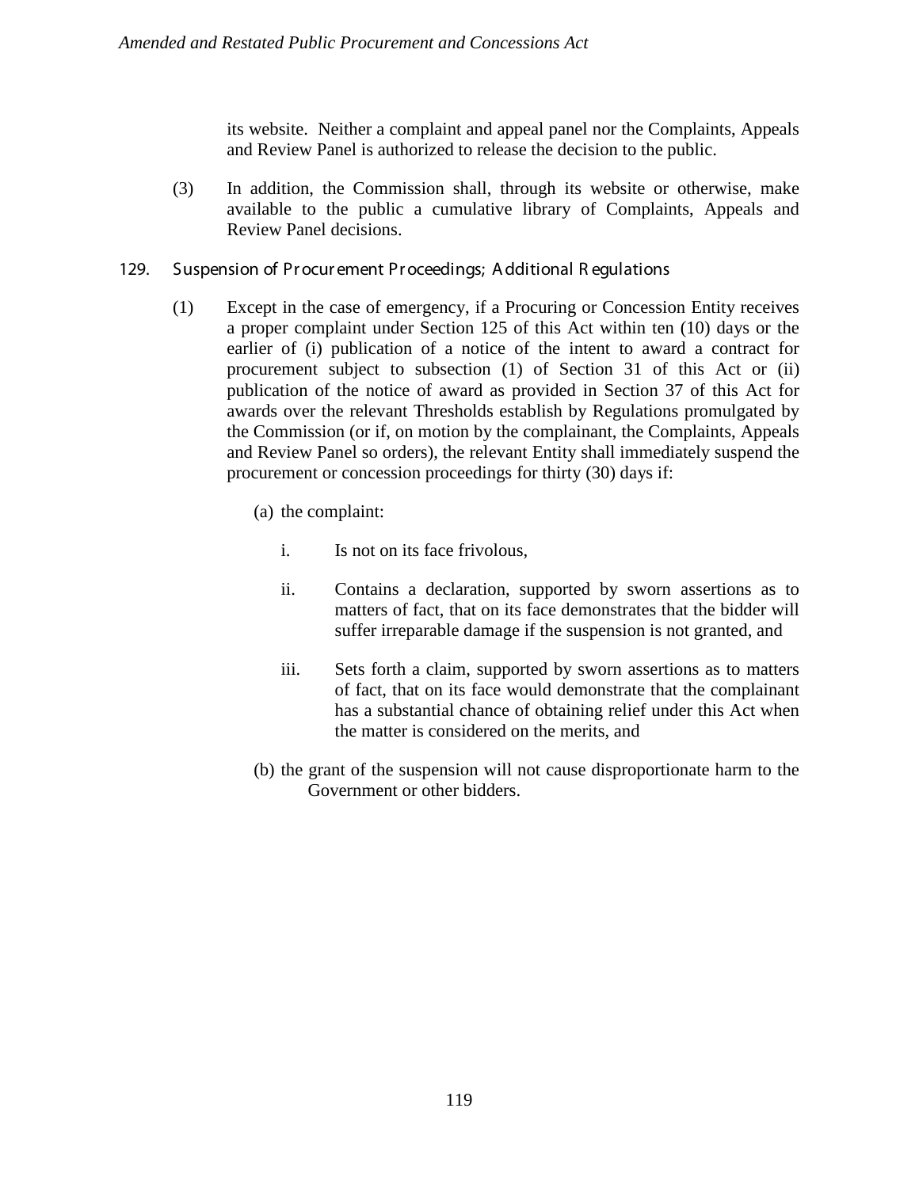its website. Neither a complaint and appeal panel nor the Complaints, Appeals and Review Panel is authorized to release the decision to the public.

(3) In addition, the Commission shall, through its website or otherwise, make available to the public a cumulative library of Complaints, Appeals and Review Panel decisions.

### 129. Suspension of Procurement Proceedings; Additional Regulations

(1) Except in the case of emergency, if a Procuring or Concession Entity receives a proper complaint under Section 125 of this Act within ten (10) days or the earlier of (i) publication of a notice of the intent to award a contract for procurement subject to subsection (1) of Section 31 of this Act or (ii) publication of the notice of award as provided in Section 37 of this Act for awards over the relevant Thresholds establish by Regulations promulgated by the Commission (or if, on motion by the complainant, the Complaints, Appeals and Review Panel so orders), the relevant Entity shall immediately suspend the procurement or concession proceedings for thirty (30) days if:

(a) the complaint:

i. Is not on its face frivolous,

ii. Contains a declaration, supported by sworn assertions as to matters of fact, that on its face demonstrates that the bidder will suffer irreparable damage if the suspension is not granted, and

iii. Sets forth a claim, supported by sworn assertions as to matters of fact, that on its face would demonstrate that the complainant has a substantial chance of obtaining relief under this Act when the matter is considered on the merits, and

(b) the grant of the suspension will not cause disproportionate harm to the Government or other bidders.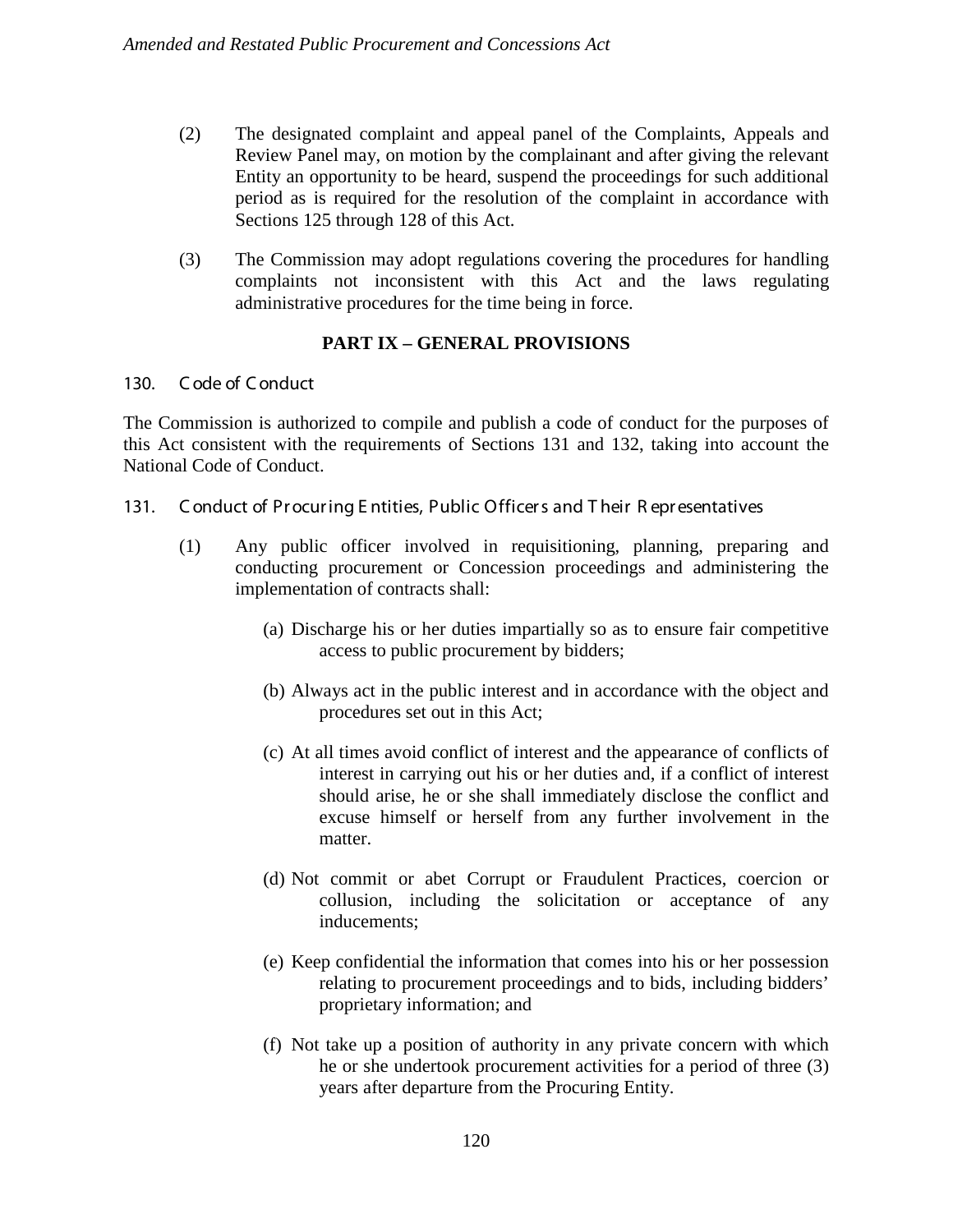(2) The designated complaint and appeal panel of the Complaints, Appeals and Review Panel may, on motion by the complainant and after giving the relevant Entity an opportunity to be heard, suspend the proceedings for such additional period as is required for the resolution of the complaint in accordance with Sections 125 through 128 of this Act.

(3) The Commission may adopt regulations covering the procedures for handling complaints not inconsistent with this Act and the laws regulating administrative procedures for the time being in force.

## PART IX – GENERAL PROVISIONS

### 130. Code of Conduct

The Commission is authorized to compile and publish a code of conduct for the purposes of this Act consistent with the requirements of Sections 131 and 132, taking into account the National Code of Conduct.

### 131. Conduct of Procuring Entities, Public Officers and Their Representatives

(1) Any public officer involved in requisitioning, planning, preparing and conducting procurement or Concession proceedings and administering the implementation of contracts shall:

(a) Discharge his or her duties impartially so as to ensure fair competitive access to public procurement by bidders;

(b) Always act in the public interest and in accordance with the object and procedures set out in this Act;

(c) At all times avoid conflict of interest and the appearance of conflicts of interest in carrying out his or her duties and, if a conflict of interest should arise, he or she shall immediately disclose the conflict and excuse himself or herself from any further involvement in the matter.

(d) Not commit or abet Corrupt or Fraudulent Practices, coercion or collusion, including the solicitation or acceptance of any inducements;

(e) Keep confidential the information that comes into his or her possession relating to procurement proceedings and to bids, including bidders' proprietary information; and

(f) Not take up a position of authority in any private concern with which he or she undertook procurement activities for a period of three (3) years after departure from the Procuring Entity.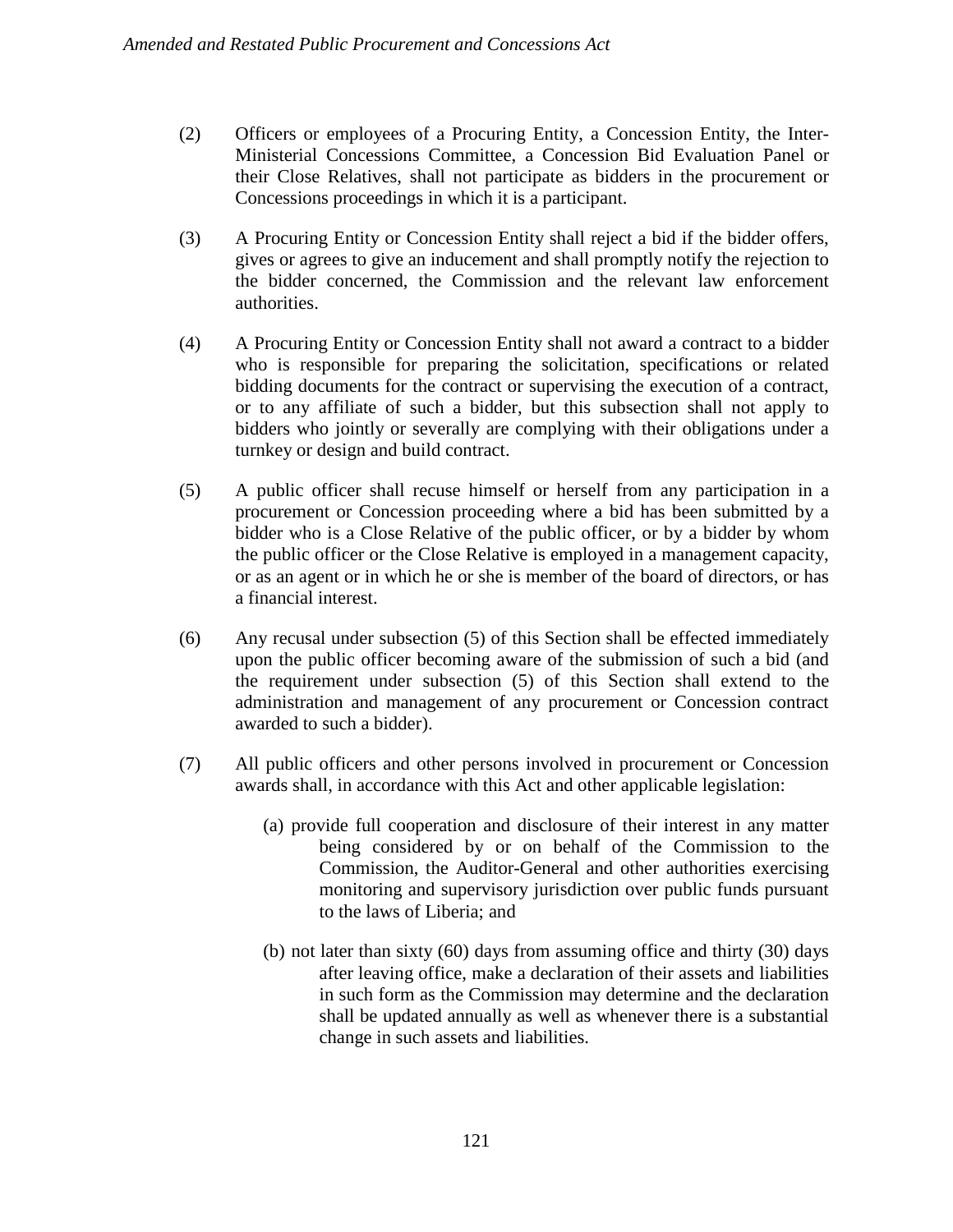(2) Officers or employees of a Procuring Entity, a Concession Entity, the Inter-Ministerial Concessions Committee, a Concession Bid Evaluation Panel or their Close Relatives, shall not participate as bidders in the procurement or Concessions proceedings in which it is a participant.

(3) A Procuring Entity or Concession Entity shall reject a bid if the bidder offers, gives or agrees to give an inducement and shall promptly notify the rejection to the bidder concerned, the Commission and the relevant law enforcement authorities.

(4) A Procuring Entity or Concession Entity shall not award a contract to a bidder who is responsible for preparing the solicitation, specifications or related bidding documents for the contract or supervising the execution of a contract, or to any affiliate of such a bidder, but this subsection shall not apply to bidders who jointly or severally are complying with their obligations under a turnkey or design and build contract.

(5) A public officer shall recuse himself or herself from any participation in a procurement or Concession proceeding where a bid has been submitted by a bidder who is a Close Relative of the public officer, or by a bidder by whom the public officer or the Close Relative is employed in a management capacity, or as an agent or in which he or she is member of the board of directors, or has a financial interest.

(6) Any recusal under subsection (5) of this Section shall be effected immediately upon the public officer becoming aware of the submission of such a bid (and the requirement under subsection (5) of this Section shall extend to the administration and management of any procurement or Concession contract awarded to such a bidder).

(7) All public officers and other persons involved in procurement or Concession awards shall, in accordance with this Act and other applicable legislation:

(a) provide full cooperation and disclosure of their interest in any matter being considered by or on behalf of the Commission to the Commission, the Auditor-General and other authorities exercising monitoring and supervisory jurisdiction over public funds pursuant to the laws of Liberia; and

(b) not later than sixty (60) days from assuming office and thirty (30) days after leaving office, make a declaration of their assets and liabilities in such form as the Commission may determine and the declaration shall be updated annually as well as whenever there is a substantial change in such assets and liabilities.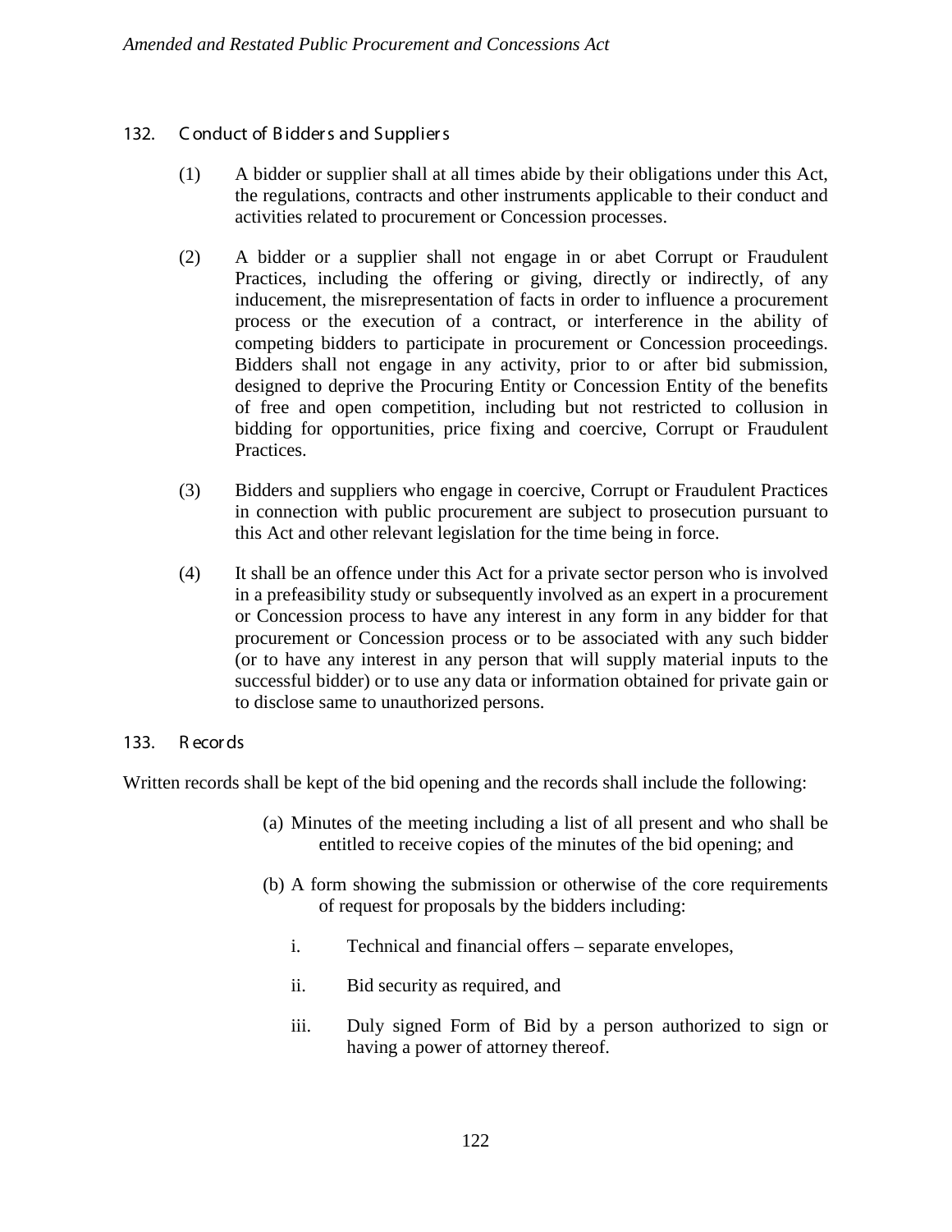## 132. Conduct of Bidders and Suppliers

(1) A bidder or supplier shall at all times abide by their obligations under this Act, the regulations, contracts and other instruments applicable to their conduct and activities related to procurement or Concession processes.

(2) A bidder or a supplier shall not engage in or abet Corrupt or Fraudulent Practices, including the offering or giving, directly or indirectly, of any inducement, the misrepresentation of facts in order to influence a procurement process or the execution of a contract, or interference in the ability of competing bidders to participate in procurement or Concession proceedings. Bidders shall not engage in any activity, prior to or after bid submission, designed to deprive the Procuring Entity or Concession Entity of the benefits of free and open competition, including but not restricted to collusion in bidding for opportunities, price fixing and coercive, Corrupt or Fraudulent Practices.

(3) Bidders and suppliers who engage in coercive, Corrupt or Fraudulent Practices in connection with public procurement are subject to prosecution pursuant to this Act and other relevant legislation for the time being in force.

(4) It shall be an offence under this Act for a private sector person who is involved in a prefeasibility study or subsequently involved as an expert in a procurement or Concession process to have any interest in any form in any bidder for that procurement or Concession process or to be associated with any such bidder (or to have any interest in any person that will supply material inputs to the successful bidder) or to use any data or information obtained for private gain or to disclose same to unauthorized persons.

## 133. Records

Written records shall be kept of the bid opening and the records shall include the following:

(a) Minutes of the meeting including a list of all present and who shall be entitled to receive copies of the minutes of the bid opening; and

(b) A form showing the submission or otherwise of the core requirements of request for proposals by the bidders including:

i. Technical and financial offers – separate envelopes,

ii. Bid security as required, and

iii. Duly signed Form of Bid by a person authorized to sign or having a power of attorney thereof.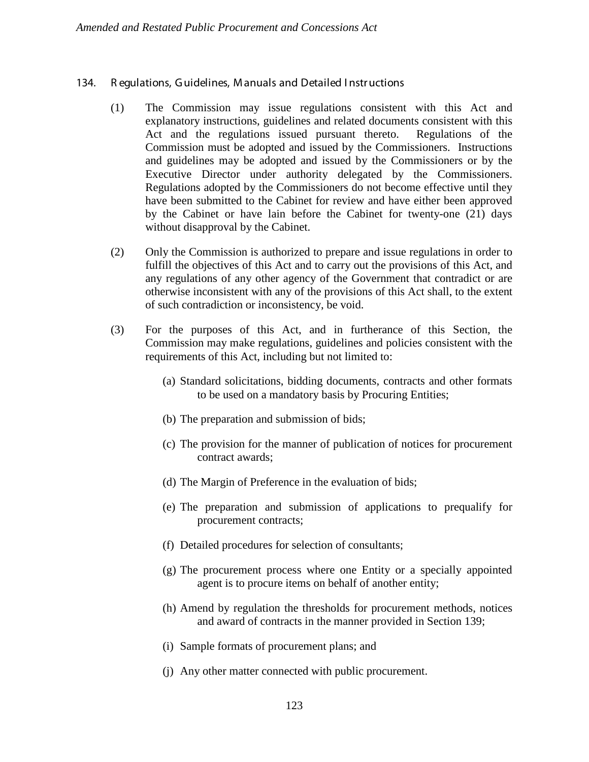## 134. Regulations, Guidelines, Manuals and Detailed Instructions

(1) The Commission may issue regulations consistent with this Act and explanatory instructions, guidelines and related documents consistent with this Act and the regulations issued pursuant thereto. Regulations of the Commission must be adopted and issued by the Commissioners. Instructions and guidelines may be adopted and issued by the Commissioners or by the Executive Director under authority delegated by the Commissioners. Regulations adopted by the Commissioners do not become effective until they have been submitted to the Cabinet for review and have either been approved by the Cabinet or have lain before the Cabinet for twenty-one (21) days without disapproval by the Cabinet.

(2) Only the Commission is authorized to prepare and issue regulations in order to fulfill the objectives of this Act and to carry out the provisions of this Act, and any regulations of any other agency of the Government that contradict or are otherwise inconsistent with any of the provisions of this Act shall, to the extent of such contradiction or inconsistency, be void.

(3) For the purposes of this Act, and in furtherance of this Section, the Commission may make regulations, guidelines and policies consistent with the requirements of this Act, including but not limited to:

(a) Standard solicitations, bidding documents, contracts and other formats to be used on a mandatory basis by Procuring Entities;

(b) The preparation and submission of bids;

(c) The provision for the manner of publication of notices for procurement contract awards;

(d) The Margin of Preference in the evaluation of bids;

(e) The preparation and submission of applications to prequalify for procurement contracts;

(f) Detailed procedures for selection of consultants;

(g) The procurement process where one Entity or a specially appointed agent is to procure items on behalf of another entity;

(h) Amend by regulation the thresholds for procurement methods, notices and award of contracts in the manner provided in Section 139;

(i) Sample formats of procurement plans; and

(j) Any other matter connected with public procurement.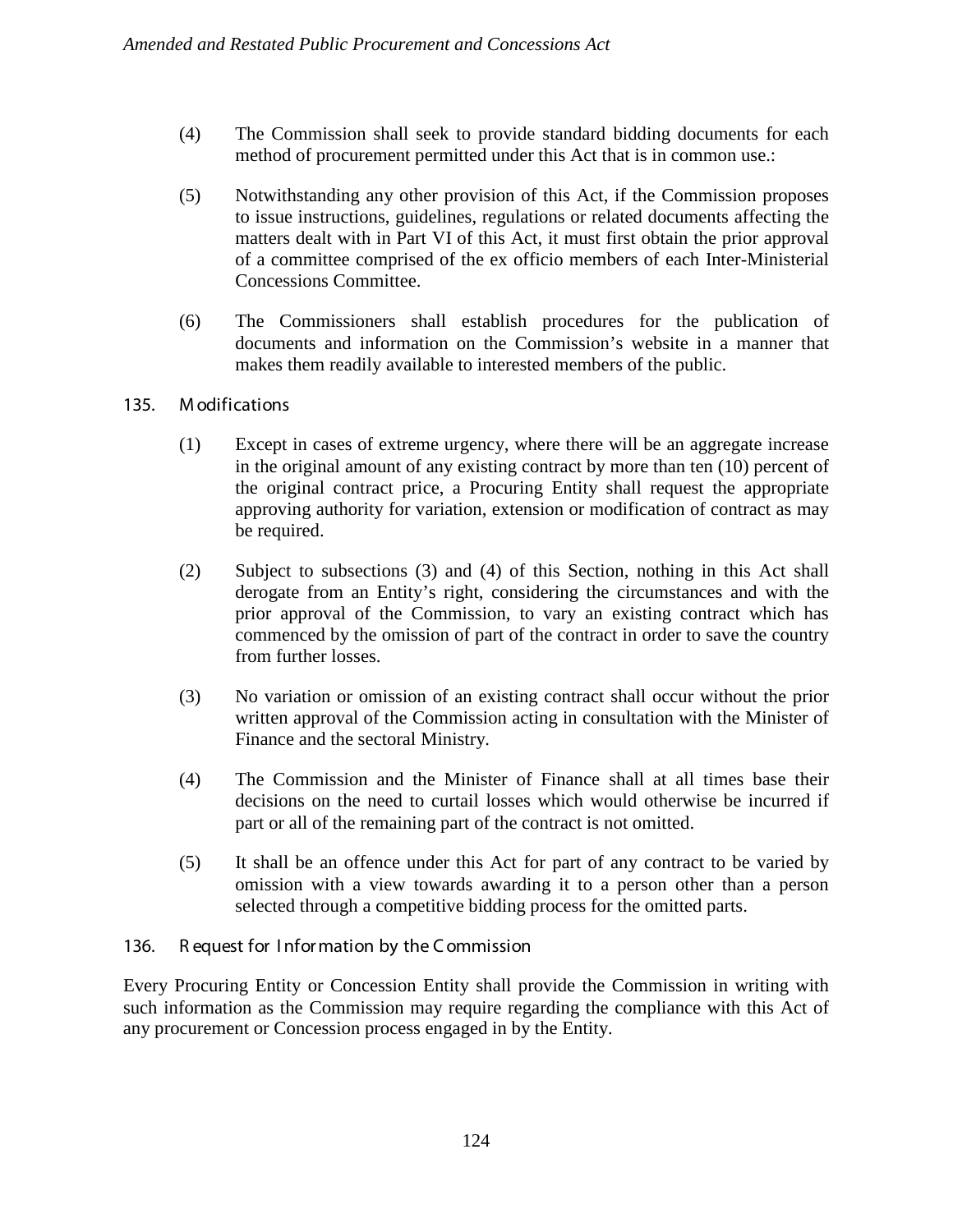(4) The Commission shall seek to provide standard bidding documents for each method of procurement permitted under this Act that is in common use.:

(5) Notwithstanding any other provision of this Act, if the Commission proposes to issue instructions, guidelines, regulations or related documents affecting the matters dealt with in Part VI of this Act, it must first obtain the prior approval of a committee comprised of the ex officio members of each Inter-Ministerial Concessions Committee.

(6) The Commissioners shall establish procedures for the publication of documents and information on the Commission's website in a manner that makes them readily available to interested members of the public.

### 135. Modifications

(1) Except in cases of extreme urgency, where there will be an aggregate increase in the original amount of any existing contract by more than ten (10) percent of the original contract price, a Procuring Entity shall request the appropriate approving authority for variation, extension or modification of contract as may be required.

(2) Subject to subsections (3) and (4) of this Section, nothing in this Act shall derogate from an Entity's right, considering the circumstances and with the prior approval of the Commission, to vary an existing contract which has commenced by the omission of part of the contract in order to save the country from further losses.

(3) No variation or omission of an existing contract shall occur without the prior written approval of the Commission acting in consultation with the Minister of Finance and the sectoral Ministry.

(4) The Commission and the Minister of Finance shall at all times base their decisions on the need to curtail losses which would otherwise be incurred if part or all of the remaining part of the contract is not omitted.

(5) It shall be an offence under this Act for part of any contract to be varied by omission with a view towards awarding it to a person other than a person selected through a competitive bidding process for the omitted parts.

### 136. Request for Information by the Commission

Every Procuring Entity or Concession Entity shall provide the Commission in writing with such information as the Commission may require regarding the compliance with this Act of any procurement or Concession process engaged in by the Entity.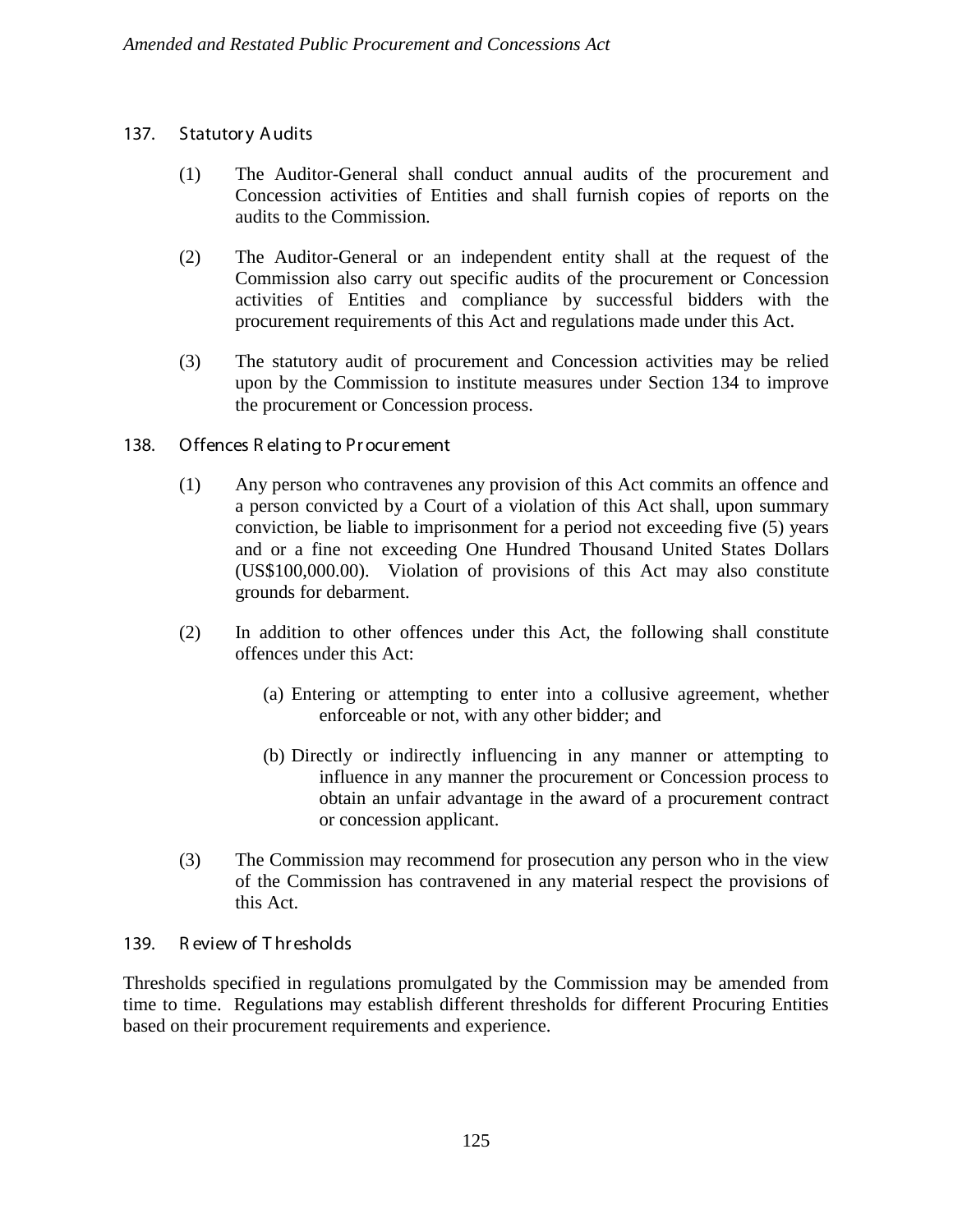### 137. Statutory Audits

(1) The Auditor-General shall conduct annual audits of the procurement and Concession activities of Entities and shall furnish copies of reports on the audits to the Commission.

(2) The Auditor-General or an independent entity shall at the request of the Commission also carry out specific audits of the procurement or Concession activities of Entities and compliance by successful bidders with the procurement requirements of this Act and regulations made under this Act.

(3) The statutory audit of procurement and Concession activities may be relied upon by the Commission to institute measures under Section 134 to improve the procurement or Concession process.

### 138. Offences Relating to Procurement

(1) Any person who contravenes any provision of this Act commits an offence and a person convicted by a Court of a violation of this Act shall, upon summary conviction, be liable to imprisonment for a period not exceeding five (5) years and or a fine not exceeding One Hundred Thousand United States Dollars (US$100,000.00). Violation of provisions of this Act may also constitute grounds for debarment.

(2) In addition to other offences under this Act, the following shall constitute offences under this Act:

(a) Entering or attempting to enter into a collusive agreement, whether enforceable or not, with any other bidder; and

(b) Directly or indirectly influencing in any manner or attempting to influence in any manner the procurement or Concession process to obtain an unfair advantage in the award of a procurement contract or concession applicant.

(3) The Commission may recommend for prosecution any person who in the view of the Commission has contravened in any material respect the provisions of this Act.

### 139. Review of Thresholds

Thresholds specified in regulations promulgated by the Commission may be amended from time to time. Regulations may establish different thresholds for different Procuring Entities based on their procurement requirements and experience.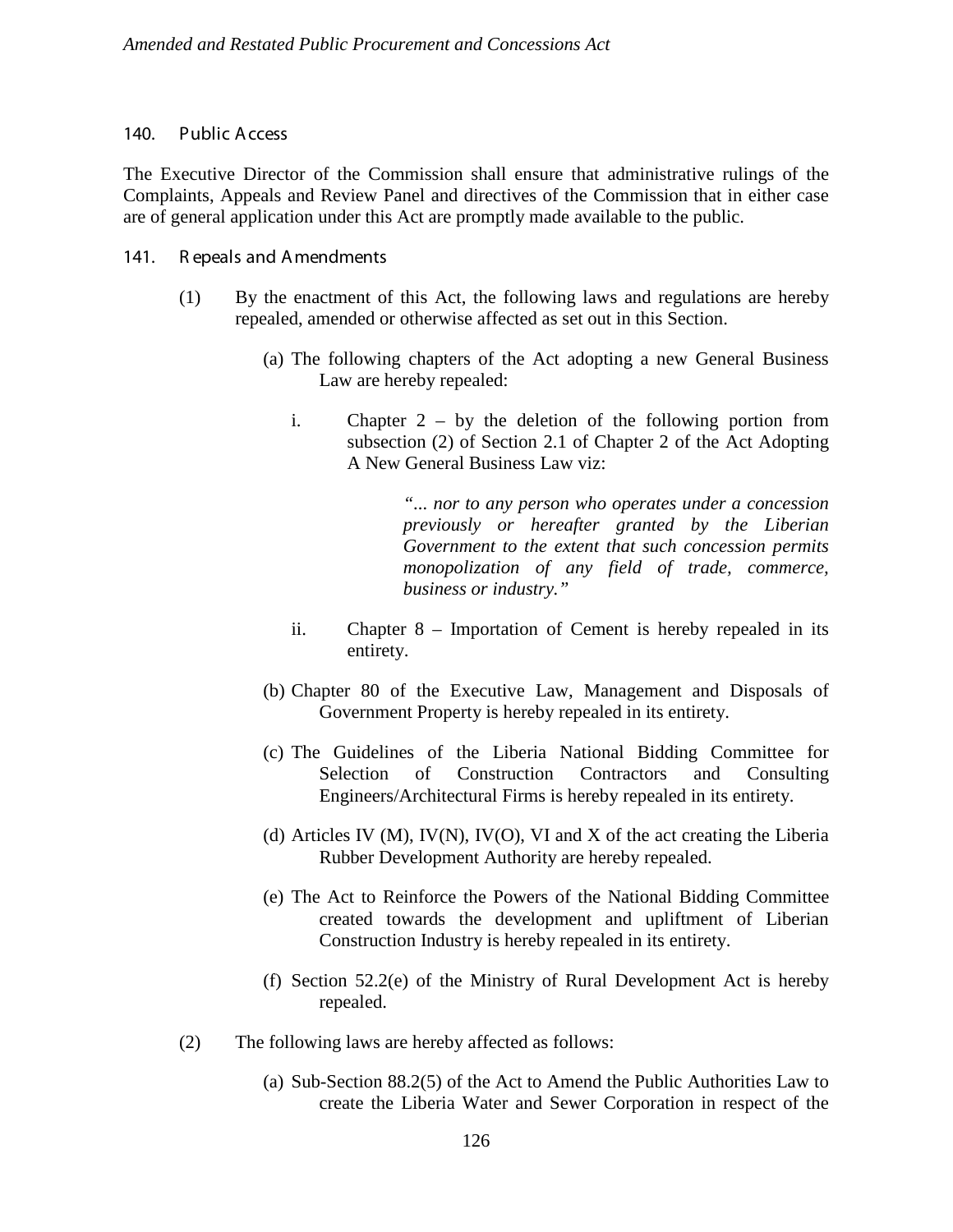## 140. Public Access

The Executive Director of the Commission shall ensure that administrative rulings of the Complaints, Appeals and Review Panel and directives of the Commission that in either case are of general application under this Act are promptly made available to the public.

## 141. Repeals and Amendments

(1) By the enactment of this Act, the following laws and regulations are hereby repealed, amended or otherwise affected as set out in this Section.

(a) The following chapters of the Act adopting a new General Business Law are hereby repealed:

i. Chapter 2 – by the deletion of the following portion from subsection (2) of Section 2.1 of Chapter 2 of the Act Adopting A New General Business Law viz:

> *"... nor to any person who operates under a concession previously or hereafter granted by the Liberian Government to the extent that such concession permits monopolization of any field of trade, commerce, business or industry."*

ii. Chapter 8 – Importation of Cement is hereby repealed in its entirety.

(b) Chapter 80 of the Executive Law, Management and Disposals of Government Property is hereby repealed in its entirety.

(c) The Guidelines of the Liberia National Bidding Committee for Selection of Construction Contractors and Consulting Engineers/Architectural Firms is hereby repealed in its entirety.

(d) Articles IV (M), IV(N), IV(O), VI and X of the act creating the Liberia Rubber Development Authority are hereby repealed.

(e) The Act to Reinforce the Powers of the National Bidding Committee created towards the development and upliftment of Liberian Construction Industry is hereby repealed in its entirety.

(f) Section 52.2(e) of the Ministry of Rural Development Act is hereby repealed.

(2) The following laws are hereby affected as follows:

(a) Sub-Section 88.2(5) of the Act to Amend the Public Authorities Law to create the Liberia Water and Sewer Corporation in respect of the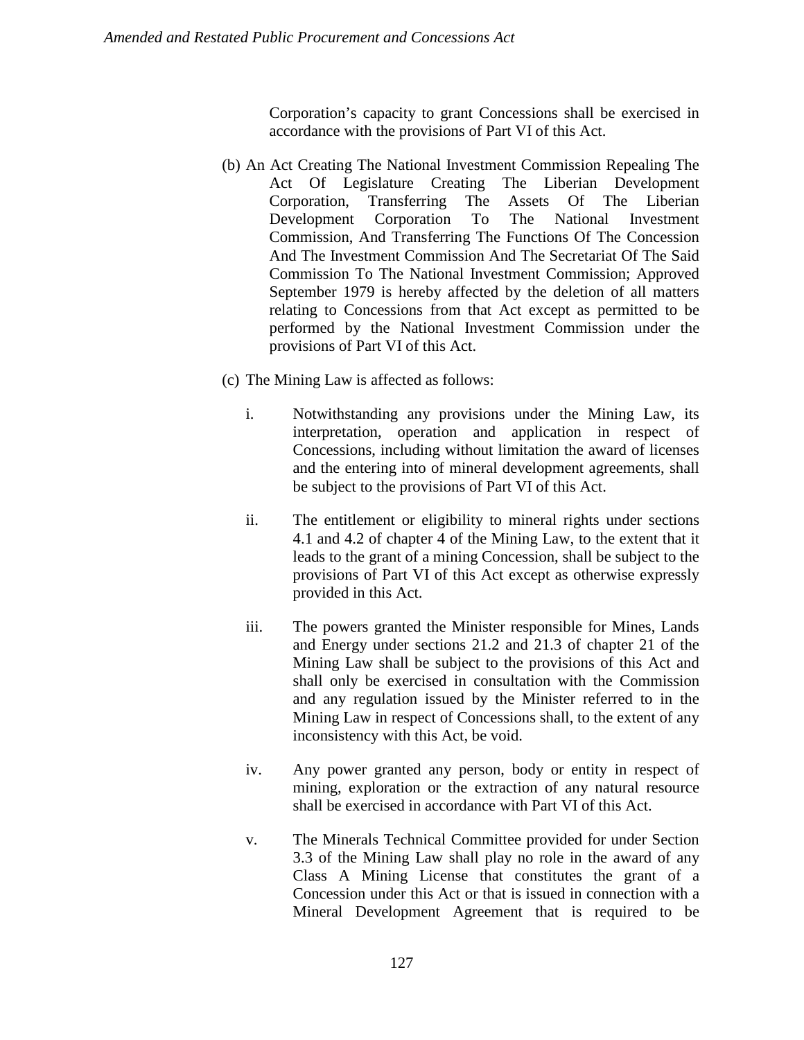Corporation's capacity to grant Concessions shall be exercised in accordance with the provisions of Part VI of this Act.

(b) An Act Creating The National Investment Commission Repealing The Act Of Legislature Creating The Liberian Development Corporation, Transferring The Assets Of The Liberian Development Corporation To The National Investment Commission, And Transferring The Functions Of The Concession And The Investment Commission And The Secretariat Of The Said Commission To The National Investment Commission; Approved September 1979 is hereby affected by the deletion of all matters relating to Concessions from that Act except as permitted to be performed by the National Investment Commission under the provisions of Part VI of this Act.

(c) The Mining Law is affected as follows:

i. Notwithstanding any provisions under the Mining Law, its interpretation, operation and application in respect of Concessions, including without limitation the award of licenses and the entering into of mineral development agreements, shall be subject to the provisions of Part VI of this Act.

ii. The entitlement or eligibility to mineral rights under sections 4.1 and 4.2 of chapter 4 of the Mining Law, to the extent that it leads to the grant of a mining Concession, shall be subject to the provisions of Part VI of this Act except as otherwise expressly provided in this Act.

iii. The powers granted the Minister responsible for Mines, Lands and Energy under sections 21.2 and 21.3 of chapter 21 of the Mining Law shall be subject to the provisions of this Act and shall only be exercised in consultation with the Commission and any regulation issued by the Minister referred to in the Mining Law in respect of Concessions shall, to the extent of any inconsistency with this Act, be void.

iv. Any power granted any person, body or entity in respect of mining, exploration or the extraction of any natural resource shall be exercised in accordance with Part VI of this Act.

v. The Minerals Technical Committee provided for under Section 3.3 of the Mining Law shall play no role in the award of any Class A Mining License that constitutes the grant of a Concession under this Act or that is issued in connection with a Mineral Development Agreement that is required to be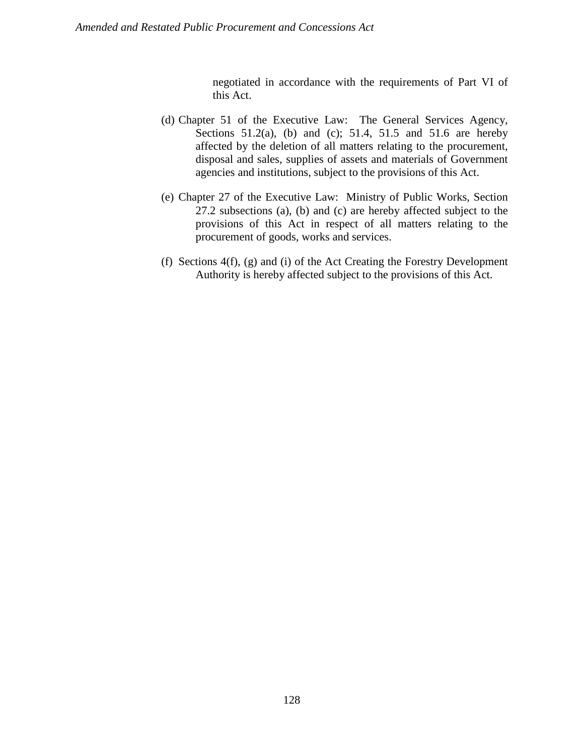negotiated in accordance with the requirements of Part VI of this Act.

(d) Chapter 51 of the Executive Law: The General Services Agency, Sections 51.2(a), (b) and (c); 51.4, 51.5 and 51.6 are hereby affected by the deletion of all matters relating to the procurement, disposal and sales, supplies of assets and materials of Government agencies and institutions, subject to the provisions of this Act.

(e) Chapter 27 of the Executive Law: Ministry of Public Works, Section 27.2 subsections (a), (b) and (c) are hereby affected subject to the provisions of this Act in respect of all matters relating to the procurement of goods, works and services.

(f) Sections 4(f), (g) and (i) of the Act Creating the Forestry Development Authority is hereby affected subject to the provisions of this Act.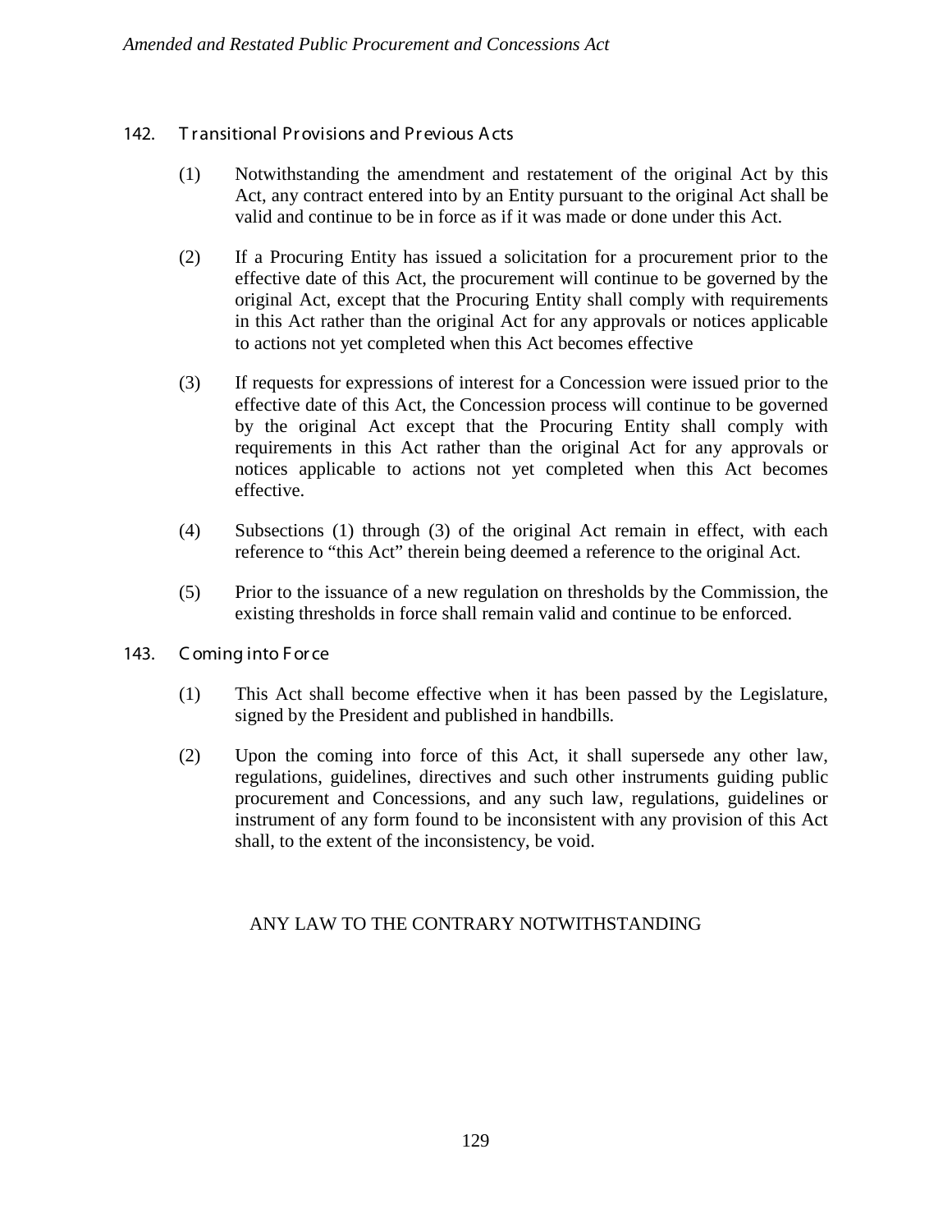### 142. Transitional Provisions and Previous Acts

(1) Notwithstanding the amendment and restatement of the original Act by this Act, any contract entered into by an Entity pursuant to the original Act shall be valid and continue to be in force as if it was made or done under this Act.

(2) If a Procuring Entity has issued a solicitation for a procurement prior to the effective date of this Act, the procurement will continue to be governed by the original Act, except that the Procuring Entity shall comply with requirements in this Act rather than the original Act for any approvals or notices applicable to actions not yet completed when this Act becomes effective

(3) If requests for expressions of interest for a Concession were issued prior to the effective date of this Act, the Concession process will continue to be governed by the original Act except that the Procuring Entity shall comply with requirements in this Act rather than the original Act for any approvals or notices applicable to actions not yet completed when this Act becomes effective.

(4) Subsections (1) through (3) of the original Act remain in effect, with each reference to "this Act" therein being deemed a reference to the original Act.

(5) Prior to the issuance of a new regulation on thresholds by the Commission, the existing thresholds in force shall remain valid and continue to be enforced.

### 143. Coming into Force

(1) This Act shall become effective when it has been passed by the Legislature, signed by the President and published in handbills.

(2) Upon the coming into force of this Act, it shall supersede any other law, regulations, guidelines, directives and such other instruments guiding public procurement and Concessions, and any such law, regulations, guidelines or instrument of any form found to be inconsistent with any provision of this Act shall, to the extent of the inconsistency, be void.

ANY LAW TO THE CONTRARY NOTWITHSTANDING